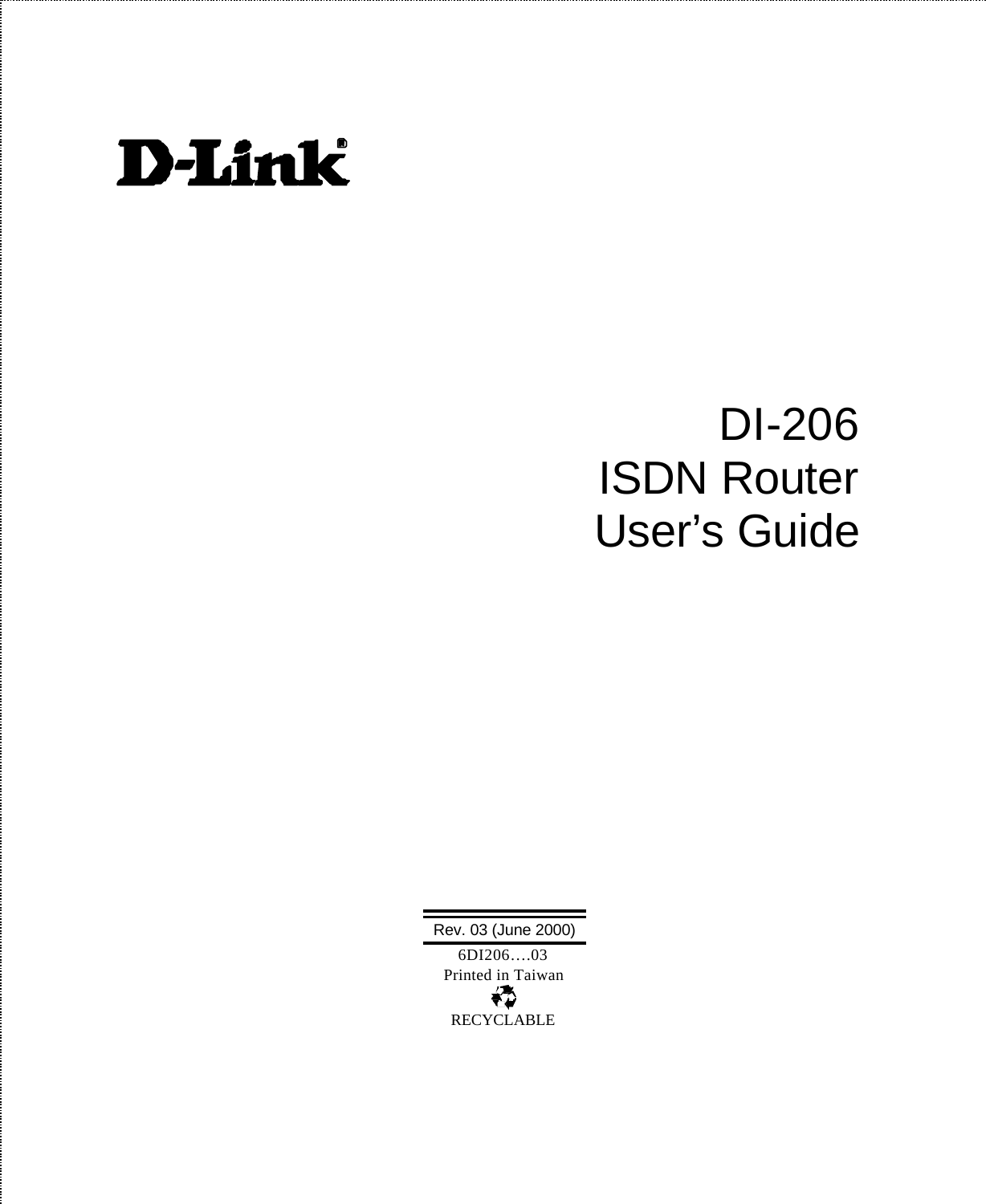D-Link®

# DI-206
# ISDN Router
# User's Guide

Rev. 03 (June 2000)

6DI206….03

Printed in Taiwan

RECYCLABLE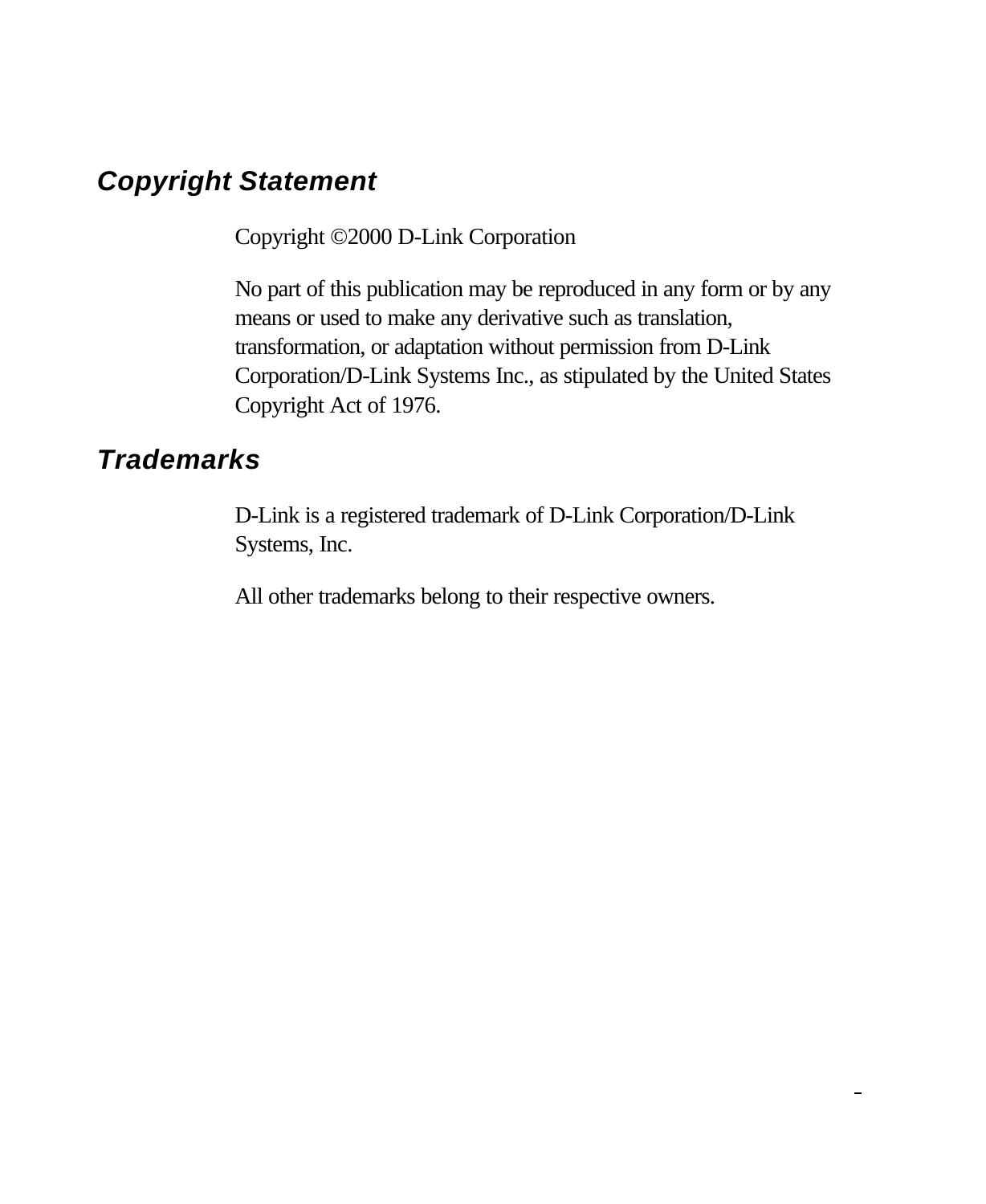## Copyright Statement

Copyright ©2000 D-Link Corporation

No part of this publication may be reproduced in any form or by any means or used to make any derivative such as translation, transformation, or adaptation without permission from D-Link Corporation/D-Link Systems Inc., as stipulated by the United States Copyright Act of 1976.

## Trademarks

D-Link is a registered trademark of D-Link Corporation/D-Link Systems, Inc.

All other trademarks belong to their respective owners.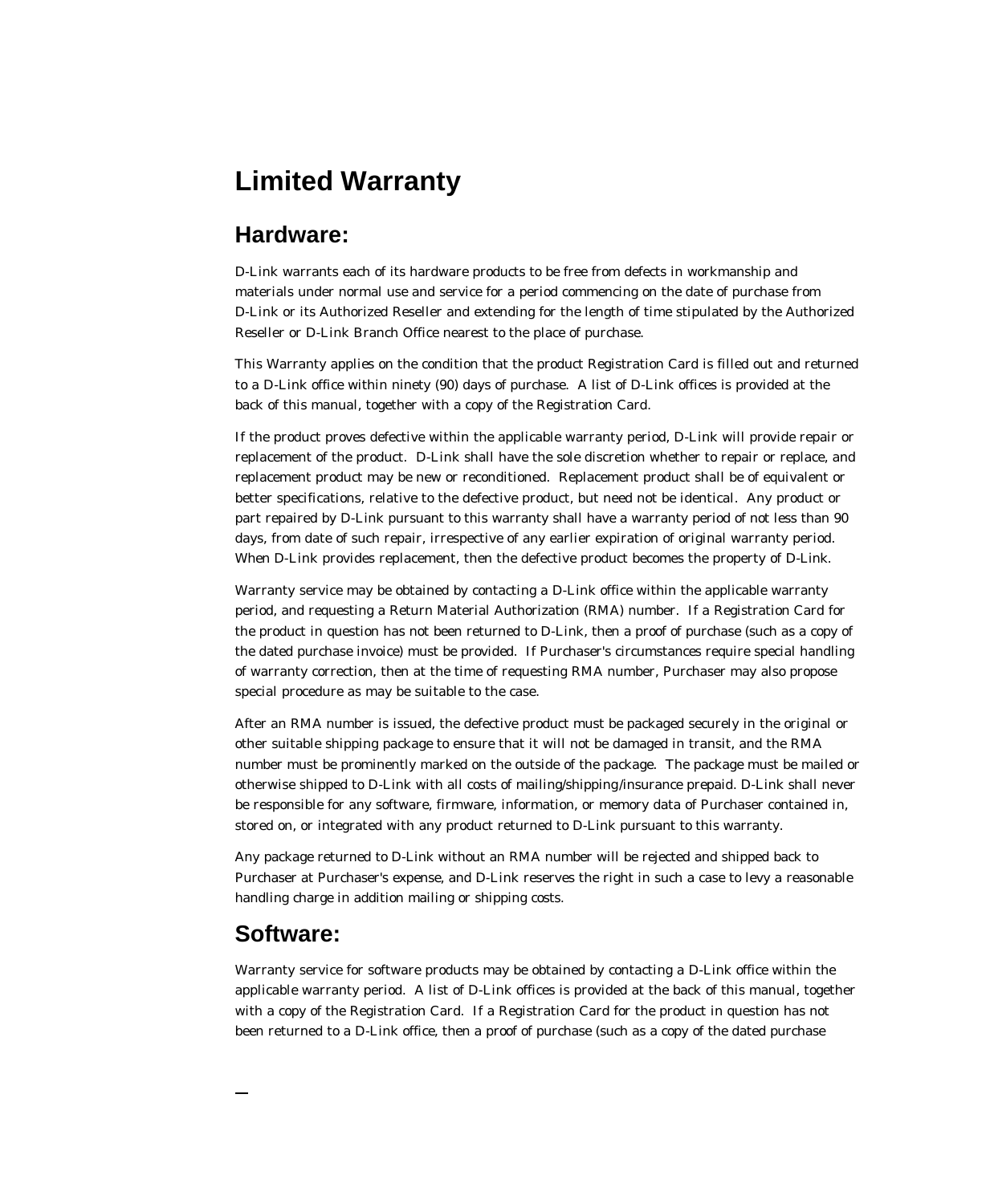# Limited Warranty

## Hardware:

D-Link warrants each of its hardware products to be free from defects in workmanship and materials under normal use and service for a period commencing on the date of purchase from D-Link or its Authorized Reseller and extending for the length of time stipulated by the Authorized Reseller or D-Link Branch Office nearest to the place of purchase.

This Warranty applies on the condition that the product Registration Card is filled out and returned to a D-Link office within ninety (90) days of purchase. A list of D-Link offices is provided at the back of this manual, together with a copy of the Registration Card.

If the product proves defective within the applicable warranty period, D-Link will provide repair or replacement of the product. D-Link shall have the sole discretion whether to repair or replace, and replacement product may be new or reconditioned. Replacement product shall be of equivalent or better specifications, relative to the defective product, but need not be identical. Any product or part repaired by D-Link pursuant to this warranty shall have a warranty period of not less than 90 days, from date of such repair, irrespective of any earlier expiration of original warranty period. When D-Link provides replacement, then the defective product becomes the property of D-Link.

Warranty service may be obtained by contacting a D-Link office within the applicable warranty period, and requesting a Return Material Authorization (RMA) number. If a Registration Card for the product in question has not been returned to D-Link, then a proof of purchase (such as a copy of the dated purchase invoice) must be provided. If Purchaser's circumstances require special handling of warranty correction, then at the time of requesting RMA number, Purchaser may also propose special procedure as may be suitable to the case.

After an RMA number is issued, the defective product must be packaged securely in the original or other suitable shipping package to ensure that it will not be damaged in transit, and the RMA number must be prominently marked on the outside of the package. The package must be mailed or otherwise shipped to D-Link with all costs of mailing/shipping/insurance prepaid. D-Link shall never be responsible for any software, firmware, information, or memory data of Purchaser contained in, stored on, or integrated with any product returned to D-Link pursuant to this warranty.

Any package returned to D-Link without an RMA number will be rejected and shipped back to Purchaser at Purchaser's expense, and D-Link reserves the right in such a case to levy a reasonable handling charge in addition mailing or shipping costs.

## Software:

Warranty service for software products may be obtained by contacting a D-Link office within the applicable warranty period. A list of D-Link offices is provided at the back of this manual, together with a copy of the Registration Card. If a Registration Card for the product in question has not been returned to a D-Link office, then a proof of purchase (such as a copy of the dated purchase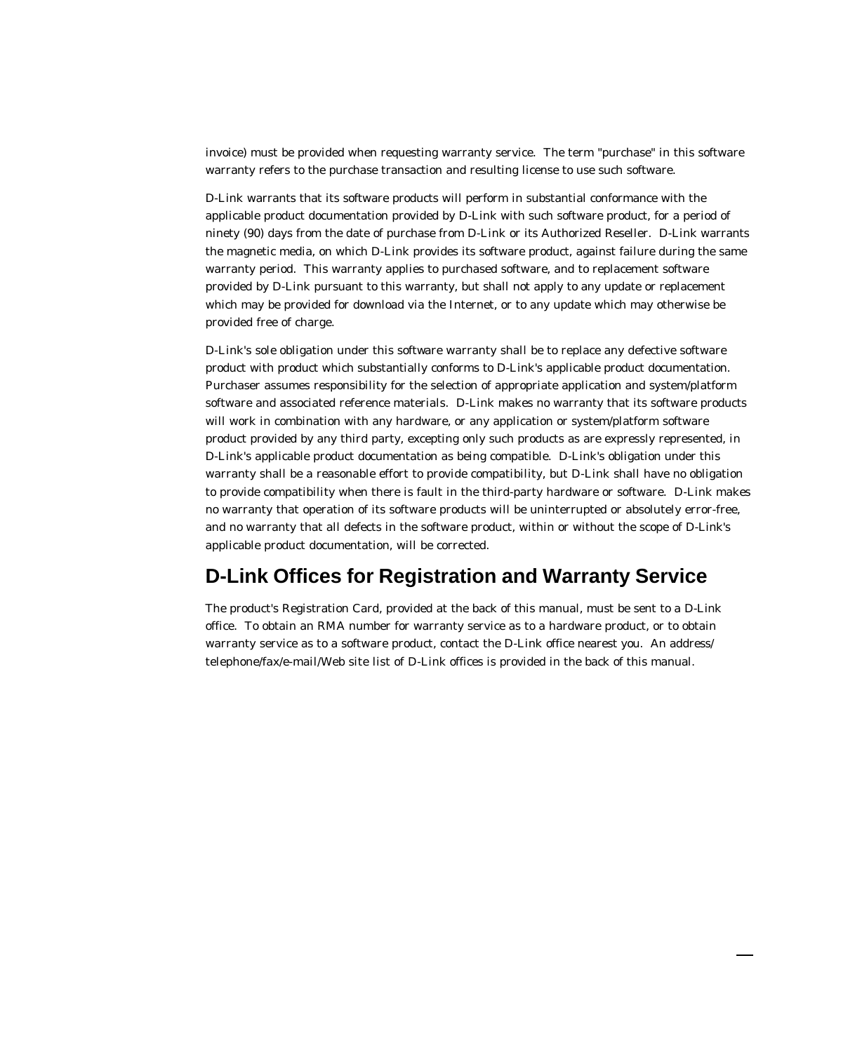invoice) must be provided when requesting warranty service. The term "purchase" in this software warranty refers to the purchase transaction and resulting license to use such software.

D-Link warrants that its software products will perform in substantial conformance with the applicable product documentation provided by D-Link with such software product, for a period of ninety (90) days from the date of purchase from D-Link or its Authorized Reseller. D-Link warrants the magnetic media, on which D-Link provides its software product, against failure during the same warranty period. This warranty applies to purchased software, and to replacement software provided by D-Link pursuant to this warranty, but shall not apply to any update or replacement which may be provided for download via the Internet, or to any update which may otherwise be provided free of charge.

D-Link's sole obligation under this software warranty shall be to replace any defective software product with product which substantially conforms to D-Link's applicable product documentation. Purchaser assumes responsibility for the selection of appropriate application and system/platform software and associated reference materials. D-Link makes no warranty that its software products will work in combination with any hardware, or any application or system/platform software product provided by any third party, excepting only such products as are expressly represented, in D-Link's applicable product documentation as being compatible. D-Link's obligation under this warranty shall be a reasonable effort to provide compatibility, but D-Link shall have no obligation to provide compatibility when there is fault in the third-party hardware or software. D-Link makes no warranty that operation of its software products will be uninterrupted or absolutely error-free, and no warranty that all defects in the software product, within or without the scope of D-Link's applicable product documentation, will be corrected.

## D-Link Offices for Registration and Warranty Service

The product's Registration Card, provided at the back of this manual, must be sent to a D-Link office. To obtain an RMA number for warranty service as to a hardware product, or to obtain warranty service as to a software product, contact the D-Link office nearest you. An address/telephone/fax/e-mail/Web site list of D-Link offices is provided in the back of this manual.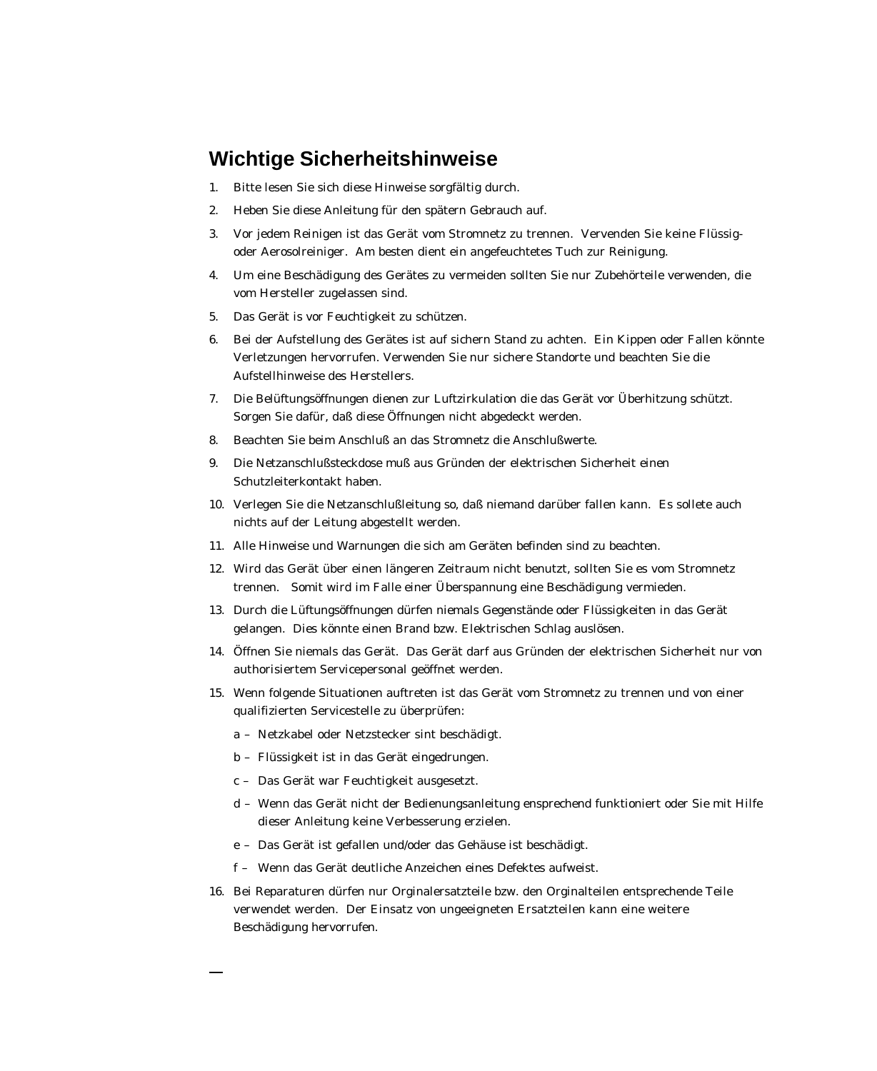# Wichtige Sicherheitshinweise

1. Bitte lesen Sie sich diese Hinweise sorgfältig durch.
2. Heben Sie diese Anleitung für den spätern Gebrauch auf.
3. Vor jedem Reinigen ist das Gerät vom Stromnetz zu trennen. Vervenden Sie keine Flüssig- oder Aerosolreiniger. Am besten dient ein angefeuchtetes Tuch zur Reinigung.
4. Um eine Beschädigung des Gerätes zu vermeiden sollten Sie nur Zubehörteile verwenden, die vom Hersteller zugelassen sind.
5. Das Gerät is vor Feuchtigkeit zu schützen.
6. Bei der Aufstellung des Gerätes ist auf sichern Stand zu achten. Ein Kippen oder Fallen könnte Verletzungen hervorrufen. Verwenden Sie nur sichere Standorte und beachten Sie die Aufstellhinweise des Herstellers.
7. Die Belüftungsöffnungen dienen zur Luftzirkulation die das Gerät vor Überhitzung schützt. Sorgen Sie dafür, daß diese Öffnungen nicht abgedeckt werden.
8. Beachten Sie beim Anschluß an das Stromnetz die Anschlußwerte.
9. Die Netzanschlußsteckdose muß aus Gründen der elektrischen Sicherheit einen Schutzleiterkontakt haben.
10. Verlegen Sie die Netzanschlußleitung so, daß niemand darüber fallen kann. Es sollete auch nichts auf der Leitung abgestellt werden.
11. Alle Hinweise und Warnungen die sich am Geräten befinden sind zu beachten.
12. Wird das Gerät über einen längeren Zeitraum nicht benutzt, sollten Sie es vom Stromnetz trennen. Somit wird im Falle einer Überspannung eine Beschädigung vermieden.
13. Durch die Lüftungsöffnungen dürfen niemals Gegenstände oder Flüssigkeiten in das Gerät gelangen. Dies könnte einen Brand bzw. Elektrischen Schlag auslösen.
14. Öffnen Sie niemals das Gerät. Das Gerät darf aus Gründen der elektrischen Sicherheit nur von authorisiertem Servicepersonal geöffnet werden.
15. Wenn folgende Situationen auftreten ist das Gerät vom Stromnetz zu trennen und von einer qualifizierten Servicestelle zu überprüfen:

    a – Netzkabel oder Netzstecker sint beschädigt.

    b – Flüssigkeit ist in das Gerät eingedrungen.

    c – Das Gerät war Feuchtigkeit ausgesetzt.

    d – Wenn das Gerät nicht der Bedienungsanleitung ensprechend funktioniert oder Sie mit Hilfe dieser Anleitung keine Verbesserung erzielen.

    e – Das Gerät ist gefallen und/oder das Gehäuse ist beschädigt.

    f – Wenn das Gerät deutliche Anzeichen eines Defektes aufweist.

16. Bei Reparaturen dürfen nur Orginalersatzteile bzw. den Orginalteilen entsprechende Teile verwendet werden. Der Einsatz von ungeeigneten Ersatzteilen kann eine weitere Beschädigung hervorrufen.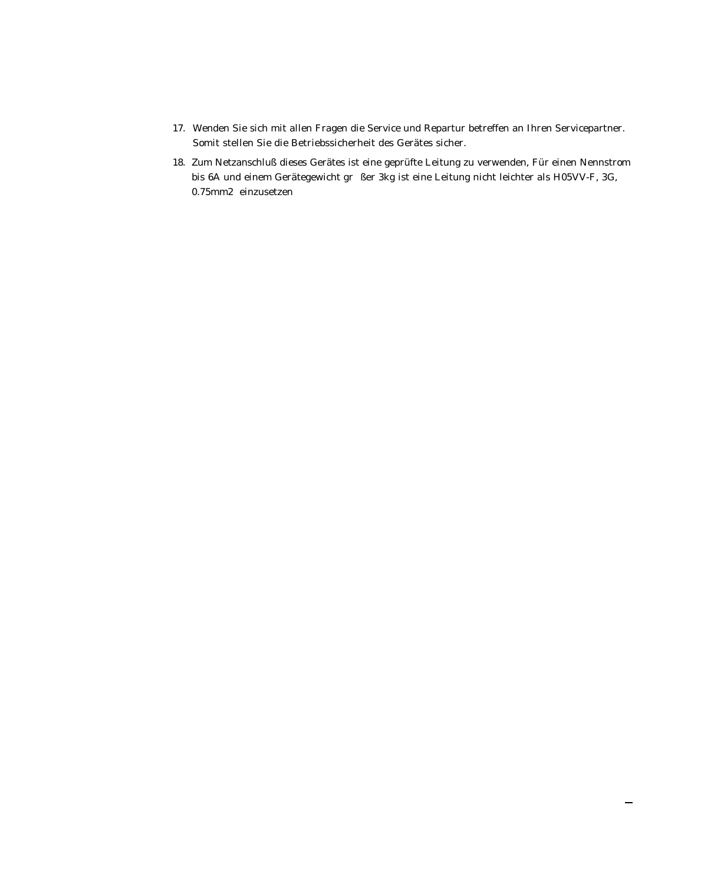17. Wenden Sie sich mit allen Fragen die Service und Repartur betreffen an Ihren Servicepartner. Somit stellen Sie die Betriebssicherheit des Gerätes sicher.
18. Zum Netzanschluß dieses Gerätes ist eine geprüfte Leitung zu verwenden, Für einen Nennstrom bis 6A und einem Gerätegewicht gr ßer 3kg ist eine Leitung nicht leichter als H05VV-F, 3G, 0.75mm2 einzusetzen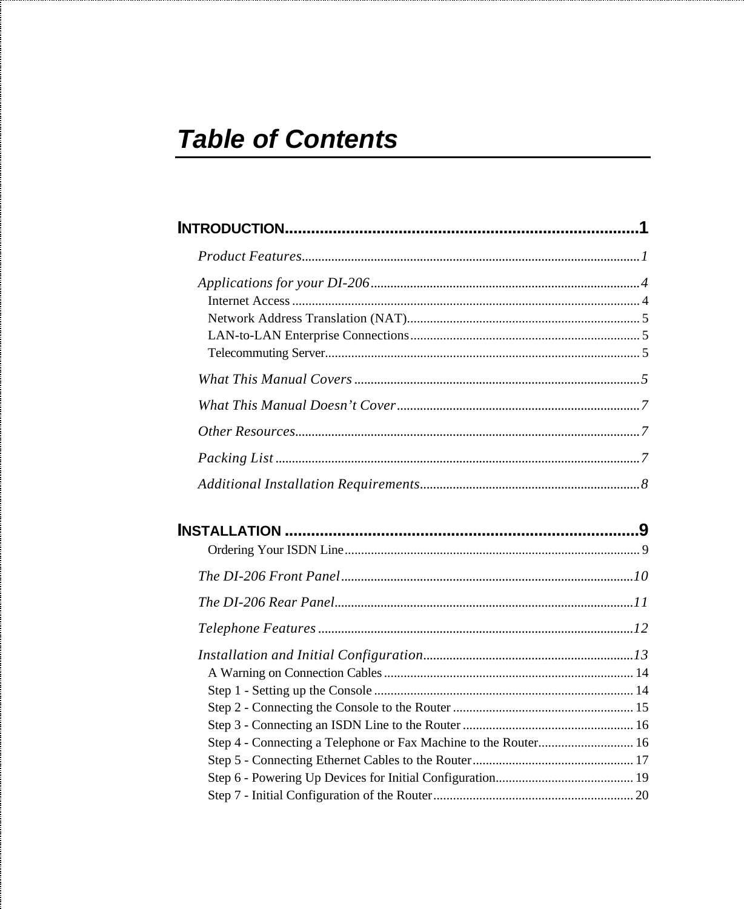# Table of Contents

**INTRODUCTION**........................................................................................1

*Product Features*........................................................................................1

*Applications for your DI-206*........................................................................4

Internet Access........................................................................................4

Network Address Translation (NAT)........................................................5

LAN-to-LAN Enterprise Connections........................................................5

Telecommuting Server..............................................................................5

*What This Manual Covers*..........................................................................5

*What This Manual Doesn't Cover*..............................................................7

*Other Resources*........................................................................................7

*Packing List*................................................................................................7

*Additional Installation Requirements*..........................................................8

**INSTALLATION**........................................................................................9

Ordering Your ISDN Line..........................................................................9

*The DI-206 Front Panel*..............................................................................10

*The DI-206 Rear Panel*..............................................................................11

*Telephone Features*....................................................................................12

*Installation and Initial Configuration*..........................................................13

A Warning on Connection Cables..............................................................14

Step 1 - Setting up the Console..................................................................14

Step 2 - Connecting the Console to the Router..........................................15

Step 3 - Connecting an ISDN Line to the Router........................................16

Step 4 - Connecting a Telephone or Fax Machine to the Router................16

Step 5 - Connecting Ethernet Cables to the Router....................................17

Step 6 - Powering Up Devices for Initial Configuration..............................19

Step 7 - Initial Configuration of the Router................................................20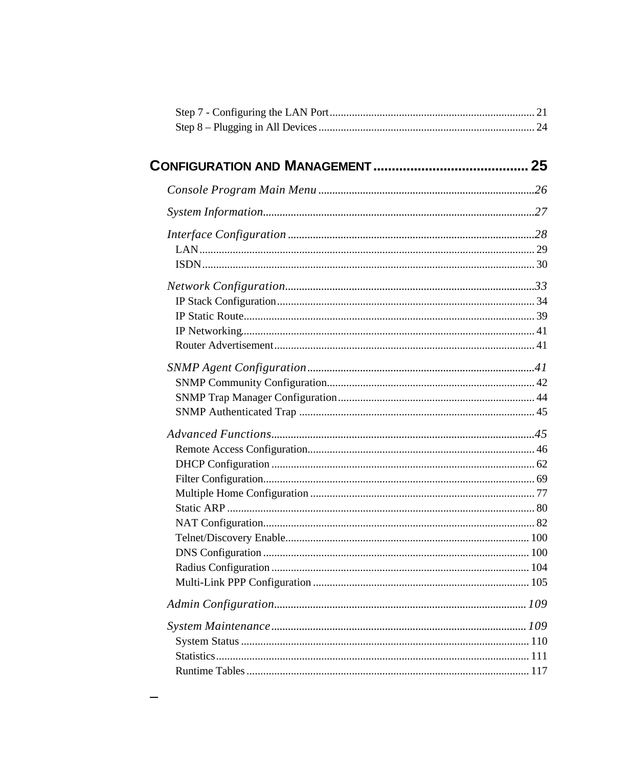Step 7 - Configuring the LAN Port .......................................................................... 21
Step 8 – Plugging in All Devices ............................................................................. 24

**CONFIGURATION AND MANAGEMENT ......................................... 25**

*Console Program Main Menu ..............................................................................26*

*System Information.................................................................................................27*

*Interface Configuration ........................................................................................28*

LAN ......................................................................................................................... 29
ISDN ........................................................................................................................ 30

*Network Configuration..........................................................................................33*

IP Stack Configuration ............................................................................................ 34
IP Static Route ......................................................................................................... 39
IP Networking ......................................................................................................... 41
Router Advertisement ............................................................................................. 41

*SNMP Agent Configuration ..................................................................................41*

SNMP Community Configuration........................................................................... 42
SNMP Trap Manager Configuration ....................................................................... 44
SNMP Authenticated Trap ..................................................................................... 45

*Advanced Functions...............................................................................................45*

Remote Access Configuration.................................................................................. 46
DHCP Configuration ............................................................................................... 62
Filter Configuration.................................................................................................. 69
Multiple Home Configuration ................................................................................. 77
Static ARP .............................................................................................................. 80
NAT Configuration.................................................................................................. 82
Telnet/Discovery Enable........................................................................................ 100
DNS Configuration ................................................................................................ 100
Radius Configuration ............................................................................................ 104
Multi-Link PPP Configuration .............................................................................. 105

*Admin Configuration........................................................................................... 109*

*System Maintenance ............................................................................................ 109*

System Status ........................................................................................................ 110
Statistics................................................................................................................. 111
Runtime Tables ...................................................................................................... 117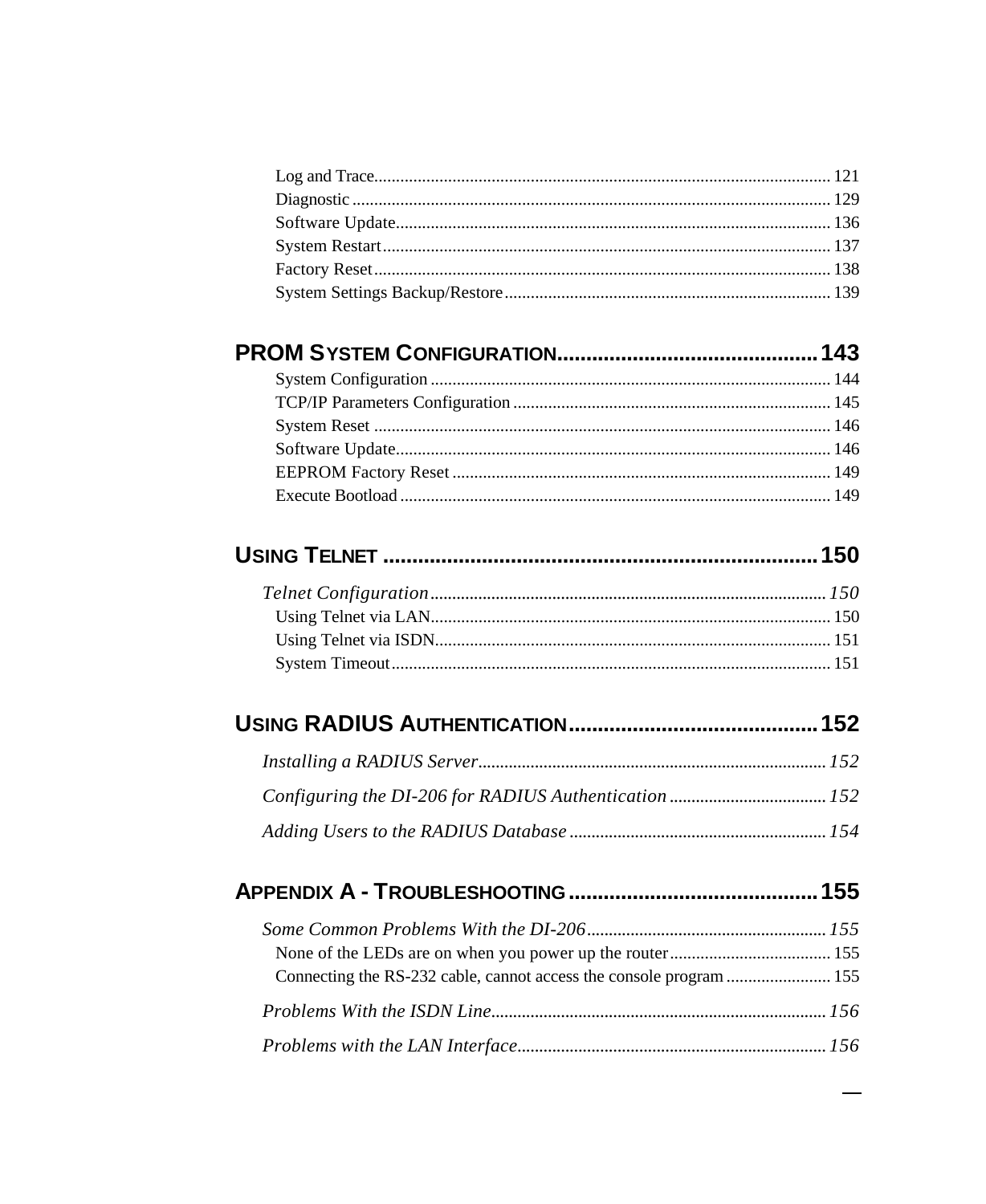Log and Trace........................................................................................................ 121
Diagnostic ............................................................................................................ 129
Software Update.................................................................................................. 136
System Restart..................................................................................................... 137
Factory Reset....................................................................................................... 138
System Settings Backup/Restore.......................................................................... 139

**PROM SYSTEM CONFIGURATION............................................ 143**

System Configuration .......................................................................................... 144
TCP/IP Parameters Configuration ........................................................................ 145
System Reset ....................................................................................................... 146
Software Update.................................................................................................. 146
EEPROM Factory Reset ..................................................................................... 149
Execute Bootload ................................................................................................. 149

**USING TELNET ........................................................................... 150**

*Telnet Configuration......................................................................................... 150*

Using Telnet via LAN.......................................................................................... 150
Using Telnet via ISDN......................................................................................... 151
System Timeout................................................................................................... 151

**USING RADIUS AUTHENTICATION........................................... 152**

*Installing a RADIUS Server.............................................................................. 152*

*Configuring the DI-206 for RADIUS Authentication ................................... 152*

*Adding Users to the RADIUS Database .......................................................... 154*

**APPENDIX A - TROUBLESHOOTING........................................... 155**

*Some Common Problems With the DI-206...................................................... 155*

None of the LEDs are on when you power up the router..................................... 155
Connecting the RS-232 cable, cannot access the console program ........................ 155

*Problems With the ISDN Line........................................................................... 156*

*Problems with the LAN Interface..................................................................... 156*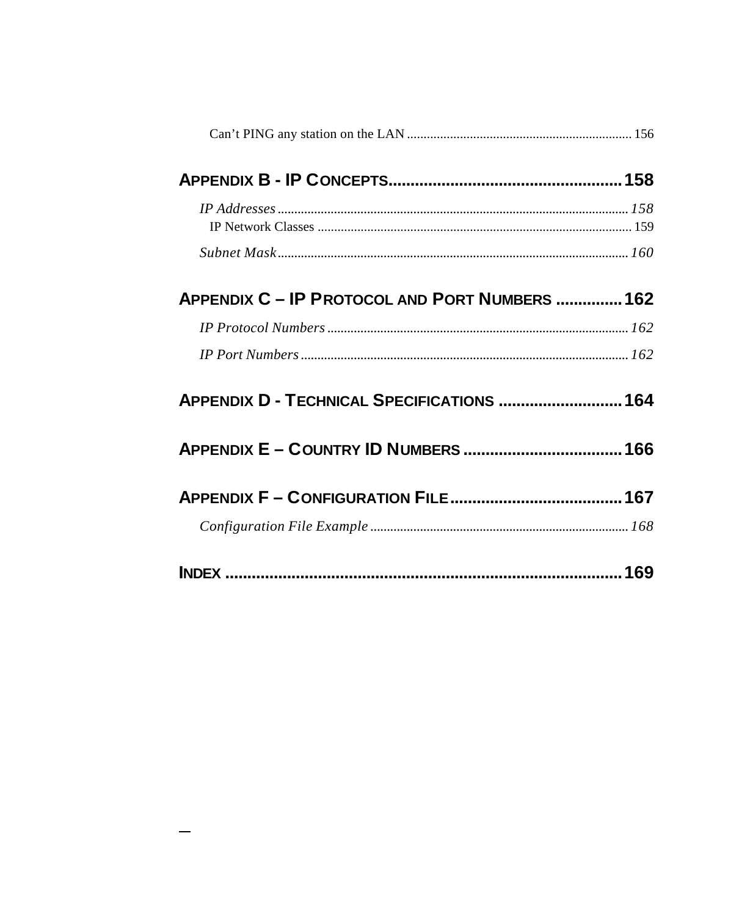Can't PING any station on the LAN .................................................................... 156

**APPENDIX B - IP CONCEPTS.................................................... 158**

*IP Addresses ......................................................................................................... 158*

IP Network Classes ............................................................................................... 159

*Subnet Mask.......................................................................................................... 160*

**APPENDIX C – IP PROTOCOL AND PORT NUMBERS ............... 162**

*IP Protocol Numbers ........................................................................................... 162*

*IP Port Numbers .................................................................................................. 162*

**APPENDIX D - TECHNICAL SPECIFICATIONS ............................ 164**

**APPENDIX E – COUNTRY ID NUMBERS .................................... 166**

**APPENDIX F – CONFIGURATION FILE....................................... 167**

*Configuration File Example ............................................................................. 168*

**INDEX .......................................................................................... 169**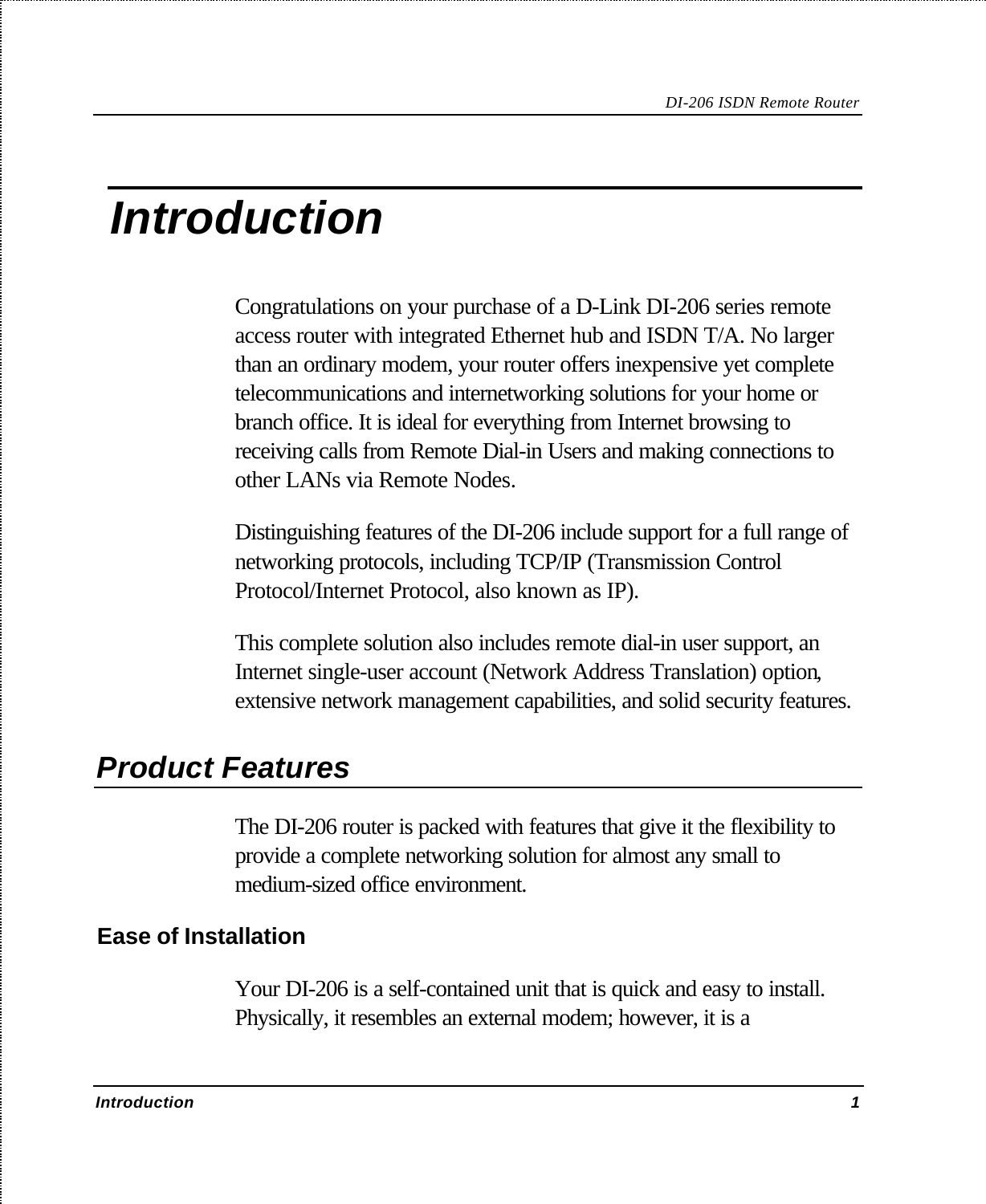# Introduction

Congratulations on your purchase of a D-Link DI-206 series remote access router with integrated Ethernet hub and ISDN T/A. No larger than an ordinary modem, your router offers inexpensive yet complete telecommunications and internetworking solutions for your home or branch office. It is ideal for everything from Internet browsing to receiving calls from Remote Dial-in Users and making connections to other LANs via Remote Nodes.

Distinguishing features of the DI-206 include support for a full range of networking protocols, including TCP/IP (Transmission Control Protocol/Internet Protocol, also known as IP).

This complete solution also includes remote dial-in user support, an Internet single-user account (Network Address Translation) option, extensive network management capabilities, and solid security features.

## Product Features

The DI-206 router is packed with features that give it the flexibility to provide a complete networking solution for almost any small to medium-sized office environment.

### Ease of Installation

Your DI-206 is a self-contained unit that is quick and easy to install. Physically, it resembles an external modem; however, it is a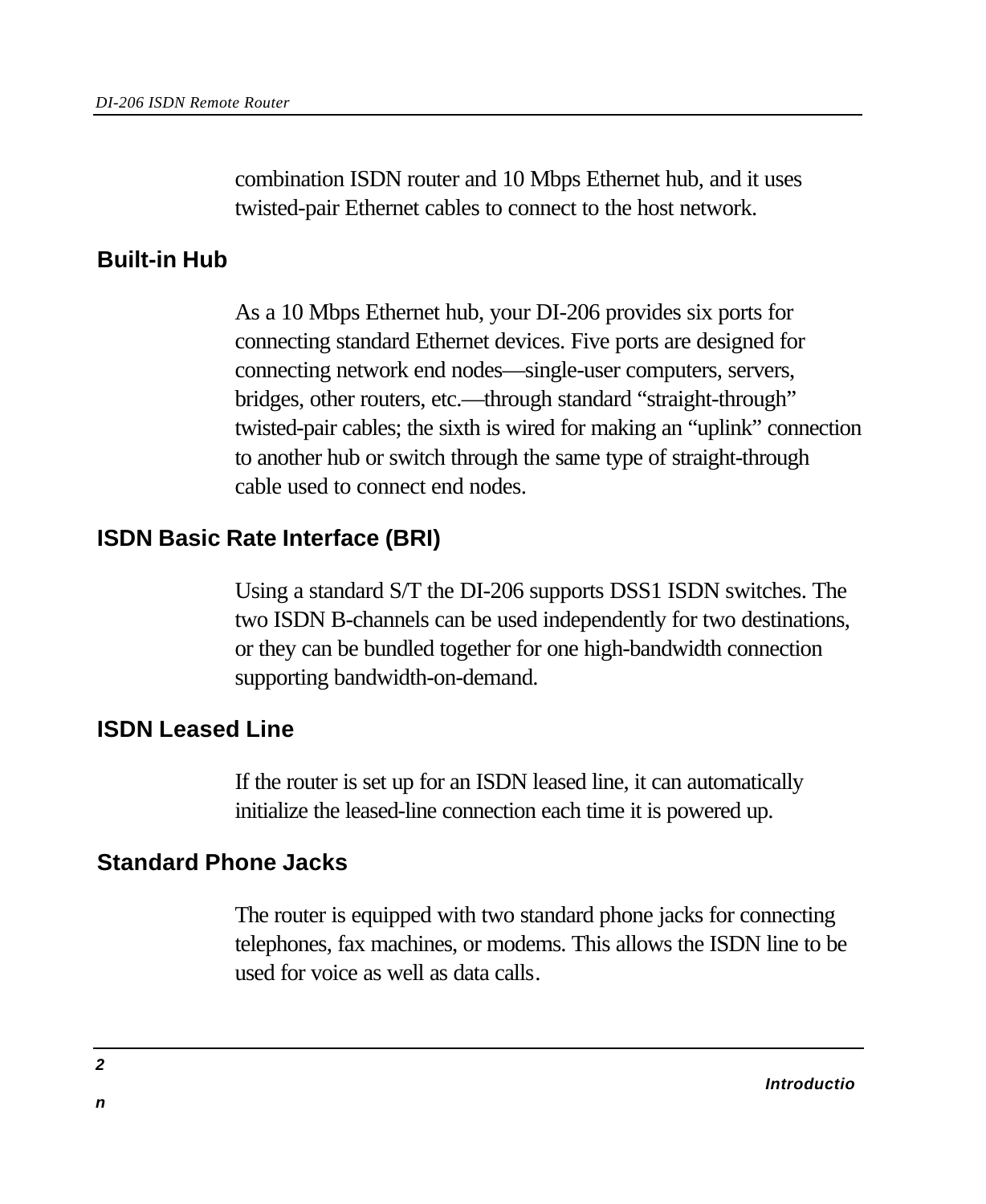combination ISDN router and 10 Mbps Ethernet hub, and it uses twisted-pair Ethernet cables to connect to the host network.

### Built-in Hub

As a 10 Mbps Ethernet hub, your DI-206 provides six ports for connecting standard Ethernet devices. Five ports are designed for connecting network end nodes—single-user computers, servers, bridges, other routers, etc.—through standard “straight-through” twisted-pair cables; the sixth is wired for making an “uplink” connection to another hub or switch through the same type of straight-through cable used to connect end nodes.

### ISDN Basic Rate Interface (BRI)

Using a standard S/T the DI-206 supports DSS1 ISDN switches. The two ISDN B-channels can be used independently for two destinations, or they can be bundled together for one high-bandwidth connection supporting bandwidth-on-demand.

### ISDN Leased Line

If the router is set up for an ISDN leased line, it can automatically initialize the leased-line connection each time it is powered up.

### Standard Phone Jacks

The router is equipped with two standard phone jacks for connecting telephones, fax machines, or modems. This allows the ISDN line to be used for voice as well as data calls.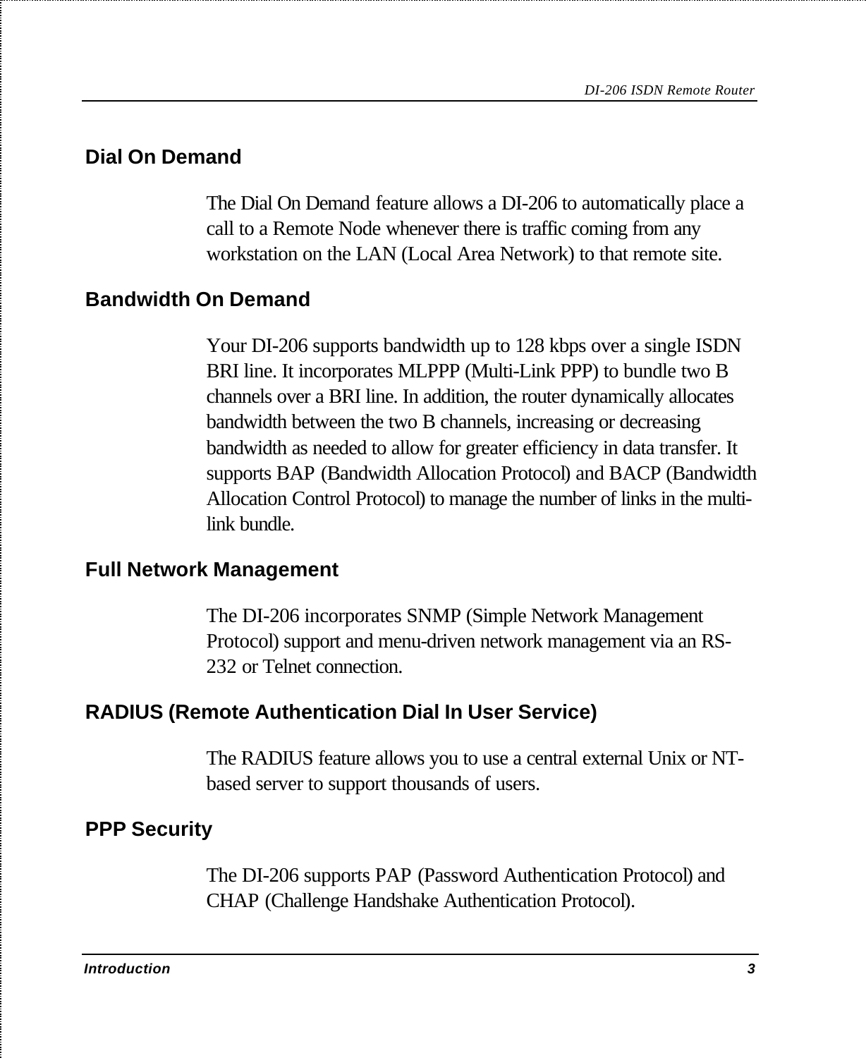## Dial On Demand

The Dial On Demand feature allows a DI-206 to automatically place a call to a Remote Node whenever there is traffic coming from any workstation on the LAN (Local Area Network) to that remote site.

## Bandwidth On Demand

Your DI-206 supports bandwidth up to 128 kbps over a single ISDN BRI line. It incorporates MLPPP (Multi-Link PPP) to bundle two B channels over a BRI line. In addition, the router dynamically allocates bandwidth between the two B channels, increasing or decreasing bandwidth as needed to allow for greater efficiency in data transfer. It supports BAP (Bandwidth Allocation Protocol) and BACP (Bandwidth Allocation Control Protocol) to manage the number of links in the multi-link bundle.

## Full Network Management

The DI-206 incorporates SNMP (Simple Network Management Protocol) support and menu-driven network management via an RS-232 or Telnet connection.

## RADIUS (Remote Authentication Dial In User Service)

The RADIUS feature allows you to use a central external Unix or NT-based server to support thousands of users.

## PPP Security

The DI-206 supports PAP (Password Authentication Protocol) and CHAP (Challenge Handshake Authentication Protocol).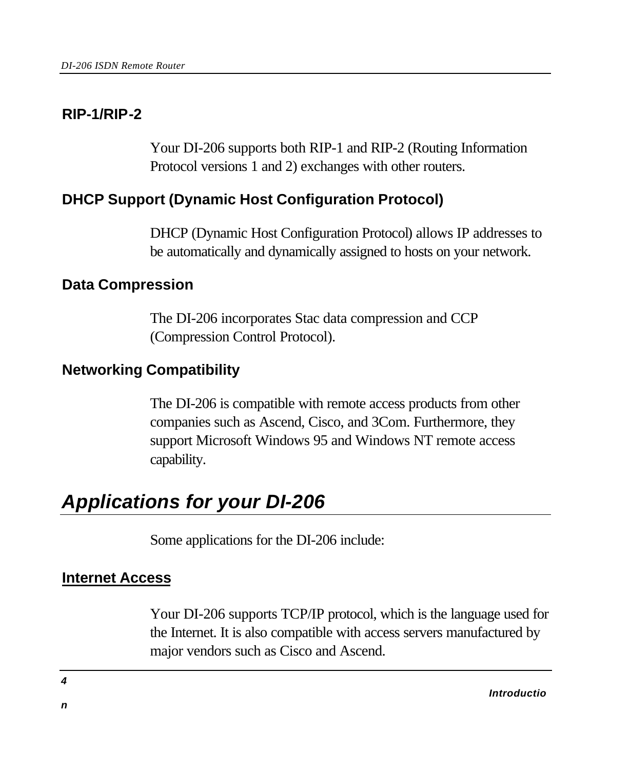### RIP-1/RIP-2

Your DI-206 supports both RIP-1 and RIP-2 (Routing Information Protocol versions 1 and 2) exchanges with other routers.

### DHCP Support (Dynamic Host Configuration Protocol)

DHCP (Dynamic Host Configuration Protocol) allows IP addresses to be automatically and dynamically assigned to hosts on your network.

### Data Compression

The DI-206 incorporates Stac data compression and CCP (Compression Control Protocol).

### Networking Compatibility

The DI-206 is compatible with remote access products from other companies such as Ascend, Cisco, and 3Com. Furthermore, they support Microsoft Windows 95 and Windows NT remote access capability.

## *Applications for your DI-206*

Some applications for the DI-206 include:

### Internet Access

Your DI-206 supports TCP/IP protocol, which is the language used for the Internet. It is also compatible with access servers manufactured by major vendors such as Cisco and Ascend.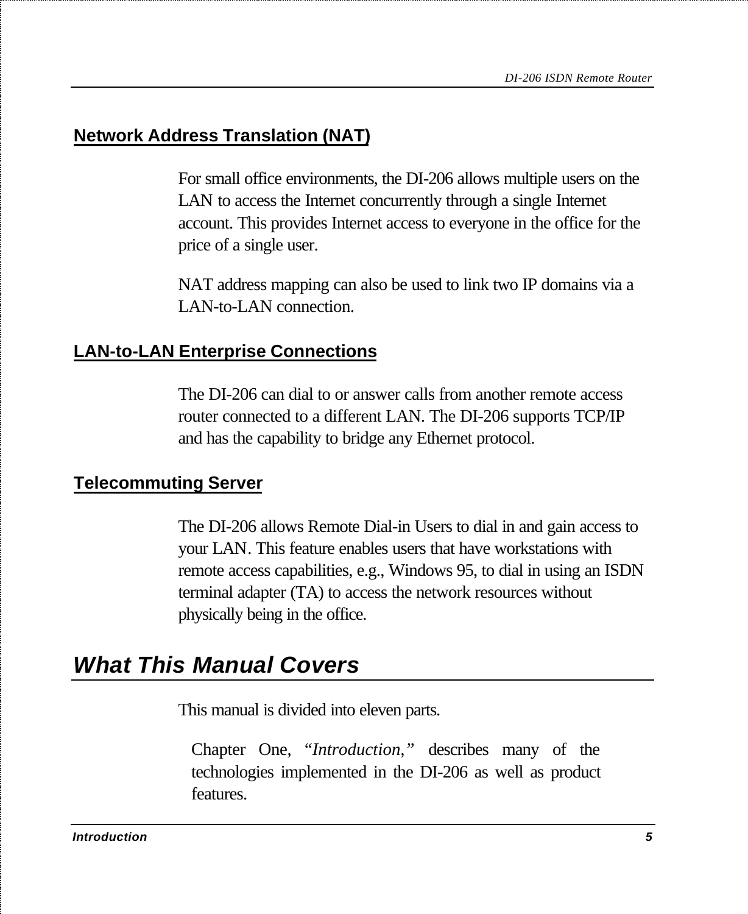### Network Address Translation (NAT)

For small office environments, the DI-206 allows multiple users on the LAN to access the Internet concurrently through a single Internet account. This provides Internet access to everyone in the office for the price of a single user.

NAT address mapping can also be used to link two IP domains via a LAN-to-LAN connection.

### LAN-to-LAN Enterprise Connections

The DI-206 can dial to or answer calls from another remote access router connected to a different LAN. The DI-206 supports TCP/IP and has the capability to bridge any Ethernet protocol.

### Telecommuting Server

The DI-206 allows Remote Dial-in Users to dial in and gain access to your LAN. This feature enables users that have workstations with remote access capabilities, e.g., Windows 95, to dial in using an ISDN terminal adapter (TA) to access the network resources without physically being in the office.

## *What This Manual Covers*

This manual is divided into eleven parts.

Chapter One, *"Introduction,"* describes many of the technologies implemented in the DI-206 as well as product features.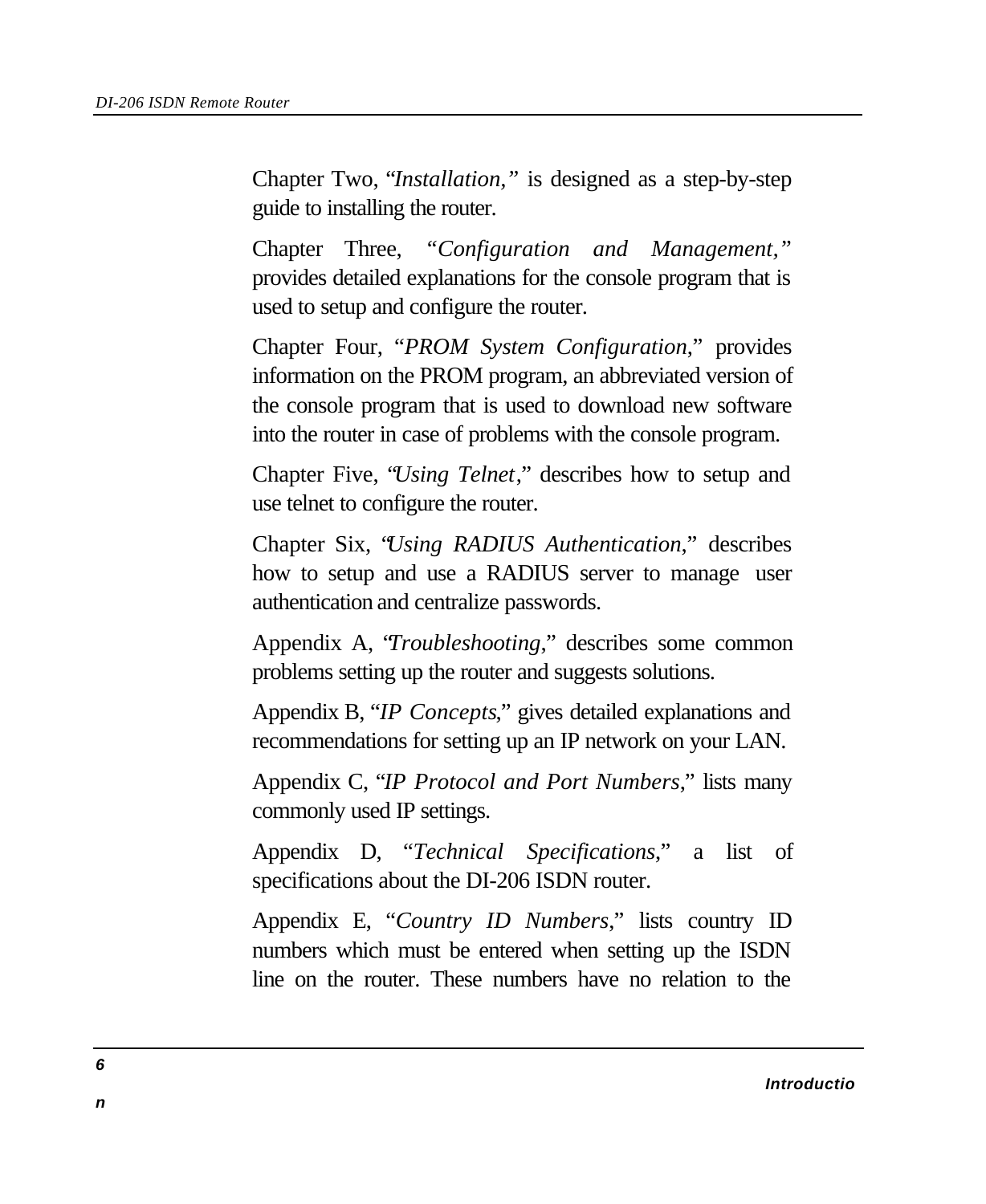Chapter Two, "*Installation,*" is designed as a step-by-step guide to installing the router.

Chapter Three, "*Configuration and Management,*" provides detailed explanations for the console program that is used to setup and configure the router.

Chapter Four, "*PROM System Configuration*," provides information on the PROM program, an abbreviated version of the console program that is used to download new software into the router in case of problems with the console program.

Chapter Five, "*Using Telnet*," describes how to setup and use telnet to configure the router.

Chapter Six, "*Using RADIUS Authentication*," describes how to setup and use a RADIUS server to manage user authentication and centralize passwords.

Appendix A, "*Troubleshooting*," describes some common problems setting up the router and suggests solutions.

Appendix B, "*IP Concepts*," gives detailed explanations and recommendations for setting up an IP network on your LAN.

Appendix C, "*IP Protocol and Port Numbers*," lists many commonly used IP settings.

Appendix D, "*Technical Specifications*," a list of specifications about the DI-206 ISDN router.

Appendix E, "*Country ID Numbers*," lists country ID numbers which must be entered when setting up the ISDN line on the router. These numbers have no relation to the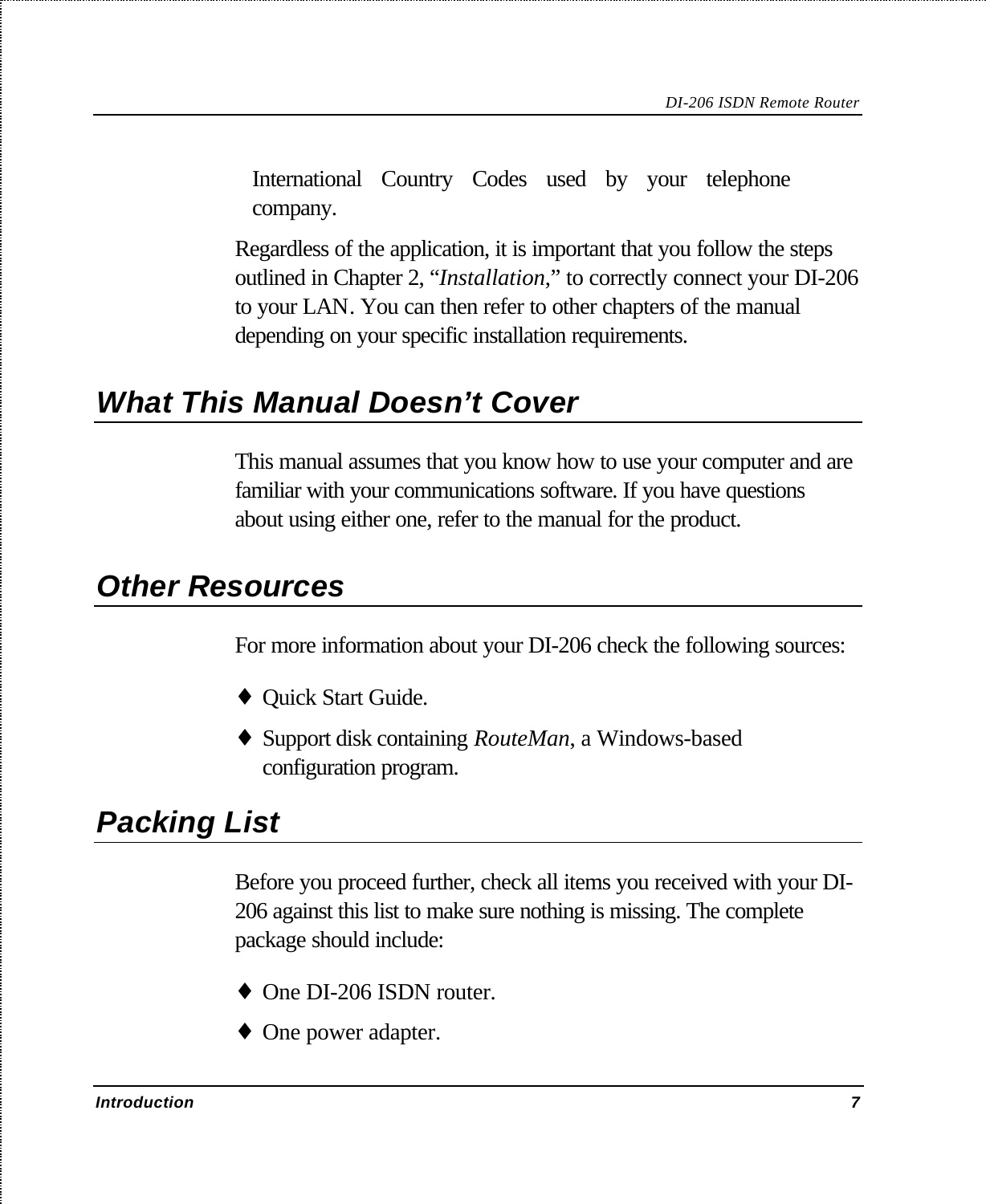International Country Codes used by your telephone company.

Regardless of the application, it is important that you follow the steps outlined in Chapter 2, "*Installation*," to correctly connect your DI-206 to your LAN. You can then refer to other chapters of the manual depending on your specific installation requirements.

## What This Manual Doesn't Cover

This manual assumes that you know how to use your computer and are familiar with your communications software. If you have questions about using either one, refer to the manual for the product.

## Other Resources

For more information about your DI-206 check the following sources:

- Quick Start Guide.
- Support disk containing *RouteMan*, a Windows-based configuration program.

## Packing List

Before you proceed further, check all items you received with your DI-206 against this list to make sure nothing is missing. The complete package should include:

- One DI-206 ISDN router.
- One power adapter.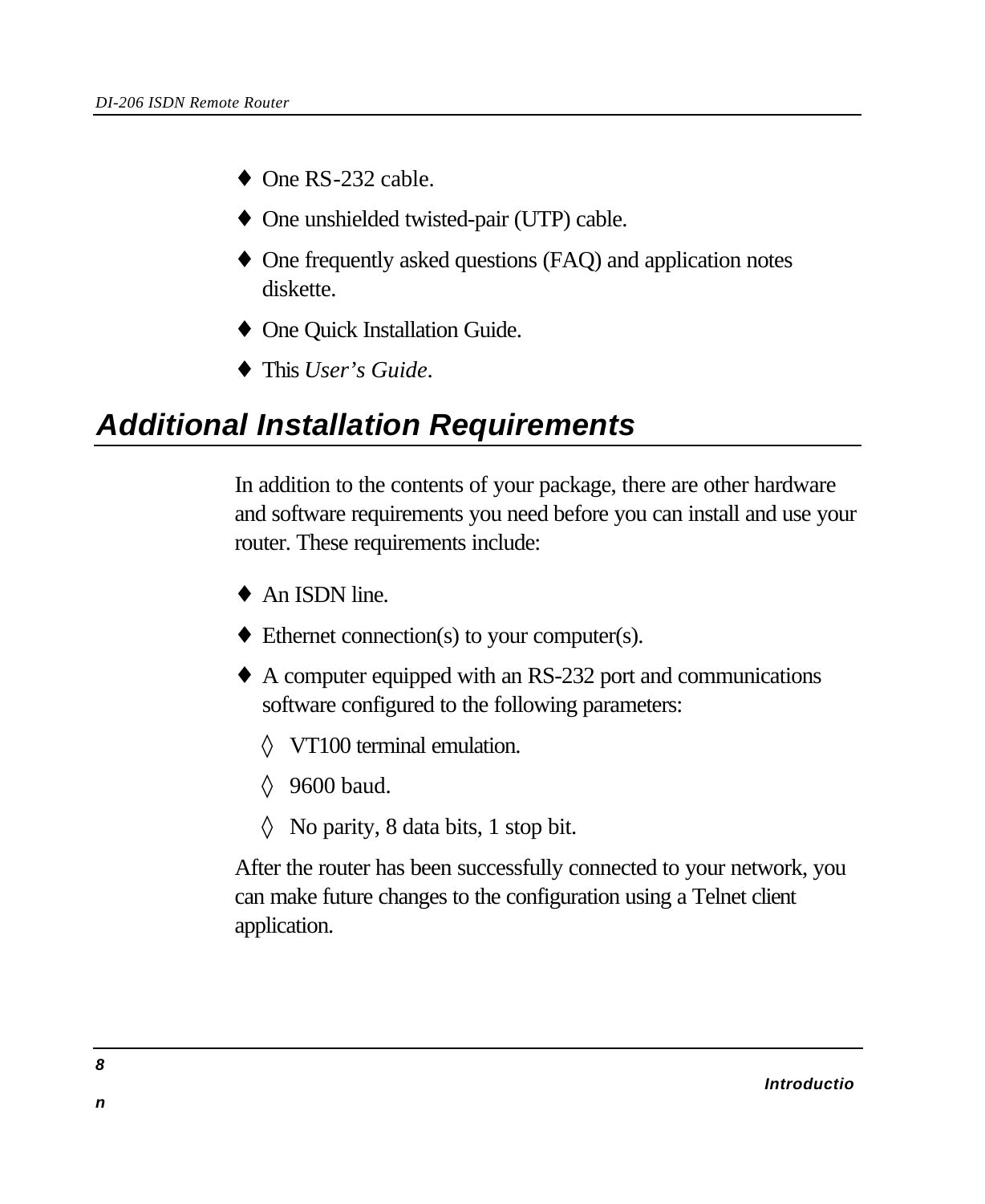- One RS-232 cable.
- One unshielded twisted-pair (UTP) cable.
- One frequently asked questions (FAQ) and application notes diskette.
- One Quick Installation Guide.
- This *User's Guide*.

## Additional Installation Requirements

In addition to the contents of your package, there are other hardware and software requirements you need before you can install and use your router. These requirements include:

- An ISDN line.
- Ethernet connection(s) to your computer(s).
- A computer equipped with an RS-232 port and communications software configured to the following parameters:
  - VT100 terminal emulation.
  - 9600 baud.
  - No parity, 8 data bits, 1 stop bit.

After the router has been successfully connected to your network, you can make future changes to the configuration using a Telnet client application.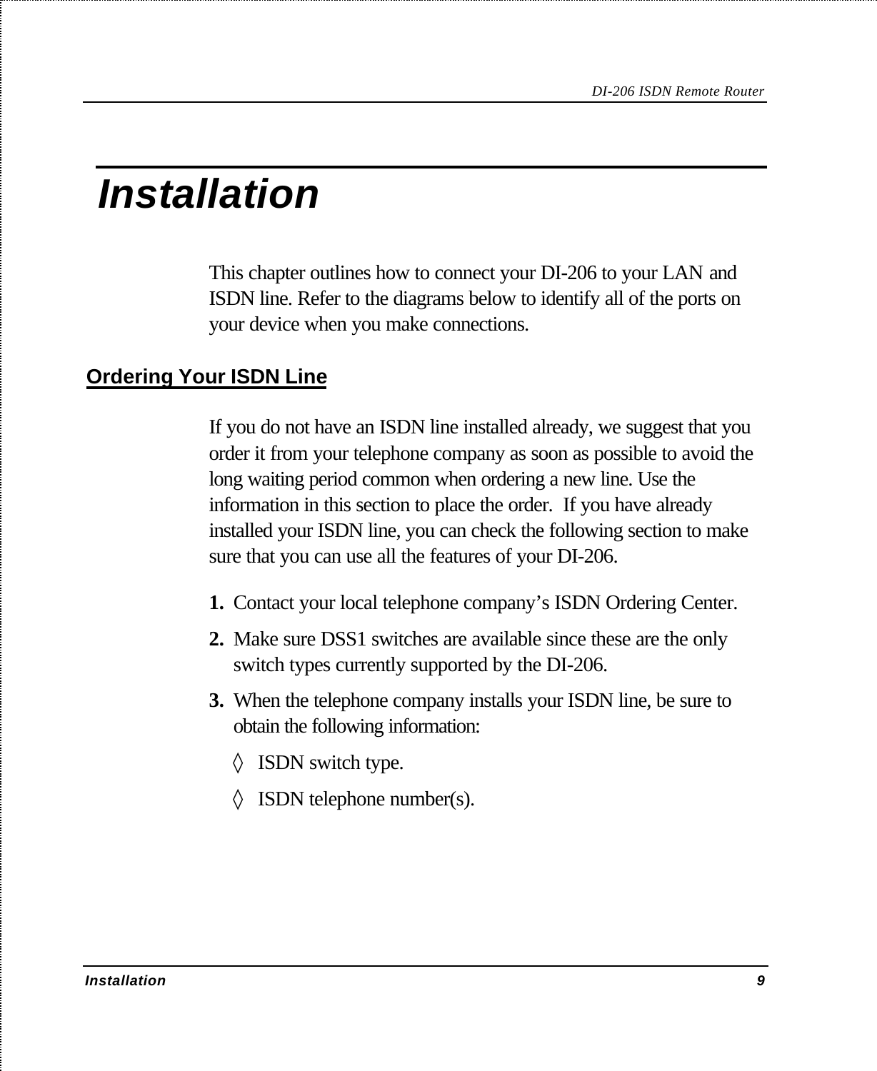# Installation

This chapter outlines how to connect your DI-206 to your LAN and ISDN line. Refer to the diagrams below to identify all of the ports on your device when you make connections.

## Ordering Your ISDN Line

If you do not have an ISDN line installed already, we suggest that you order it from your telephone company as soon as possible to avoid the long waiting period common when ordering a new line. Use the information in this section to place the order.  If you have already installed your ISDN line, you can check the following section to make sure that you can use all the features of your DI-206.

1. Contact your local telephone company's ISDN Ordering Center.
2. Make sure DSS1 switches are available since these are the only switch types currently supported by the DI-206.
3. When the telephone company installs your ISDN line, be sure to obtain the following information:
   - ◊ ISDN switch type.
   - ◊ ISDN telephone number(s).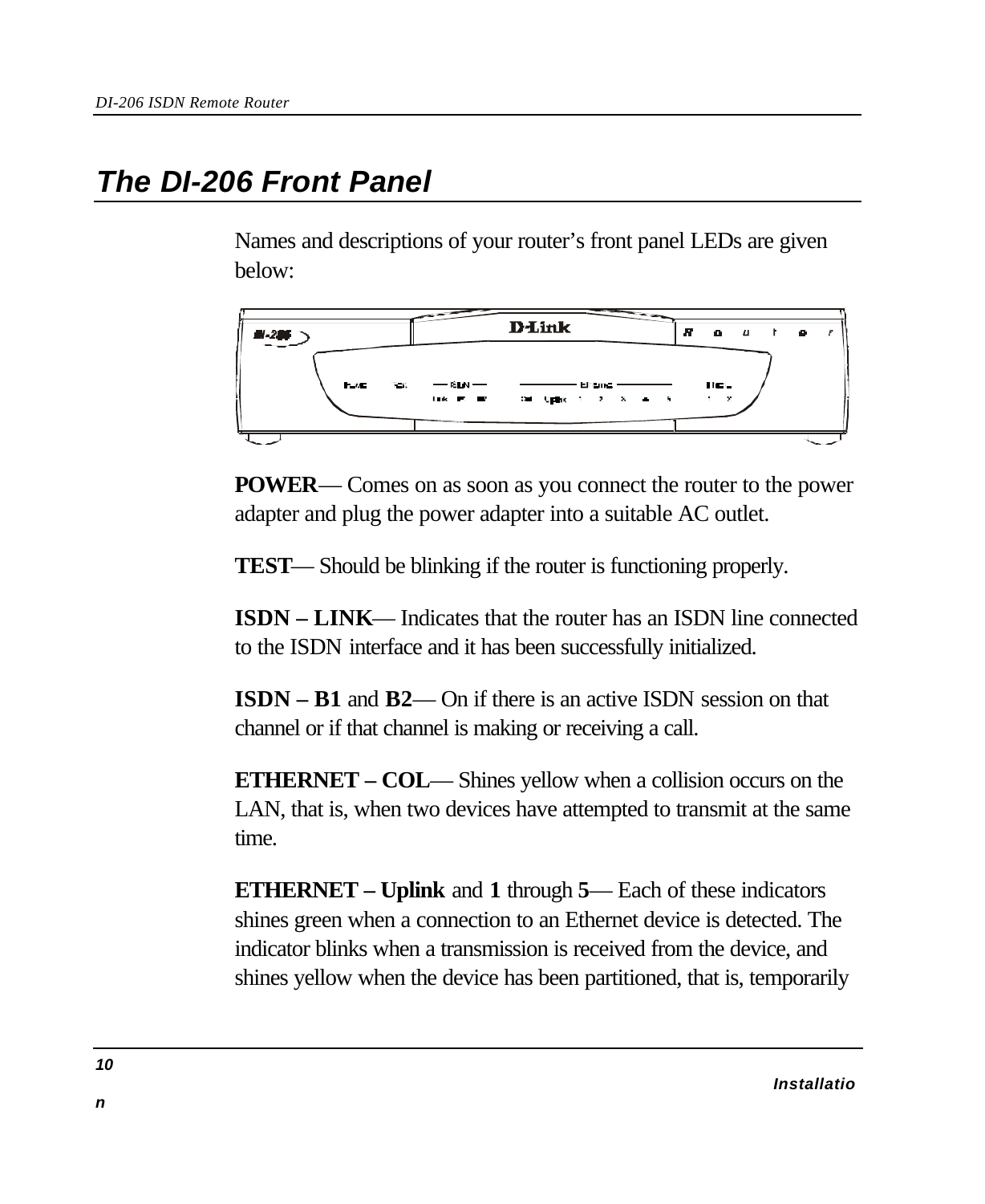# The DI-206 Front Panel

Names and descriptions of your router's front panel LEDs are given below:

**POWER**— Comes on as soon as you connect the router to the power adapter and plug the power adapter into a suitable AC outlet.

**TEST**— Should be blinking if the router is functioning properly.

**ISDN – LINK**— Indicates that the router has an ISDN line connected to the ISDN interface and it has been successfully initialized.

**ISDN – B1** and **B2**— On if there is an active ISDN session on that channel or if that channel is making or receiving a call.

**ETHERNET – COL**— Shines yellow when a collision occurs on the LAN, that is, when two devices have attempted to transmit at the same time.

**ETHERNET – Uplink** and **1** through **5**— Each of these indicators shines green when a connection to an Ethernet device is detected. The indicator blinks when a transmission is received from the device, and shines yellow when the device has been partitioned, that is, temporarily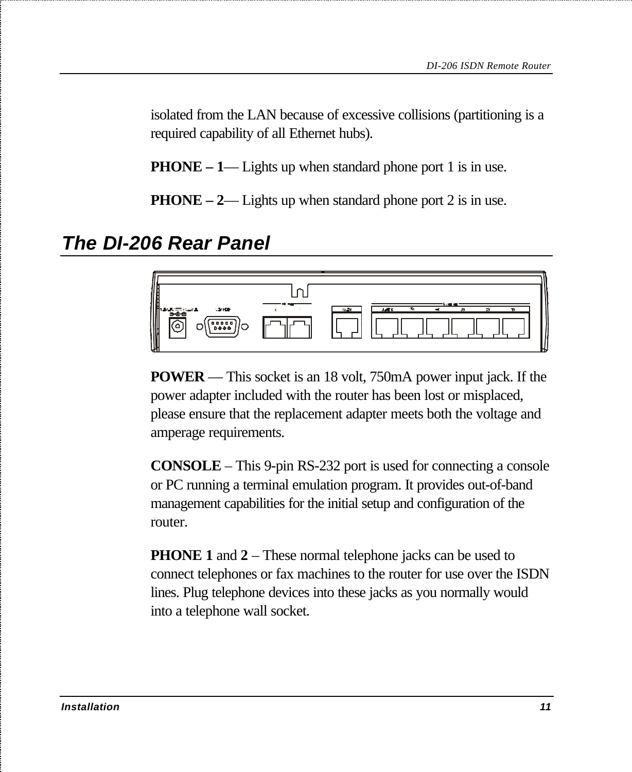isolated from the LAN because of excessive collisions (partitioning is a required capability of all Ethernet hubs).

**PHONE – 1**— Lights up when standard phone port 1 is in use.

**PHONE – 2**— Lights up when standard phone port 2 is in use.

## The DI-206 Rear Panel

**POWER** — This socket is an 18 volt, 750mA power input jack. If the power adapter included with the router has been lost or misplaced, please ensure that the replacement adapter meets both the voltage and amperage requirements.

**CONSOLE** – This 9-pin RS-232 port is used for connecting a console or PC running a terminal emulation program. It provides out-of-band management capabilities for the initial setup and configuration of the router.

**PHONE 1** and **2** – These normal telephone jacks can be used to connect telephones or fax machines to the router for use over the ISDN lines. Plug telephone devices into these jacks as you normally would into a telephone wall socket.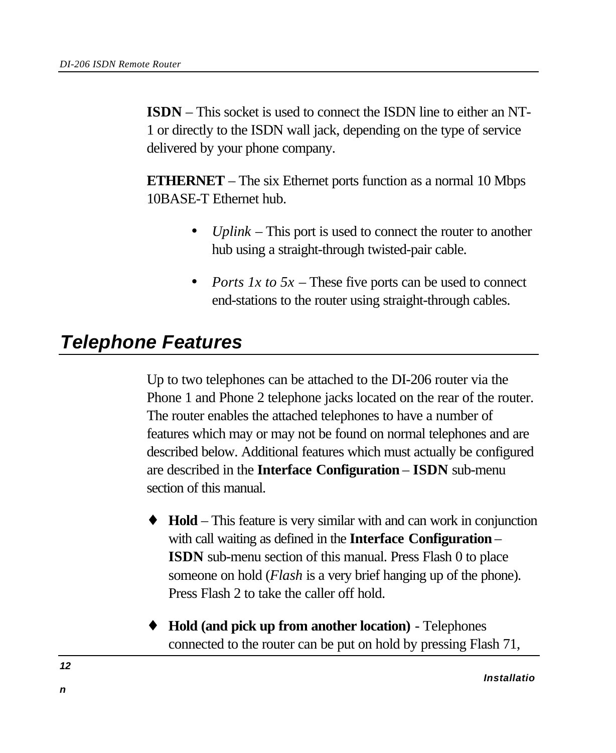**ISDN** – This socket is used to connect the ISDN line to either an NT-1 or directly to the ISDN wall jack, depending on the type of service delivered by your phone company.

**ETHERNET** – The six Ethernet ports function as a normal 10 Mbps 10BASE-T Ethernet hub.

- *Uplink* – This port is used to connect the router to another hub using a straight-through twisted-pair cable.
- *Ports 1x to 5x* – These five ports can be used to connect end-stations to the router using straight-through cables.

## Telephone Features

Up to two telephones can be attached to the DI-206 router via the Phone 1 and Phone 2 telephone jacks located on the rear of the router. The router enables the attached telephones to have a number of features which may or may not be found on normal telephones and are described below. Additional features which must actually be configured are described in the **Interface Configuration** – **ISDN** sub-menu section of this manual.

- **Hold** – This feature is very similar with and can work in conjunction with call waiting as defined in the **Interface Configuration** – **ISDN** sub-menu section of this manual. Press Flash 0 to place someone on hold (*Flash* is a very brief hanging up of the phone). Press Flash 2 to take the caller off hold.
- **Hold (and pick up from another location)** - Telephones connected to the router can be put on hold by pressing Flash 71,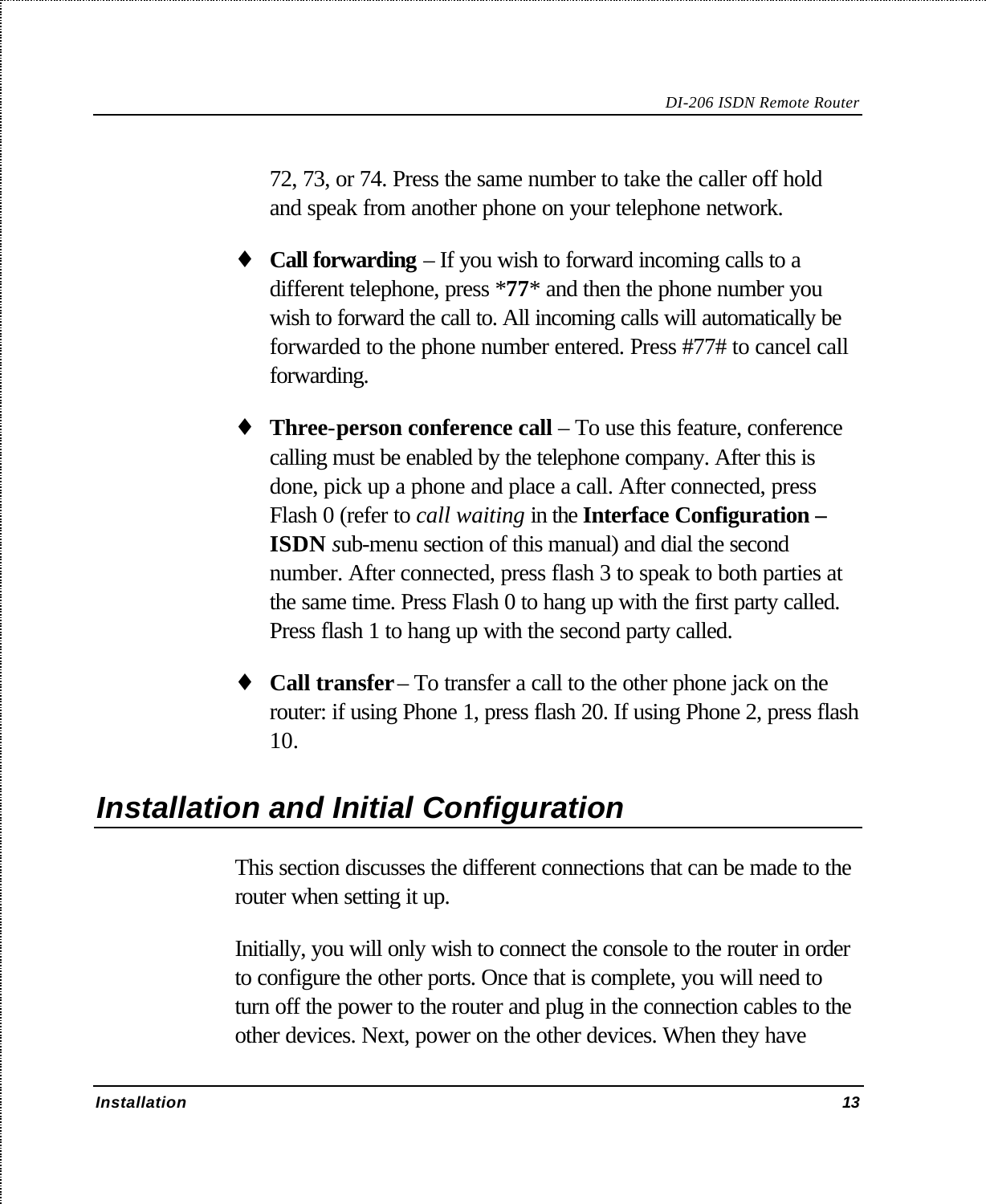72, 73, or 74. Press the same number to take the caller off hold and speak from another phone on your telephone network.

- **Call forwarding** – If you wish to forward incoming calls to a different telephone, press ***77*** and then the phone number you wish to forward the call to. All incoming calls will automatically be forwarded to the phone number entered. Press #77# to cancel call forwarding.

- **Three-person conference call** – To use this feature, conference calling must be enabled by the telephone company. After this is done, pick up a phone and place a call. After connected, press Flash 0 (refer to *call waiting* in the **Interface Configuration – ISDN** sub-menu section of this manual) and dial the second number. After connected, press flash 3 to speak to both parties at the same time. Press Flash 0 to hang up with the first party called. Press flash 1 to hang up with the second party called.

- **Call transfer** – To transfer a call to the other phone jack on the router: if using Phone 1, press flash 20. If using Phone 2, press flash 10.

## Installation and Initial Configuration

This section discusses the different connections that can be made to the router when setting it up.

Initially, you will only wish to connect the console to the router in order to configure the other ports. Once that is complete, you will need to turn off the power to the router and plug in the connection cables to the other devices. Next, power on the other devices. When they have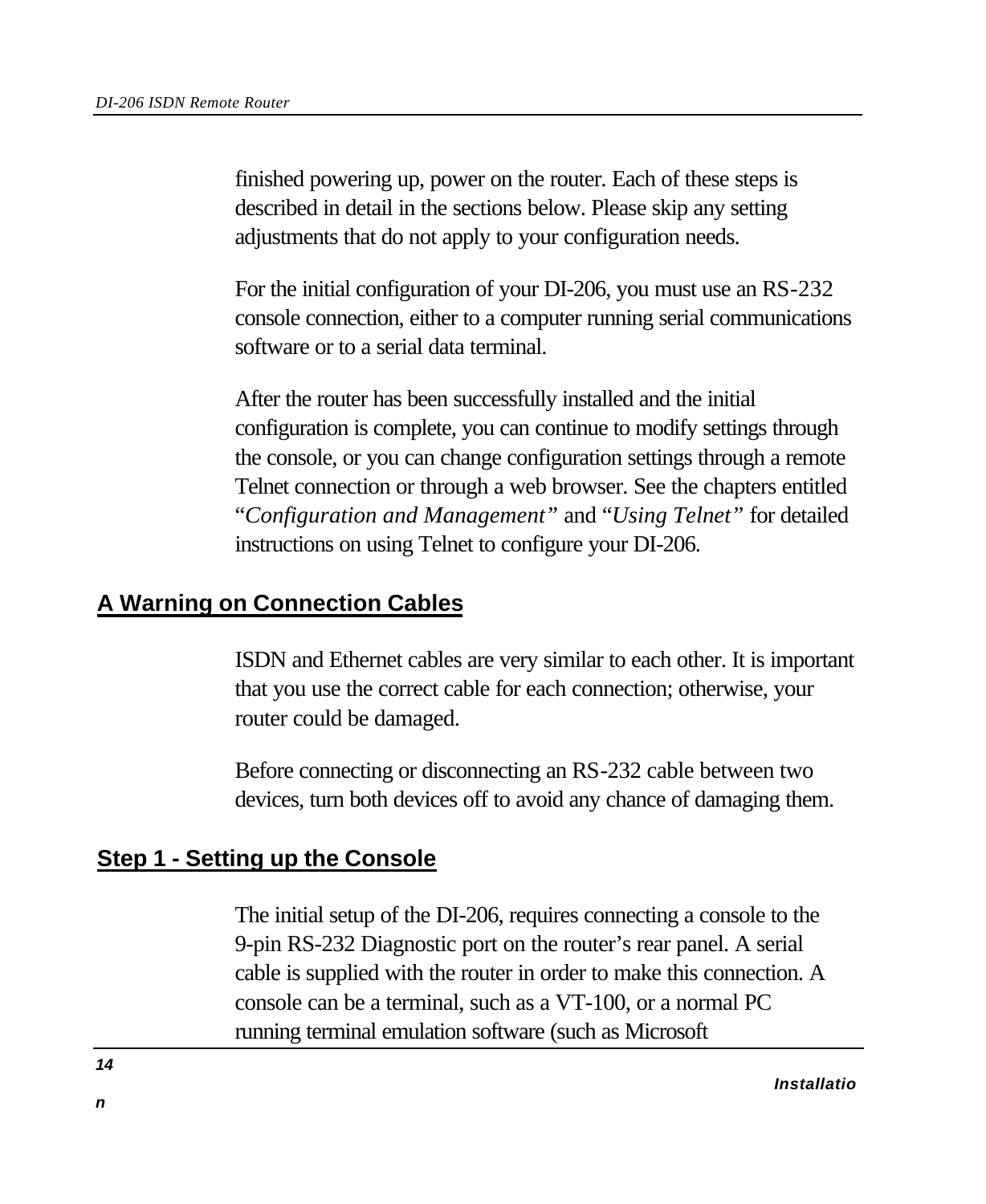finished powering up, power on the router. Each of these steps is described in detail in the sections below. Please skip any setting adjustments that do not apply to your configuration needs.

For the initial configuration of your DI-206, you must use an RS-232 console connection, either to a computer running serial communications software or to a serial data terminal.

After the router has been successfully installed and the initial configuration is complete, you can continue to modify settings through the console, or you can change configuration settings through a remote Telnet connection or through a web browser. See the chapters entitled "*Configuration and Management*" and "*Using Telnet*" for detailed instructions on using Telnet to configure your DI-206.

## A Warning on Connection Cables

ISDN and Ethernet cables are very similar to each other. It is important that you use the correct cable for each connection; otherwise, your router could be damaged.

Before connecting or disconnecting an RS-232 cable between two devices, turn both devices off to avoid any chance of damaging them.

## Step 1 - Setting up the Console

The initial setup of the DI-206, requires connecting a console to the 9-pin RS-232 Diagnostic port on the router's rear panel. A serial cable is supplied with the router in order to make this connection. A console can be a terminal, such as a VT-100, or a normal PC running terminal emulation software (such as Microsoft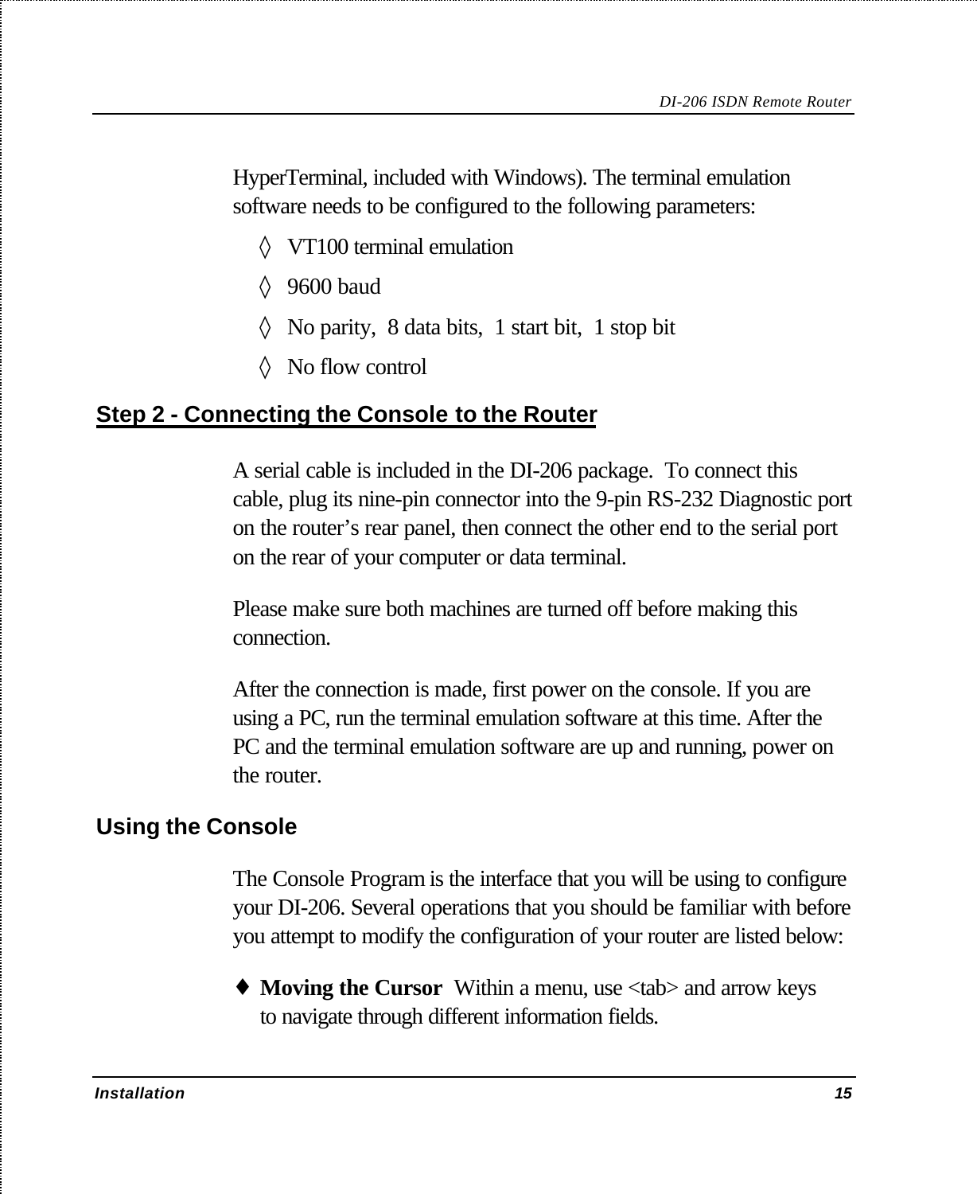HyperTerminal, included with Windows). The terminal emulation software needs to be configured to the following parameters:

◊ VT100 terminal emulation

◊ 9600 baud

◊ No parity, 8 data bits, 1 start bit, 1 stop bit

◊ No flow control

## Step 2 - Connecting the Console to the Router

A serial cable is included in the DI-206 package. To connect this cable, plug its nine-pin connector into the 9-pin RS-232 Diagnostic port on the router's rear panel, then connect the other end to the serial port on the rear of your computer or data terminal.

Please make sure both machines are turned off before making this connection.

After the connection is made, first power on the console. If you are using a PC, run the terminal emulation software at this time. After the PC and the terminal emulation software are up and running, power on the router.

## Using the Console

The Console Program is the interface that you will be using to configure your DI-206. Several operations that you should be familiar with before you attempt to modify the configuration of your router are listed below:

♦ **Moving the Cursor** Within a menu, use <tab> and arrow keys to navigate through different information fields.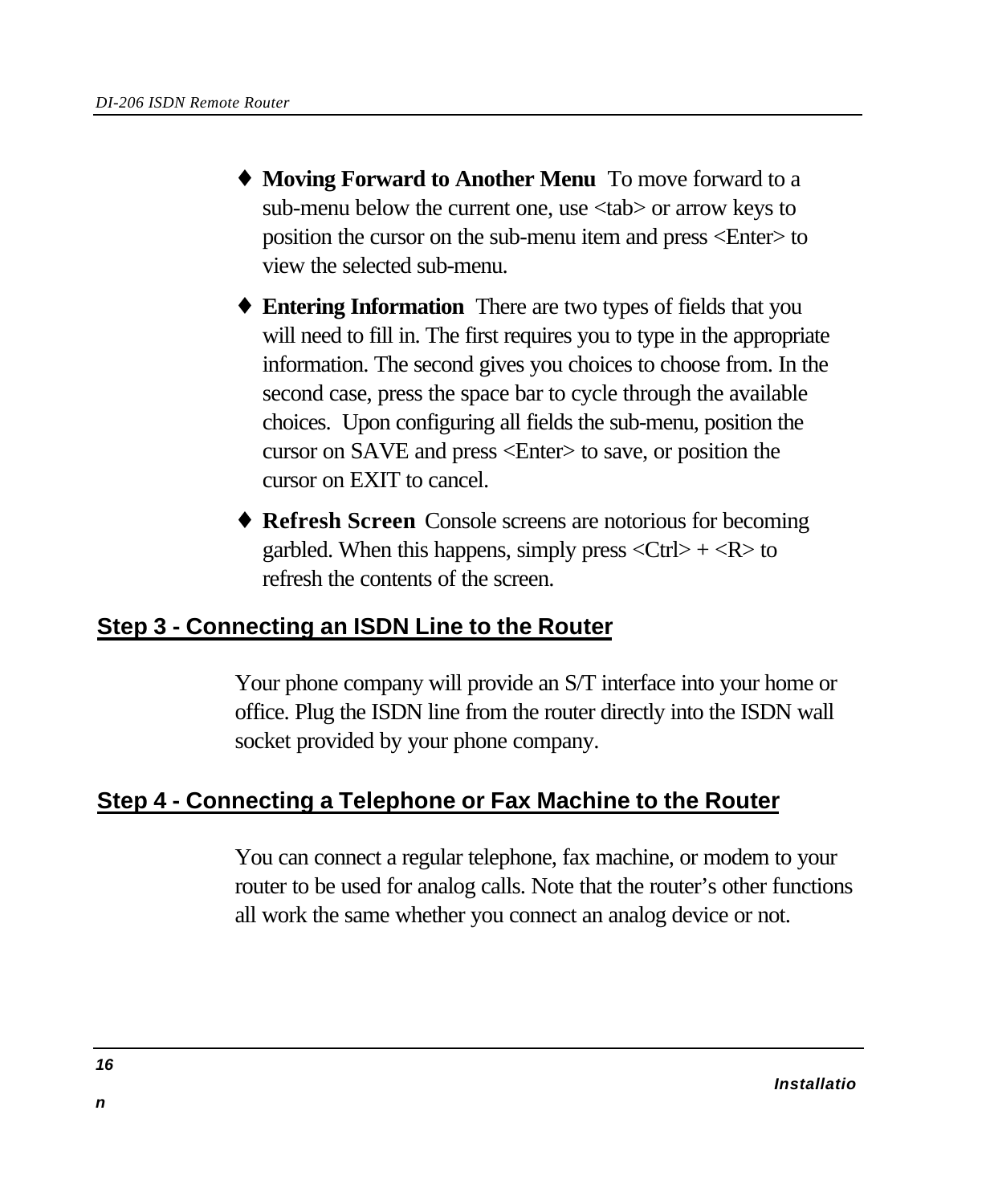- **Moving Forward to Another Menu** To move forward to a sub-menu below the current one, use <tab> or arrow keys to position the cursor on the sub-menu item and press <Enter> to view the selected sub-menu.
- **Entering Information** There are two types of fields that you will need to fill in. The first requires you to type in the appropriate information. The second gives you choices to choose from. In the second case, press the space bar to cycle through the available choices. Upon configuring all fields the sub-menu, position the cursor on SAVE and press <Enter> to save, or position the cursor on EXIT to cancel.
- **Refresh Screen** Console screens are notorious for becoming garbled. When this happens, simply press <Ctrl> + <R> to refresh the contents of the screen.

## Step 3 - Connecting an ISDN Line to the Router

Your phone company will provide an S/T interface into your home or office. Plug the ISDN line from the router directly into the ISDN wall socket provided by your phone company.

## Step 4 - Connecting a Telephone or Fax Machine to the Router

You can connect a regular telephone, fax machine, or modem to your router to be used for analog calls. Note that the router's other functions all work the same whether you connect an analog device or not.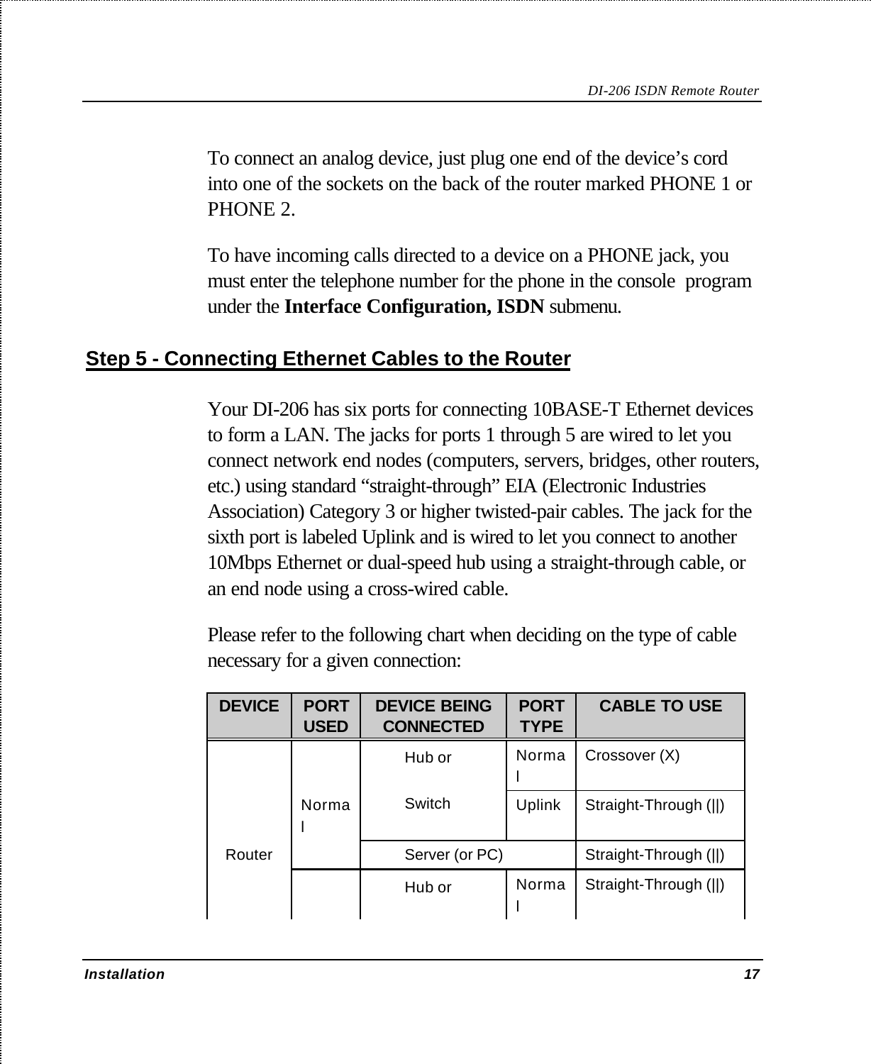To connect an analog device, just plug one end of the device's cord into one of the sockets on the back of the router marked PHONE 1 or PHONE 2.

To have incoming calls directed to a device on a PHONE jack, you must enter the telephone number for the phone in the console program under the **Interface Configuration, ISDN** submenu.

## Step 5 - Connecting Ethernet Cables to the Router

Your DI-206 has six ports for connecting 10BASE-T Ethernet devices to form a LAN. The jacks for ports 1 through 5 are wired to let you connect network end nodes (computers, servers, bridges, other routers, etc.) using standard "straight-through" EIA (Electronic Industries Association) Category 3 or higher twisted-pair cables. The jack for the sixth port is labeled Uplink and is wired to let you connect to another 10Mbps Ethernet or dual-speed hub using a straight-through cable, or an end node using a cross-wired cable.

Please refer to the following chart when deciding on the type of cable necessary for a given connection:

| DEVICE | PORT USED | DEVICE BEING CONNECTED | PORT TYPE | CABLE TO USE |
|---|---|---|---|---|
| Router | Normal | Hub or Switch | Normal | Crossover (X) |
| | | | Uplink | Straight-Through (\|\|) |
| | | Server (or PC) | | Straight-Through (\|\|) |
| | | Hub or | Normal | Straight-Through (\|\|) |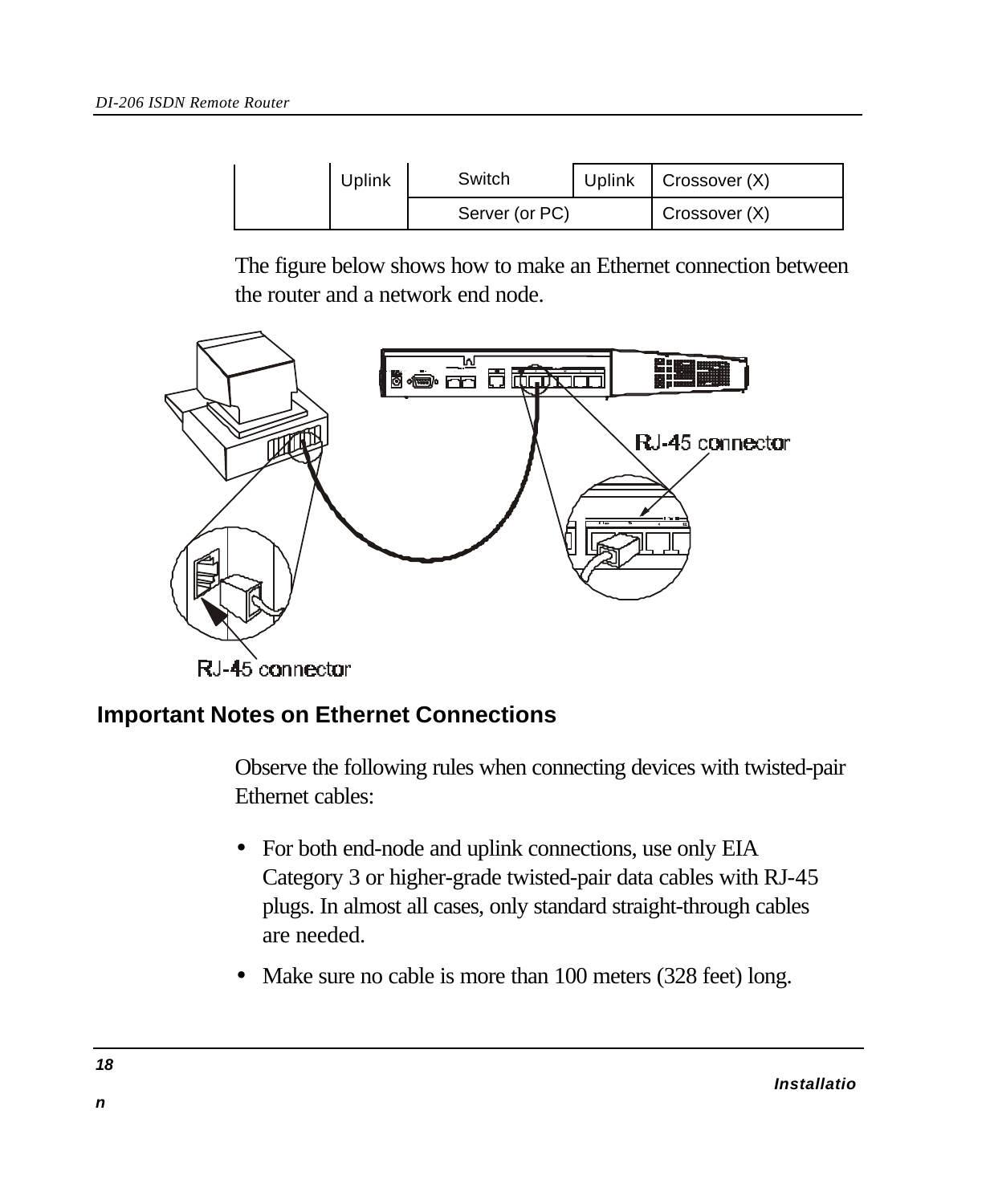|  | Uplink | Switch | Uplink | Crossover (X) |
|---|---|---|---|---|
|  |  | Server (or PC) |  | Crossover (X) |

The figure below shows how to make an Ethernet connection between the router and a network end node.

RJ-45 connector

RJ-45 connector

## Important Notes on Ethernet Connections

Observe the following rules when connecting devices with twisted-pair Ethernet cables:

- For both end-node and uplink connections, use only EIA Category 3 or higher-grade twisted-pair data cables with RJ-45 plugs. In almost all cases, only standard straight-through cables are needed.
- Make sure no cable is more than 100 meters (328 feet) long.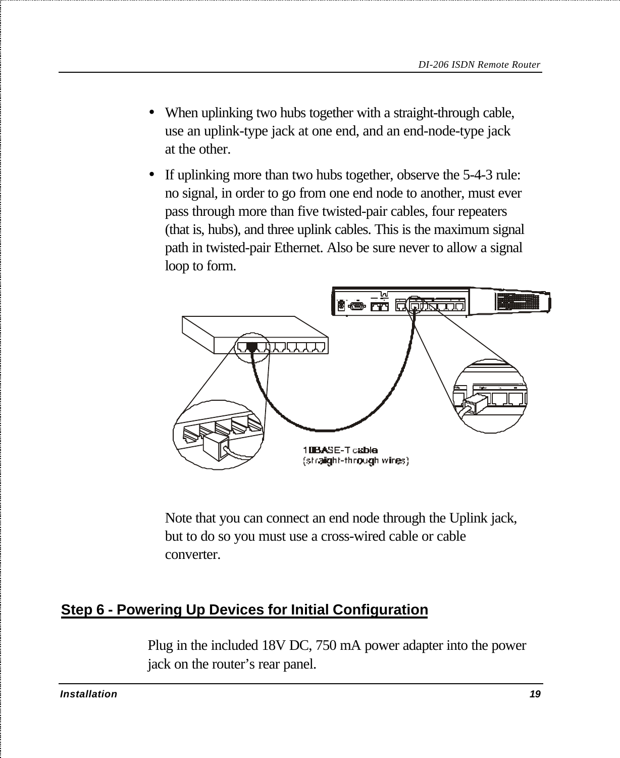- When uplinking two hubs together with a straight-through cable, use an uplink-type jack at one end, and an end-node-type jack at the other.
- If uplinking more than two hubs together, observe the 5-4-3 rule: no signal, in order to go from one end node to another, must ever pass through more than five twisted-pair cables, four repeaters (that is, hubs), and three uplink cables. This is the maximum signal path in twisted-pair Ethernet. Also be sure never to allow a signal loop to form.

10BASE-T cable (straight-through wires)

Note that you can connect an end node through the Uplink jack, but to do so you must use a cross-wired cable or cable converter.

## Step 6 - Powering Up Devices for Initial Configuration

Plug in the included 18V DC, 750 mA power adapter into the power jack on the router's rear panel.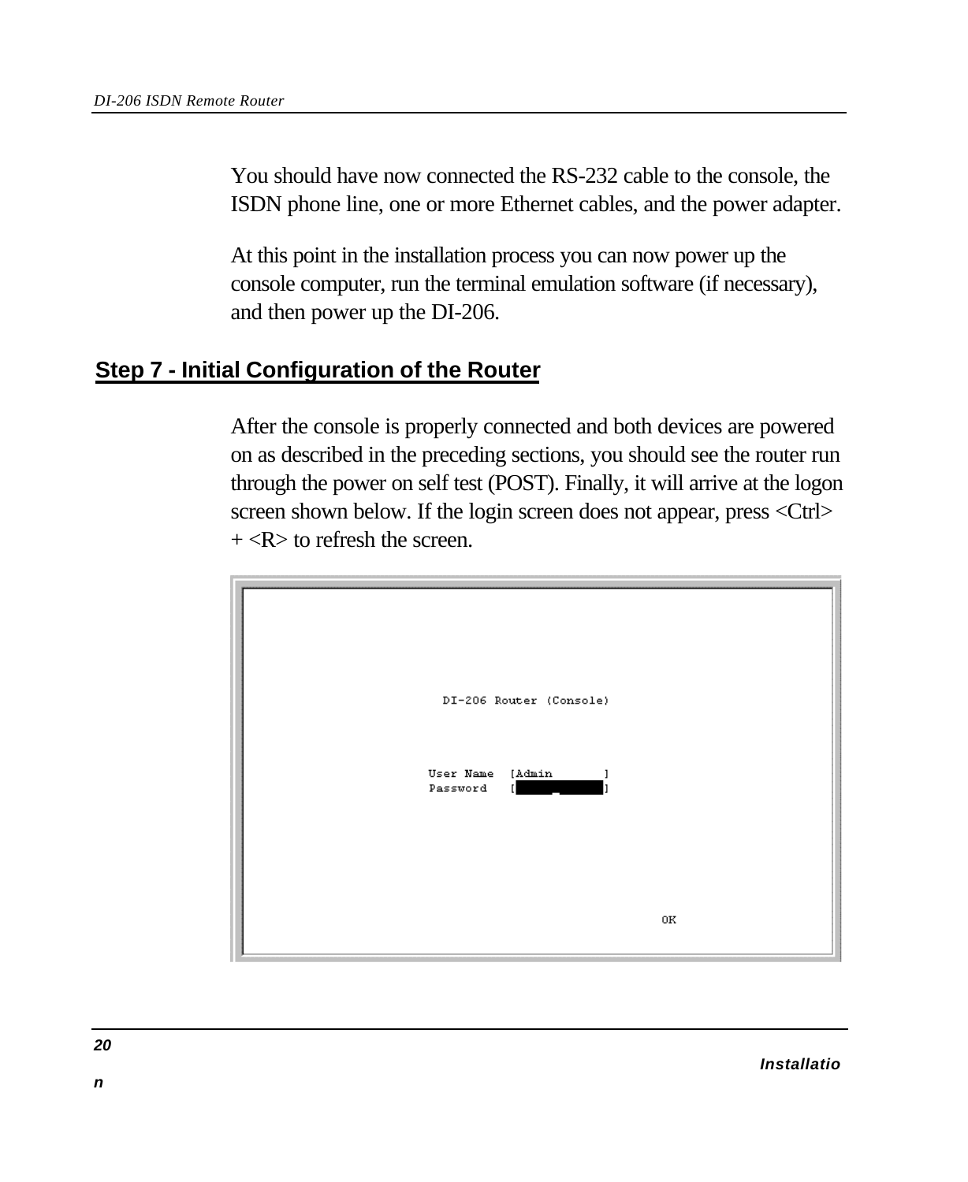You should have now connected the RS-232 cable to the console, the ISDN phone line, one or more Ethernet cables, and the power adapter.

At this point in the installation process you can now power up the console computer, run the terminal emulation software (if necessary), and then power up the DI-206.

## Step 7 - Initial Configuration of the Router

After the console is properly connected and both devices are powered on as described in the preceding sections, you should see the router run through the power on self test (POST). Finally, it will arrive at the logon screen shown below. If the login screen does not appear, press <Ctrl> + <R> to refresh the screen.

```
DI-206 Router (Console)

User Name  [Admin        ]
Password   [             ]

                                OK
```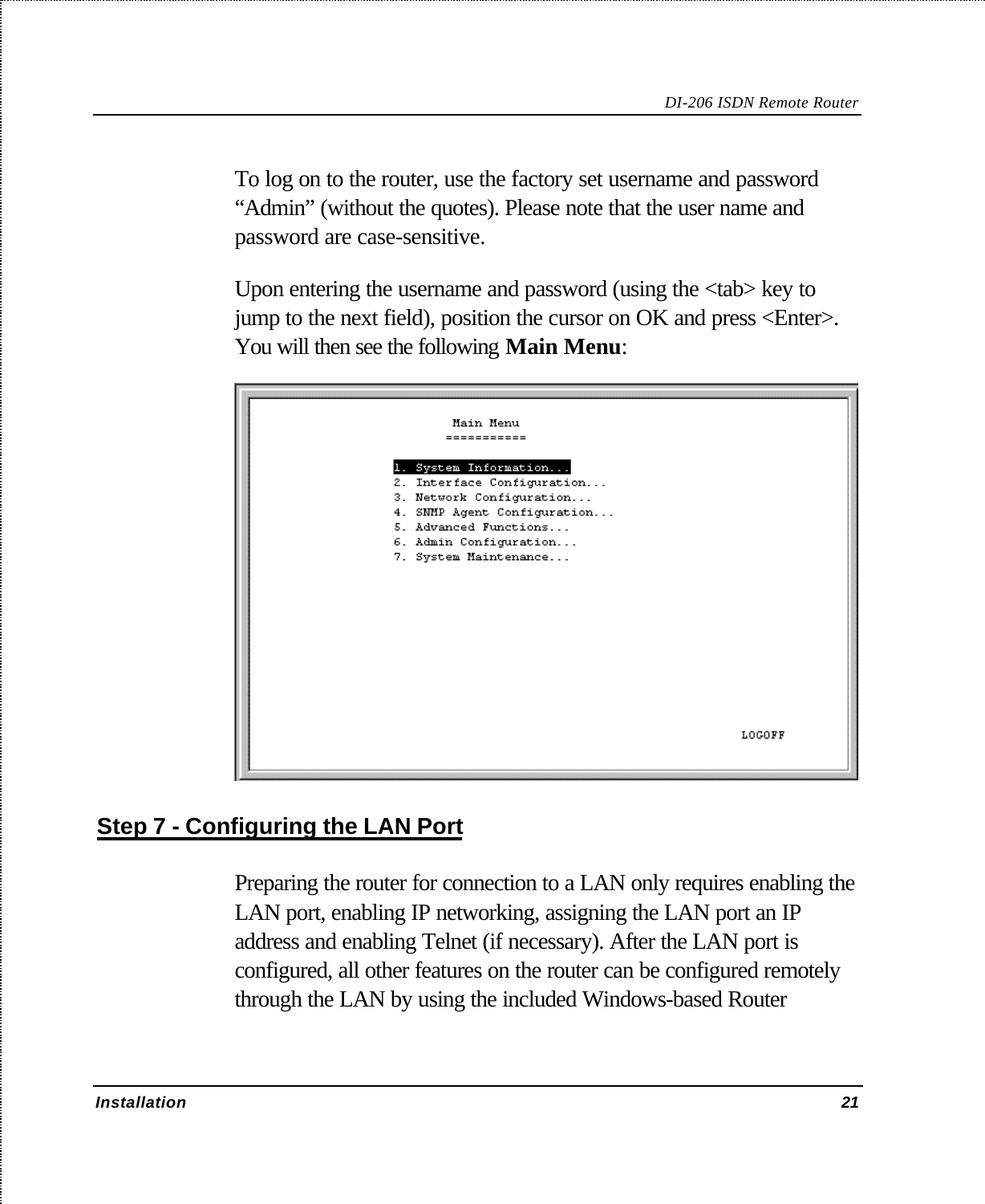To log on to the router, use the factory set username and password “Admin” (without the quotes). Please note that the user name and password are case-sensitive.

Upon entering the username and password (using the <tab> key to jump to the next field), position the cursor on OK and press <Enter>. You will then see the following **Main Menu**:

```
                    Main Menu
                   ===========

          1. System Information...
          2. Interface Configuration...
          3. Network Configuration...
          4. SNMP Agent Configuration...
          5. Advanced Functions...
          6. Admin Configuration...
          7. System Maintenance...

                                                   LOGOFF
```

## Step 7 - Configuring the LAN Port

Preparing the router for connection to a LAN only requires enabling the LAN port, enabling IP networking, assigning the LAN port an IP address and enabling Telnet (if necessary). After the LAN port is configured, all other features on the router can be configured remotely through the LAN by using the included Windows-based Router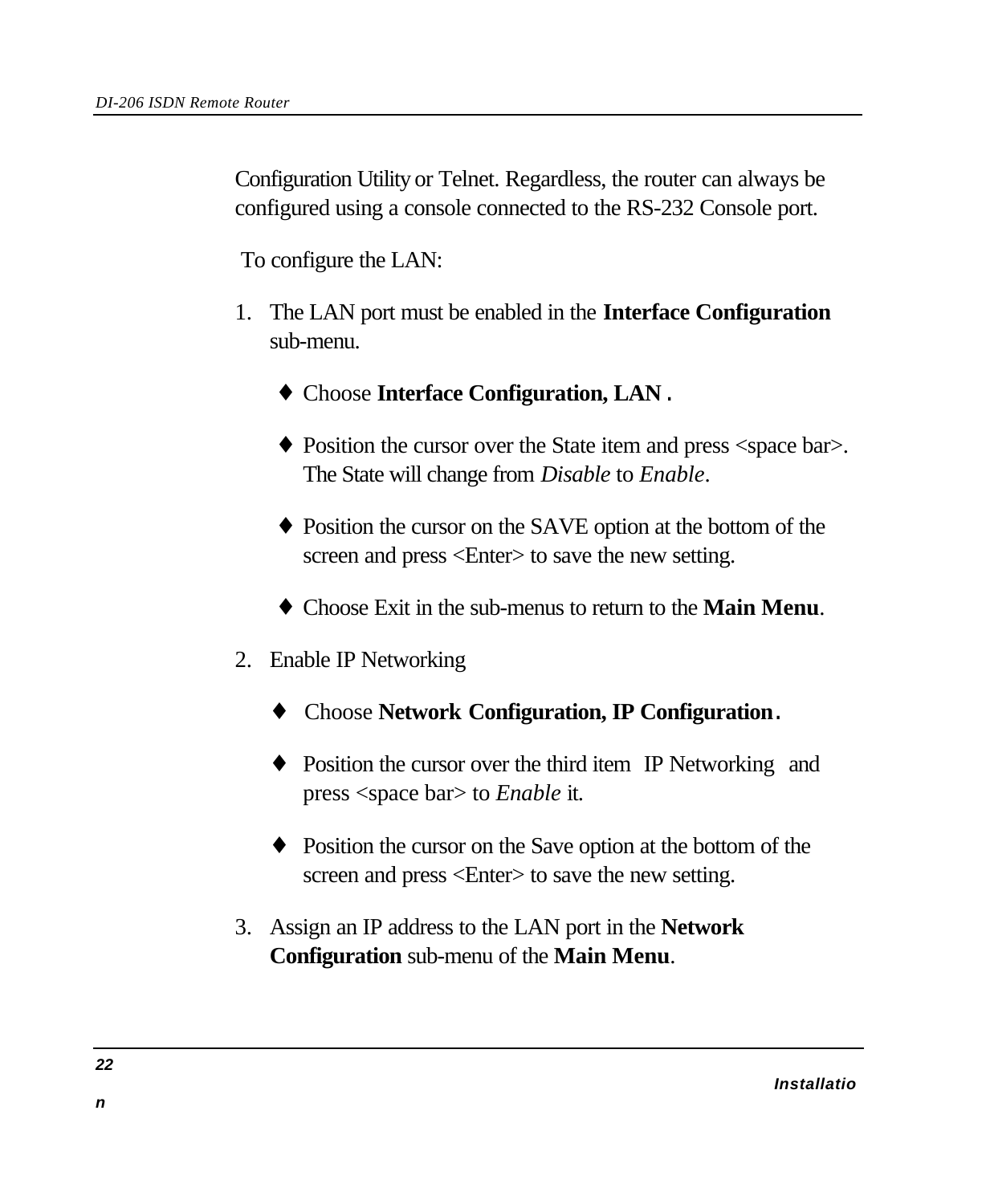Configuration Utility or Telnet. Regardless, the router can always be configured using a console connected to the RS-232 Console port.

To configure the LAN:

1. The LAN port must be enabled in the **Interface Configuration** sub-menu.

   - Choose **Interface Configuration, LAN .**
   - Position the cursor over the State item and press <space bar>. The State will change from *Disable* to *Enable*.
   - Position the cursor on the SAVE option at the bottom of the screen and press <Enter> to save the new setting.
   - Choose Exit in the sub-menus to return to the **Main Menu**.

2. Enable IP Networking

   - Choose **Network Configuration, IP Configuration.**
   - Position the cursor over the third item IP Networking and press <space bar> to *Enable* it.
   - Position the cursor on the Save option at the bottom of the screen and press <Enter> to save the new setting.

3. Assign an IP address to the LAN port in the **Network Configuration** sub-menu of the **Main Menu**.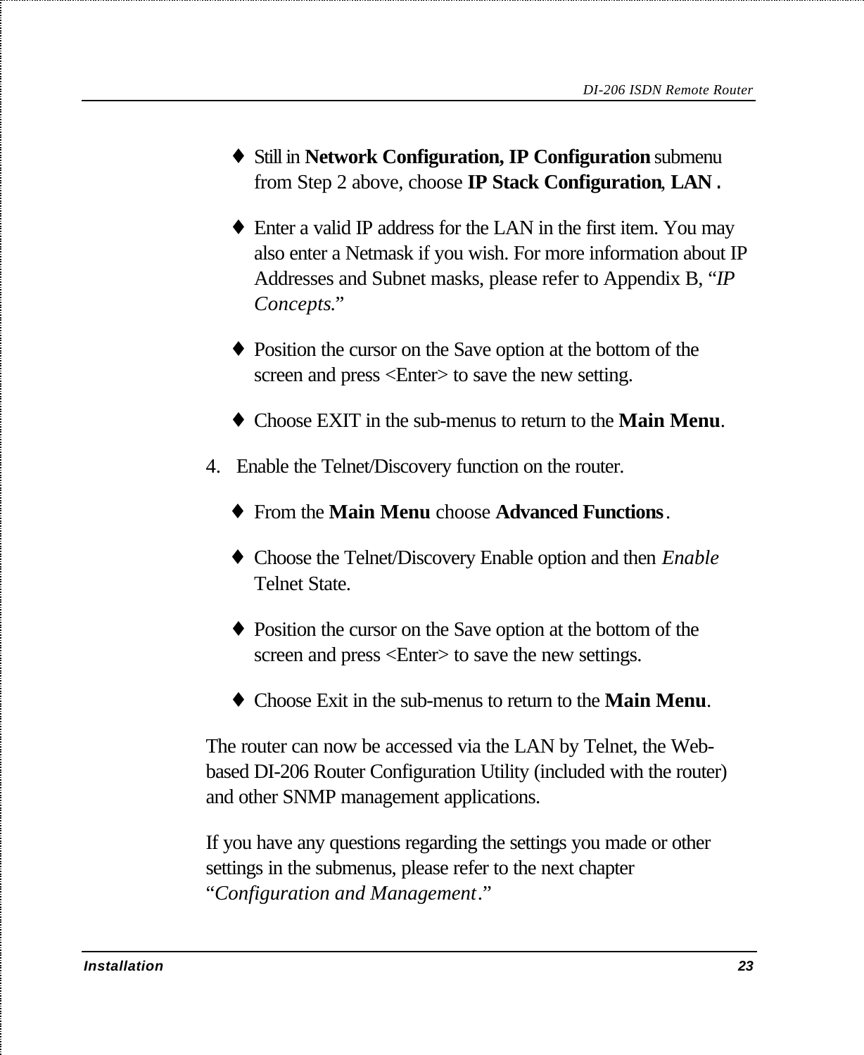- Still in **Network Configuration, IP Configuration** submenu from Step 2 above, choose **IP Stack Configuration**, **LAN .**

- Enter a valid IP address for the LAN in the first item. You may also enter a Netmask if you wish. For more information about IP Addresses and Subnet masks, please refer to Appendix B, "*IP Concepts*."

- Position the cursor on the Save option at the bottom of the screen and press <Enter> to save the new setting.

- Choose EXIT in the sub-menus to return to the **Main Menu**.

4. Enable the Telnet/Discovery function on the router.

   - From the **Main Menu** choose **Advanced Functions**.

   - Choose the Telnet/Discovery Enable option and then *Enable* Telnet State.

   - Position the cursor on the Save option at the bottom of the screen and press <Enter> to save the new settings.

   - Choose Exit in the sub-menus to return to the **Main Menu**.

The router can now be accessed via the LAN by Telnet, the Web-based DI-206 Router Configuration Utility (included with the router) and other SNMP management applications.

If you have any questions regarding the settings you made or other settings in the submenus, please refer to the next chapter "*Configuration and Management*."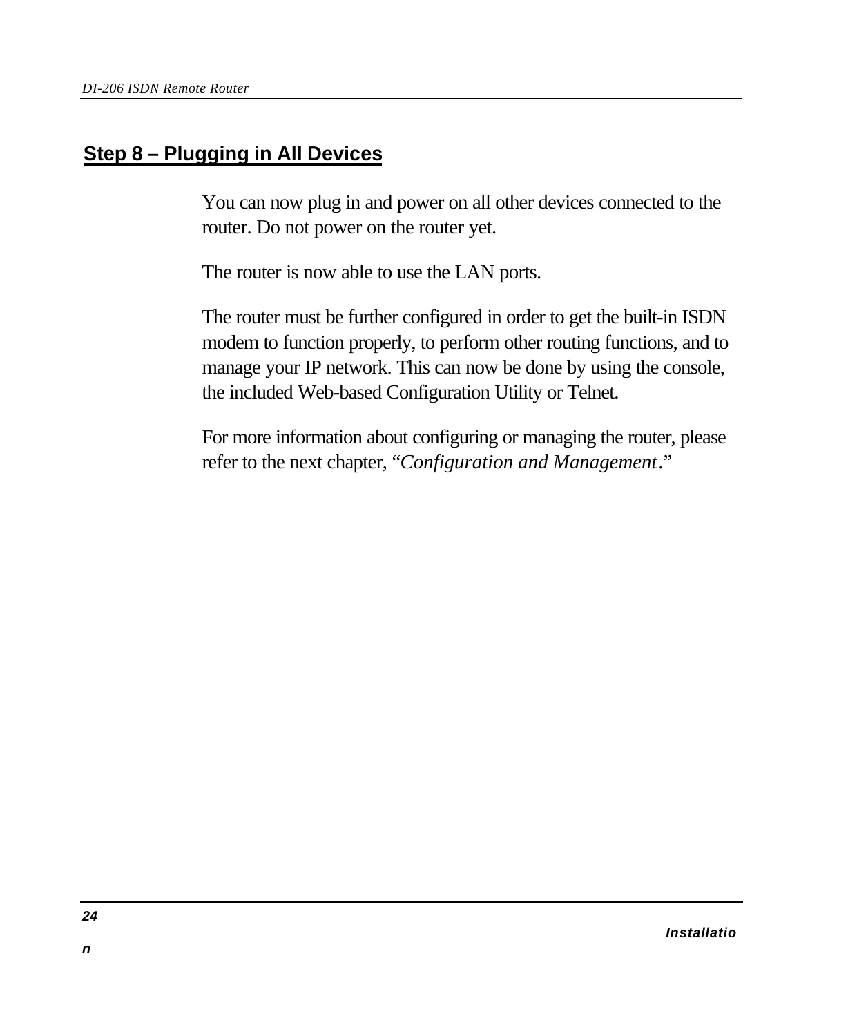## Step 8 – Plugging in All Devices

You can now plug in and power on all other devices connected to the router. Do not power on the router yet.

The router is now able to use the LAN ports.

The router must be further configured in order to get the built-in ISDN modem to function properly, to perform other routing functions, and to manage your IP network. This can now be done by using the console, the included Web-based Configuration Utility or Telnet.

For more information about configuring or managing the router, please refer to the next chapter, "*Configuration and Management*."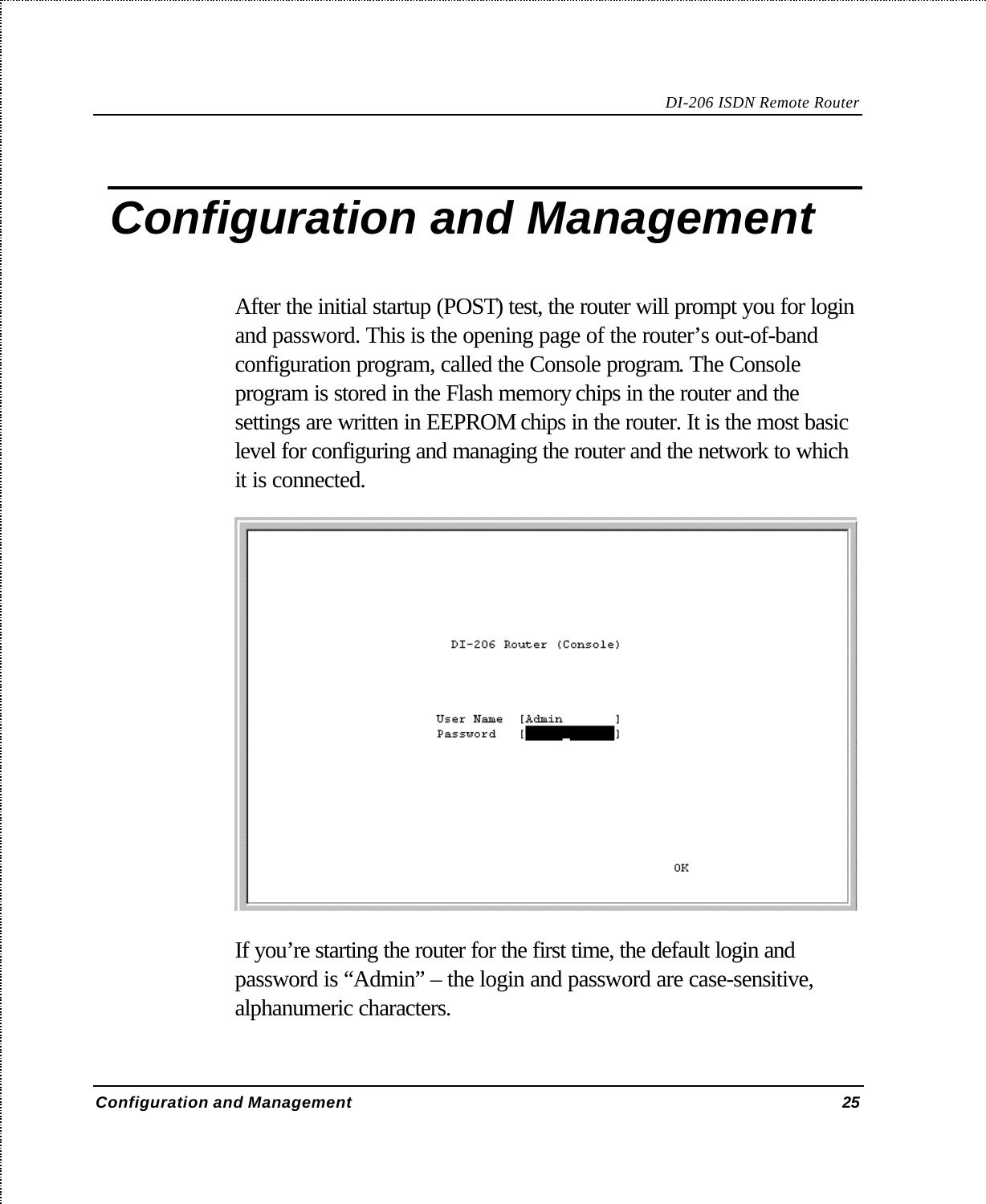# Configuration and Management

After the initial startup (POST) test, the router will prompt you for login and password. This is the opening page of the router's out-of-band configuration program, called the Console program. The Console program is stored in the Flash memory chips in the router and the settings are written in EEPROM chips in the router. It is the most basic level for configuring and managing the router and the network to which it is connected.

```
DI-206 Router (Console)

User Name  [Admin       ]
Password   [            ]

OK
```

If you're starting the router for the first time, the default login and password is "Admin" – the login and password are case-sensitive, alphanumeric characters.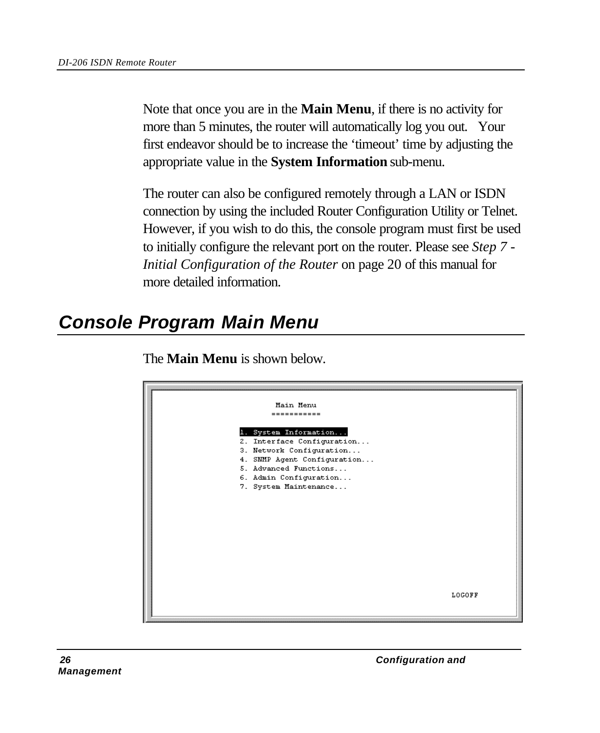Note that once you are in the **Main Menu**, if there is no activity for more than 5 minutes, the router will automatically log you out. Your first endeavor should be to increase the 'timeout' time by adjusting the appropriate value in the **System Information** sub-menu.

The router can also be configured remotely through a LAN or ISDN connection by using the included Router Configuration Utility or Telnet. However, if you wish to do this, the console program must first be used to initially configure the relevant port on the router. Please see *Step 7 - Initial Configuration of the Router* on page 20 of this manual for more detailed information.

## Console Program Main Menu

The **Main Menu** is shown below.

```
                    Main Menu
                    ===========

               1. System Information...
               2. Interface Configuration...
               3. Network Configuration...
               4. SNMP Agent Configuration...
               5. Advanced Functions...
               6. Admin Configuration...
               7. System Maintenance...









                                                        LOGOFF
```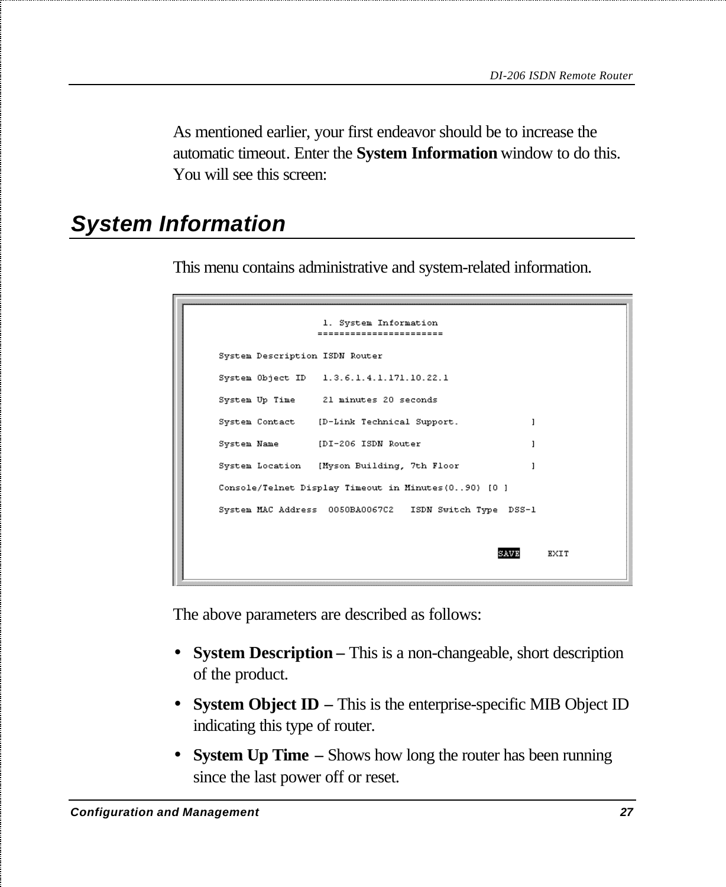As mentioned earlier, your first endeavor should be to increase the automatic timeout. Enter the **System Information** window to do this. You will see this screen:

## System Information

This menu contains administrative and system-related information.

```
                    1. System Information
                   ======================

System Description ISDN Router

System Object ID   1.3.6.1.4.1.171.10.22.1

System Up Time     21 minutes 20 seconds

System Contact    [D-Link Technical Support.            ]

System Name       [DI-206 ISDN Router                   ]

System Location   [Myson Building, 7th Floor            ]

Console/Telnet Display Timeout in Minutes(0..90) [0 ]

System MAC Address  0050BA0067C2   ISDN Switch Type  DSS-1


                                          SAVE     EXIT
```

The above parameters are described as follows:

- **System Description –** This is a non-changeable, short description of the product.
- **System Object ID –** This is the enterprise-specific MIB Object ID indicating this type of router.
- **System Up Time –** Shows how long the router has been running since the last power off or reset.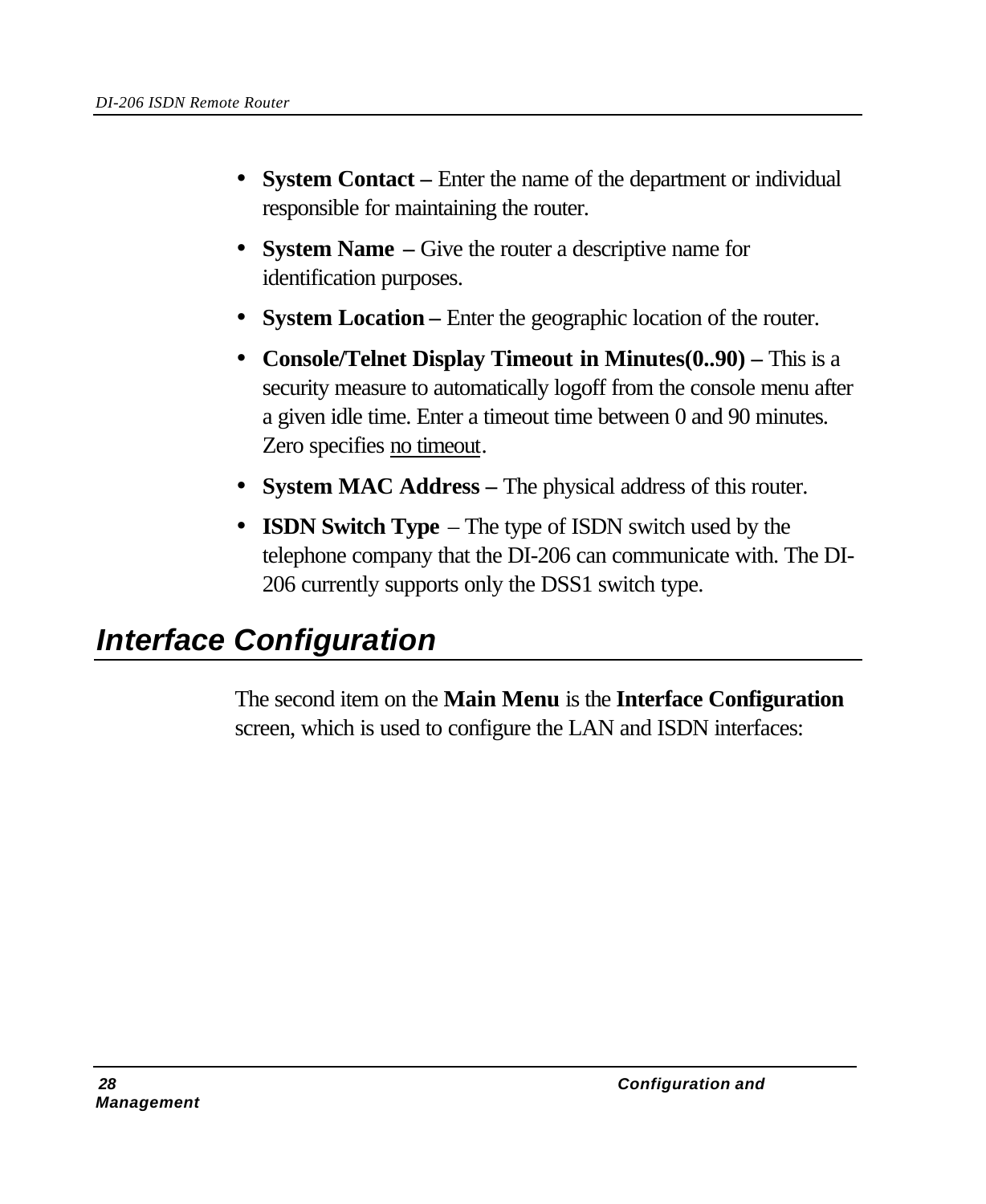- **System Contact –** Enter the name of the department or individual responsible for maintaining the router.
- **System Name –** Give the router a descriptive name for identification purposes.
- **System Location –** Enter the geographic location of the router.
- **Console/Telnet Display Timeout in Minutes(0..90) –** This is a security measure to automatically logoff from the console menu after a given idle time. Enter a timeout time between 0 and 90 minutes. Zero specifies no timeout.
- **System MAC Address –** The physical address of this router.
- **ISDN Switch Type –** The type of ISDN switch used by the telephone company that the DI-206 can communicate with. The DI-206 currently supports only the DSS1 switch type.

## *Interface Configuration*

The second item on the **Main Menu** is the **Interface Configuration** screen, which is used to configure the LAN and ISDN interfaces: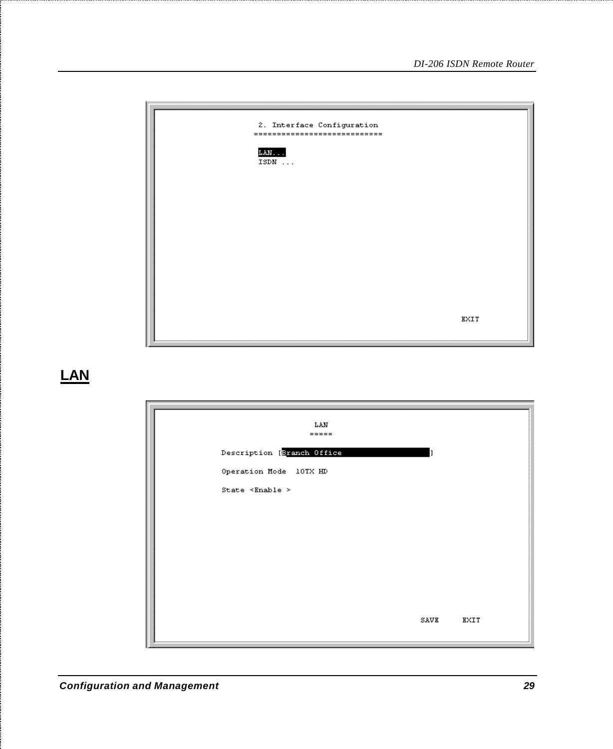```
2. Interface Configuration
===========================

LAN...
ISDN ...

                                        EXIT
```

## LAN

```
                    LAN
                    =====

Description [Branch Office                    ]

Operation Mode  10TX HD

State <Enable >

                              SAVE     EXIT
```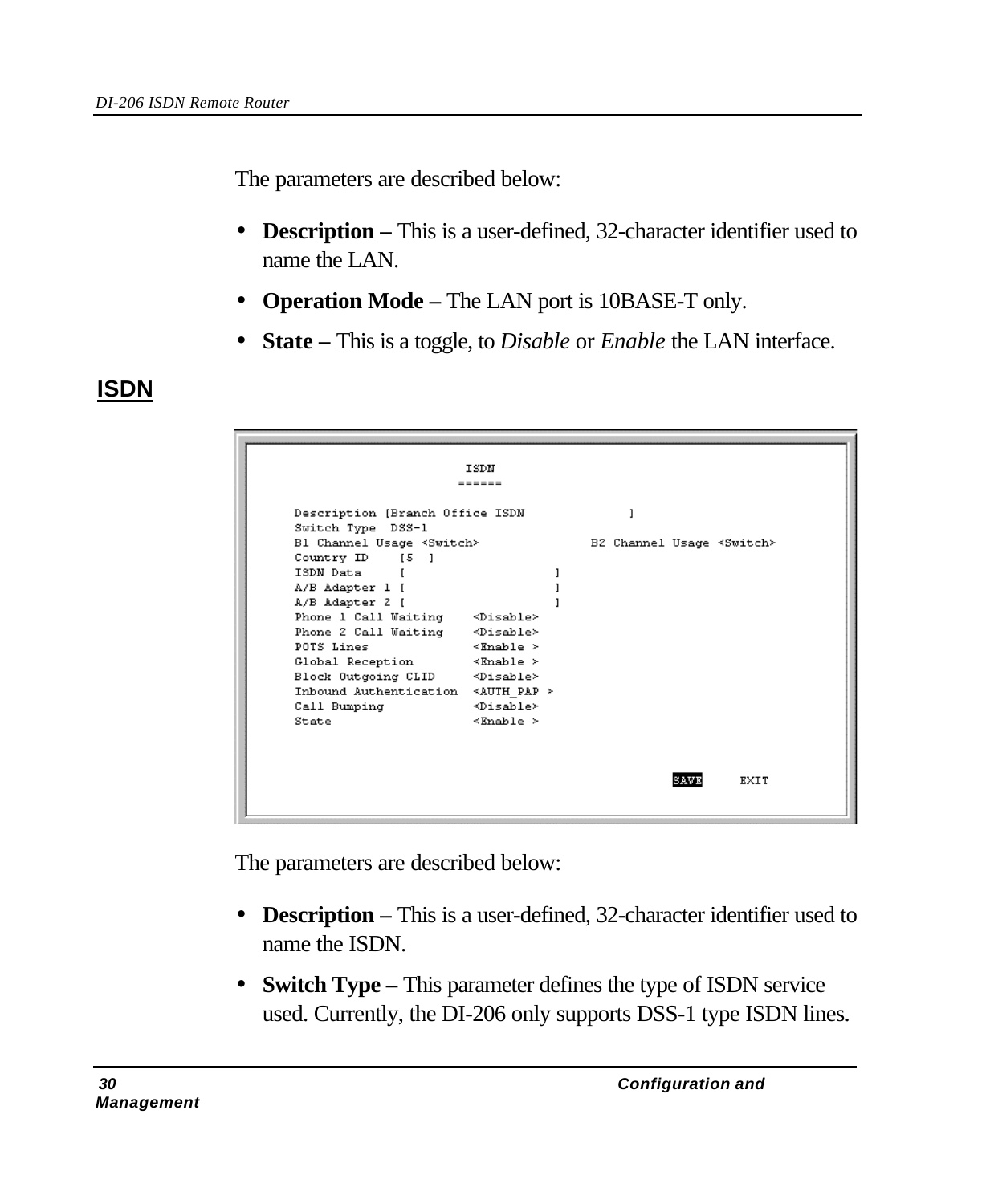The parameters are described below:

- **Description –** This is a user-defined, 32-character identifier used to name the LAN.
- **Operation Mode –** The LAN port is 10BASE-T only.
- **State –** This is a toggle, to *Disable* or *Enable* the LAN interface.

## ISDN

```
                         ISDN
                        ======

Description [Branch Office ISDN              ]
Switch Type  DSS-1
B1 Channel Usage <Switch>               B2 Channel Usage <Switch>
Country ID    [5  ]
ISDN Data     [                      ]
A/B Adapter 1 [                      ]
A/B Adapter 2 [                      ]
Phone 1 Call Waiting    <Disable>
Phone 2 Call Waiting    <Disable>
POTS Lines              <Enable >
Global Reception        <Enable >
Block Outgoing CLID     <Disable>
Inbound Authentication  <AUTH_PAP >
Call Bumping            <Disable>
State                   <Enable >

                                                       SAVE     EXIT
```

The parameters are described below:

- **Description –** This is a user-defined, 32-character identifier used to name the ISDN.
- **Switch Type –** This parameter defines the type of ISDN service used. Currently, the DI-206 only supports DSS-1 type ISDN lines.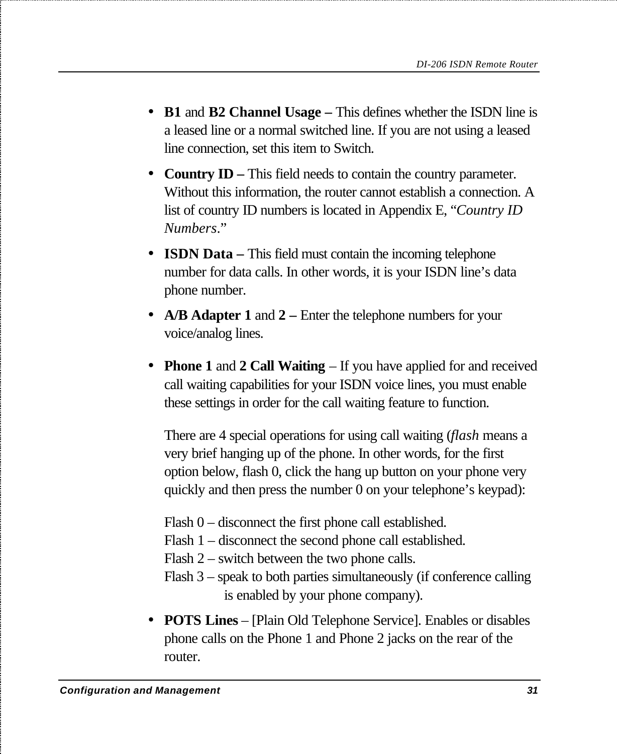- **B1** and **B2 Channel Usage –** This defines whether the ISDN line is a leased line or a normal switched line. If you are not using a leased line connection, set this item to Switch.
- **Country ID –** This field needs to contain the country parameter. Without this information, the router cannot establish a connection. A list of country ID numbers is located in Appendix E, "*Country ID Numbers*."
- **ISDN Data –** This field must contain the incoming telephone number for data calls. In other words, it is your ISDN line's data phone number.
- **A/B Adapter 1** and **2 –** Enter the telephone numbers for your voice/analog lines.
- **Phone 1** and **2 Call Waiting** – If you have applied for and received call waiting capabilities for your ISDN voice lines, you must enable these settings in order for the call waiting feature to function.

  There are 4 special operations for using call waiting (*flash* means a very brief hanging up of the phone. In other words, for the first option below, flash 0, click the hang up button on your phone very quickly and then press the number 0 on your telephone's keypad):

  Flash 0 – disconnect the first phone call established.
  Flash 1 – disconnect the second phone call established.
  Flash 2 – switch between the two phone calls.
  Flash 3 – speak to both parties simultaneously (if conference calling is enabled by your phone company).

- **POTS Lines** – [Plain Old Telephone Service]. Enables or disables phone calls on the Phone 1 and Phone 2 jacks on the rear of the router.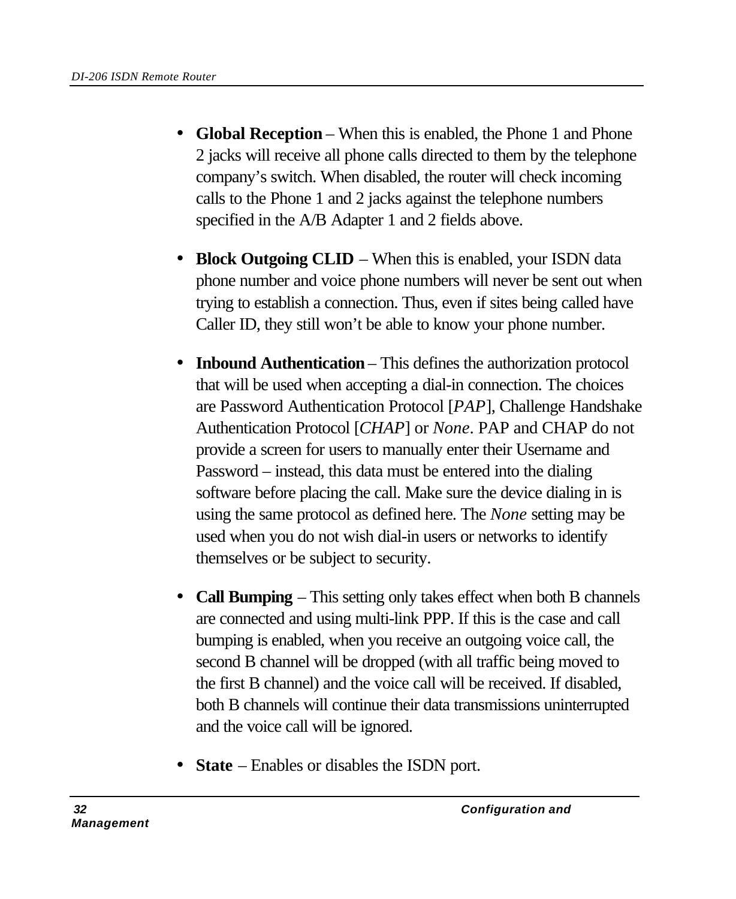- **Global Reception** – When this is enabled, the Phone 1 and Phone 2 jacks will receive all phone calls directed to them by the telephone company's switch. When disabled, the router will check incoming calls to the Phone 1 and 2 jacks against the telephone numbers specified in the A/B Adapter 1 and 2 fields above.

- **Block Outgoing CLID** – When this is enabled, your ISDN data phone number and voice phone numbers will never be sent out when trying to establish a connection. Thus, even if sites being called have Caller ID, they still won't be able to know your phone number.

- **Inbound Authentication** – This defines the authorization protocol that will be used when accepting a dial-in connection. The choices are Password Authentication Protocol [*PAP*], Challenge Handshake Authentication Protocol [*CHAP*] or *None*. PAP and CHAP do not provide a screen for users to manually enter their Username and Password – instead, this data must be entered into the dialing software before placing the call. Make sure the device dialing in is using the same protocol as defined here. The *None* setting may be used when you do not wish dial-in users or networks to identify themselves or be subject to security.

- **Call Bumping** – This setting only takes effect when both B channels are connected and using multi-link PPP. If this is the case and call bumping is enabled, when you receive an outgoing voice call, the second B channel will be dropped (with all traffic being moved to the first B channel) and the voice call will be received. If disabled, both B channels will continue their data transmissions uninterrupted and the voice call will be ignored.

- **State** – Enables or disables the ISDN port.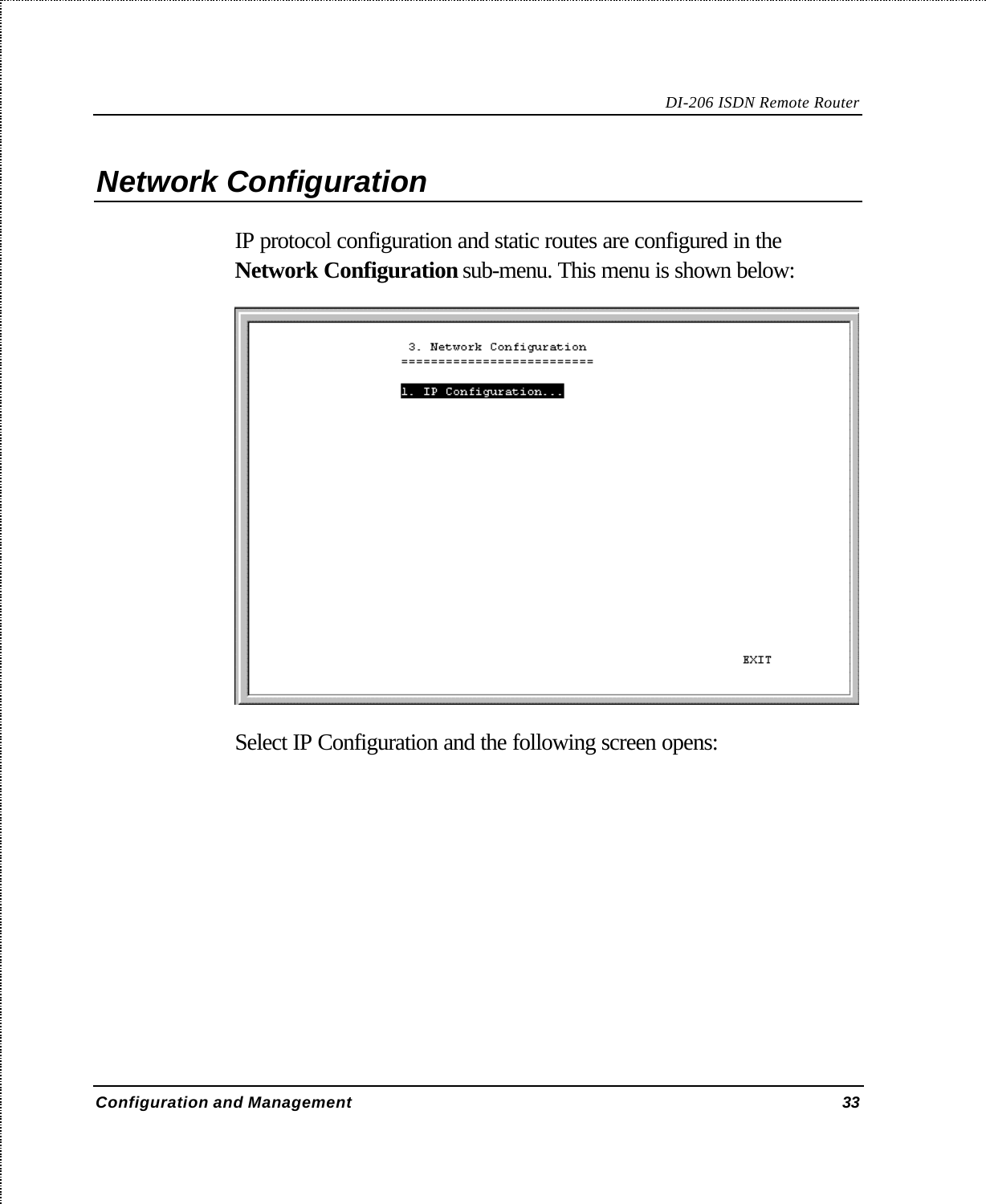## Network Configuration

IP protocol configuration and static routes are configured in the **Network Configuration** sub-menu. This menu is shown below:

```
3. Network Configuration
=========================

1. IP Configuration...

                                                   EXIT
```

Select IP Configuration and the following screen opens: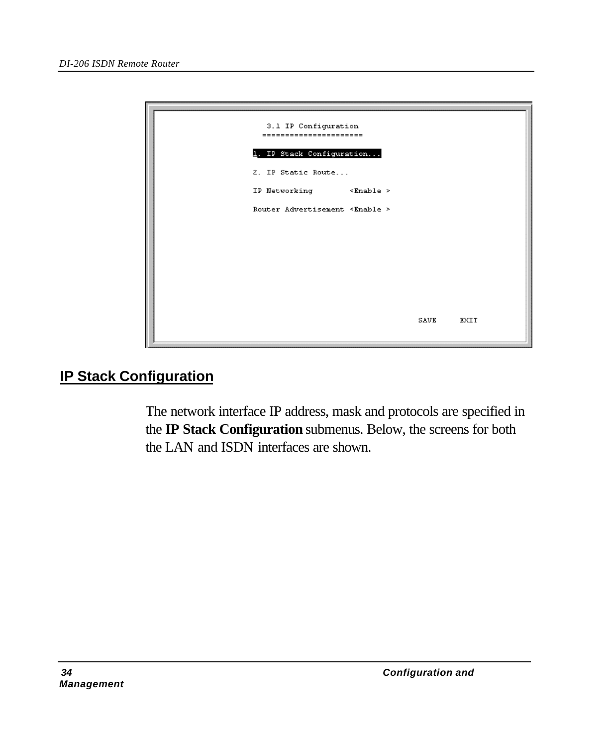```
3.1 IP Configuration
======================

1. IP Stack Configuration...

2. IP Static Route...

IP Networking          <Enable >

Router Advertisement <Enable >



                                        SAVE     EXIT
```

## IP Stack Configuration

The network interface IP address, mask and protocols are specified in the **IP Stack Configuration** submenus. Below, the screens for both the LAN and ISDN interfaces are shown.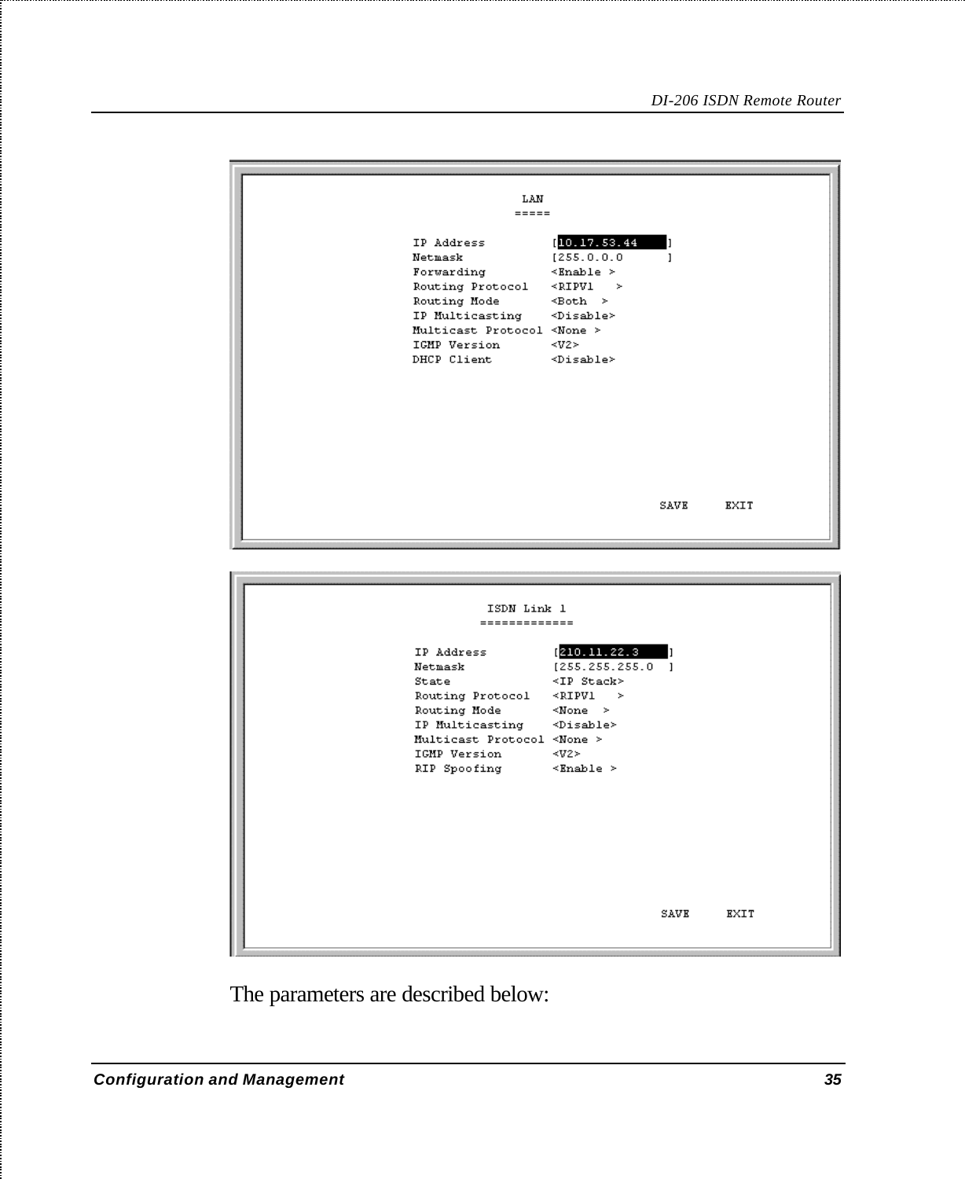```
                    LAN
                   =====

IP Address         [10.17.53.44     ]
Netmask            [255.0.0.0       ]
Forwarding         <Enable >
Routing Protocol   <RIPV1   >
Routing Mode       <Both  >
IP Multicasting    <Disable>
Multicast Protocol <None >
IGMP Version       <V2>
DHCP Client        <Disable>

                                  SAVE     EXIT
```

```
                 ISDN Link 1
                =============

IP Address         [210.11.22.3     ]
Netmask            [255.255.255.0   ]
State              <IP Stack>
Routing Protocol   <RIPV1   >
Routing Mode       <None  >
IP Multicasting    <Disable>
Multicast Protocol <None >
IGMP Version       <V2>
RIP Spoofing       <Enable >

                                  SAVE     EXIT
```

The parameters are described below: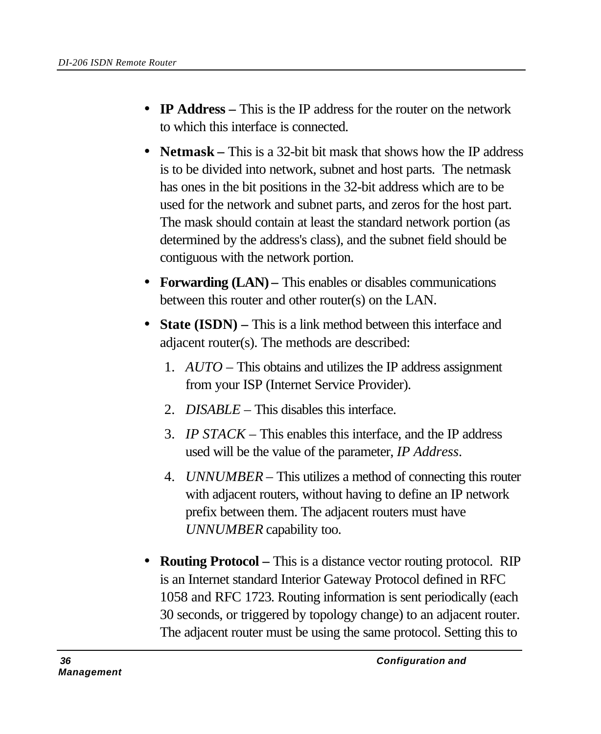- **IP Address –** This is the IP address for the router on the network to which this interface is connected.
- **Netmask –** This is a 32-bit bit mask that shows how the IP address is to be divided into network, subnet and host parts. The netmask has ones in the bit positions in the 32-bit address which are to be used for the network and subnet parts, and zeros for the host part. The mask should contain at least the standard network portion (as determined by the address's class), and the subnet field should be contiguous with the network portion.
- **Forwarding (LAN) –** This enables or disables communications between this router and other router(s) on the LAN.
- **State (ISDN) –** This is a link method between this interface and adjacent router(s). The methods are described:
  1. *AUTO* – This obtains and utilizes the IP address assignment from your ISP (Internet Service Provider).
  2. *DISABLE* – This disables this interface.
  3. *IP STACK* – This enables this interface, and the IP address used will be the value of the parameter, *IP Address*.
  4. *UNNUMBER* – This utilizes a method of connecting this router with adjacent routers, without having to define an IP network prefix between them. The adjacent routers must have *UNNUMBER* capability too.
- **Routing Protocol –** This is a distance vector routing protocol. RIP is an Internet standard Interior Gateway Protocol defined in RFC 1058 and RFC 1723. Routing information is sent periodically (each 30 seconds, or triggered by topology change) to an adjacent router. The adjacent router must be using the same protocol. Setting this to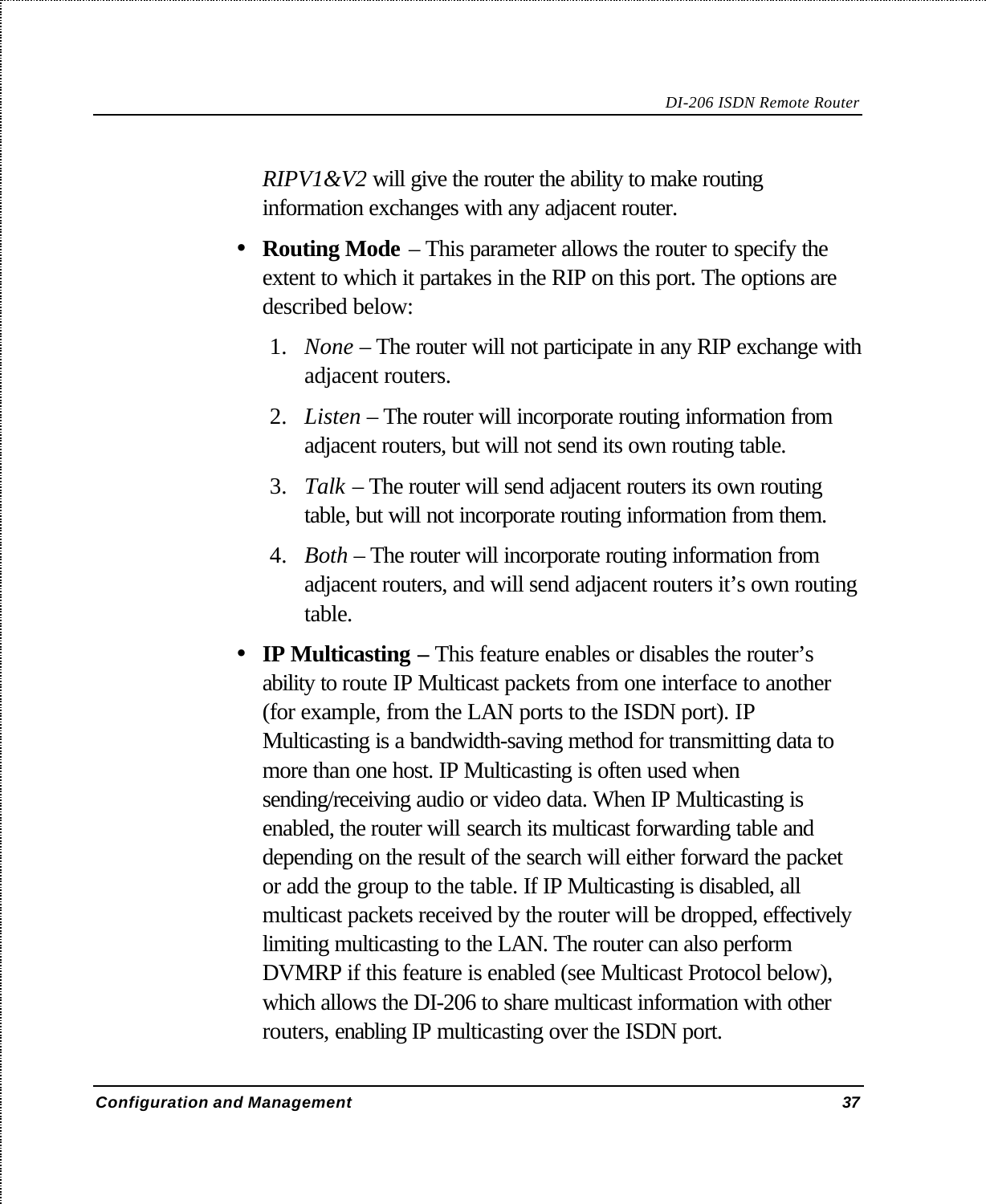*RIPV1&V2* will give the router the ability to make routing information exchanges with any adjacent router.

- **Routing Mode** – This parameter allows the router to specify the extent to which it partakes in the RIP on this port. The options are described below:
  1. *None* – The router will not participate in any RIP exchange with adjacent routers.
  2. *Listen* – The router will incorporate routing information from adjacent routers, but will not send its own routing table.
  3. *Talk* – The router will send adjacent routers its own routing table, but will not incorporate routing information from them.
  4. *Both* – The router will incorporate routing information from adjacent routers, and will send adjacent routers it's own routing table.
- **IP Multicasting –** This feature enables or disables the router's ability to route IP Multicast packets from one interface to another (for example, from the LAN ports to the ISDN port). IP Multicasting is a bandwidth-saving method for transmitting data to more than one host. IP Multicasting is often used when sending/receiving audio or video data. When IP Multicasting is enabled, the router will search its multicast forwarding table and depending on the result of the search will either forward the packet or add the group to the table. If IP Multicasting is disabled, all multicast packets received by the router will be dropped, effectively limiting multicasting to the LAN. The router can also perform DVMRP if this feature is enabled (see Multicast Protocol below), which allows the DI-206 to share multicast information with other routers, enabling IP multicasting over the ISDN port.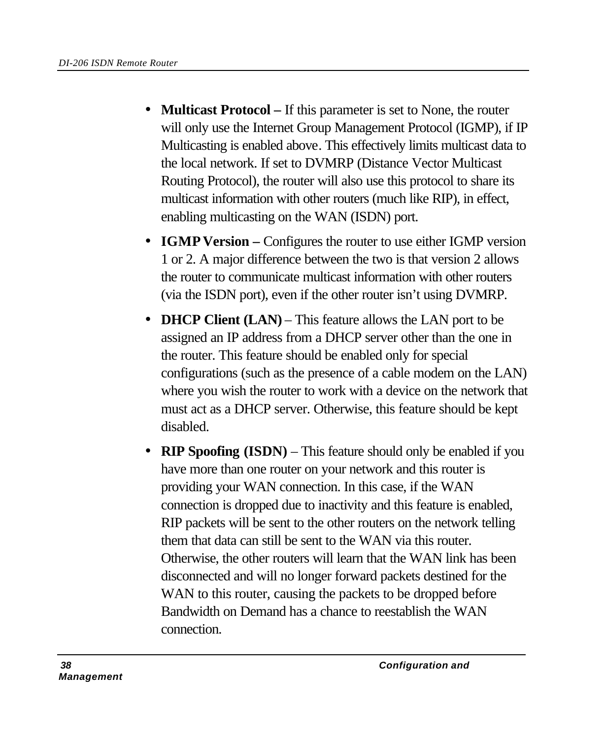- **Multicast Protocol –** If this parameter is set to None, the router will only use the Internet Group Management Protocol (IGMP), if IP Multicasting is enabled above. This effectively limits multicast data to the local network. If set to DVMRP (Distance Vector Multicast Routing Protocol), the router will also use this protocol to share its multicast information with other routers (much like RIP), in effect, enabling multicasting on the WAN (ISDN) port.
- **IGMP Version –** Configures the router to use either IGMP version 1 or 2. A major difference between the two is that version 2 allows the router to communicate multicast information with other routers (via the ISDN port), even if the other router isn't using DVMRP.
- **DHCP Client (LAN)** – This feature allows the LAN port to be assigned an IP address from a DHCP server other than the one in the router. This feature should be enabled only for special configurations (such as the presence of a cable modem on the LAN) where you wish the router to work with a device on the network that must act as a DHCP server. Otherwise, this feature should be kept disabled.
- **RIP Spoofing (ISDN)** – This feature should only be enabled if you have more than one router on your network and this router is providing your WAN connection. In this case, if the WAN connection is dropped due to inactivity and this feature is enabled, RIP packets will be sent to the other routers on the network telling them that data can still be sent to the WAN via this router. Otherwise, the other routers will learn that the WAN link has been disconnected and will no longer forward packets destined for the WAN to this router, causing the packets to be dropped before Bandwidth on Demand has a chance to reestablish the WAN connection.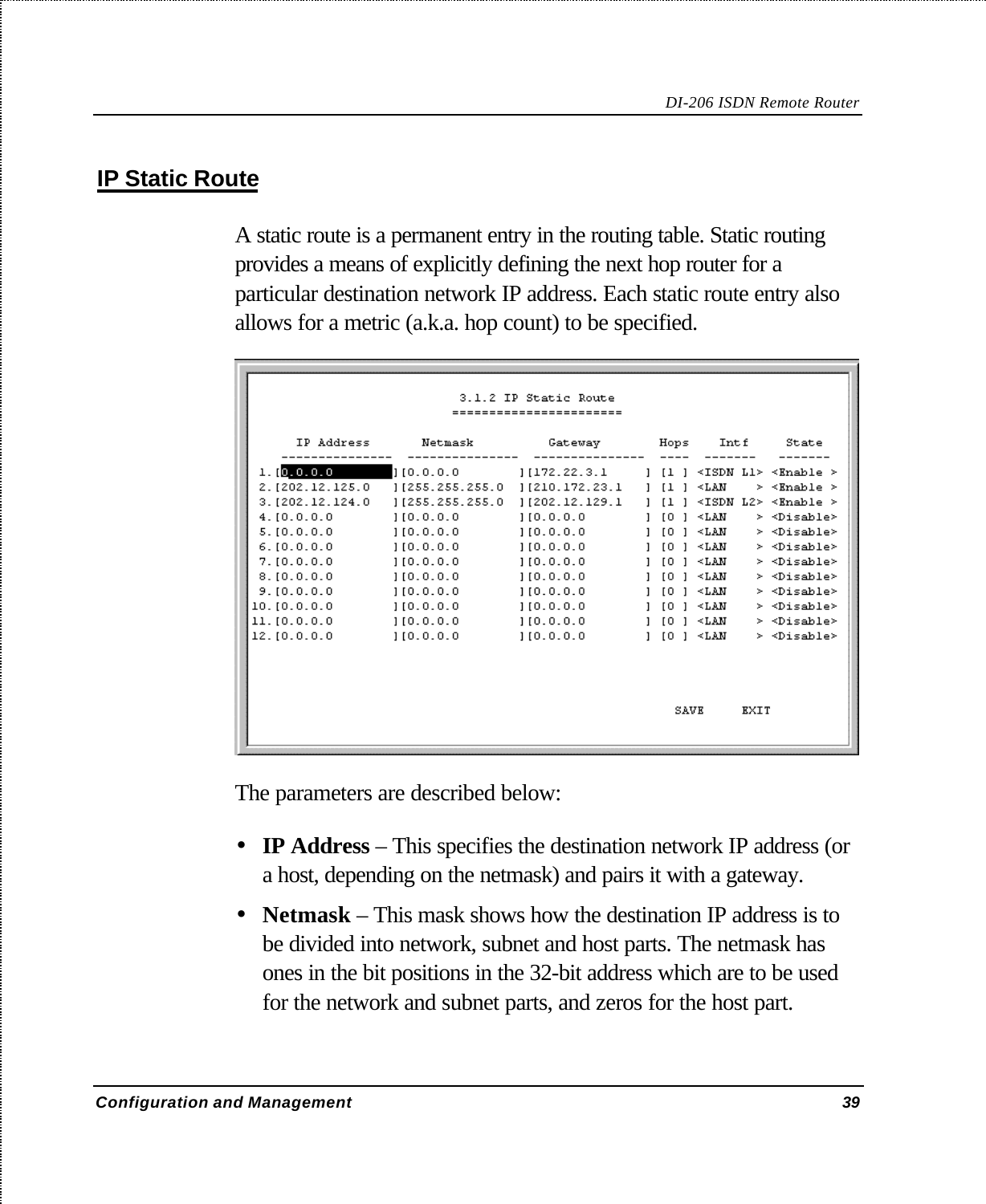## IP Static Route

A static route is a permanent entry in the routing table. Static routing provides a means of explicitly defining the next hop router for a particular destination network IP address. Each static route entry also allows for a metric (a.k.a. hop count) to be specified.

```
                        3.1.2 IP Static Route
                        =====================

     IP Address       Netmask          Gateway        Hops    Intf      State
   ---------------  ---------------  ---------------  ----  -------   -------
 1.[0.0.0.0        ][0.0.0.0        ][172.22.3.1     ] [1 ] <ISDN L1> <Enable >
 2.[202.12.125.0   ][255.255.255.0  ][210.172.23.1   ] [1 ] <LAN    > <Enable >
 3.[202.12.124.0   ][255.255.255.0  ][202.12.129.1   ] [1 ] <ISDN L2> <Enable >
 4.[0.0.0.0        ][0.0.0.0        ][0.0.0.0        ] [0 ] <LAN    > <Disable>
 5.[0.0.0.0        ][0.0.0.0        ][0.0.0.0        ] [0 ] <LAN    > <Disable>
 6.[0.0.0.0        ][0.0.0.0        ][0.0.0.0        ] [0 ] <LAN    > <Disable>
 7.[0.0.0.0        ][0.0.0.0        ][0.0.0.0        ] [0 ] <LAN    > <Disable>
 8.[0.0.0.0        ][0.0.0.0        ][0.0.0.0        ] [0 ] <LAN    > <Disable>
 9.[0.0.0.0        ][0.0.0.0        ][0.0.0.0        ] [0 ] <LAN    > <Disable>
10.[0.0.0.0        ][0.0.0.0        ][0.0.0.0        ] [0 ] <LAN    > <Disable>
11.[0.0.0.0        ][0.0.0.0        ][0.0.0.0        ] [0 ] <LAN    > <Disable>
12.[0.0.0.0        ][0.0.0.0        ][0.0.0.0        ] [0 ] <LAN    > <Disable>

                                                          SAVE     EXIT
```

The parameters are described below:

- **IP Address** – This specifies the destination network IP address (or a host, depending on the netmask) and pairs it with a gateway.
- **Netmask** – This mask shows how the destination IP address is to be divided into network, subnet and host parts. The netmask has ones in the bit positions in the 32-bit address which are to be used for the network and subnet parts, and zeros for the host part.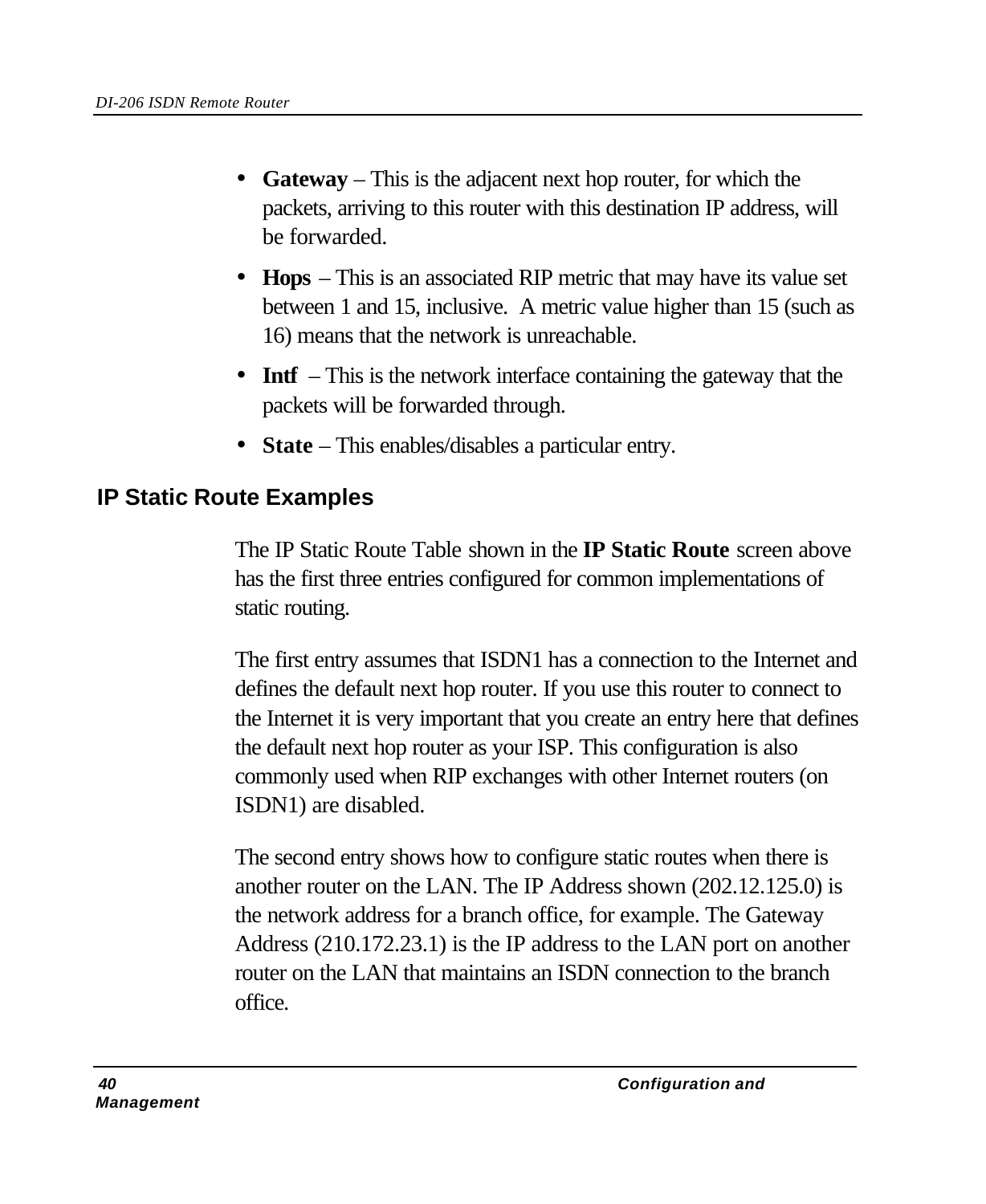- **Gateway** – This is the adjacent next hop router, for which the packets, arriving to this router with this destination IP address, will be forwarded.
- **Hops** – This is an associated RIP metric that may have its value set between 1 and 15, inclusive. A metric value higher than 15 (such as 16) means that the network is unreachable.
- **Intf** – This is the network interface containing the gateway that the packets will be forwarded through.
- **State** – This enables/disables a particular entry.

## IP Static Route Examples

The IP Static Route Table shown in the **IP Static Route** screen above has the first three entries configured for common implementations of static routing.

The first entry assumes that ISDN1 has a connection to the Internet and defines the default next hop router. If you use this router to connect to the Internet it is very important that you create an entry here that defines the default next hop router as your ISP. This configuration is also commonly used when RIP exchanges with other Internet routers (on ISDN1) are disabled.

The second entry shows how to configure static routes when there is another router on the LAN. The IP Address shown (202.12.125.0) is the network address for a branch office, for example. The Gateway Address (210.172.23.1) is the IP address to the LAN port on another router on the LAN that maintains an ISDN connection to the branch office.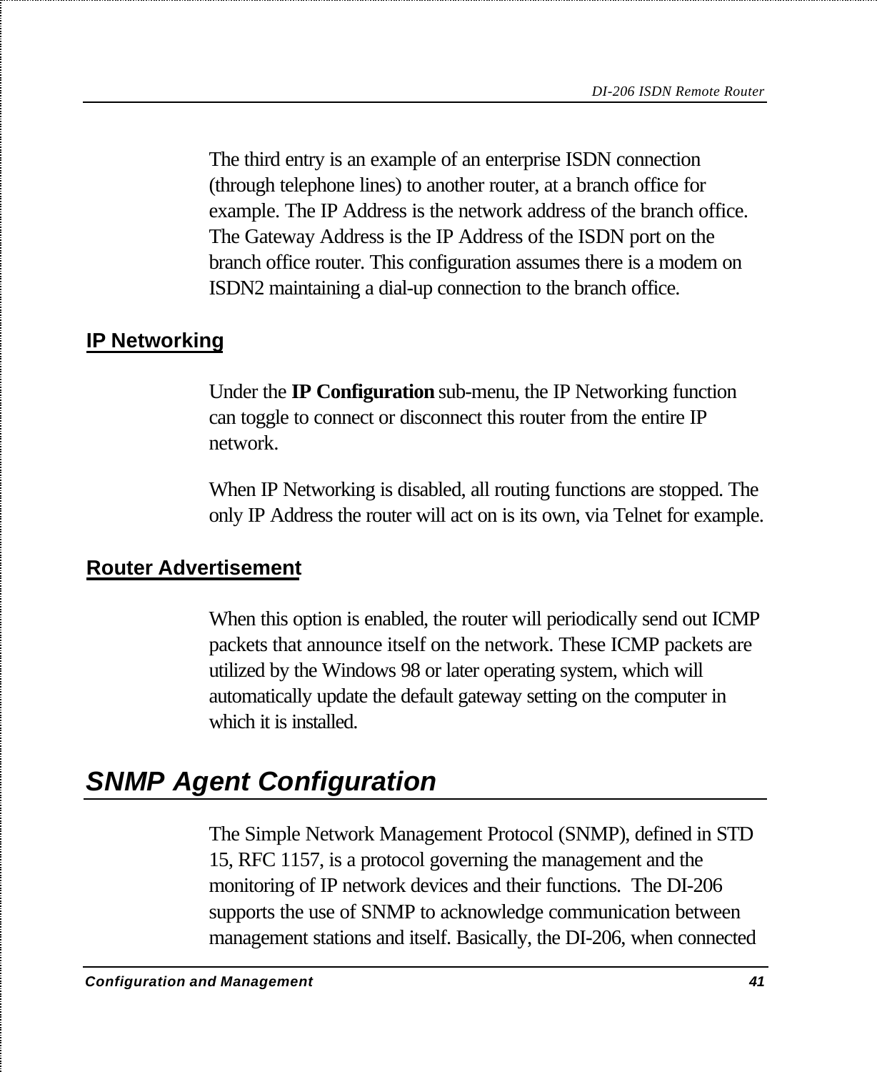The third entry is an example of an enterprise ISDN connection (through telephone lines) to another router, at a branch office for example. The IP Address is the network address of the branch office. The Gateway Address is the IP Address of the ISDN port on the branch office router. This configuration assumes there is a modem on ISDN2 maintaining a dial-up connection to the branch office.

### IP Networking

Under the **IP Configuration** sub-menu, the IP Networking function can toggle to connect or disconnect this router from the entire IP network.

When IP Networking is disabled, all routing functions are stopped. The only IP Address the router will act on is its own, via Telnet for example.

### Router Advertisement

When this option is enabled, the router will periodically send out ICMP packets that announce itself on the network. These ICMP packets are utilized by the Windows 98 or later operating system, which will automatically update the default gateway setting on the computer in which it is installed.

## *SNMP Agent Configuration*

The Simple Network Management Protocol (SNMP), defined in STD 15, RFC 1157, is a protocol governing the management and the monitoring of IP network devices and their functions.  The DI-206 supports the use of SNMP to acknowledge communication between management stations and itself. Basically, the DI-206, when connected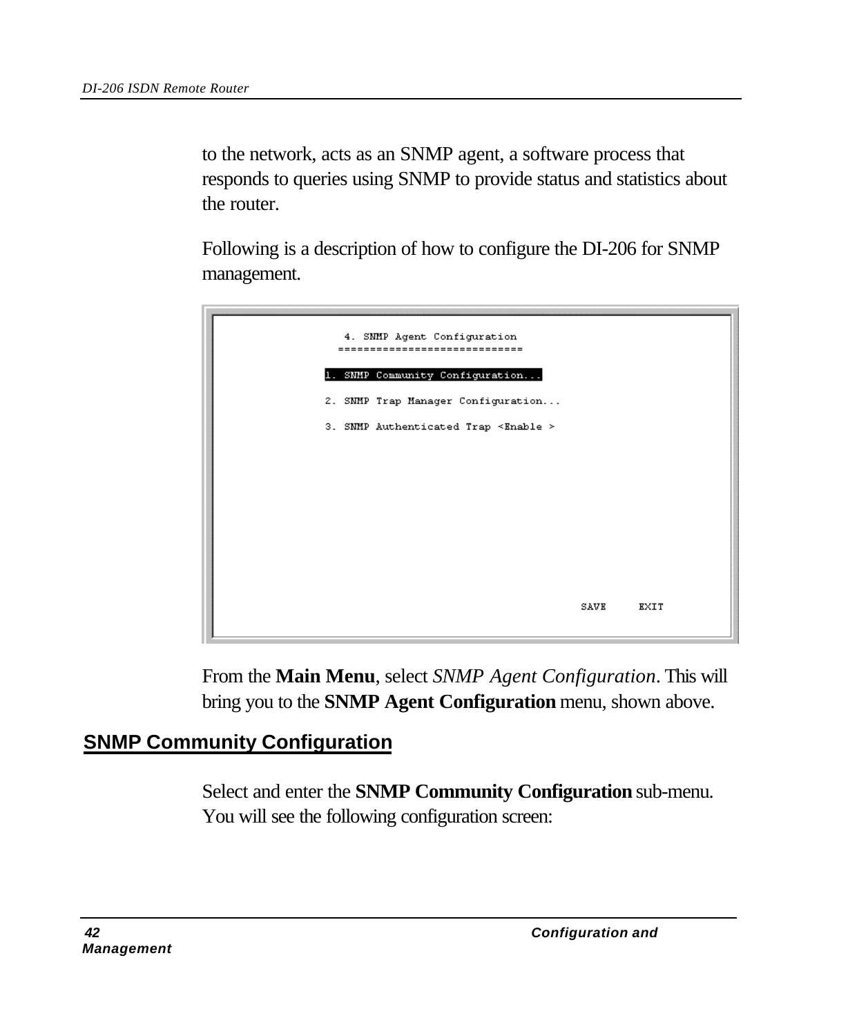to the network, acts as an SNMP agent, a software process that responds to queries using SNMP to provide status and statistics about the router.

Following is a description of how to configure the DI-206 for SNMP management.

```
4. SNMP Agent Configuration
============================

1. SNMP Community Configuration...

2. SNMP Trap Manager Configuration...

3. SNMP Authenticated Trap <Enable >

                                        SAVE     EXIT
```

From the **Main Menu**, select *SNMP Agent Configuration*. This will bring you to the **SNMP Agent Configuration** menu, shown above.

## SNMP Community Configuration

Select and enter the **SNMP Community Configuration** sub-menu. You will see the following configuration screen: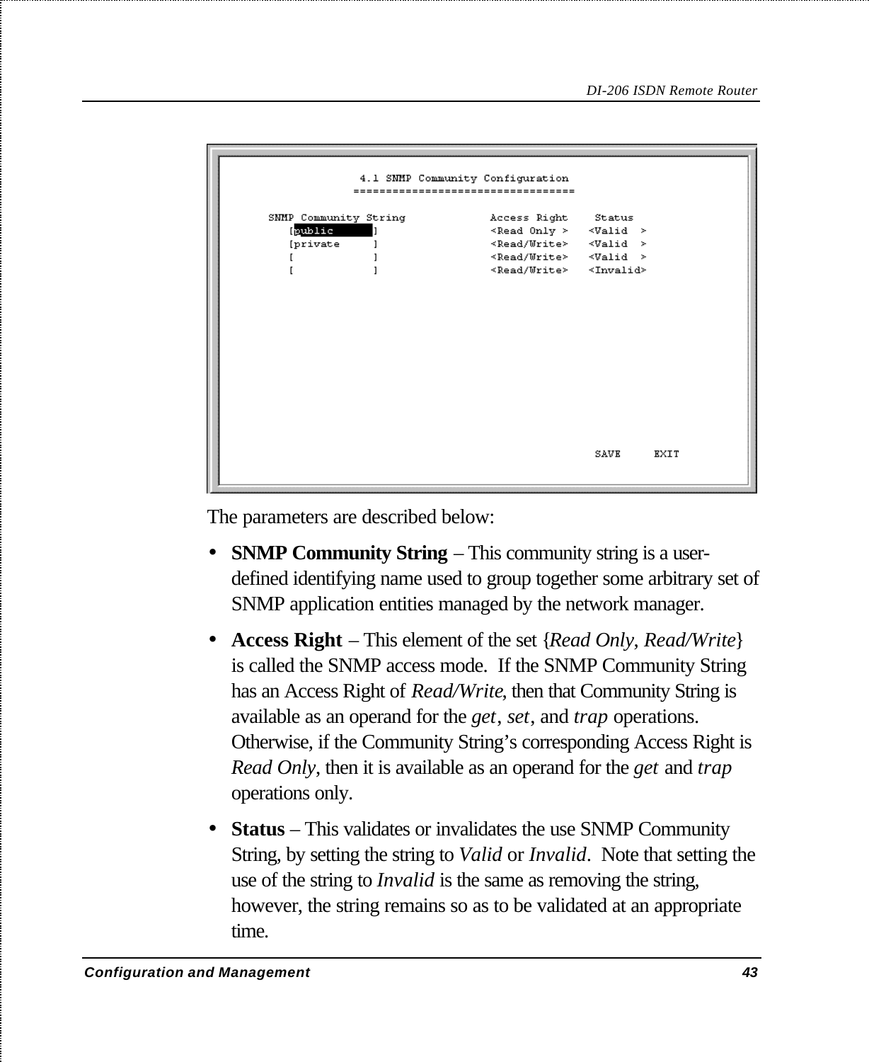```
                4.1 SNMP Community Configuration
               ==================================

    SNMP Community String             Access Right    Status
       [public        ]               <Read Only >   <Valid  >
       [private       ]               <Read/Write>   <Valid  >
       [              ]               <Read/Write>   <Valid  >
       [              ]               <Read/Write>   <Invalid>

                                                     SAVE     EXIT
```

The parameters are described below:

- **SNMP Community String** – This community string is a user-defined identifying name used to group together some arbitrary set of SNMP application entities managed by the network manager.
- **Access Right** – This element of the set {*Read Only*, *Read/Write*} is called the SNMP access mode. If the SNMP Community String has an Access Right of *Read/Write*, then that Community String is available as an operand for the *get*, *set*, and *trap* operations. Otherwise, if the Community String's corresponding Access Right is *Read Only*, then it is available as an operand for the *get* and *trap* operations only.
- **Status** – This validates or invalidates the use SNMP Community String, by setting the string to *Valid* or *Invalid*. Note that setting the use of the string to *Invalid* is the same as removing the string, however, the string remains so as to be validated at an appropriate time.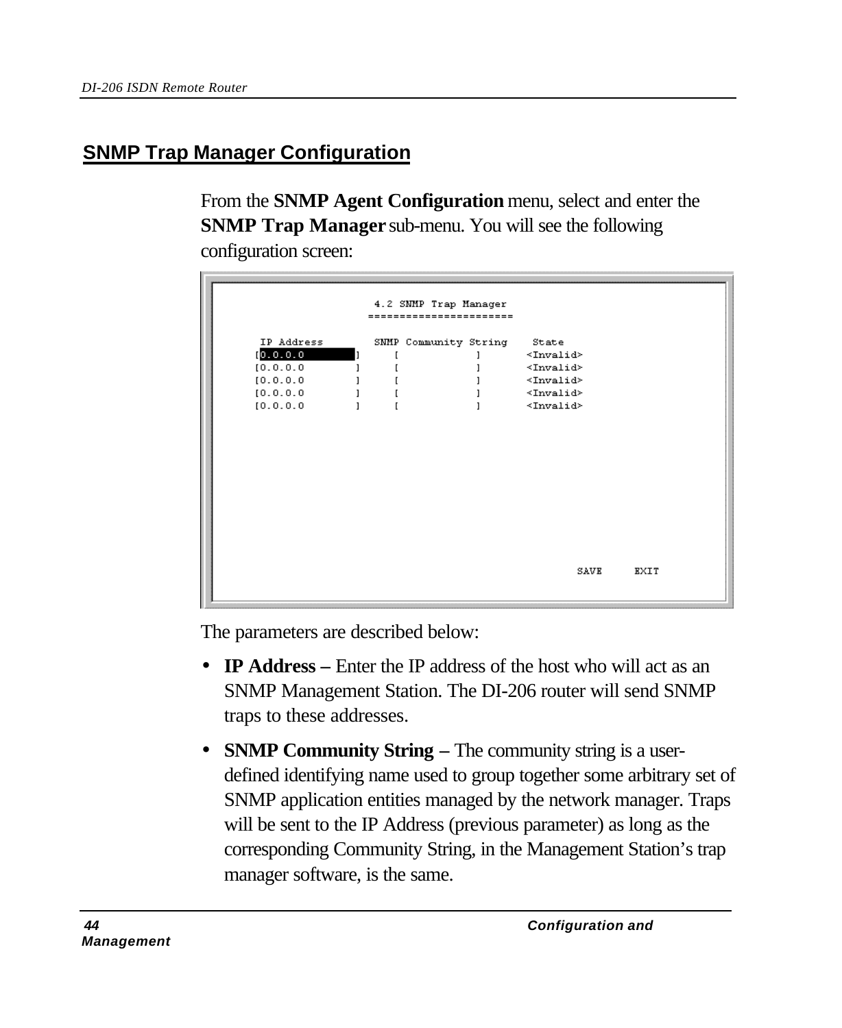## SNMP Trap Manager Configuration

From the **SNMP Agent Configuration** menu, select and enter the **SNMP Trap Manager** sub-menu. You will see the following configuration screen:

```
                    4.2 SNMP Trap Manager
                    =====================

 IP Address          SNMP Community String     State
[0.0.0.0          ]     [              ]       <Invalid>
[0.0.0.0          ]     [              ]       <Invalid>
[0.0.0.0          ]     [              ]       <Invalid>
[0.0.0.0          ]     [              ]       <Invalid>
[0.0.0.0          ]     [              ]       <Invalid>

                                                        SAVE     EXIT
```

The parameters are described below:

- **IP Address –** Enter the IP address of the host who will act as an SNMP Management Station. The DI-206 router will send SNMP traps to these addresses.
- **SNMP Community String –** The community string is a user-defined identifying name used to group together some arbitrary set of SNMP application entities managed by the network manager. Traps will be sent to the IP Address (previous parameter) as long as the corresponding Community String, in the Management Station's trap manager software, is the same.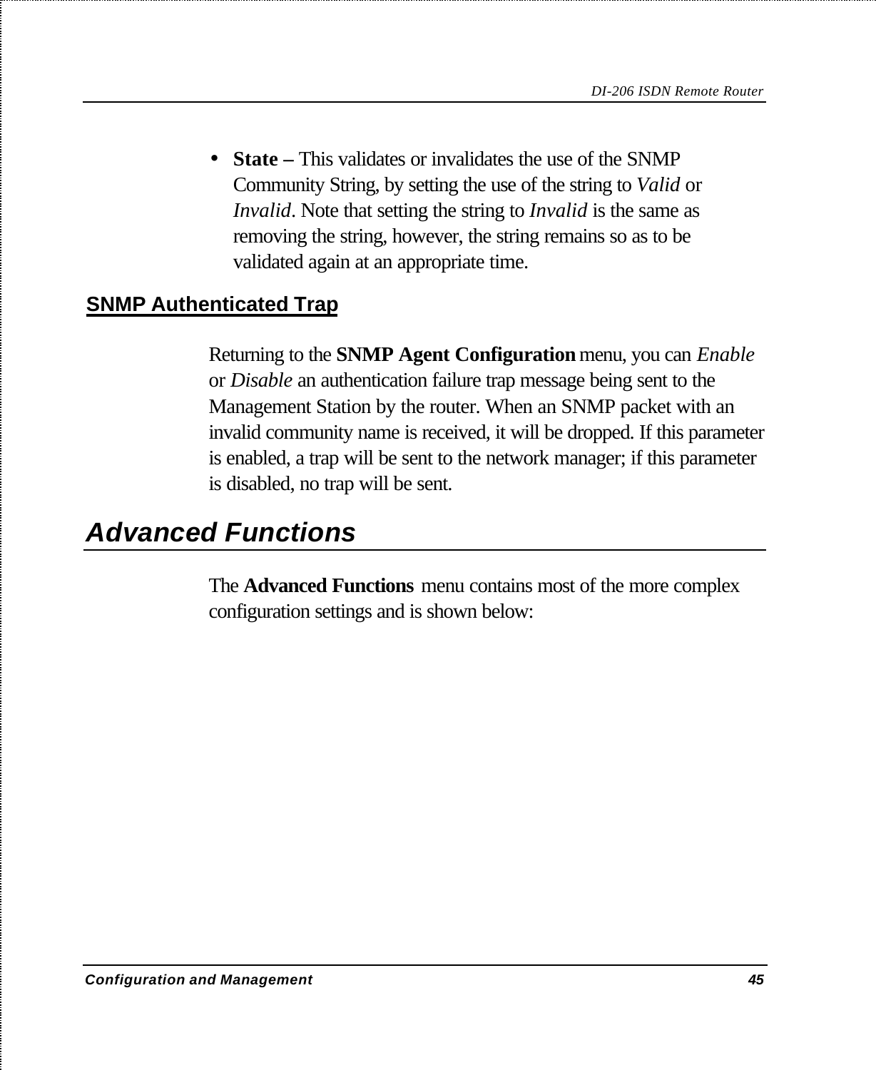- **State –** This validates or invalidates the use of the SNMP Community String, by setting the use of the string to *Valid* or *Invalid*. Note that setting the string to *Invalid* is the same as removing the string, however, the string remains so as to be validated again at an appropriate time.

### SNMP Authenticated Trap

Returning to the **SNMP Agent Configuration** menu, you can *Enable* or *Disable* an authentication failure trap message being sent to the Management Station by the router. When an SNMP packet with an invalid community name is received, it will be dropped. If this parameter is enabled, a trap will be sent to the network manager; if this parameter is disabled, no trap will be sent.

## *Advanced Functions*

The **Advanced Functions** menu contains most of the more complex configuration settings and is shown below: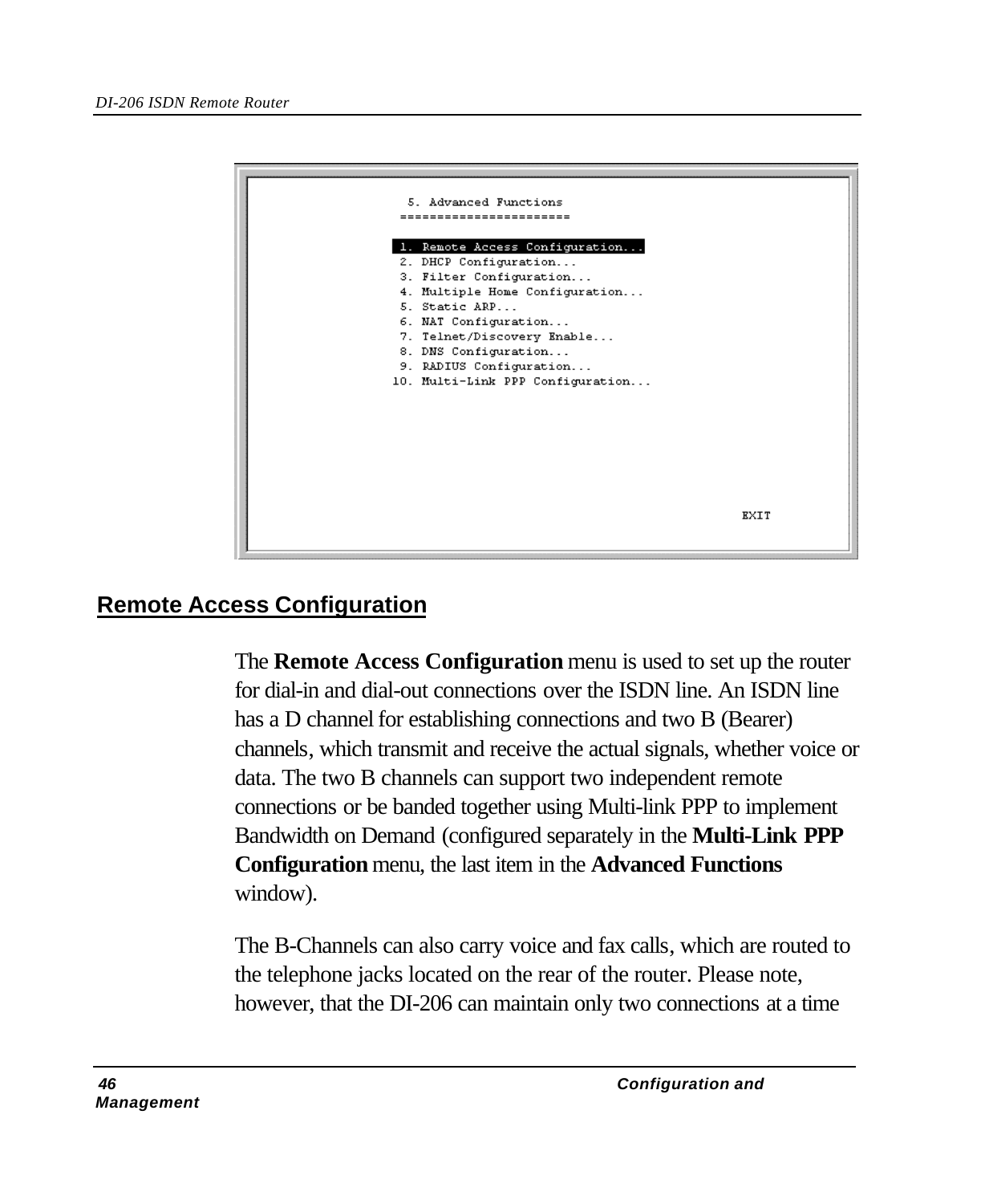```
 5. Advanced Functions
======================

 1. Remote Access Configuration...
 2. DHCP Configuration...
 3. Filter Configuration...
 4. Multiple Home Configuration...
 5. Static ARP...
 6. NAT Configuration...
 7. Telnet/Discovery Enable...
 8. DNS Configuration...
 9. RADIUS Configuration...
10. Multi-Link PPP Configuration...

                                                EXIT
```

## Remote Access Configuration

The **Remote Access Configuration** menu is used to set up the router for dial-in and dial-out connections over the ISDN line. An ISDN line has a D channel for establishing connections and two B (Bearer) channels, which transmit and receive the actual signals, whether voice or data. The two B channels can support two independent remote connections or be banded together using Multi-link PPP to implement Bandwidth on Demand (configured separately in the **Multi-Link PPP Configuration** menu, the last item in the **Advanced Functions** window).

The B-Channels can also carry voice and fax calls, which are routed to the telephone jacks located on the rear of the router. Please note, however, that the DI-206 can maintain only two connections at a time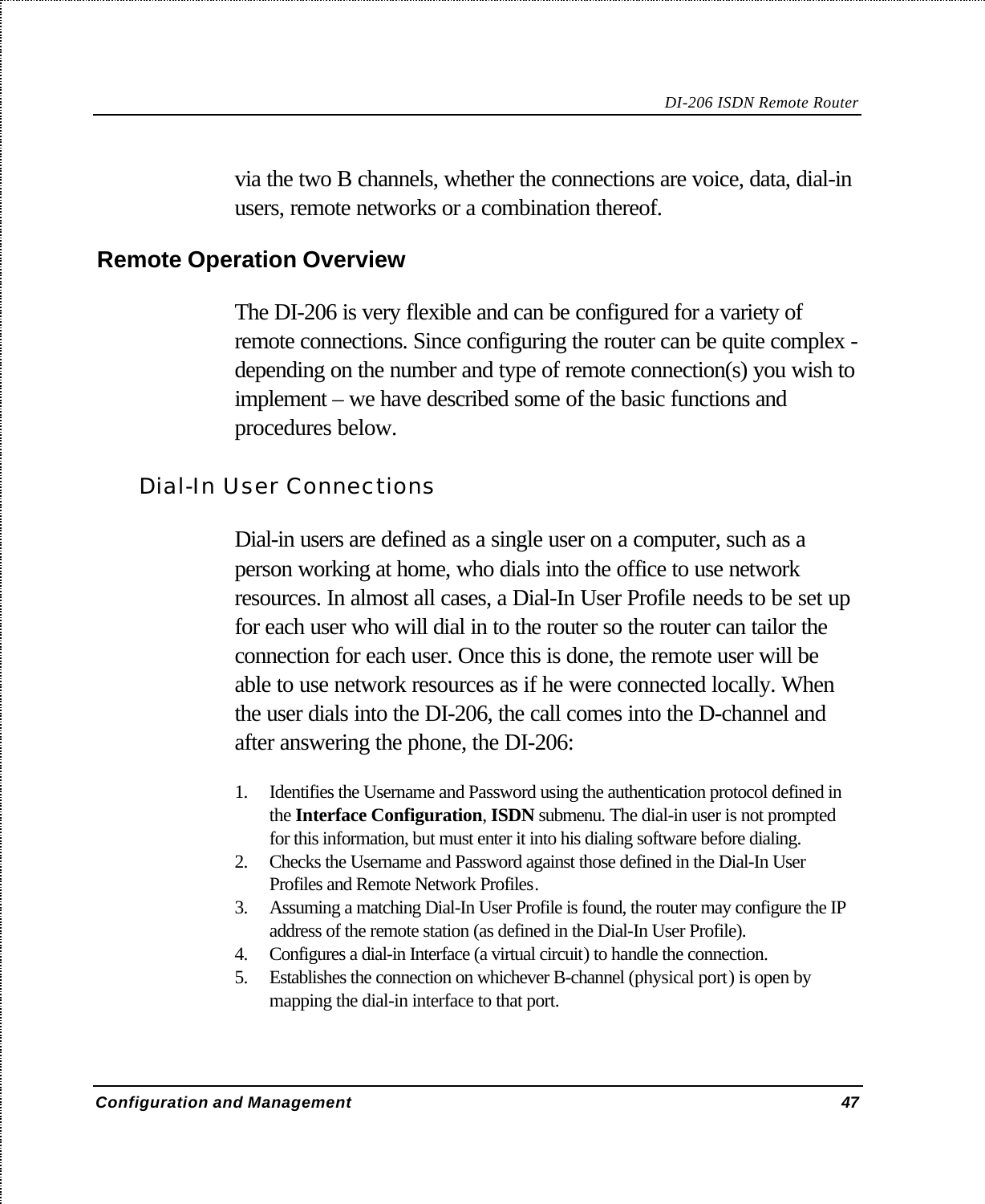via the two B channels, whether the connections are voice, data, dial-in users, remote networks or a combination thereof.

## Remote Operation Overview

The DI-206 is very flexible and can be configured for a variety of remote connections. Since configuring the router can be quite complex - depending on the number and type of remote connection(s) you wish to implement – we have described some of the basic functions and procedures below.

### Dial-In User Connections

Dial-in users are defined as a single user on a computer, such as a person working at home, who dials into the office to use network resources. In almost all cases, a Dial-In User Profile needs to be set up for each user who will dial in to the router so the router can tailor the connection for each user. Once this is done, the remote user will be able to use network resources as if he were connected locally. When the user dials into the DI-206, the call comes into the D-channel and after answering the phone, the DI-206:

1. Identifies the Username and Password using the authentication protocol defined in the **Interface Configuration**, **ISDN** submenu. The dial-in user is not prompted for this information, but must enter it into his dialing software before dialing.
2. Checks the Username and Password against those defined in the Dial-In User Profiles and Remote Network Profiles.
3. Assuming a matching Dial-In User Profile is found, the router may configure the IP address of the remote station (as defined in the Dial-In User Profile).
4. Configures a dial-in Interface (a virtual circuit) to handle the connection.
5. Establishes the connection on whichever B-channel (physical port) is open by mapping the dial-in interface to that port.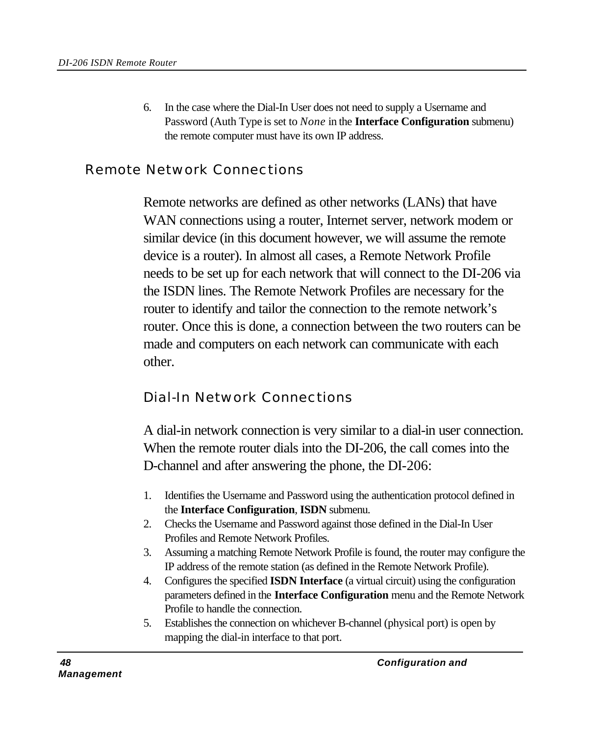6. In the case where the Dial-In User does not need to supply a Username and Password (Auth Type is set to *None* in the **Interface Configuration** submenu) the remote computer must have its own IP address.

## Remote Network Connections

Remote networks are defined as other networks (LANs) that have WAN connections using a router, Internet server, network modem or similar device (in this document however, we will assume the remote device is a router). In almost all cases, a Remote Network Profile needs to be set up for each network that will connect to the DI-206 via the ISDN lines. The Remote Network Profiles are necessary for the router to identify and tailor the connection to the remote network's router. Once this is done, a connection between the two routers can be made and computers on each network can communicate with each other.

### Dial-In Network Connections

A dial-in network connection is very similar to a dial-in user connection. When the remote router dials into the DI-206, the call comes into the D-channel and after answering the phone, the DI-206:

1. Identifies the Username and Password using the authentication protocol defined in the **Interface Configuration**, **ISDN** submenu.
2. Checks the Username and Password against those defined in the Dial-In User Profiles and Remote Network Profiles.
3. Assuming a matching Remote Network Profile is found, the router may configure the IP address of the remote station (as defined in the Remote Network Profile).
4. Configures the specified **ISDN Interface** (a virtual circuit) using the configuration parameters defined in the **Interface Configuration** menu and the Remote Network Profile to handle the connection.
5. Establishes the connection on whichever B-channel (physical port) is open by mapping the dial-in interface to that port.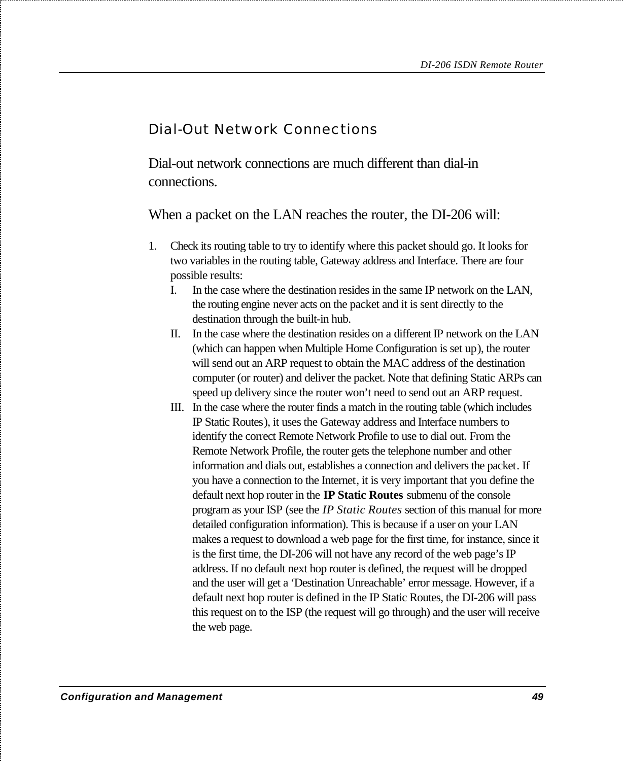## Dial-Out Network Connections

Dial-out network connections are much different than dial-in connections.

When a packet on the LAN reaches the router, the DI-206 will:

1. Check its routing table to try to identify where this packet should go. It looks for two variables in the routing table, Gateway address and Interface. There are four possible results:
   I. In the case where the destination resides in the same IP network on the LAN, the routing engine never acts on the packet and it is sent directly to the destination through the built-in hub.
   II. In the case where the destination resides on a different IP network on the LAN (which can happen when Multiple Home Configuration is set up), the router will send out an ARP request to obtain the MAC address of the destination computer (or router) and deliver the packet. Note that defining Static ARPs can speed up delivery since the router won't need to send out an ARP request.
   III. In the case where the router finds a match in the routing table (which includes IP Static Routes), it uses the Gateway address and Interface numbers to identify the correct Remote Network Profile to use to dial out. From the Remote Network Profile, the router gets the telephone number and other information and dials out, establishes a connection and delivers the packet. If you have a connection to the Internet, it is very important that you define the default next hop router in the **IP Static Routes** submenu of the console program as your ISP (see the *IP Static Routes* section of this manual for more detailed configuration information). This is because if a user on your LAN makes a request to download a web page for the first time, for instance, since it is the first time, the DI-206 will not have any record of the web page's IP address. If no default next hop router is defined, the request will be dropped and the user will get a 'Destination Unreachable' error message. However, if a default next hop router is defined in the IP Static Routes, the DI-206 will pass this request on to the ISP (the request will go through) and the user will receive the web page.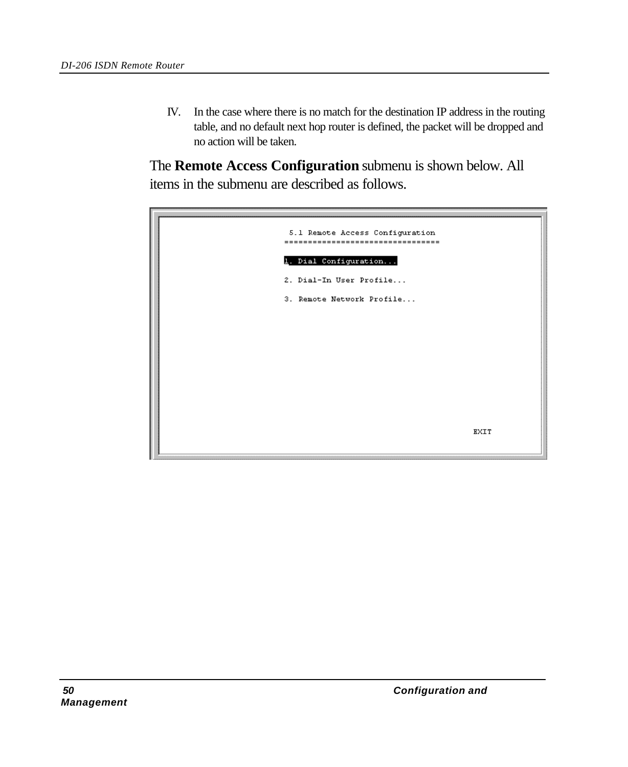IV. In the case where there is no match for the destination IP address in the routing table, and no default next hop router is defined, the packet will be dropped and no action will be taken.

The **Remote Access Configuration** submenu is shown below. All items in the submenu are described as follows.

```
5.1 Remote Access Configuration
================================

1. Dial Configuration...

2. Dial-In User Profile...

3. Remote Network Profile...

                                        EXIT
```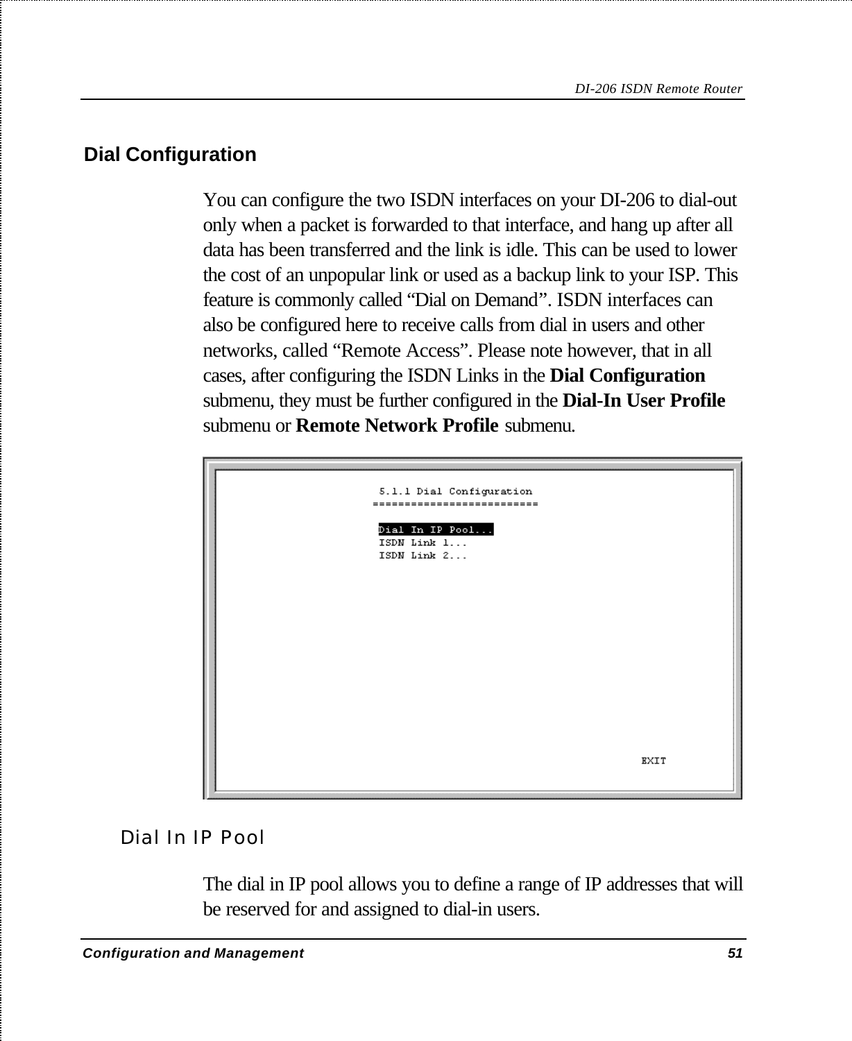## Dial Configuration

You can configure the two ISDN interfaces on your DI-206 to dial-out only when a packet is forwarded to that interface, and hang up after all data has been transferred and the link is idle. This can be used to lower the cost of an unpopular link or used as a backup link to your ISP. This feature is commonly called "Dial on Demand". ISDN interfaces can also be configured here to receive calls from dial in users and other networks, called "Remote Access". Please note however, that in all cases, after configuring the ISDN Links in the **Dial Configuration** submenu, they must be further configured in the **Dial-In User Profile** submenu or **Remote Network Profile** submenu.

```
5.1.1 Dial Configuration
=========================

Dial In IP Pool...
ISDN Link 1...
ISDN Link 2...

                                        EXIT
```

### Dial In IP Pool

The dial in IP pool allows you to define a range of IP addresses that will be reserved for and assigned to dial-in users.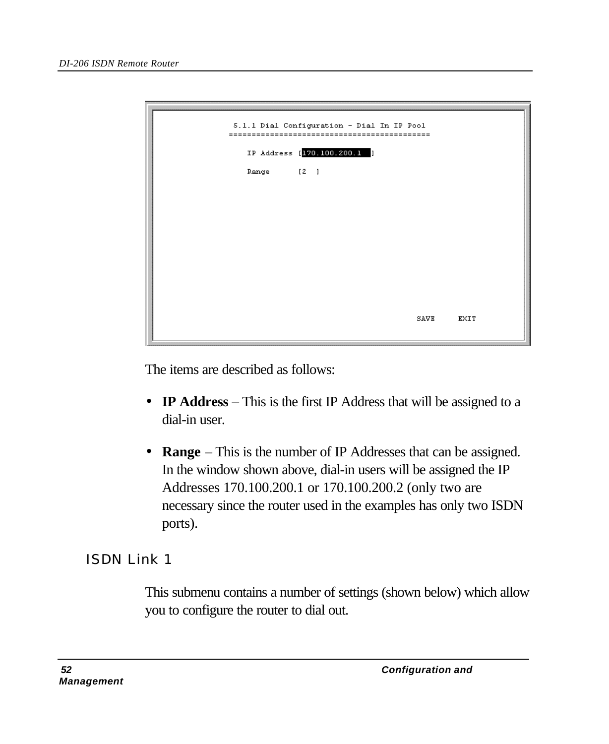```
5.1.1 Dial Configuration - Dial In IP Pool
==========================================

IP Address [170.100.200.1   ]

Range      [2  ]




                                        SAVE     EXIT
```

The items are described as follows:

- **IP Address** – This is the first IP Address that will be assigned to a dial-in user.
- **Range** – This is the number of IP Addresses that can be assigned. In the window shown above, dial-in users will be assigned the IP Addresses 170.100.200.1 or 170.100.200.2 (only two are necessary since the router used in the examples has only two ISDN ports).

## ISDN Link 1

This submenu contains a number of settings (shown below) which allow you to configure the router to dial out.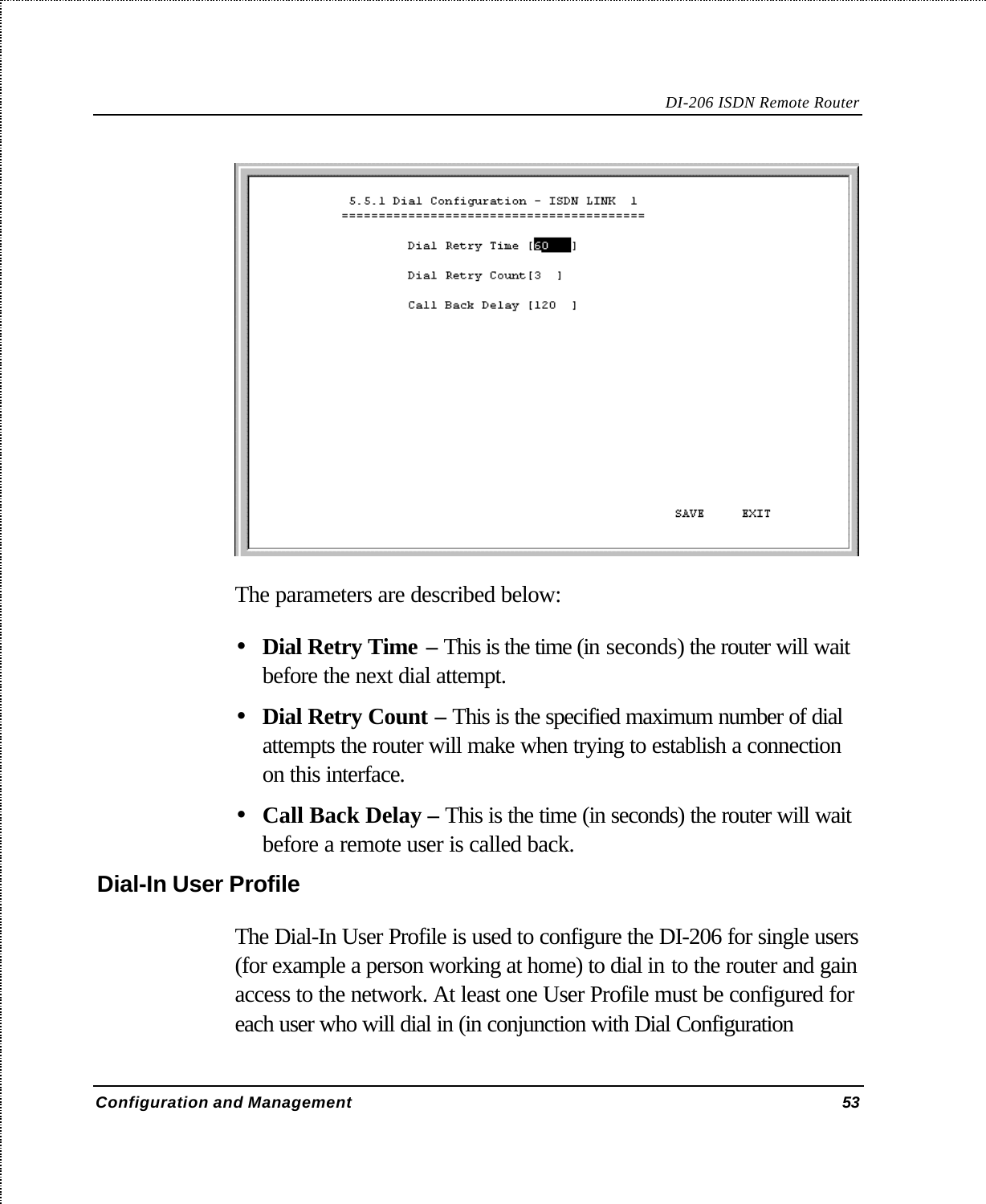```
5.5.1 Dial Configuration - ISDN LINK  1
=======================================

        Dial Retry Time [60    ]

        Dial Retry Count[3  ]

        Call Back Delay [120  ]

                                              SAVE     EXIT
```

The parameters are described below:

- **Dial Retry Time** – This is the time (in seconds) the router will wait before the next dial attempt.
- **Dial Retry Count** – This is the specified maximum number of dial attempts the router will make when trying to establish a connection on this interface.
- **Call Back Delay** – This is the time (in seconds) the router will wait before a remote user is called back.

## Dial-In User Profile

The Dial-In User Profile is used to configure the DI-206 for single users (for example a person working at home) to dial in to the router and gain access to the network. At least one User Profile must be configured for each user who will dial in (in conjunction with Dial Configuration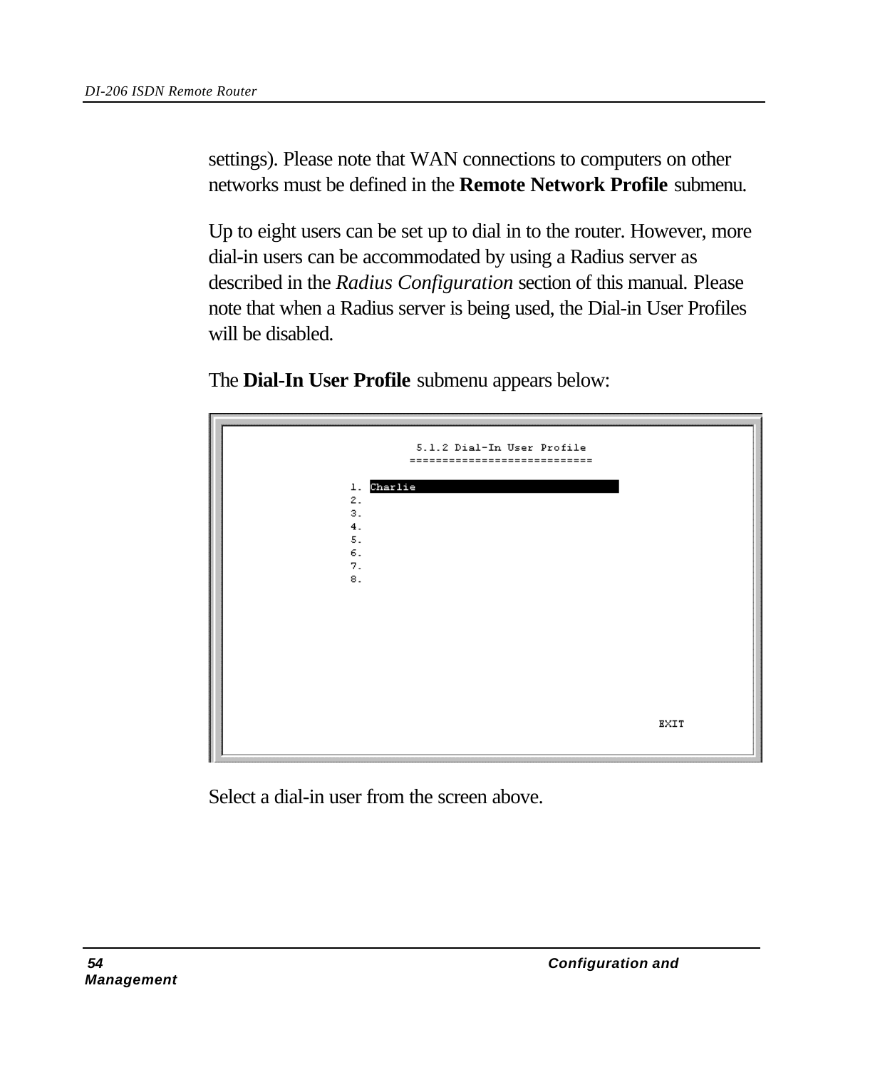settings). Please note that WAN connections to computers on other networks must be defined in the **Remote Network Profile** submenu.

Up to eight users can be set up to dial in to the router. However, more dial-in users can be accommodated by using a Radius server as described in the *Radius Configuration* section of this manual. Please note that when a Radius server is being used, the Dial-in User Profiles will be disabled.

The **Dial-In User Profile** submenu appears below:

```
5.1.2 Dial-In User Profile
===========================

1. Charlie
2.
3.
4.
5.
6.
7.
8.

EXIT
```

Select a dial-in user from the screen above.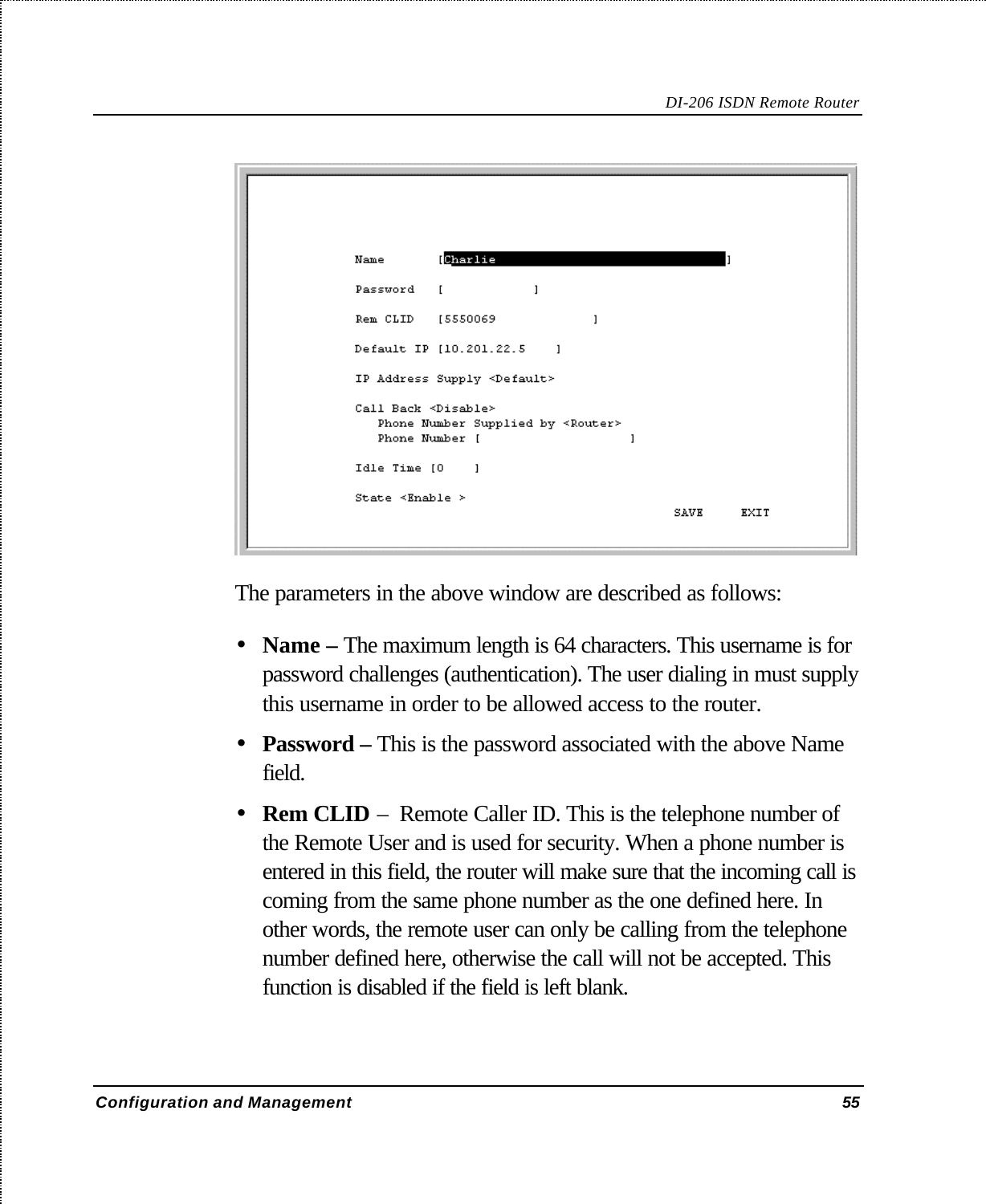```
Name       [Charlie                              ]

Password   [            ]

Rem CLID   [5550069             ]

Default IP [10.201.22.5    ]

IP Address Supply <Default>

Call Back <Disable>
   Phone Number Supplied by <Router>
   Phone Number [                    ]

Idle Time [0    ]

State <Enable >
                                          SAVE     EXIT
```

The parameters in the above window are described as follows:

- **Name –** The maximum length is 64 characters. This username is for password challenges (authentication). The user dialing in must supply this username in order to be allowed access to the router.
- **Password –** This is the password associated with the above Name field.
- **Rem CLID** – Remote Caller ID. This is the telephone number of the Remote User and is used for security. When a phone number is entered in this field, the router will make sure that the incoming call is coming from the same phone number as the one defined here. In other words, the remote user can only be calling from the telephone number defined here, otherwise the call will not be accepted. This function is disabled if the field is left blank.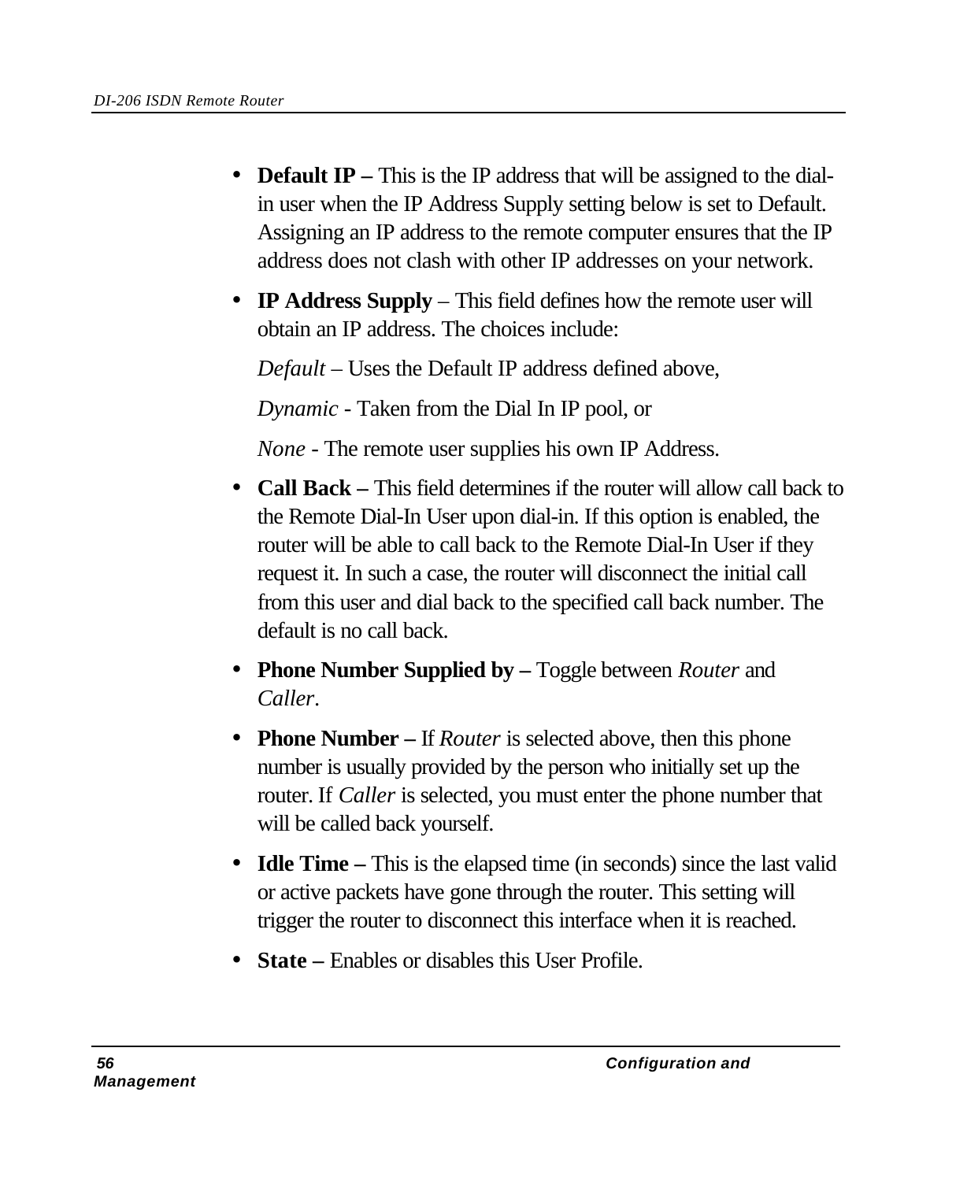- **Default IP –** This is the IP address that will be assigned to the dial-in user when the IP Address Supply setting below is set to Default. Assigning an IP address to the remote computer ensures that the IP address does not clash with other IP addresses on your network.
- **IP Address Supply** – This field defines how the remote user will obtain an IP address. The choices include:

  *Default* – Uses the Default IP address defined above,

  *Dynamic* - Taken from the Dial In IP pool, or

  *None* - The remote user supplies his own IP Address.
- **Call Back –** This field determines if the router will allow call back to the Remote Dial-In User upon dial-in. If this option is enabled, the router will be able to call back to the Remote Dial-In User if they request it. In such a case, the router will disconnect the initial call from this user and dial back to the specified call back number. The default is no call back.
- **Phone Number Supplied by –** Toggle between *Router* and *Caller*.
- **Phone Number –** If *Router* is selected above, then this phone number is usually provided by the person who initially set up the router. If *Caller* is selected, you must enter the phone number that will be called back yourself.
- **Idle Time –** This is the elapsed time (in seconds) since the last valid or active packets have gone through the router. This setting will trigger the router to disconnect this interface when it is reached.
- **State –** Enables or disables this User Profile.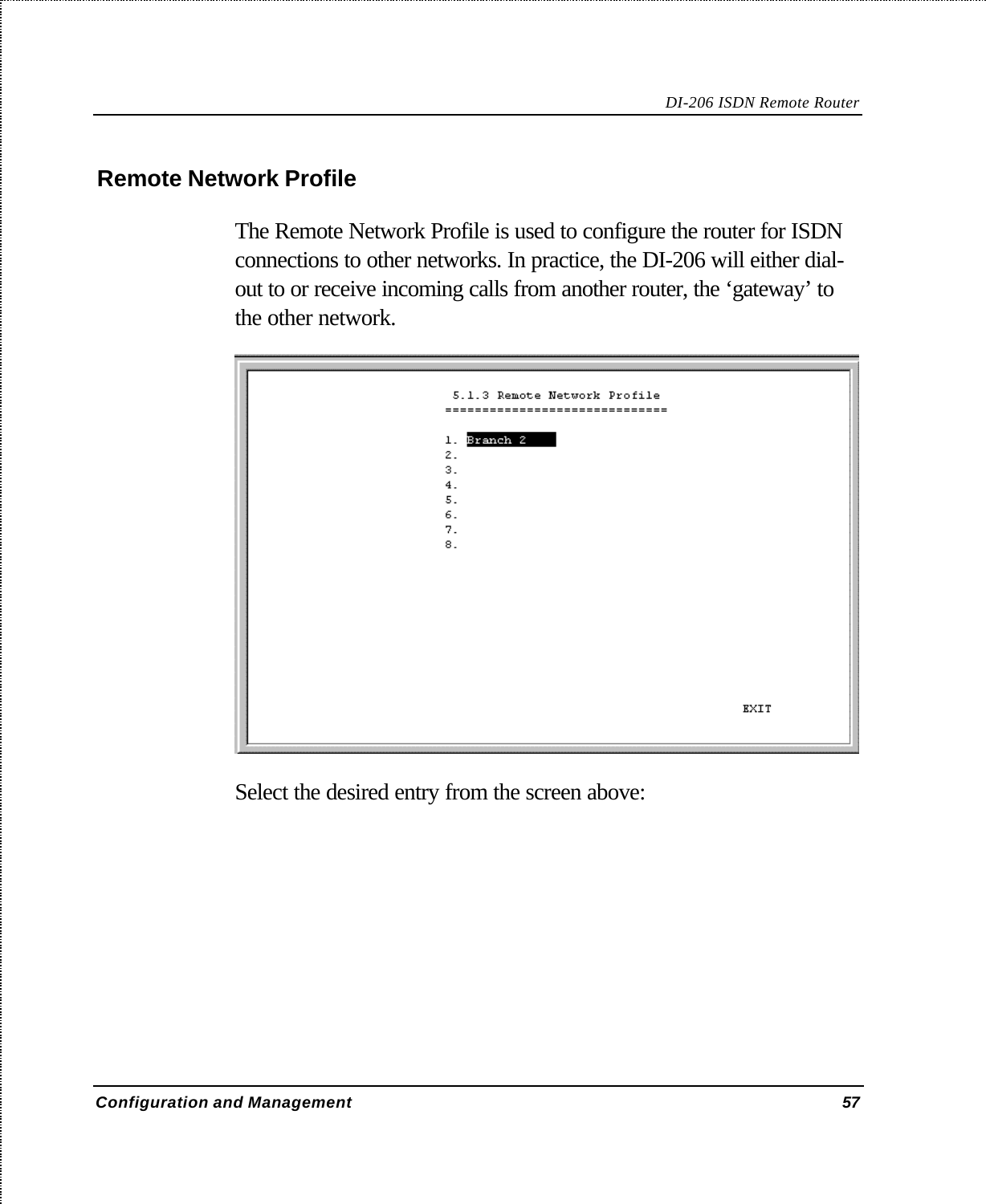## Remote Network Profile

The Remote Network Profile is used to configure the router for ISDN connections to other networks. In practice, the DI-206 will either dial-out to or receive incoming calls from another router, the 'gateway' to the other network.

```
5.1.3 Remote Network Profile
==============================

1. Branch 2
2.
3.
4.
5.
6.
7.
8.

                                        EXIT
```

Select the desired entry from the screen above: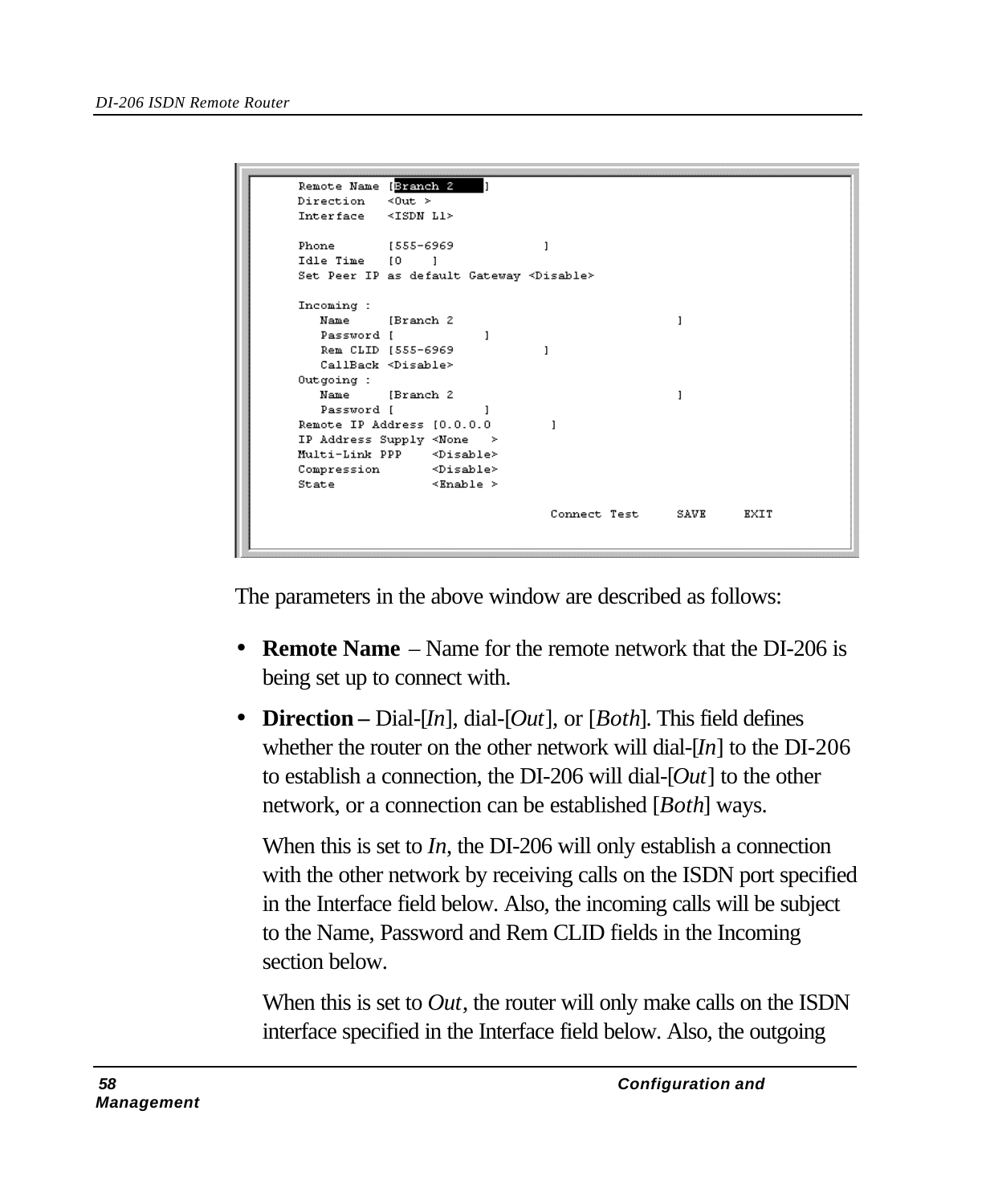```
Remote Name [Branch 2     ]
Direction   <Out >
Interface   <ISDN L1>

Phone       [555-6969           ]
Idle Time   [0    ]
Set Peer IP as default Gateway <Disable>

Incoming :
   Name     [Branch 2                          ]
   Password [           ]
   Rem CLID [555-6969           ]
   CallBack <Disable>
Outgoing :
   Name     [Branch 2                          ]
   Password [           ]
Remote IP Address [0.0.0.0       ]
IP Address Supply <None   >
Multi-Link PPP    <Disable>
Compression       <Disable>
State             <Enable >

                                Connect Test     SAVE     EXIT
```

The parameters in the above window are described as follows:

- **Remote Name** – Name for the remote network that the DI-206 is being set up to connect with.
- **Direction –** Dial-[*In*], dial-[*Out*], or [*Both*]. This field defines whether the router on the other network will dial-[*In*] to the DI-206 to establish a connection, the DI-206 will dial-[*Out*] to the other network, or a connection can be established [*Both*] ways.

  When this is set to *In*, the DI-206 will only establish a connection with the other network by receiving calls on the ISDN port specified in the Interface field below. Also, the incoming calls will be subject to the Name, Password and Rem CLID fields in the Incoming section below.

  When this is set to *Out*, the router will only make calls on the ISDN interface specified in the Interface field below. Also, the outgoing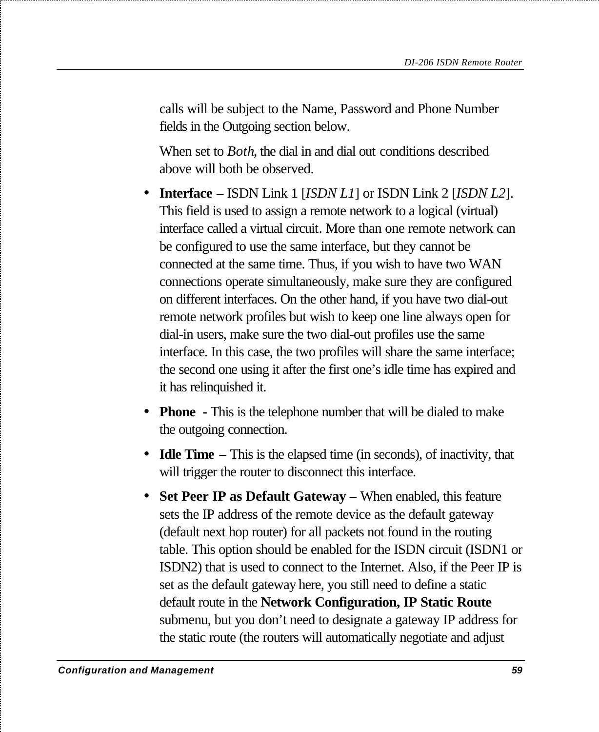calls will be subject to the Name, Password and Phone Number fields in the Outgoing section below.

When set to *Both*, the dial in and dial out conditions described above will both be observed.

- **Interface** – ISDN Link 1 [*ISDN L1*] or ISDN Link 2 [*ISDN L2*]. This field is used to assign a remote network to a logical (virtual) interface called a virtual circuit. More than one remote network can be configured to use the same interface, but they cannot be connected at the same time. Thus, if you wish to have two WAN connections operate simultaneously, make sure they are configured on different interfaces. On the other hand, if you have two dial-out remote network profiles but wish to keep one line always open for dial-in users, make sure the two dial-out profiles use the same interface. In this case, the two profiles will share the same interface; the second one using it after the first one's idle time has expired and it has relinquished it.
- **Phone** - This is the telephone number that will be dialed to make the outgoing connection.
- **Idle Time** – This is the elapsed time (in seconds), of inactivity, that will trigger the router to disconnect this interface.
- **Set Peer IP as Default Gateway** – When enabled, this feature sets the IP address of the remote device as the default gateway (default next hop router) for all packets not found in the routing table. This option should be enabled for the ISDN circuit (ISDN1 or ISDN2) that is used to connect to the Internet. Also, if the Peer IP is set as the default gateway here, you still need to define a static default route in the **Network Configuration, IP Static Route** submenu, but you don't need to designate a gateway IP address for the static route (the routers will automatically negotiate and adjust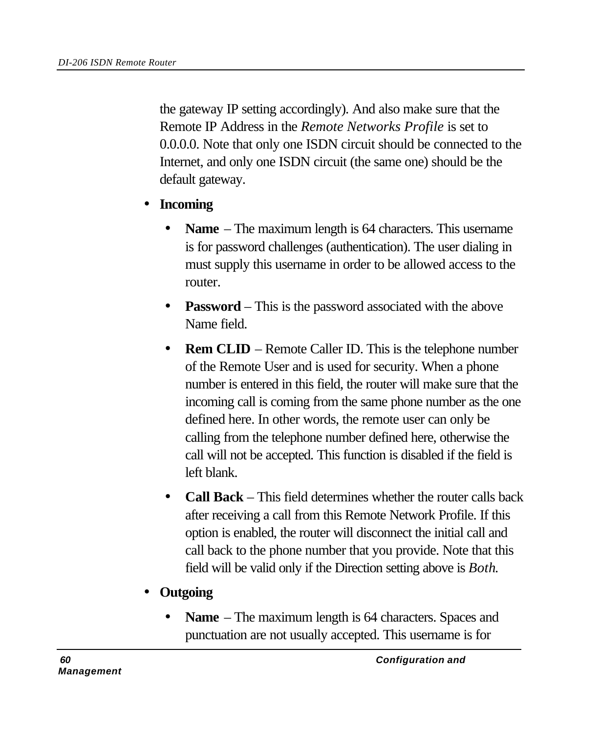the gateway IP setting accordingly). And also make sure that the Remote IP Address in the *Remote Networks Profile* is set to 0.0.0.0. Note that only one ISDN circuit should be connected to the Internet, and only one ISDN circuit (the same one) should be the default gateway.

- **Incoming**
  - **Name** – The maximum length is 64 characters. This username is for password challenges (authentication). The user dialing in must supply this username in order to be allowed access to the router.
  - **Password** – This is the password associated with the above Name field.
  - **Rem CLID** – Remote Caller ID. This is the telephone number of the Remote User and is used for security. When a phone number is entered in this field, the router will make sure that the incoming call is coming from the same phone number as the one defined here. In other words, the remote user can only be calling from the telephone number defined here, otherwise the call will not be accepted. This function is disabled if the field is left blank.
  - **Call Back** – This field determines whether the router calls back after receiving a call from this Remote Network Profile. If this option is enabled, the router will disconnect the initial call and call back to the phone number that you provide. Note that this field will be valid only if the Direction setting above is *Both.*
- **Outgoing**
  - **Name** – The maximum length is 64 characters. Spaces and punctuation are not usually accepted. This username is for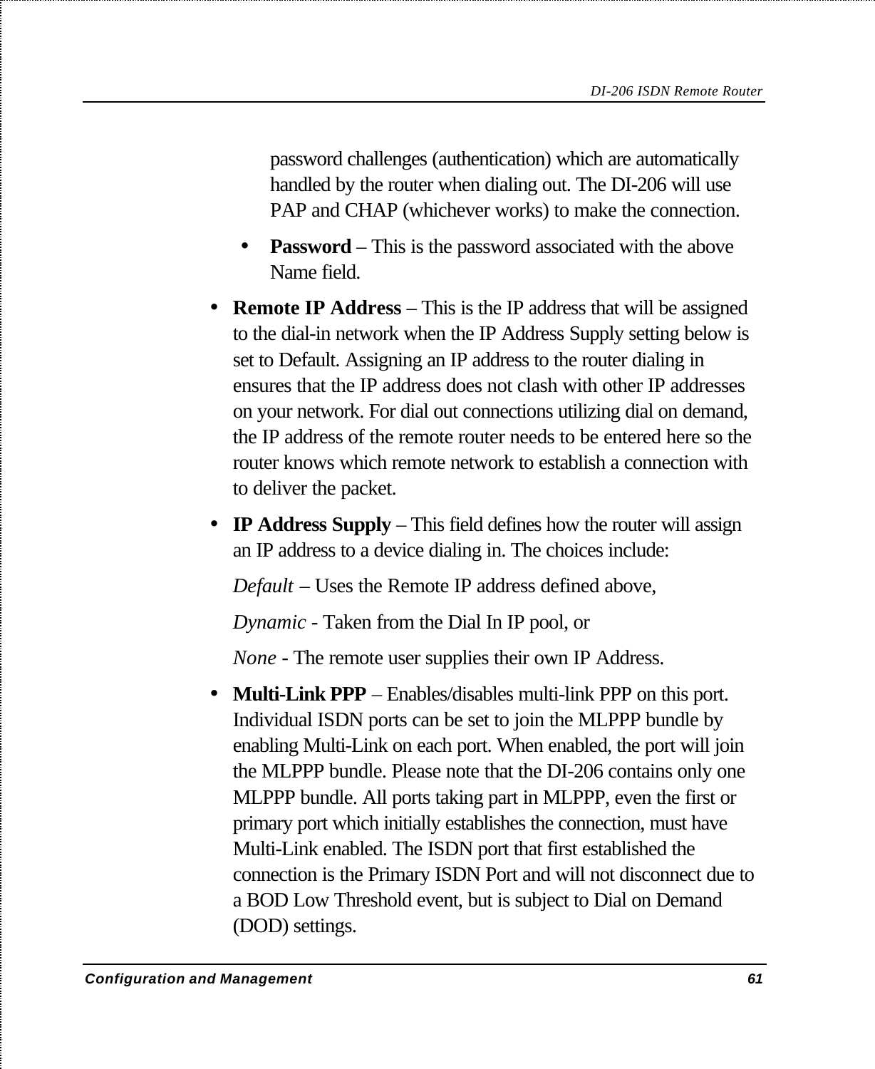password challenges (authentication) which are automatically handled by the router when dialing out. The DI-206 will use PAP and CHAP (whichever works) to make the connection.

  - **Password** – This is the password associated with the above Name field.

- **Remote IP Address** – This is the IP address that will be assigned to the dial-in network when the IP Address Supply setting below is set to Default. Assigning an IP address to the router dialing in ensures that the IP address does not clash with other IP addresses on your network. For dial out connections utilizing dial on demand, the IP address of the remote router needs to be entered here so the router knows which remote network to establish a connection with to deliver the packet.

- **IP Address Supply** – This field defines how the router will assign an IP address to a device dialing in. The choices include:

  *Default* – Uses the Remote IP address defined above,

  *Dynamic* - Taken from the Dial In IP pool, or

  *None* - The remote user supplies their own IP Address.

- **Multi-Link PPP** – Enables/disables multi-link PPP on this port. Individual ISDN ports can be set to join the MLPPP bundle by enabling Multi-Link on each port. When enabled, the port will join the MLPPP bundle. Please note that the DI-206 contains only one MLPPP bundle. All ports taking part in MLPPP, even the first or primary port which initially establishes the connection, must have Multi-Link enabled. The ISDN port that first established the connection is the Primary ISDN Port and will not disconnect due to a BOD Low Threshold event, but is subject to Dial on Demand (DOD) settings.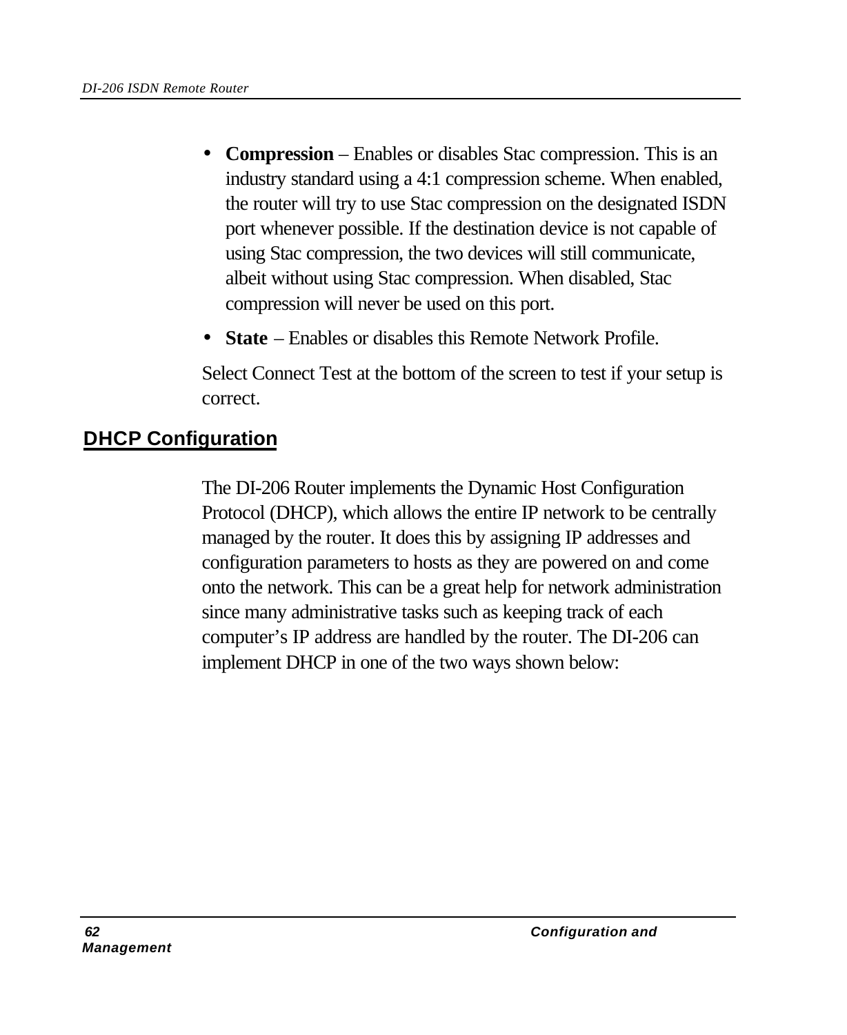- **Compression** – Enables or disables Stac compression. This is an industry standard using a 4:1 compression scheme. When enabled, the router will try to use Stac compression on the designated ISDN port whenever possible. If the destination device is not capable of using Stac compression, the two devices will still communicate, albeit without using Stac compression. When disabled, Stac compression will never be used on this port.
- **State** – Enables or disables this Remote Network Profile.

Select Connect Test at the bottom of the screen to test if your setup is correct.

## DHCP Configuration

The DI-206 Router implements the Dynamic Host Configuration Protocol (DHCP), which allows the entire IP network to be centrally managed by the router. It does this by assigning IP addresses and configuration parameters to hosts as they are powered on and come onto the network. This can be a great help for network administration since many administrative tasks such as keeping track of each computer's IP address are handled by the router. The DI-206 can implement DHCP in one of the two ways shown below: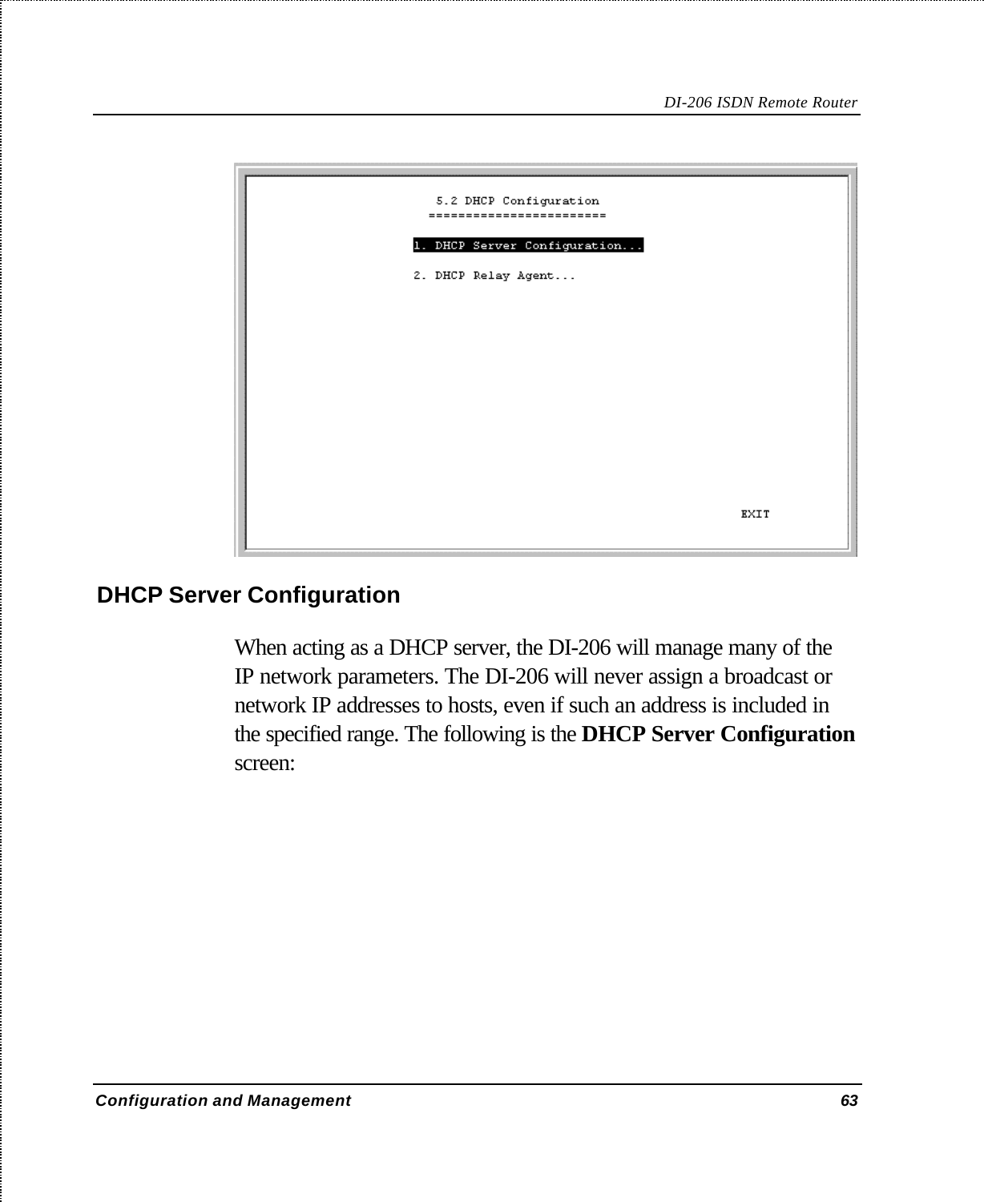```
5.2 DHCP Configuration
=======================

1. DHCP Server Configuration...

2. DHCP Relay Agent...

                                        EXIT
```

## DHCP Server Configuration

When acting as a DHCP server, the DI-206 will manage many of the IP network parameters. The DI-206 will never assign a broadcast or network IP addresses to hosts, even if such an address is included in the specified range. The following is the **DHCP Server Configuration** screen: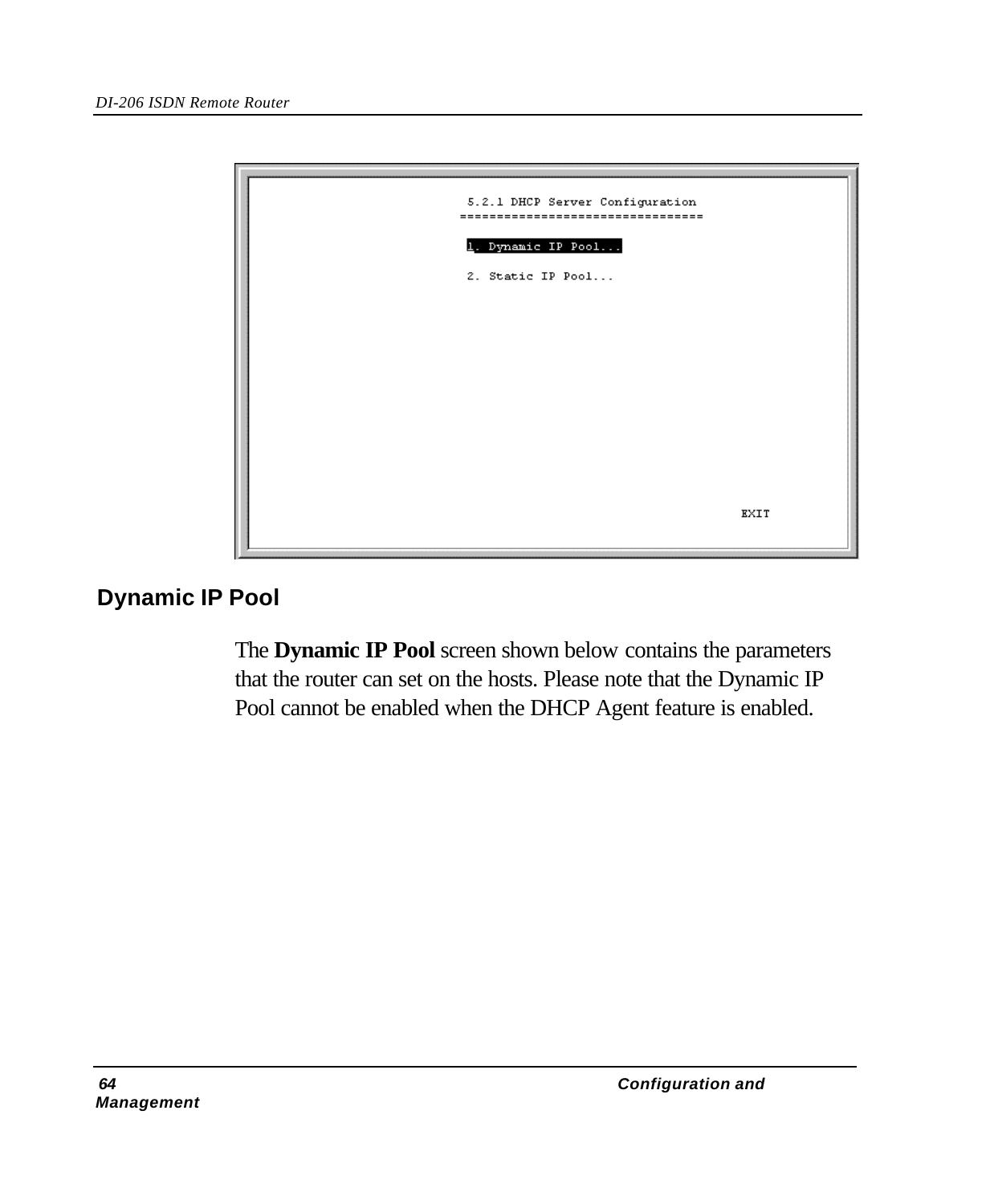```
5.2.1 DHCP Server Configuration
================================

1. Dynamic IP Pool...

2. Static IP Pool...

                                              EXIT
```

## Dynamic IP Pool

The **Dynamic IP Pool** screen shown below contains the parameters that the router can set on the hosts. Please note that the Dynamic IP Pool cannot be enabled when the DHCP Agent feature is enabled.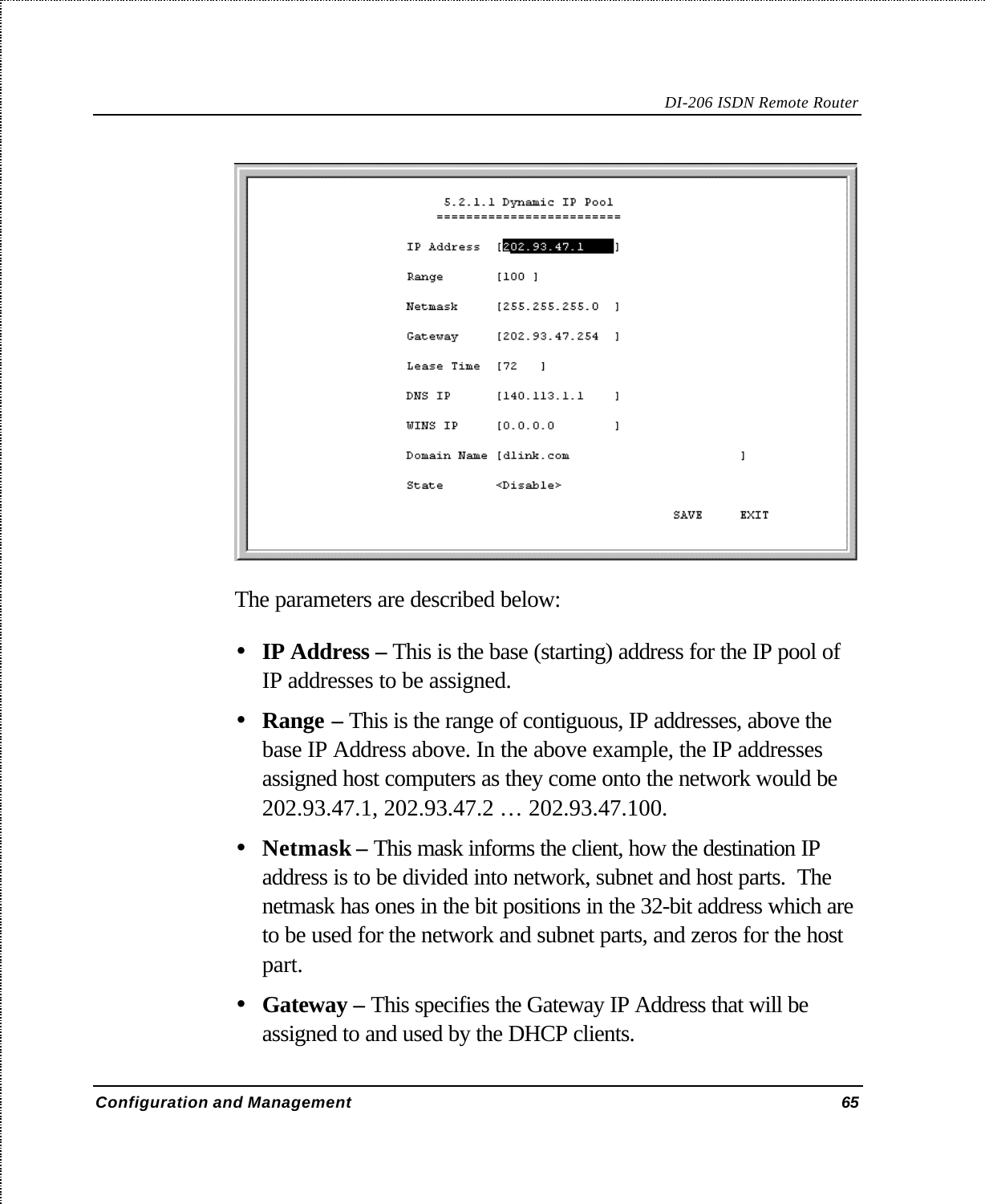```
5.2.1.1 Dynamic IP Pool
========================

IP Address  [202.93.47.1     ]

Range       [100 ]

Netmask     [255.255.255.0  ]

Gateway     [202.93.47.254  ]

Lease Time  [72   ]

DNS IP      [140.113.1.1    ]

WINS IP     [0.0.0.0        ]

Domain Name [dlink.com                    ]

State       <Disable>

                                SAVE     EXIT
```

The parameters are described below:

- **IP Address –** This is the base (starting) address for the IP pool of IP addresses to be assigned.
- **Range –** This is the range of contiguous, IP addresses, above the base IP Address above. In the above example, the IP addresses assigned host computers as they come onto the network would be 202.93.47.1, 202.93.47.2 … 202.93.47.100.
- **Netmask –** This mask informs the client, how the destination IP address is to be divided into network, subnet and host parts. The netmask has ones in the bit positions in the 32-bit address which are to be used for the network and subnet parts, and zeros for the host part.
- **Gateway –** This specifies the Gateway IP Address that will be assigned to and used by the DHCP clients.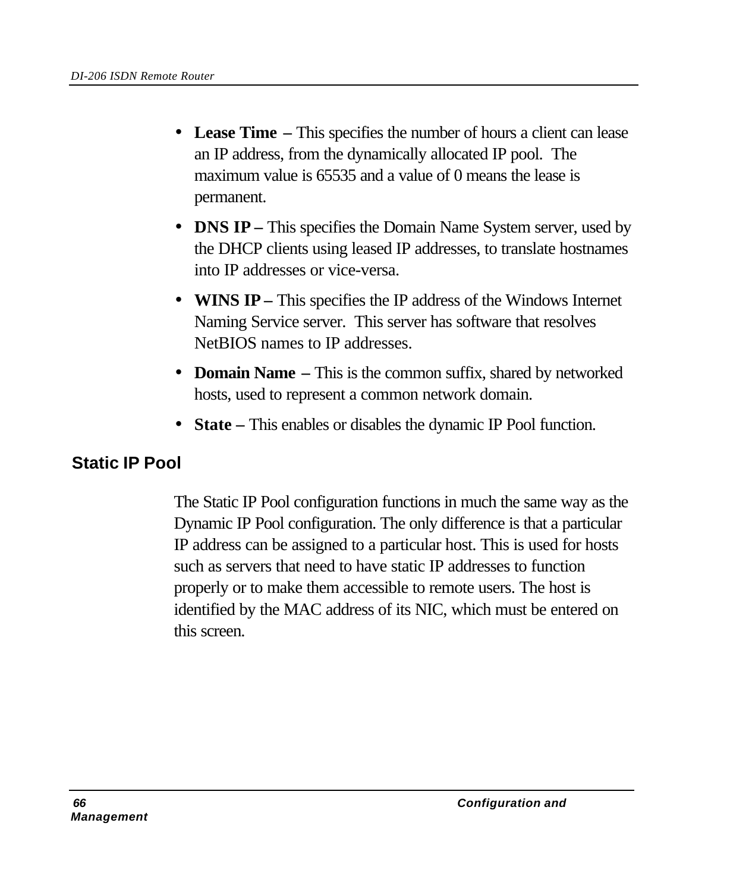- **Lease Time** – This specifies the number of hours a client can lease an IP address, from the dynamically allocated IP pool. The maximum value is 65535 and a value of 0 means the lease is permanent.
- **DNS IP** – This specifies the Domain Name System server, used by the DHCP clients using leased IP addresses, to translate hostnames into IP addresses or vice-versa.
- **WINS IP** – This specifies the IP address of the Windows Internet Naming Service server. This server has software that resolves NetBIOS names to IP addresses.
- **Domain Name** – This is the common suffix, shared by networked hosts, used to represent a common network domain.
- **State** – This enables or disables the dynamic IP Pool function.

## Static IP Pool

The Static IP Pool configuration functions in much the same way as the Dynamic IP Pool configuration. The only difference is that a particular IP address can be assigned to a particular host. This is used for hosts such as servers that need to have static IP addresses to function properly or to make them accessible to remote users. The host is identified by the MAC address of its NIC, which must be entered on this screen.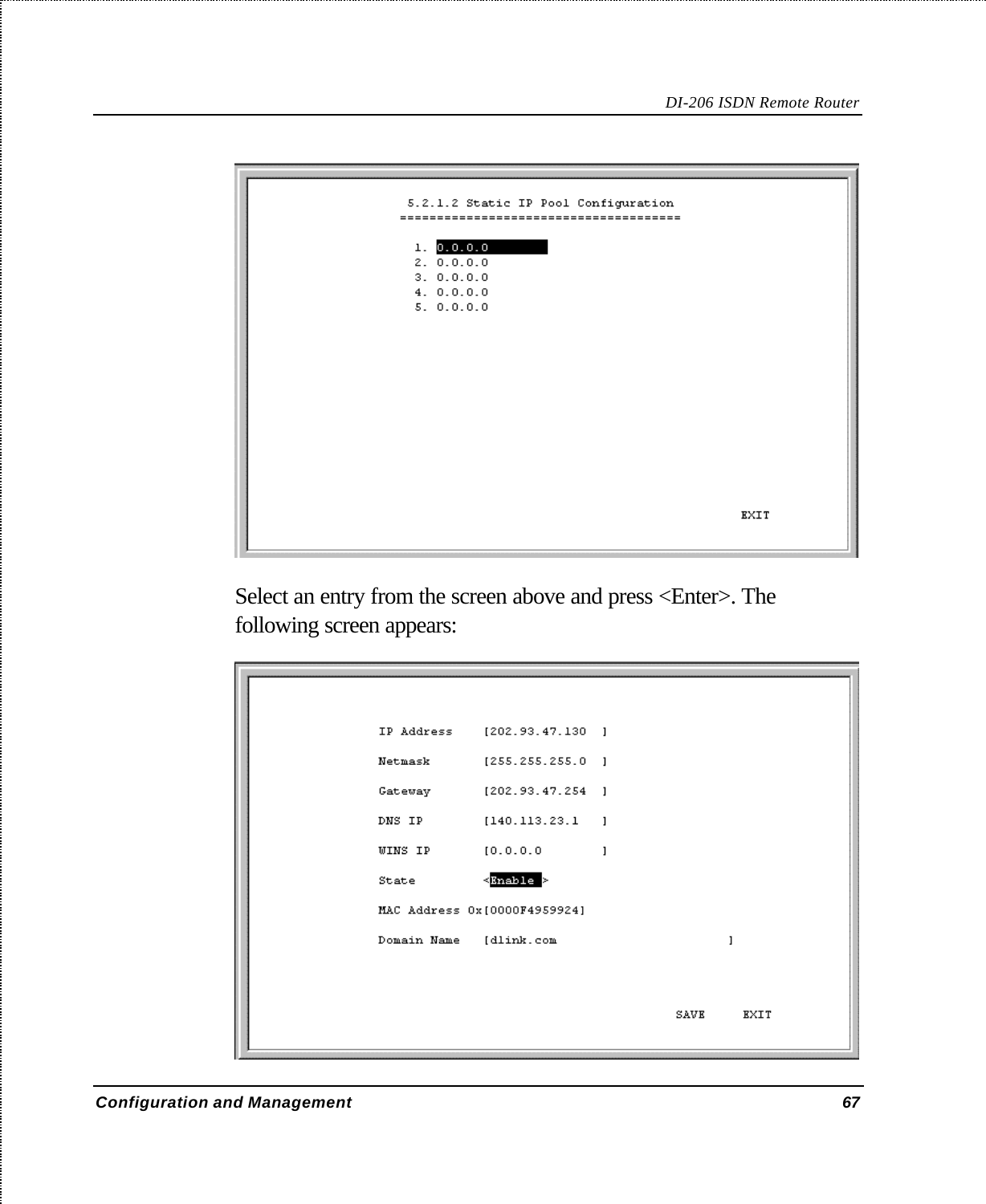```
5.2.1.2 Static IP Pool Configuration
=====================================

 1. 0.0.0.0
 2. 0.0.0.0
 3. 0.0.0.0
 4. 0.0.0.0
 5. 0.0.0.0

                                        EXIT
```

Select an entry from the screen above and press <Enter>. The following screen appears:

```
IP Address    [202.93.47.130  ]

Netmask       [255.255.255.0  ]

Gateway       [202.93.47.254  ]

DNS IP        [140.113.23.1   ]

WINS IP       [0.0.0.0        ]

State         <Enable >

MAC Address 0x[0000F4959924]

Domain Name   [dlink.com                    ]


                                   SAVE    EXIT
```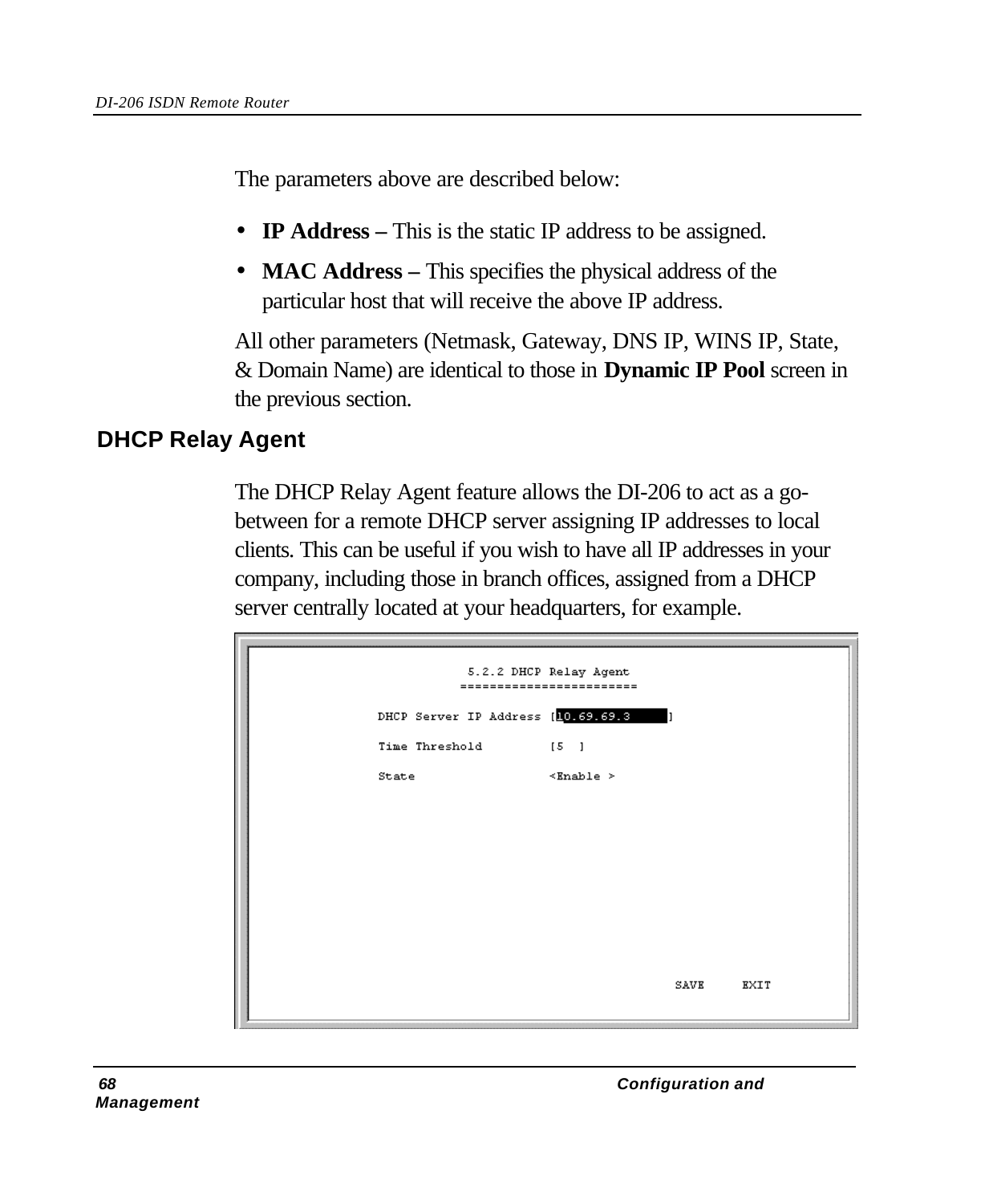The parameters above are described below:

- **IP Address –** This is the static IP address to be assigned.
- **MAC Address –** This specifies the physical address of the particular host that will receive the above IP address.

All other parameters (Netmask, Gateway, DNS IP, WINS IP, State, & Domain Name) are identical to those in **Dynamic IP Pool** screen in the previous section.

## DHCP Relay Agent

The DHCP Relay Agent feature allows the DI-206 to act as a go-between for a remote DHCP server assigning IP addresses to local clients. This can be useful if you wish to have all IP addresses in your company, including those in branch offices, assigned from a DHCP server centrally located at your headquarters, for example.

```
                5.2.2 DHCP Relay Agent
               =======================

DHCP Server IP Address [10.69.69.3      ]

Time Threshold         [5  ]

State                  <Enable >



                                         SAVE     EXIT
```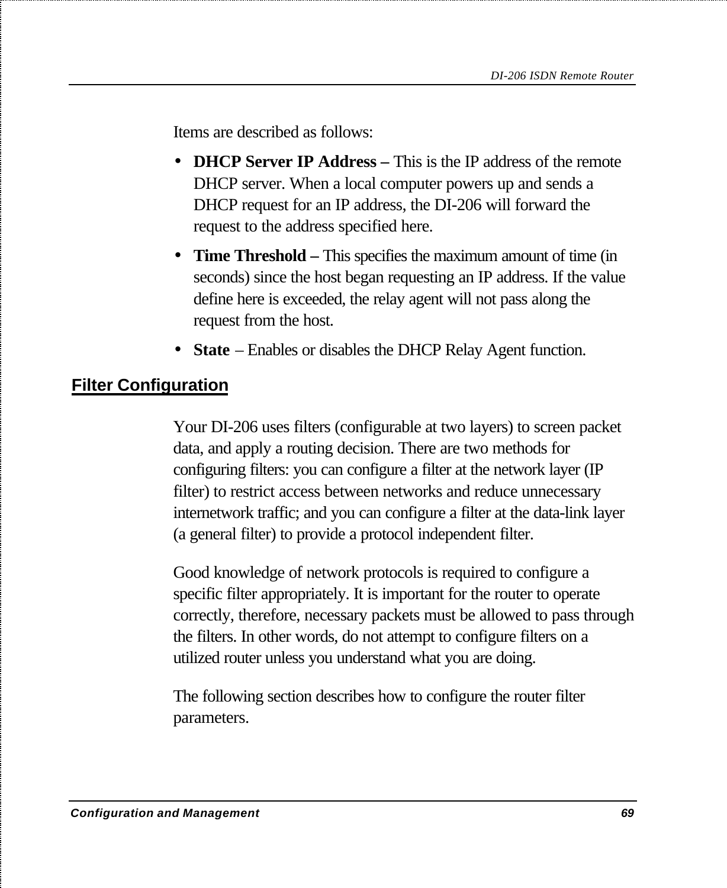Items are described as follows:

- **DHCP Server IP Address –** This is the IP address of the remote DHCP server. When a local computer powers up and sends a DHCP request for an IP address, the DI-206 will forward the request to the address specified here.
- **Time Threshold –** This specifies the maximum amount of time (in seconds) since the host began requesting an IP address. If the value define here is exceeded, the relay agent will not pass along the request from the host.
- **State** – Enables or disables the DHCP Relay Agent function.

## Filter Configuration

Your DI-206 uses filters (configurable at two layers) to screen packet data, and apply a routing decision. There are two methods for configuring filters: you can configure a filter at the network layer (IP filter) to restrict access between networks and reduce unnecessary internetwork traffic; and you can configure a filter at the data-link layer (a general filter) to provide a protocol independent filter.

Good knowledge of network protocols is required to configure a specific filter appropriately. It is important for the router to operate correctly, therefore, necessary packets must be allowed to pass through the filters. In other words, do not attempt to configure filters on a utilized router unless you understand what you are doing.

The following section describes how to configure the router filter parameters.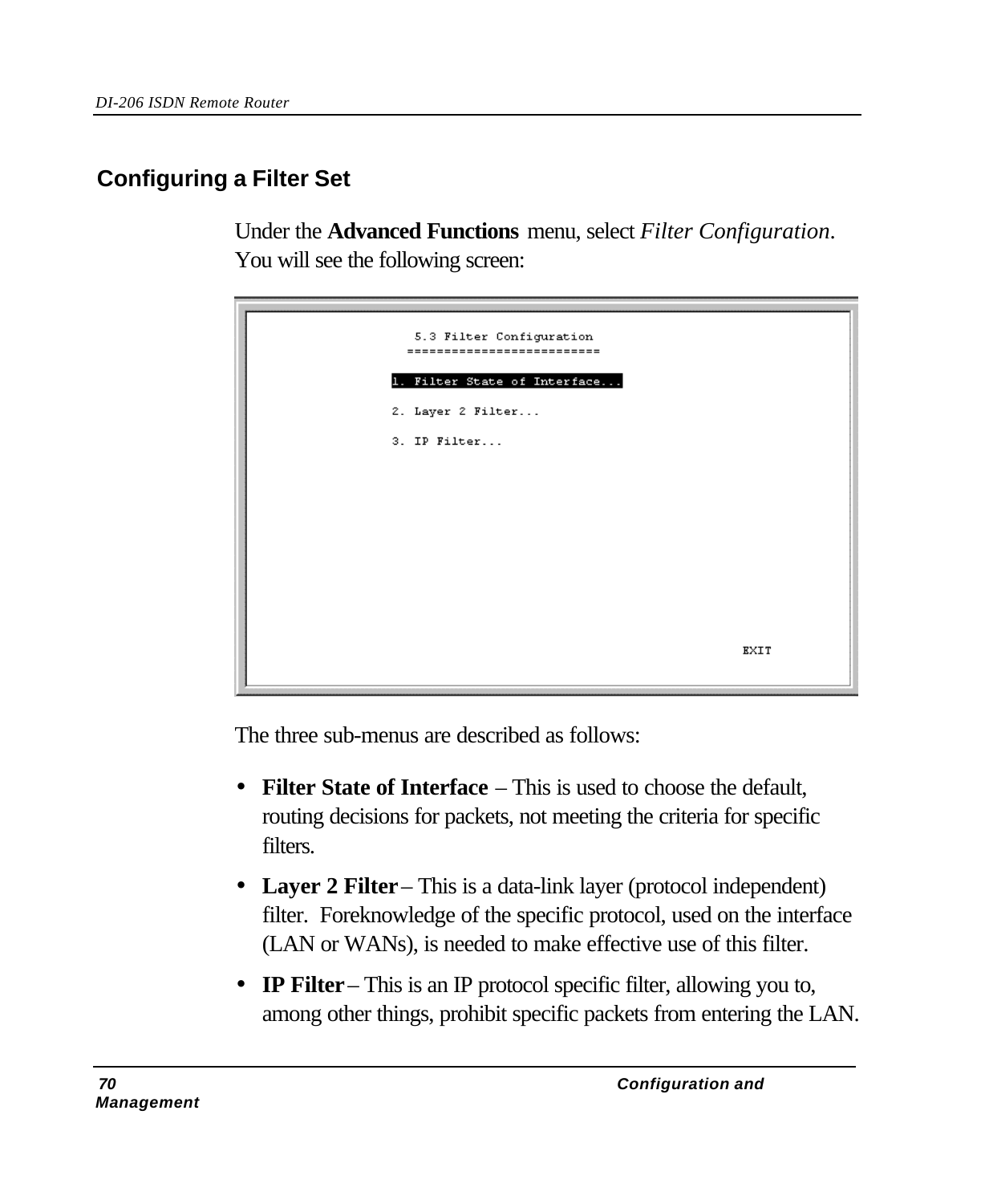## Configuring a Filter Set

Under the **Advanced Functions** menu, select *Filter Configuration*. You will see the following screen:

```
5.3 Filter Configuration
=========================

1. Filter State of Interface...

2. Layer 2 Filter...

3. IP Filter...

                                        EXIT
```

The three sub-menus are described as follows:

- **Filter State of Interface** – This is used to choose the default, routing decisions for packets, not meeting the criteria for specific filters.
- **Layer 2 Filter** – This is a data-link layer (protocol independent) filter. Foreknowledge of the specific protocol, used on the interface (LAN or WANs), is needed to make effective use of this filter.
- **IP Filter** – This is an IP protocol specific filter, allowing you to, among other things, prohibit specific packets from entering the LAN.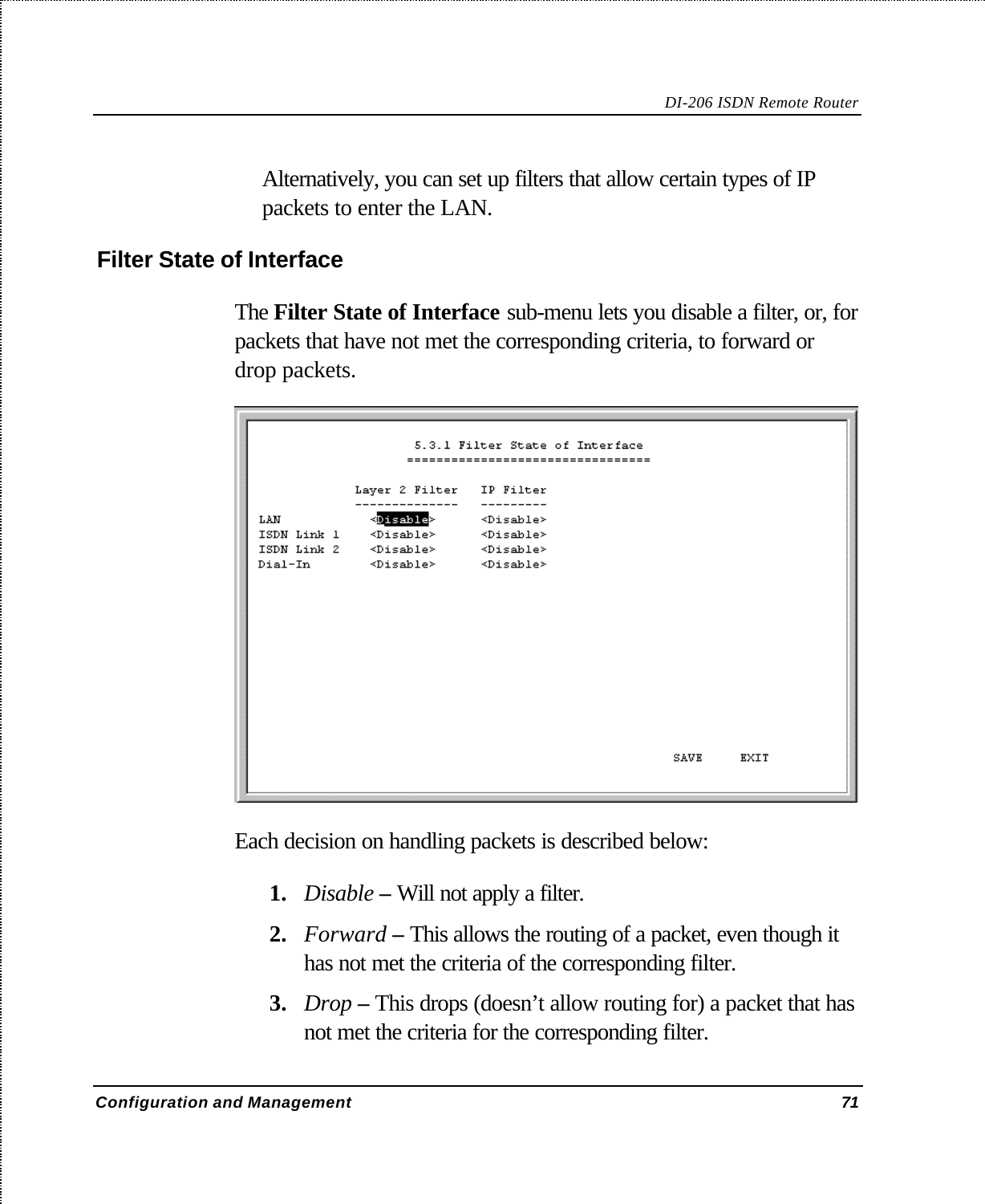Alternatively, you can set up filters that allow certain types of IP packets to enter the LAN.

## Filter State of Interface

The **Filter State of Interface** sub-menu lets you disable a filter, or, for packets that have not met the corresponding criteria, to forward or drop packets.

```
                    5.3.1 Filter State of Interface
                   ================================

              Layer 2 Filter   IP Filter
              --------------   ---------
LAN             <Disable>      <Disable>
ISDN Link 1     <Disable>      <Disable>
ISDN Link 2     <Disable>      <Disable>
Dial-In         <Disable>      <Disable>

                                                    SAVE     EXIT
```

Each decision on handling packets is described below:

1. *Disable* – Will not apply a filter.
2. *Forward* – This allows the routing of a packet, even though it has not met the criteria of the corresponding filter.
3. *Drop* – This drops (doesn't allow routing for) a packet that has not met the criteria for the corresponding filter.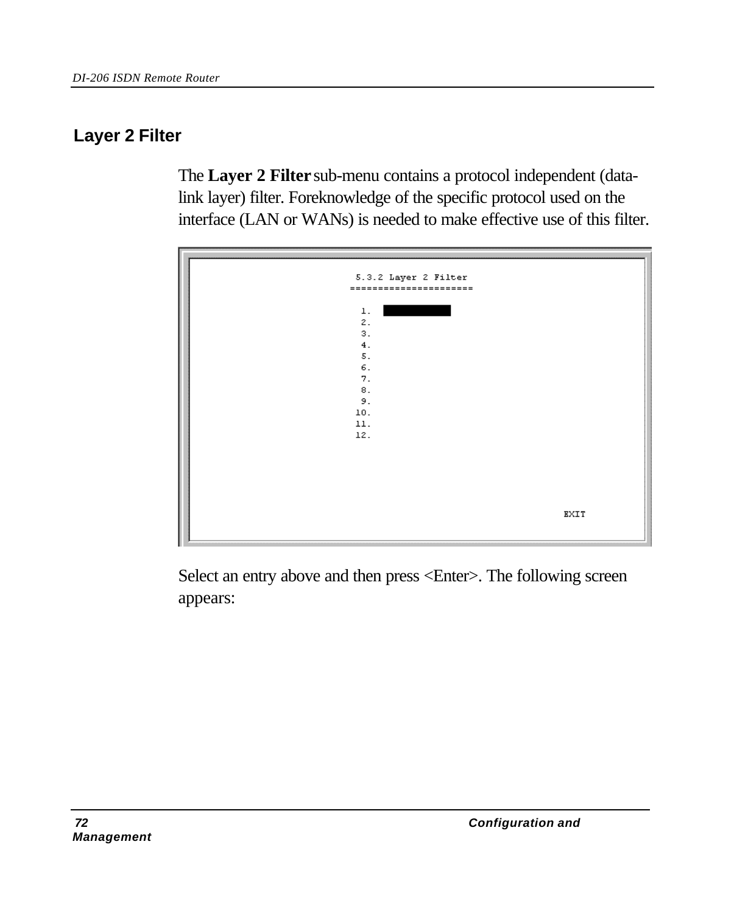## Layer 2 Filter

The **Layer 2 Filter** sub-menu contains a protocol independent (data-link layer) filter. Foreknowledge of the specific protocol used on the interface (LAN or WANs) is needed to make effective use of this filter.

```
5.3.2 Layer 2 Filter
======================

 1.
 2.
 3.
 4.
 5.
 6.
 7.
 8.
 9.
10.
11.
12.

                                        EXIT
```

Select an entry above and then press <Enter>. The following screen appears: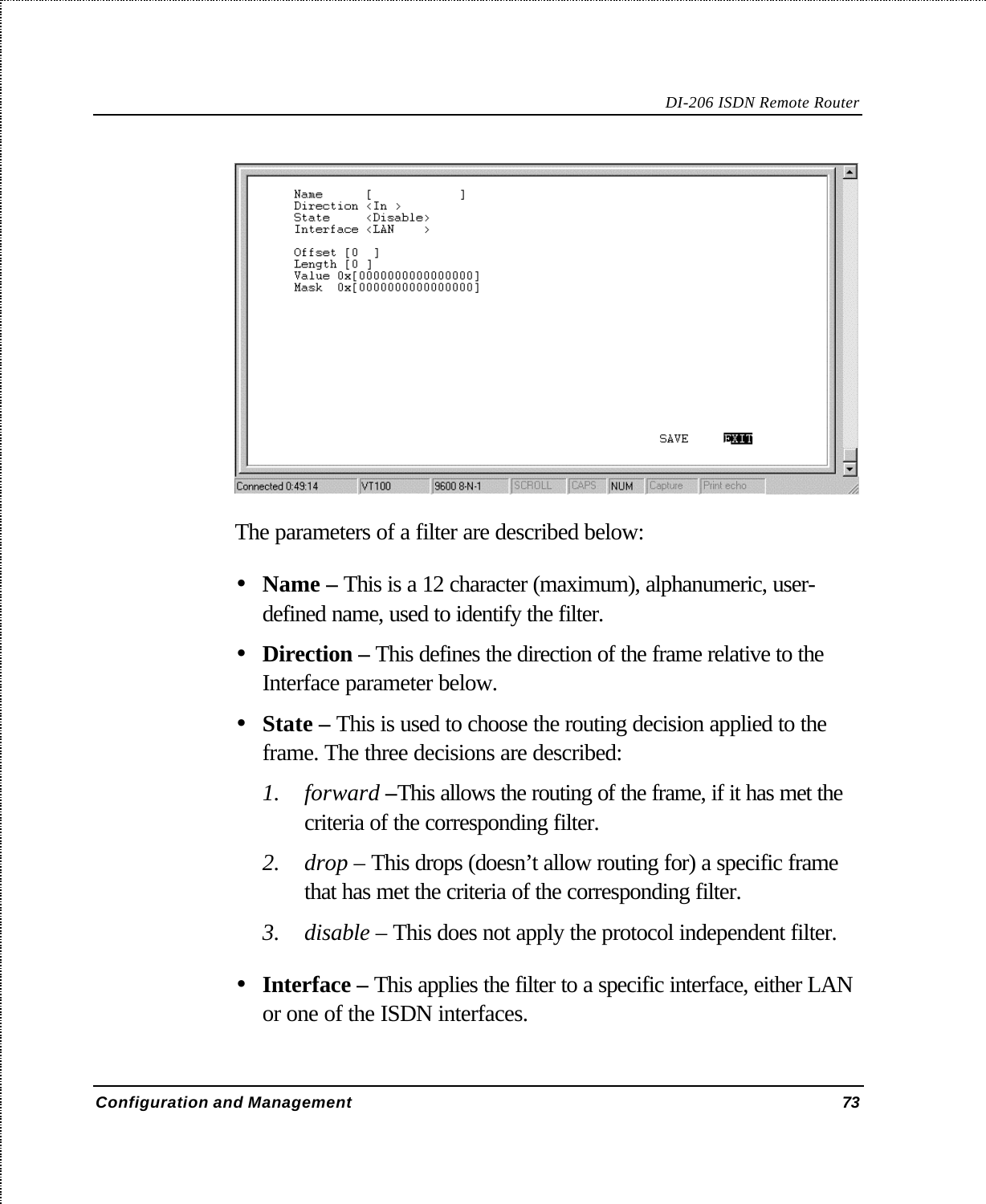```
Name      [            ]
Direction <In >
State     <Disable>
Interface <LAN    >

Offset [0  ]
Length [0 ]
Value 0x[0000000000000000]
Mask  0x[0000000000000000]

                                              SAVE     EXIT
```

The parameters of a filter are described below:

- **Name –** This is a 12 character (maximum), alphanumeric, user-defined name, used to identify the filter.
- **Direction –** This defines the direction of the frame relative to the Interface parameter below.
- **State –** This is used to choose the routing decision applied to the frame. The three decisions are described:
  1. *forward* –This allows the routing of the frame, if it has met the criteria of the corresponding filter.
  2. *drop* – This drops (doesn't allow routing for) a specific frame that has met the criteria of the corresponding filter.
  3. *disable* – This does not apply the protocol independent filter.
- **Interface –** This applies the filter to a specific interface, either LAN or one of the ISDN interfaces.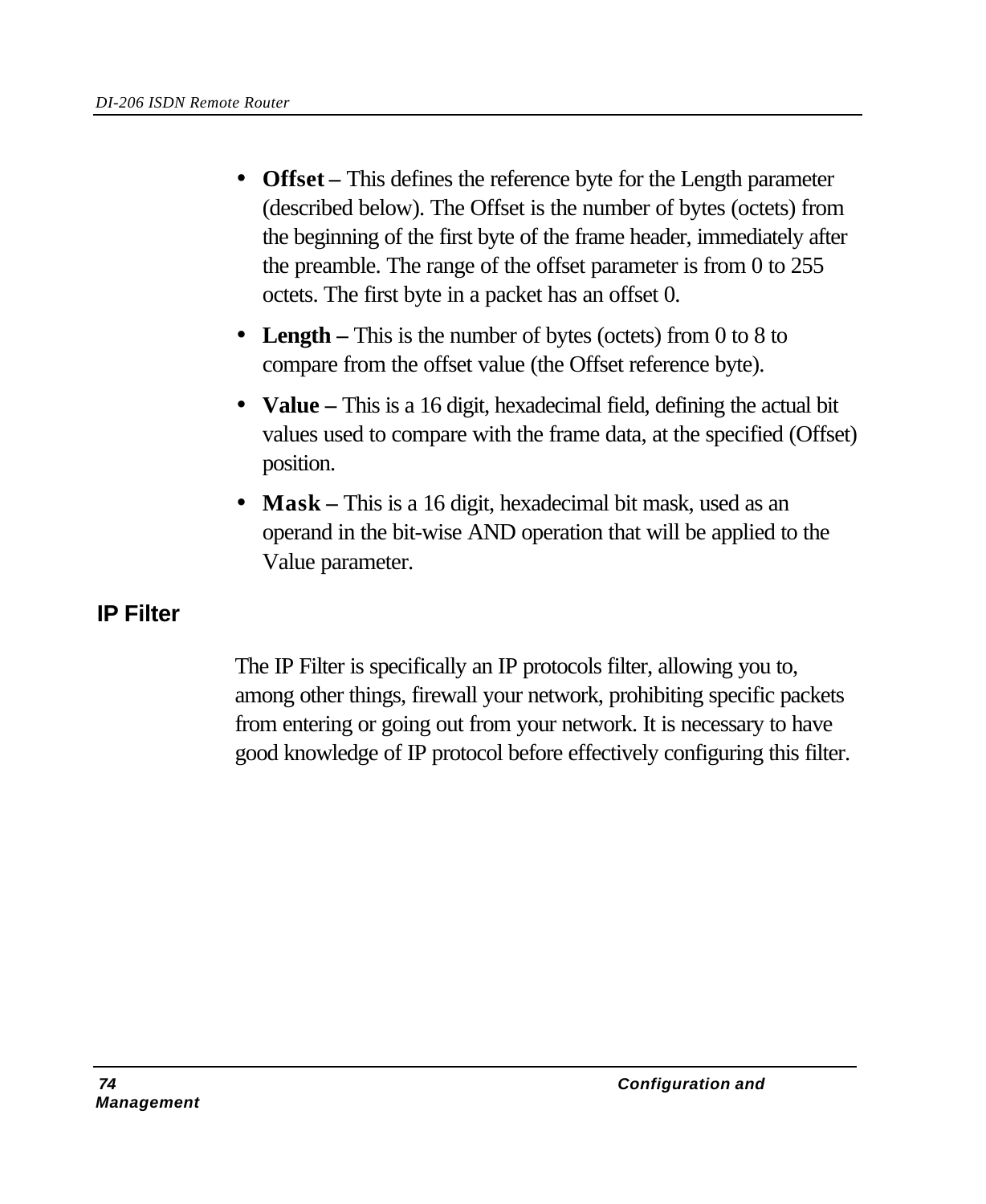- **Offset –** This defines the reference byte for the Length parameter (described below). The Offset is the number of bytes (octets) from the beginning of the first byte of the frame header, immediately after the preamble. The range of the offset parameter is from 0 to 255 octets. The first byte in a packet has an offset 0.
- **Length –** This is the number of bytes (octets) from 0 to 8 to compare from the offset value (the Offset reference byte).
- **Value –** This is a 16 digit, hexadecimal field, defining the actual bit values used to compare with the frame data, at the specified (Offset) position.
- **Mask –** This is a 16 digit, hexadecimal bit mask, used as an operand in the bit-wise AND operation that will be applied to the Value parameter.

## IP Filter

The IP Filter is specifically an IP protocols filter, allowing you to, among other things, firewall your network, prohibiting specific packets from entering or going out from your network. It is necessary to have good knowledge of IP protocol before effectively configuring this filter.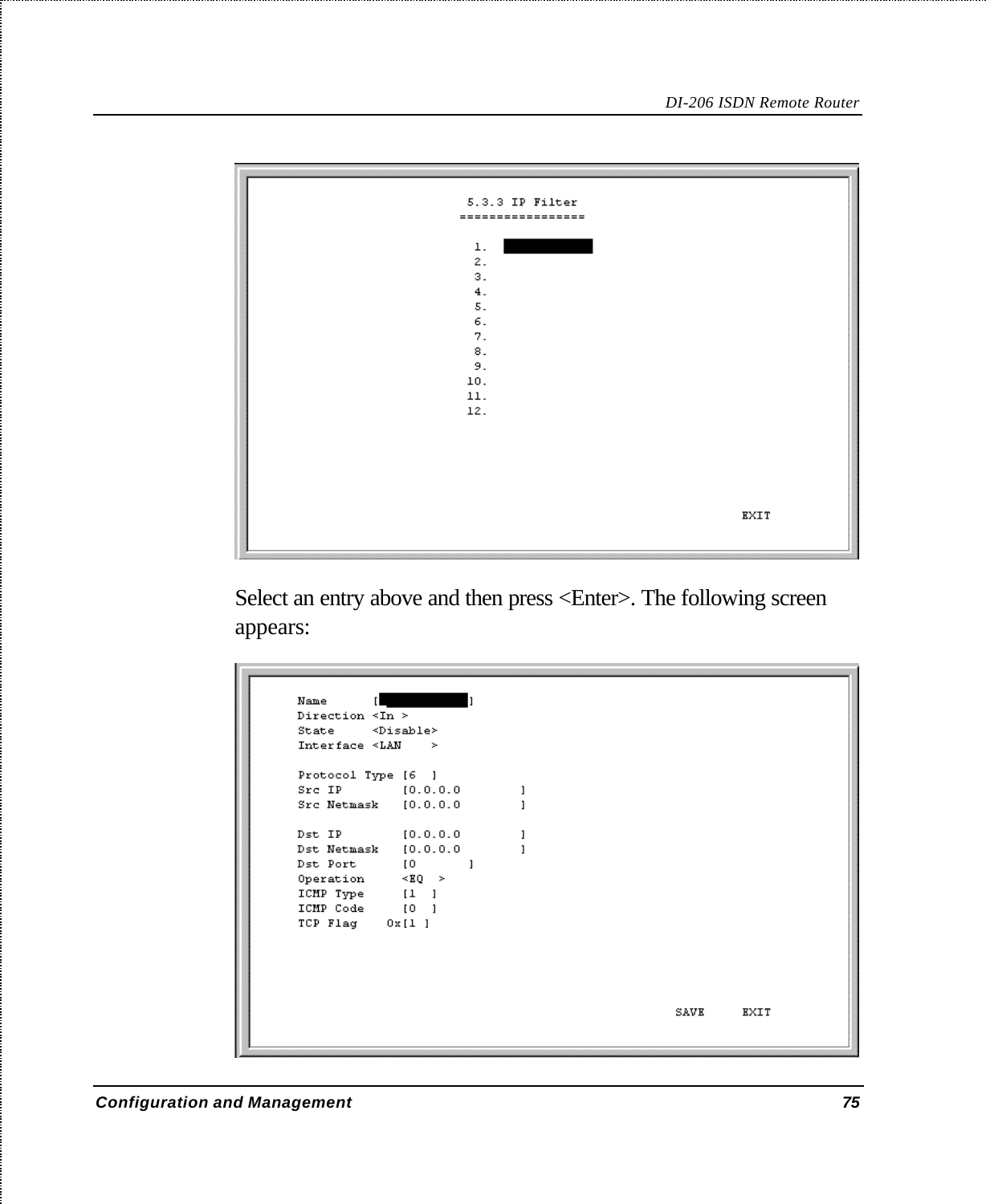```
5.3.3 IP Filter
================

 1.
 2.
 3.
 4.
 5.
 6.
 7.
 8.
 9.
10.
11.
12.

                                        EXIT
```

Select an entry above and then press <Enter>. The following screen appears:

```
Name      [            ]
Direction <In >
State     <Disable>
Interface <LAN    >

Protocol Type [6  ]
Src IP        [0.0.0.0        ]
Src Netmask   [0.0.0.0        ]

Dst IP        [0.0.0.0        ]
Dst Netmask   [0.0.0.0        ]
Dst Port      [0       ]
Operation     <EQ  >
ICMP Type     [1  ]
ICMP Code     [0  ]
TCP Flag    0x[1 ]

                              SAVE     EXIT
```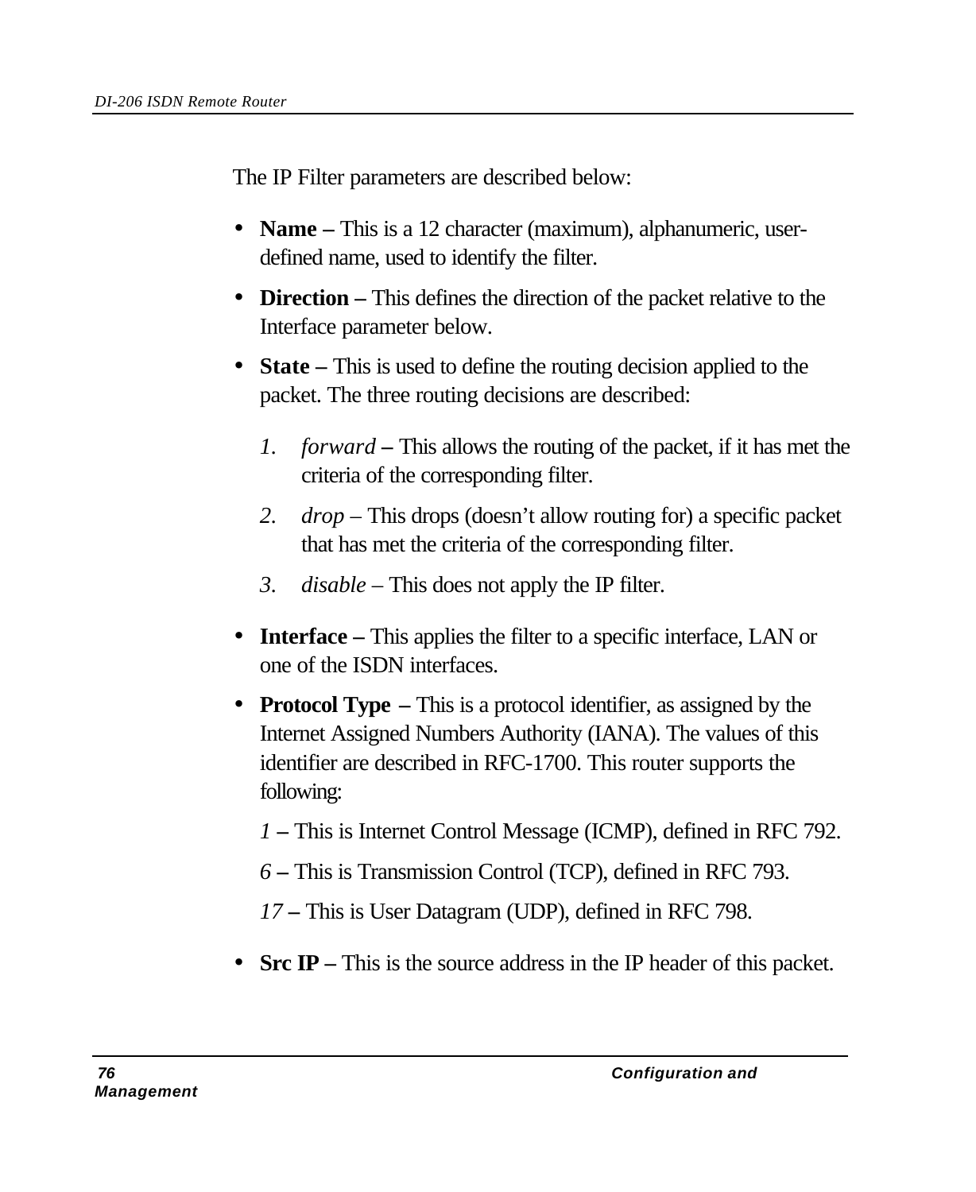The IP Filter parameters are described below:

- **Name –** This is a 12 character (maximum), alphanumeric, user-defined name, used to identify the filter.
- **Direction –** This defines the direction of the packet relative to the Interface parameter below.
- **State –** This is used to define the routing decision applied to the packet. The three routing decisions are described:

  1. *forward* **–** This allows the routing of the packet, if it has met the criteria of the corresponding filter.
  2. *drop* – This drops (doesn't allow routing for) a specific packet that has met the criteria of the corresponding filter.
  3. *disable* – This does not apply the IP filter.

- **Interface –** This applies the filter to a specific interface, LAN or one of the ISDN interfaces.
- **Protocol Type –** This is a protocol identifier, as assigned by the Internet Assigned Numbers Authority (IANA). The values of this identifier are described in RFC-1700. This router supports the following:

  *1* **–** This is Internet Control Message (ICMP), defined in RFC 792.

  *6* **–** This is Transmission Control (TCP), defined in RFC 793.

  *17* **–** This is User Datagram (UDP), defined in RFC 798.

- **Src IP –** This is the source address in the IP header of this packet.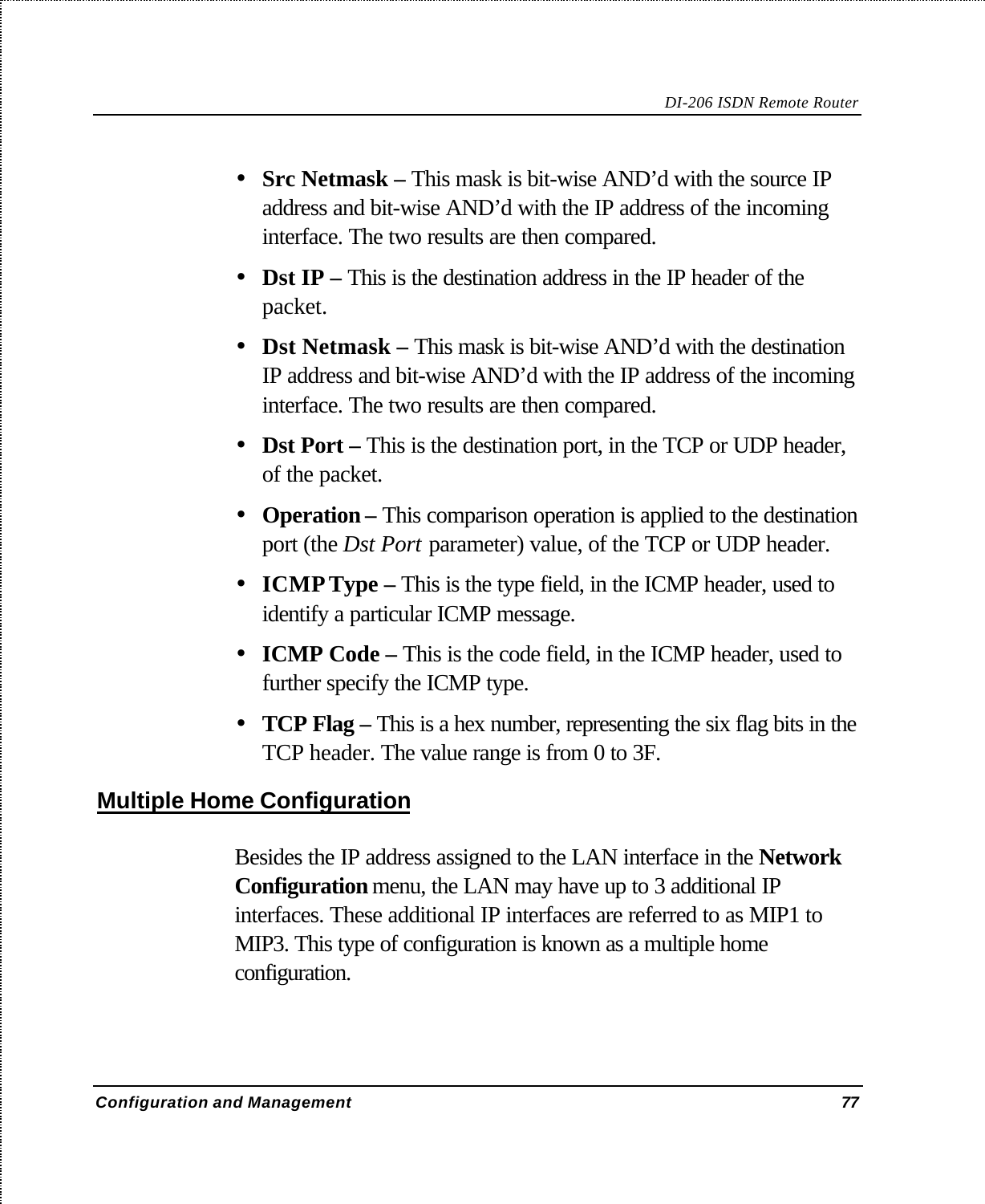- **Src Netmask –** This mask is bit-wise AND'd with the source IP address and bit-wise AND'd with the IP address of the incoming interface. The two results are then compared.
- **Dst IP –** This is the destination address in the IP header of the packet.
- **Dst Netmask –** This mask is bit-wise AND'd with the destination IP address and bit-wise AND'd with the IP address of the incoming interface. The two results are then compared.
- **Dst Port –** This is the destination port, in the TCP or UDP header, of the packet.
- **Operation –** This comparison operation is applied to the destination port (the *Dst Port* parameter) value, of the TCP or UDP header.
- **ICMP Type –** This is the type field, in the ICMP header, used to identify a particular ICMP message.
- **ICMP Code –** This is the code field, in the ICMP header, used to further specify the ICMP type.
- **TCP Flag –** This is a hex number, representing the six flag bits in the TCP header. The value range is from 0 to 3F.

## Multiple Home Configuration

Besides the IP address assigned to the LAN interface in the **Network Configuration** menu, the LAN may have up to 3 additional IP interfaces. These additional IP interfaces are referred to as MIP1 to MIP3. This type of configuration is known as a multiple home configuration.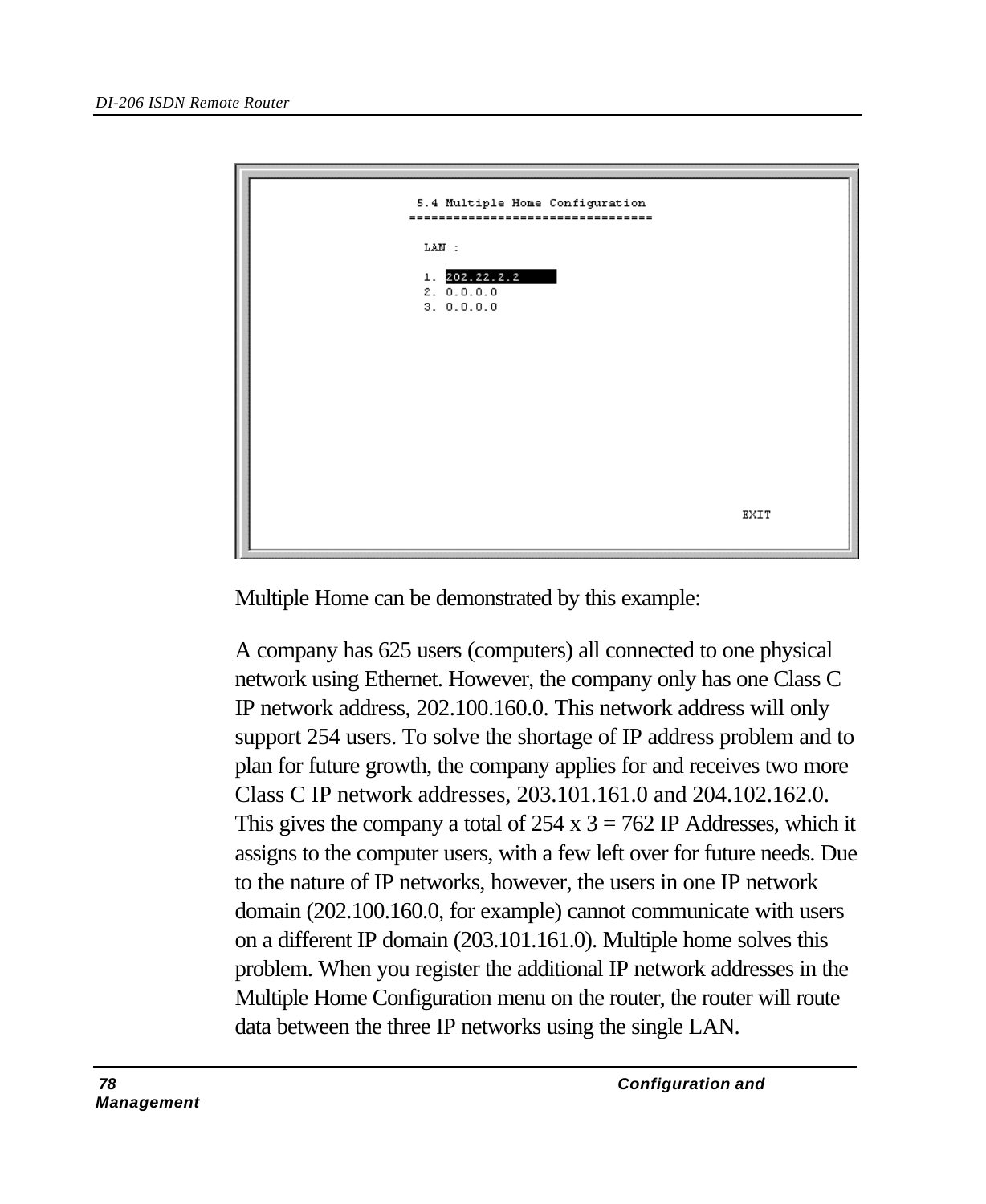```
5.4 Multiple Home Configuration
=================================

LAN :

1. 202.22.2.2
2. 0.0.0.0
3. 0.0.0.0

                                                EXIT
```

Multiple Home can be demonstrated by this example:

A company has 625 users (computers) all connected to one physical network using Ethernet. However, the company only has one Class C IP network address, 202.100.160.0. This network address will only support 254 users. To solve the shortage of IP address problem and to plan for future growth, the company applies for and receives two more Class C IP network addresses, 203.101.161.0 and 204.102.162.0. This gives the company a total of 254 x 3 = 762 IP Addresses, which it assigns to the computer users, with a few left over for future needs. Due to the nature of IP networks, however, the users in one IP network domain (202.100.160.0, for example) cannot communicate with users on a different IP domain (203.101.161.0). Multiple home solves this problem. When you register the additional IP network addresses in the Multiple Home Configuration menu on the router, the router will route data between the three IP networks using the single LAN.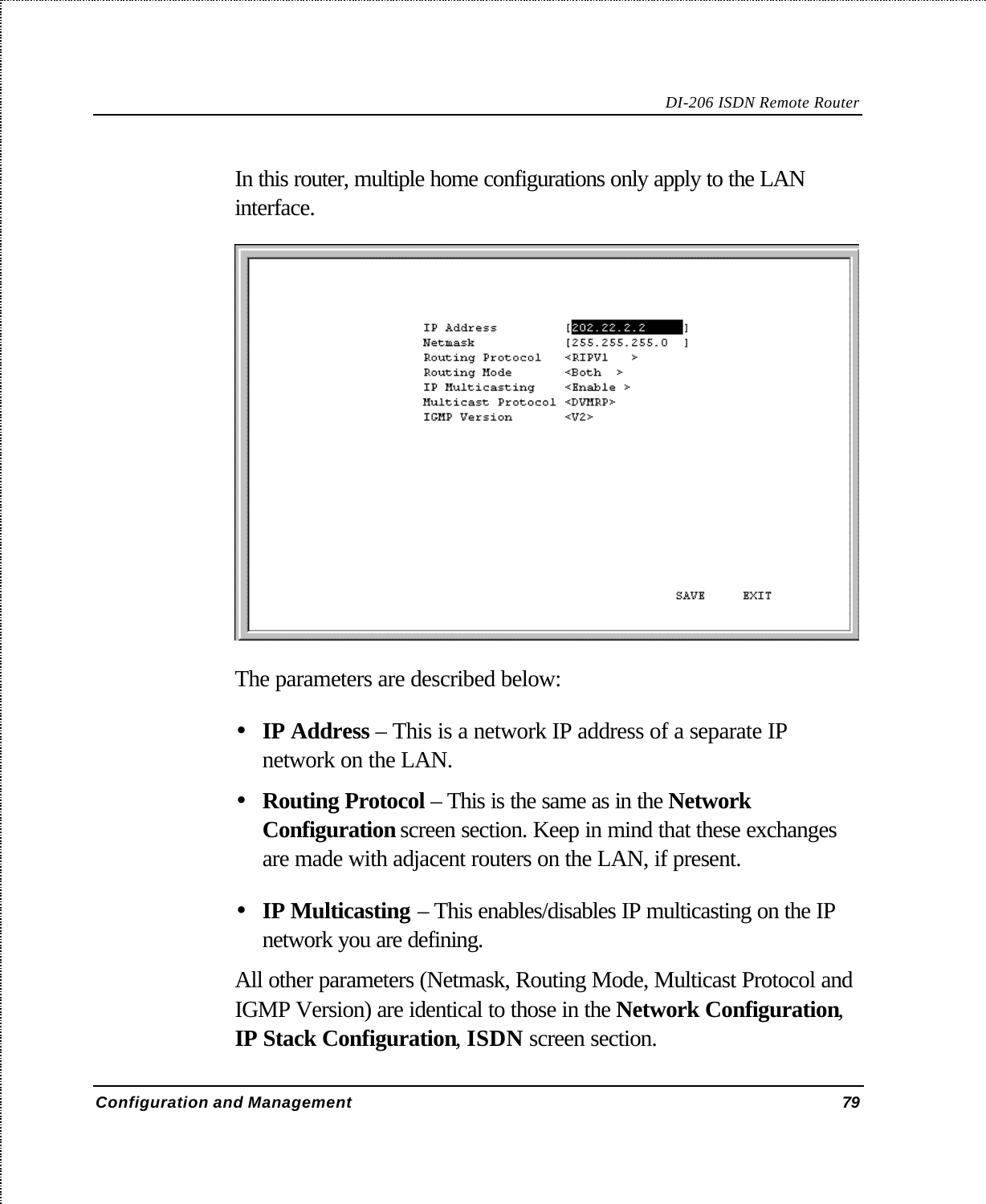In this router, multiple home configurations only apply to the LAN interface.

```
IP Address         [202.22.2.2      ]
Netmask            [255.255.255.0   ]
Routing Protocol   <RIPV1   >
Routing Mode       <Both  >
IP Multicasting    <Enable >
Multicast Protocol <DVMRP>
IGMP Version       <V2>

                                        SAVE     EXIT
```

The parameters are described below:

- **IP Address** – This is a network IP address of a separate IP network on the LAN.
- **Routing Protocol** – This is the same as in the **Network Configuration** screen section. Keep in mind that these exchanges are made with adjacent routers on the LAN, if present.
- **IP Multicasting** – This enables/disables IP multicasting on the IP network you are defining.

All other parameters (Netmask, Routing Mode, Multicast Protocol and IGMP Version) are identical to those in the **Network Configuration**, **IP Stack Configuration**, **ISDN** screen section.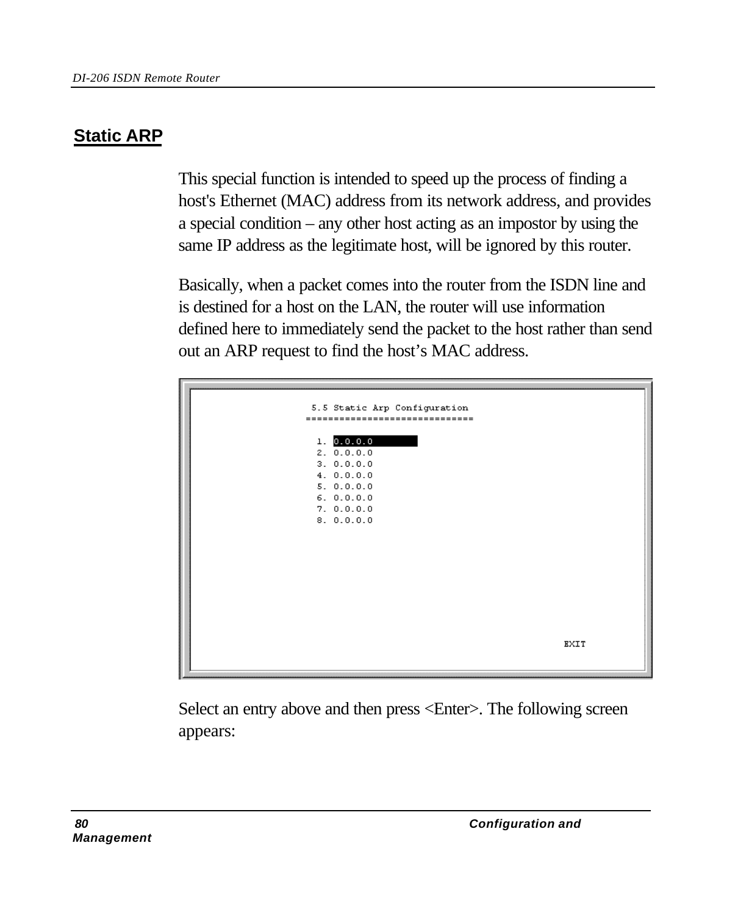## Static ARP

This special function is intended to speed up the process of finding a host's Ethernet (MAC) address from its network address, and provides a special condition – any other host acting as an impostor by using the same IP address as the legitimate host, will be ignored by this router.

Basically, when a packet comes into the router from the ISDN line and is destined for a host on the LAN, the router will use information defined here to immediately send the packet to the host rather than send out an ARP request to find the host's MAC address.

```
5.5 Static Arp Configuration
==============================

 1. 0.0.0.0
 2. 0.0.0.0
 3. 0.0.0.0
 4. 0.0.0.0
 5. 0.0.0.0
 6. 0.0.0.0
 7. 0.0.0.0
 8. 0.0.0.0

                                        EXIT
```

Select an entry above and then press <Enter>. The following screen appears: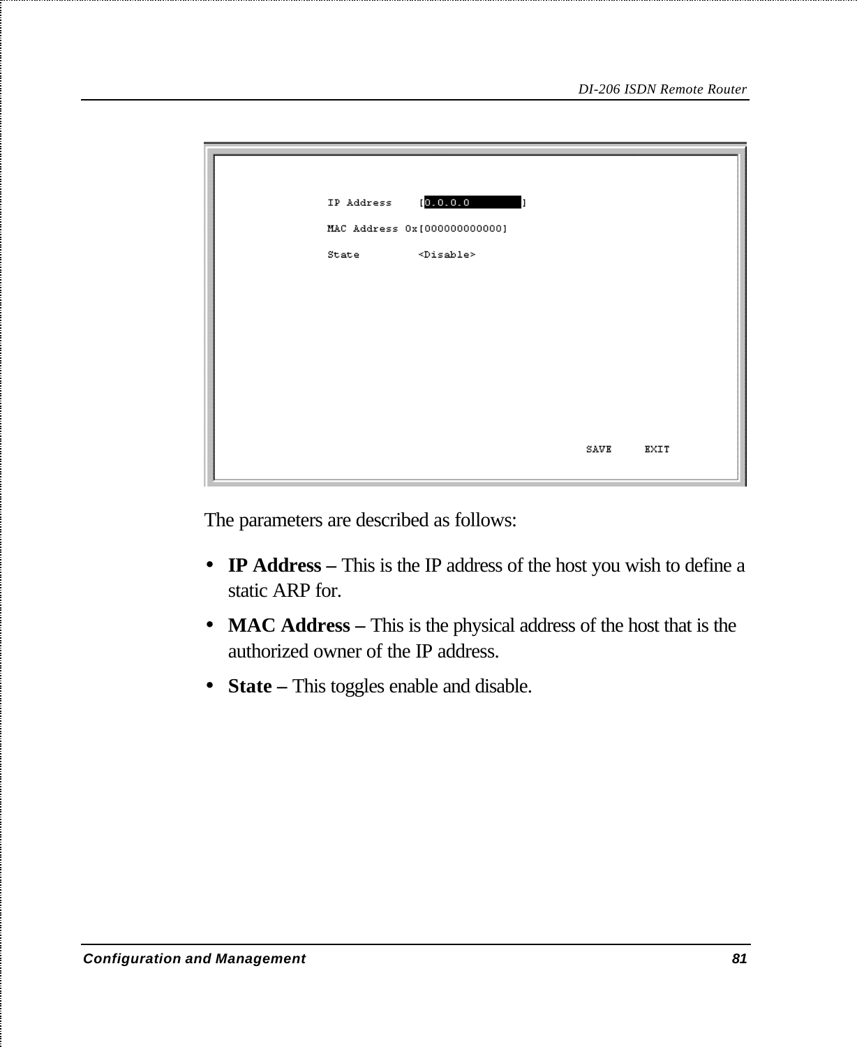```
IP Address    [0.0.0.0          ]

MAC Address 0x[000000000000]

State         <Disable>




                                        SAVE     EXIT
```

The parameters are described as follows:

- **IP Address –** This is the IP address of the host you wish to define a static ARP for.
- **MAC Address –** This is the physical address of the host that is the authorized owner of the IP address.
- **State –** This toggles enable and disable.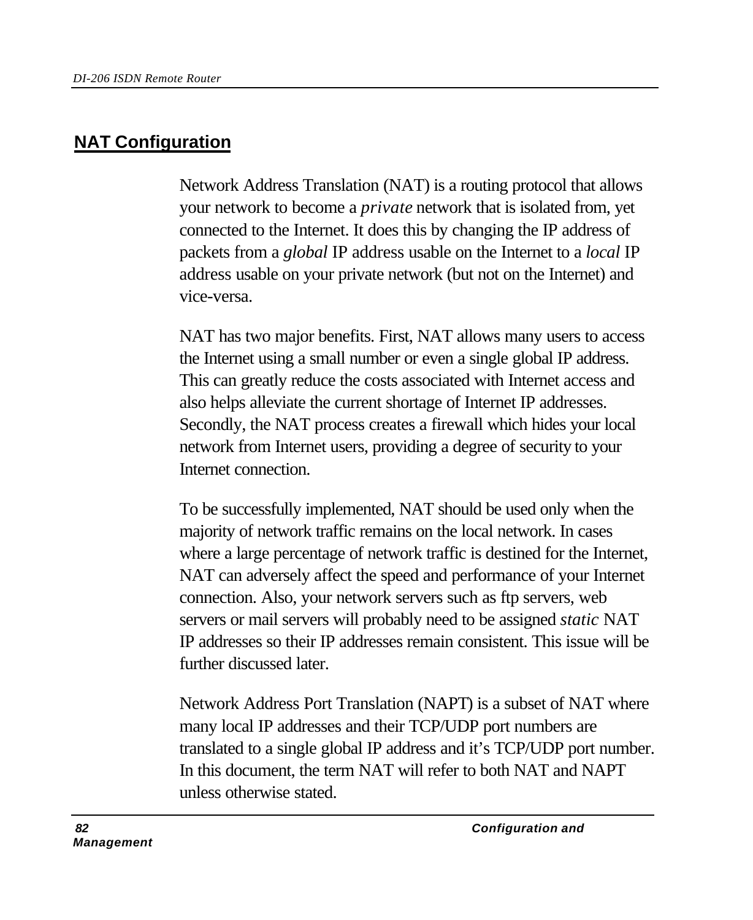## NAT Configuration

Network Address Translation (NAT) is a routing protocol that allows your network to become a *private* network that is isolated from, yet connected to the Internet. It does this by changing the IP address of packets from a *global* IP address usable on the Internet to a *local* IP address usable on your private network (but not on the Internet) and vice-versa.

NAT has two major benefits. First, NAT allows many users to access the Internet using a small number or even a single global IP address. This can greatly reduce the costs associated with Internet access and also helps alleviate the current shortage of Internet IP addresses. Secondly, the NAT process creates a firewall which hides your local network from Internet users, providing a degree of security to your Internet connection.

To be successfully implemented, NAT should be used only when the majority of network traffic remains on the local network. In cases where a large percentage of network traffic is destined for the Internet, NAT can adversely affect the speed and performance of your Internet connection. Also, your network servers such as ftp servers, web servers or mail servers will probably need to be assigned *static* NAT IP addresses so their IP addresses remain consistent. This issue will be further discussed later.

Network Address Port Translation (NAPT) is a subset of NAT where many local IP addresses and their TCP/UDP port numbers are translated to a single global IP address and it's TCP/UDP port number. In this document, the term NAT will refer to both NAT and NAPT unless otherwise stated.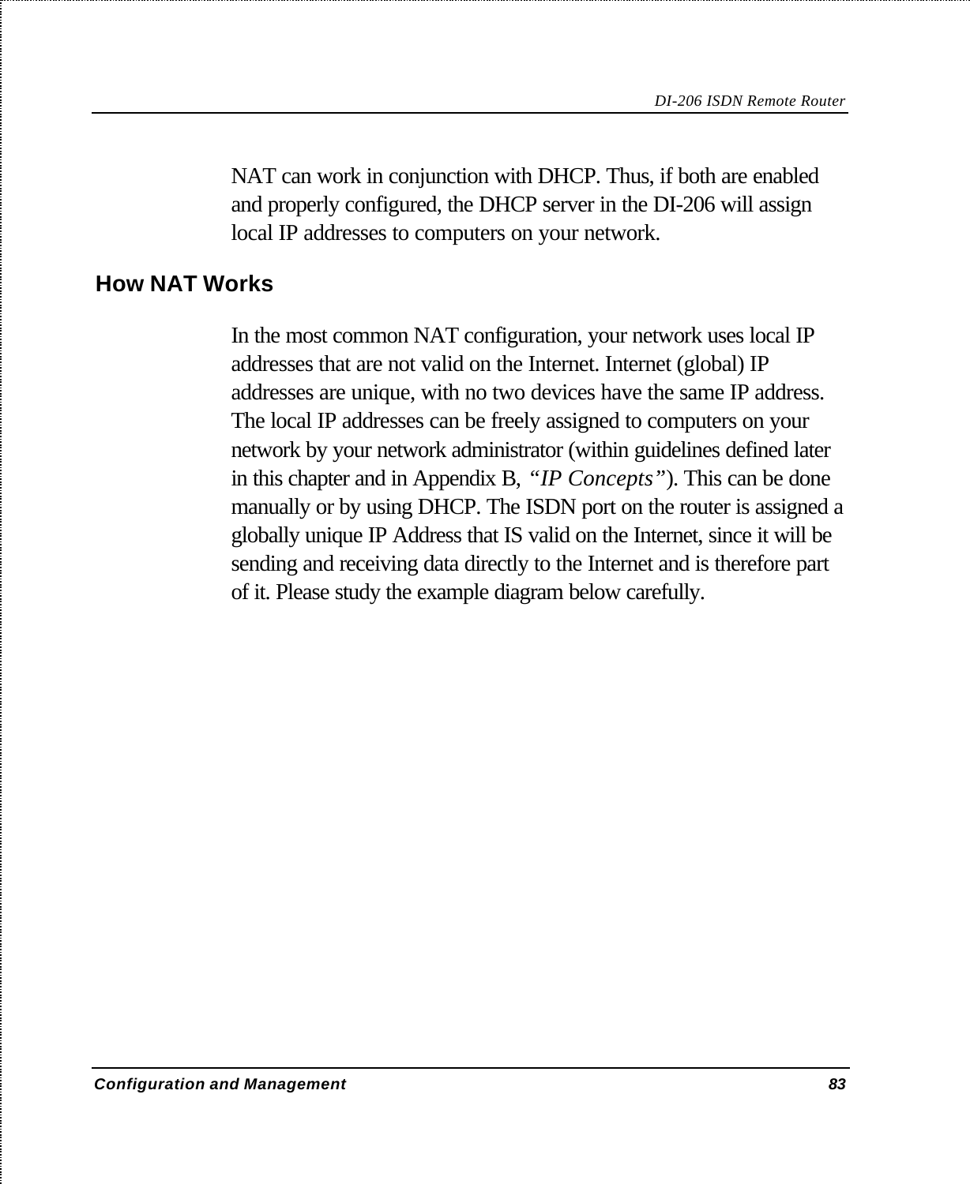NAT can work in conjunction with DHCP. Thus, if both are enabled and properly configured, the DHCP server in the DI-206 will assign local IP addresses to computers on your network.

## How NAT Works

In the most common NAT configuration, your network uses local IP addresses that are not valid on the Internet. Internet (global) IP addresses are unique, with no two devices have the same IP address. The local IP addresses can be freely assigned to computers on your network by your network administrator (within guidelines defined later in this chapter and in Appendix B, *"IP Concepts"*). This can be done manually or by using DHCP. The ISDN port on the router is assigned a globally unique IP Address that IS valid on the Internet, since it will be sending and receiving data directly to the Internet and is therefore part of it. Please study the example diagram below carefully.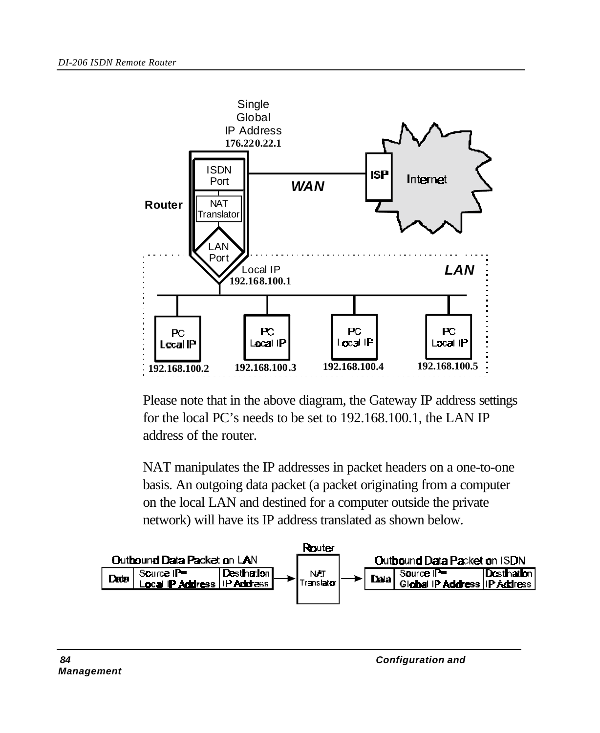Single Global IP Address **176.220.22.1**

Router: ISDN Port — NAT Translator — LAN Port

WAN — ISP — Internet

LAN — Local IP **192.168.100.1**

PC Local IP **192.168.100.2** | PC Local IP **192.168.100.3** | PC Local IP **192.168.100.4** | PC Local IP **192.168.100.5**

Please note that in the above diagram, the Gateway IP address settings for the local PC's needs to be set to 192.168.100.1, the LAN IP address of the router.

NAT manipulates the IP addresses in packet headers on a one-to-one basis. An outgoing data packet (a packet originating from a computer on the local LAN and destined for a computer outside the private network) will have its IP address translated as shown below.

Outbound Data Packet on LAN: | Data | Source IP= Local IP Address | Destination IP Address | → Router (NAT Translator) → Outbound Data Packet on ISDN: | Data | Source IP= Global IP Address | Destination IP Address |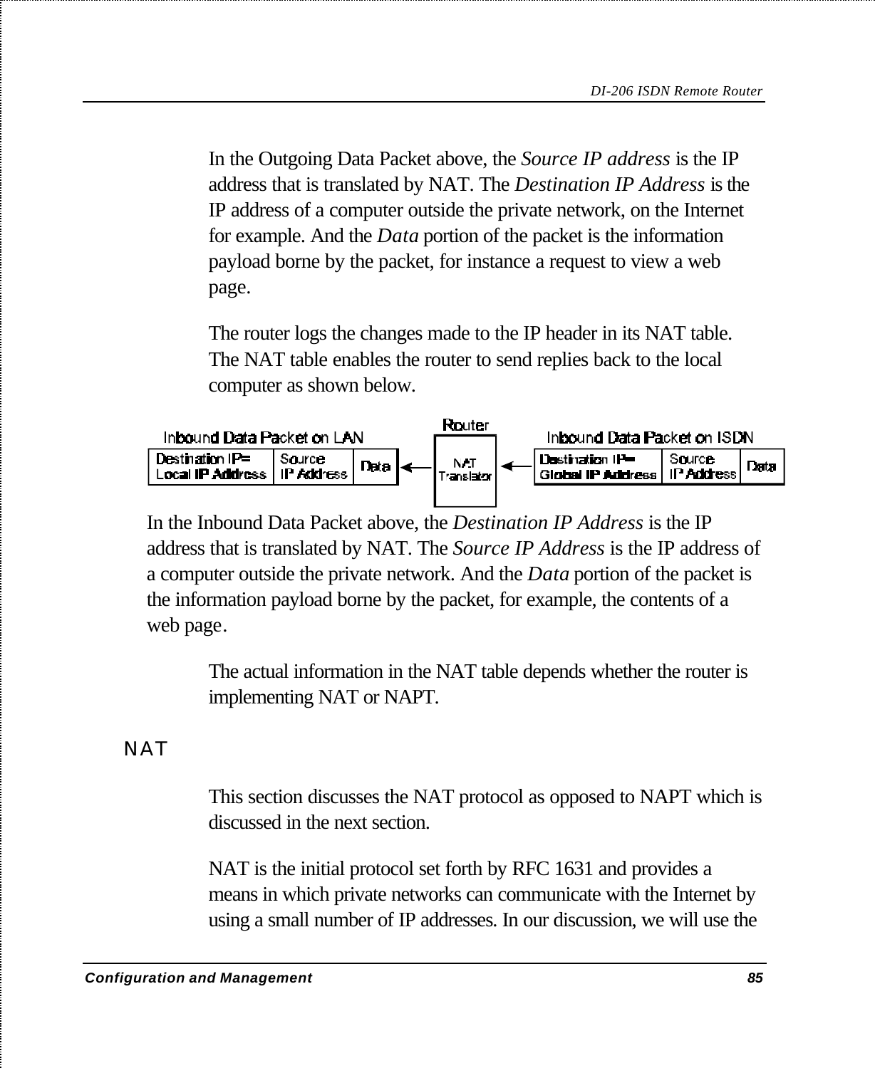In the Outgoing Data Packet above, the *Source IP address* is the IP address that is translated by NAT. The *Destination IP Address* is the IP address of a computer outside the private network, on the Internet for example. And the *Data* portion of the packet is the information payload borne by the packet, for instance a request to view a web page.

The router logs the changes made to the IP header in its NAT table. The NAT table enables the router to send replies back to the local computer as shown below.

| Inbound Data Packet on LAN | | | | Router | | Inbound Data Packet on ISDN | | |
|---|---|---|---|---|---|---|---|---|
| Destination IP= Local IP Address | Source IP Address | Data | ← | NAT Translator | ← | Destination IP= Global IP Address | Source IP Address | Data |

In the Inbound Data Packet above, the *Destination IP Address* is the IP address that is translated by NAT. The *Source IP Address* is the IP address of a computer outside the private network. And the *Data* portion of the packet is the information payload borne by the packet, for example, the contents of a web page.

The actual information in the NAT table depends whether the router is implementing NAT or NAPT.

## NAT

This section discusses the NAT protocol as opposed to NAPT which is discussed in the next section.

NAT is the initial protocol set forth by RFC 1631 and provides a means in which private networks can communicate with the Internet by using a small number of IP addresses. In our discussion, we will use the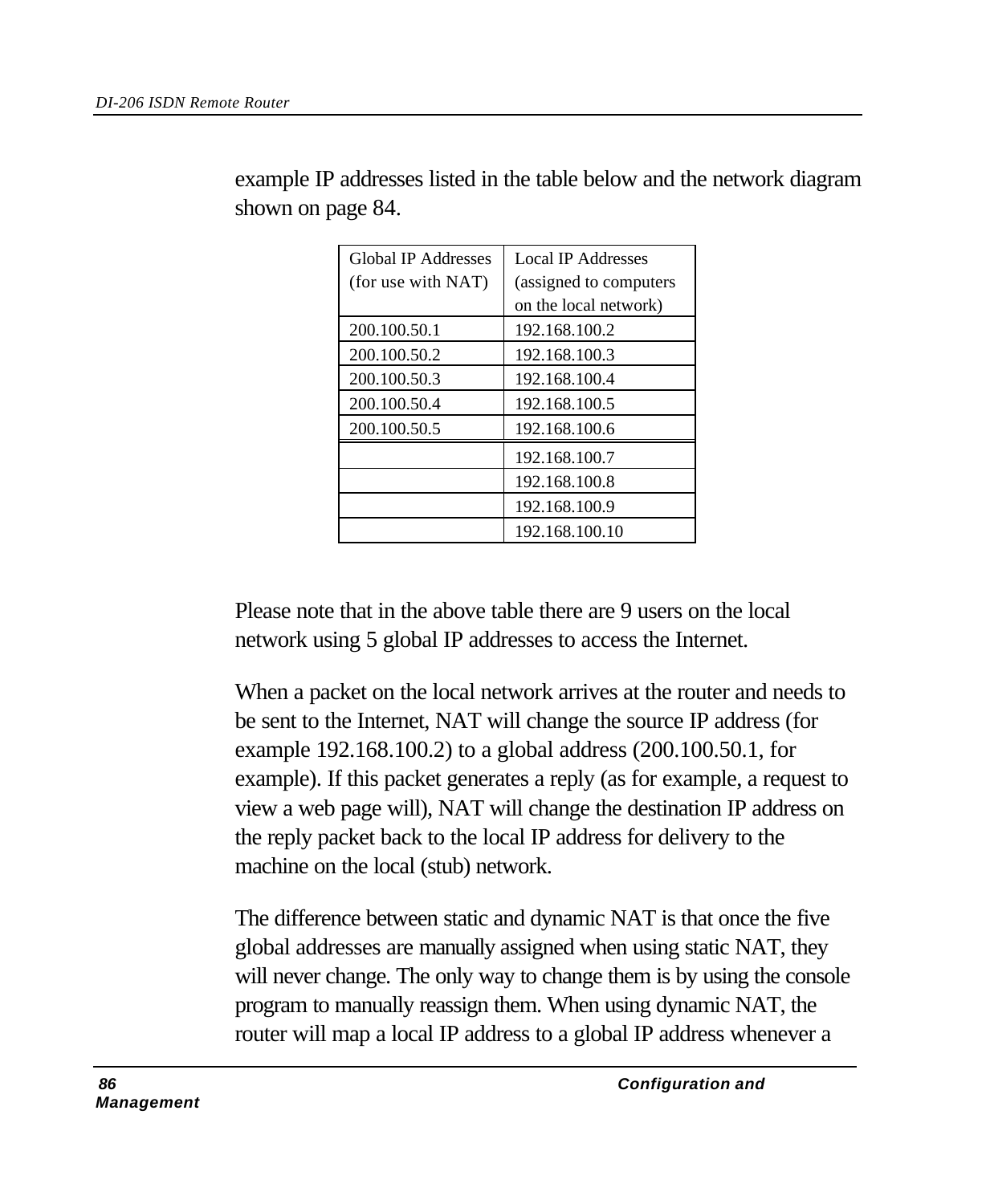example IP addresses listed in the table below and the network diagram shown on page 84.

| Global IP Addresses (for use with NAT) | Local IP Addresses (assigned to computers on the local network) |
|---|---|
| 200.100.50.1 | 192.168.100.2 |
| 200.100.50.2 | 192.168.100.3 |
| 200.100.50.3 | 192.168.100.4 |
| 200.100.50.4 | 192.168.100.5 |
| 200.100.50.5 | 192.168.100.6 |
| | 192.168.100.7 |
| | 192.168.100.8 |
| | 192.168.100.9 |
| | 192.168.100.10 |

Please note that in the above table there are 9 users on the local network using 5 global IP addresses to access the Internet.

When a packet on the local network arrives at the router and needs to be sent to the Internet, NAT will change the source IP address (for example 192.168.100.2) to a global address (200.100.50.1, for example). If this packet generates a reply (as for example, a request to view a web page will), NAT will change the destination IP address on the reply packet back to the local IP address for delivery to the machine on the local (stub) network.

The difference between static and dynamic NAT is that once the five global addresses are manually assigned when using static NAT, they will never change. The only way to change them is by using the console program to manually reassign them. When using dynamic NAT, the router will map a local IP address to a global IP address whenever a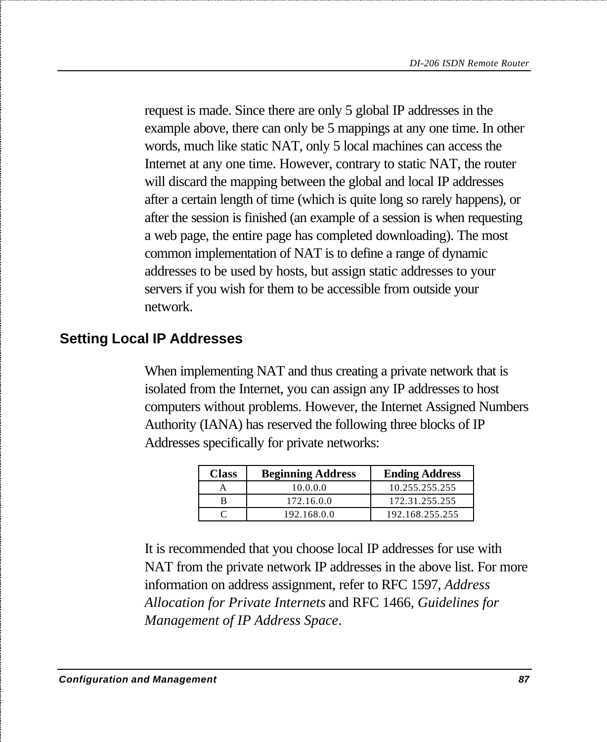request is made. Since there are only 5 global IP addresses in the example above, there can only be 5 mappings at any one time. In other words, much like static NAT, only 5 local machines can access the Internet at any one time. However, contrary to static NAT, the router will discard the mapping between the global and local IP addresses after a certain length of time (which is quite long so rarely happens), or after the session is finished (an example of a session is when requesting a web page, the entire page has completed downloading). The most common implementation of NAT is to define a range of dynamic addresses to be used by hosts, but assign static addresses to your servers if you wish for them to be accessible from outside your network.

## Setting Local IP Addresses

When implementing NAT and thus creating a private network that is isolated from the Internet, you can assign any IP addresses to host computers without problems. However, the Internet Assigned Numbers Authority (IANA) has reserved the following three blocks of IP Addresses specifically for private networks:

| Class | Beginning Address | Ending Address |
|---|---|---|
| A | 10.0.0.0 | 10.255.255.255 |
| B | 172.16.0.0 | 172.31.255.255 |
| C | 192.168.0.0 | 192.168.255.255 |

It is recommended that you choose local IP addresses for use with NAT from the private network IP addresses in the above list. For more information on address assignment, refer to RFC 1597, *Address Allocation for Private Internets* and RFC 1466, *Guidelines for Management of IP Address Space*.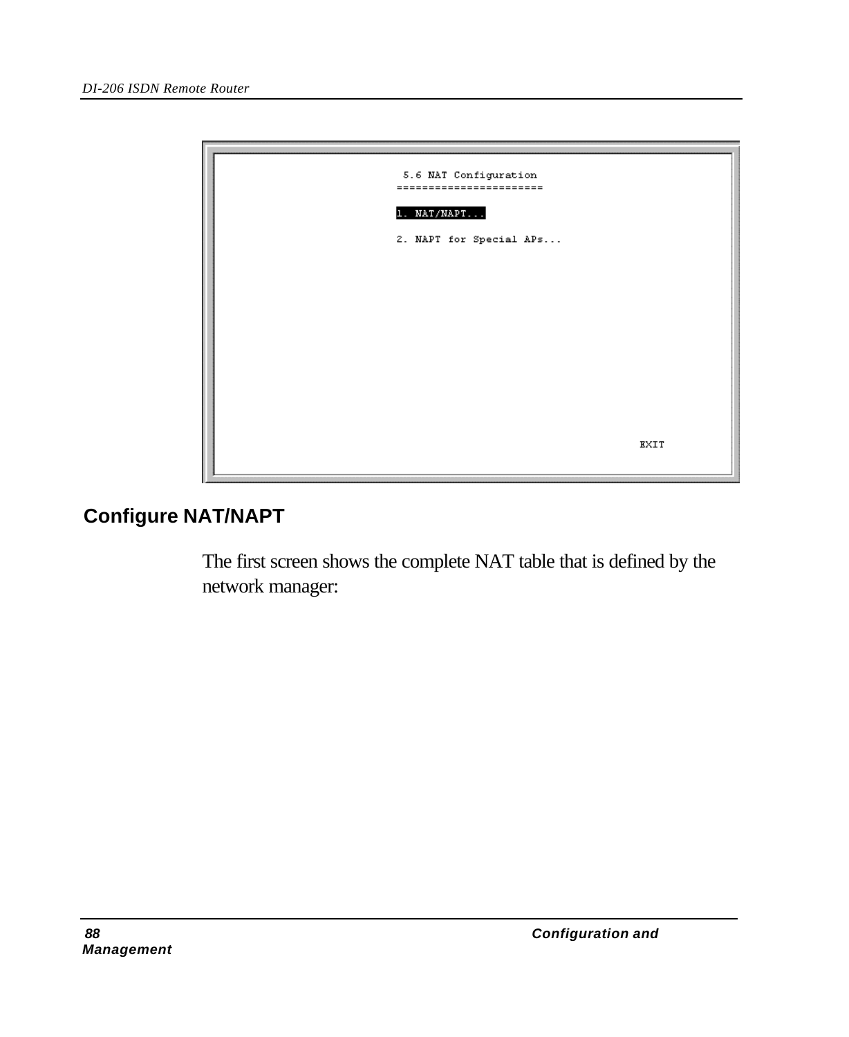```
 5.6 NAT Configuration
======================

1. NAT/NAPT...

2. NAPT for Special APs...




                                                      EXIT
```

## Configure NAT/NAPT

The first screen shows the complete NAT table that is defined by the network manager: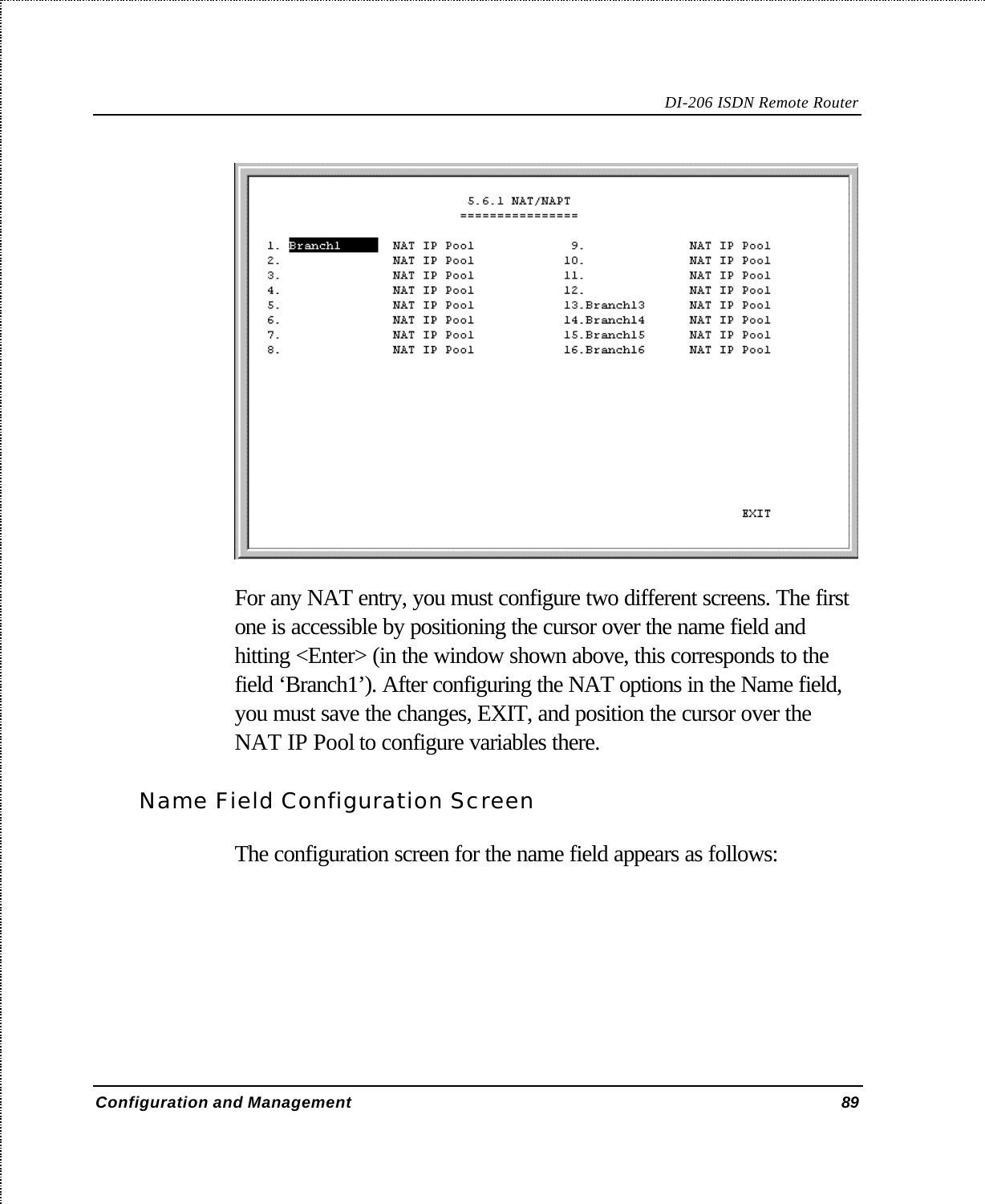```
                         5.6.1 NAT/NAPT
                        ================

1. Branch1      NAT IP Pool         9.              NAT IP Pool
2.              NAT IP Pool        10.              NAT IP Pool
3.              NAT IP Pool        11.              NAT IP Pool
4.              NAT IP Pool        12.              NAT IP Pool
5.              NAT IP Pool        13.Branch13      NAT IP Pool
6.              NAT IP Pool        14.Branch14      NAT IP Pool
7.              NAT IP Pool        15.Branch15      NAT IP Pool
8.              NAT IP Pool        16.Branch16      NAT IP Pool










                                                         EXIT
```

For any NAT entry, you must configure two different screens. The first one is accessible by positioning the cursor over the name field and hitting <Enter> (in the window shown above, this corresponds to the field 'Branch1'). After configuring the NAT options in the Name field, you must save the changes, EXIT, and position the cursor over the NAT IP Pool to configure variables there.

### Name Field Configuration Screen

The configuration screen for the name field appears as follows: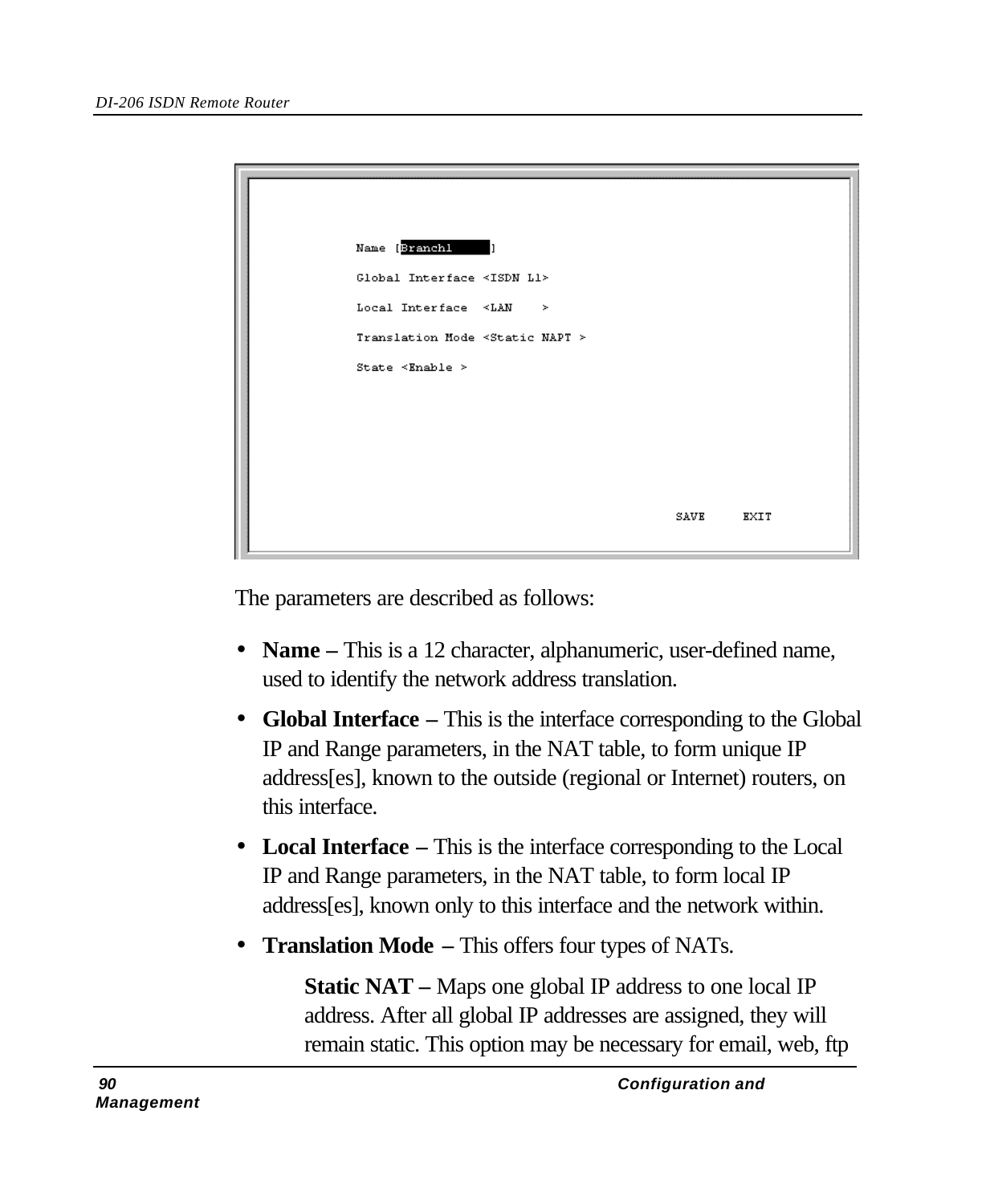```
Name [Branch1      ]

Global Interface <ISDN L1>

Local Interface  <LAN    >

Translation Mode <Static NAPT >

State <Enable >



                                        SAVE     EXIT
```

The parameters are described as follows:

- **Name –** This is a 12 character, alphanumeric, user-defined name, used to identify the network address translation.
- **Global Interface –** This is the interface corresponding to the Global IP and Range parameters, in the NAT table, to form unique IP address[es], known to the outside (regional or Internet) routers, on this interface.
- **Local Interface –** This is the interface corresponding to the Local IP and Range parameters, in the NAT table, to form local IP address[es], known only to this interface and the network within.
- **Translation Mode –** This offers four types of NATs.

  **Static NAT –** Maps one global IP address to one local IP address. After all global IP addresses are assigned, they will remain static. This option may be necessary for email, web, ftp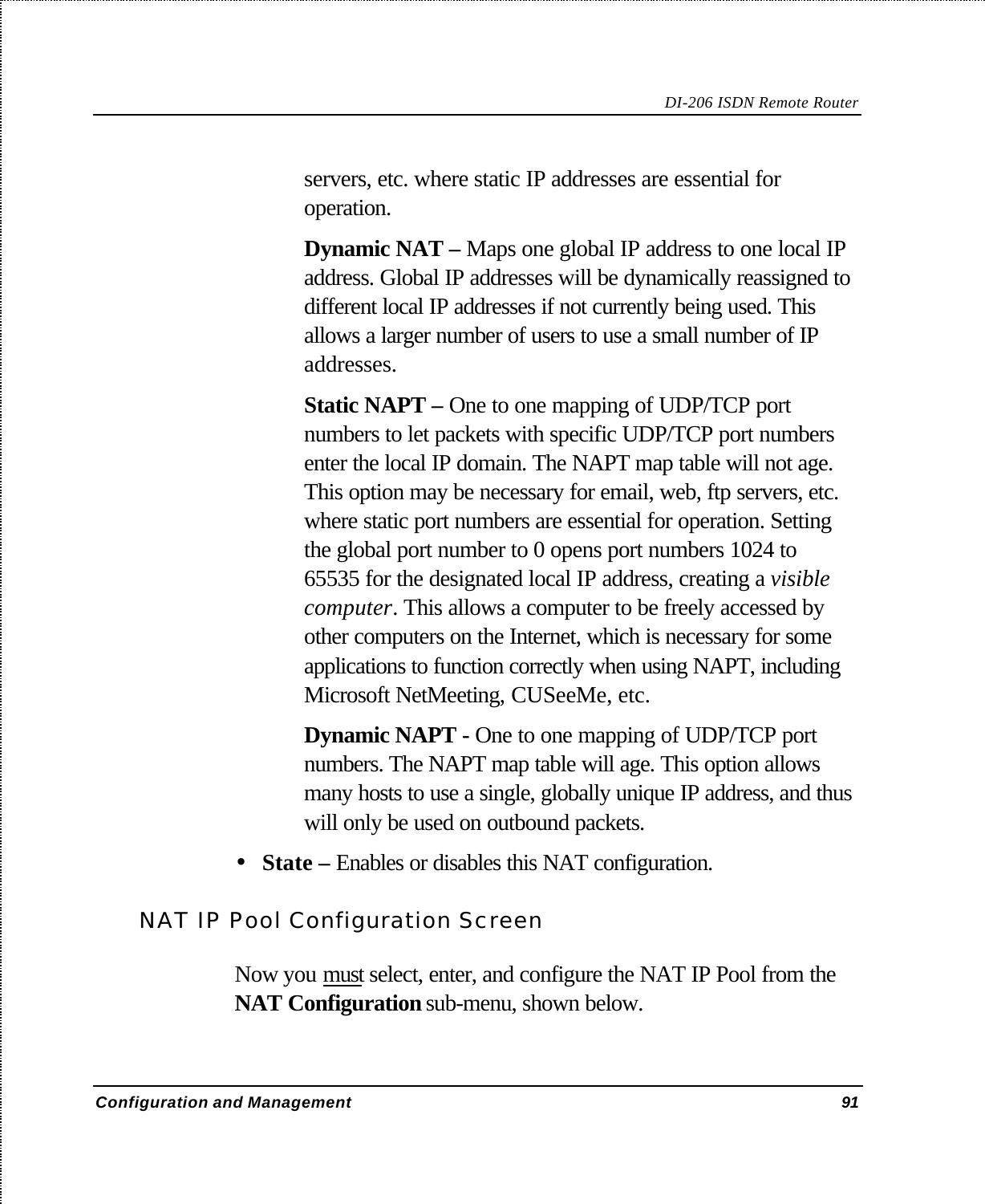servers, etc. where static IP addresses are essential for operation.

**Dynamic NAT –** Maps one global IP address to one local IP address. Global IP addresses will be dynamically reassigned to different local IP addresses if not currently being used. This allows a larger number of users to use a small number of IP addresses.

**Static NAPT –** One to one mapping of UDP/TCP port numbers to let packets with specific UDP/TCP port numbers enter the local IP domain. The NAPT map table will not age. This option may be necessary for email, web, ftp servers, etc. where static port numbers are essential for operation. Setting the global port number to 0 opens port numbers 1024 to 65535 for the designated local IP address, creating a *visible computer*. This allows a computer to be freely accessed by other computers on the Internet, which is necessary for some applications to function correctly when using NAPT, including Microsoft NetMeeting, CUSeeMe, etc.

**Dynamic NAPT -** One to one mapping of UDP/TCP port numbers. The NAPT map table will age. This option allows many hosts to use a single, globally unique IP address, and thus will only be used on outbound packets.

- **State –** Enables or disables this NAT configuration.

## NAT IP Pool Configuration Screen

Now you <u>must</u> select, enter, and configure the NAT IP Pool from the **NAT Configuration** sub-menu, shown below.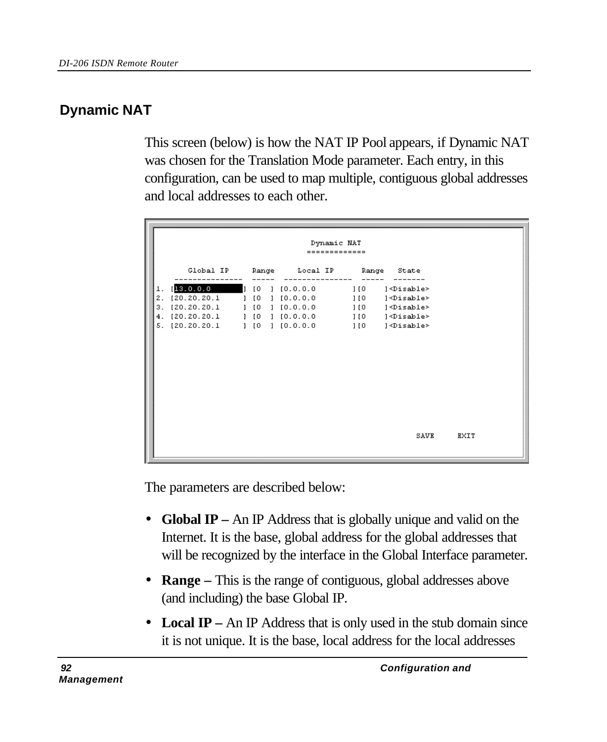## Dynamic NAT

This screen (below) is how the NAT IP Pool appears, if Dynamic NAT was chosen for the Translation Mode parameter. Each entry, in this configuration, can be used to map multiple, contiguous global addresses and local addresses to each other.

```
                              Dynamic NAT
                             =============

      Global IP      Range     Local IP       Range   State
    ---------------  -----  ---------------  -----  -------
1.  [13.0.0.0       ] [0  ] [0.0.0.0        ][0    ]<Disable>
2.  [20.20.20.1     ] [0  ] [0.0.0.0        ][0    ]<Disable>
3.  [20.20.20.1     ] [0  ] [0.0.0.0        ][0    ]<Disable>
4.  [20.20.20.1     ] [0  ] [0.0.0.0        ][0    ]<Disable>
5.  [20.20.20.1     ] [0  ] [0.0.0.0        ][0    ]<Disable>

                                                     SAVE     EXIT
```

The parameters are described below:

- **Global IP –** An IP Address that is globally unique and valid on the Internet. It is the base, global address for the global addresses that will be recognized by the interface in the Global Interface parameter.
- **Range –** This is the range of contiguous, global addresses above (and including) the base Global IP.
- **Local IP –** An IP Address that is only used in the stub domain since it is not unique. It is the base, local address for the local addresses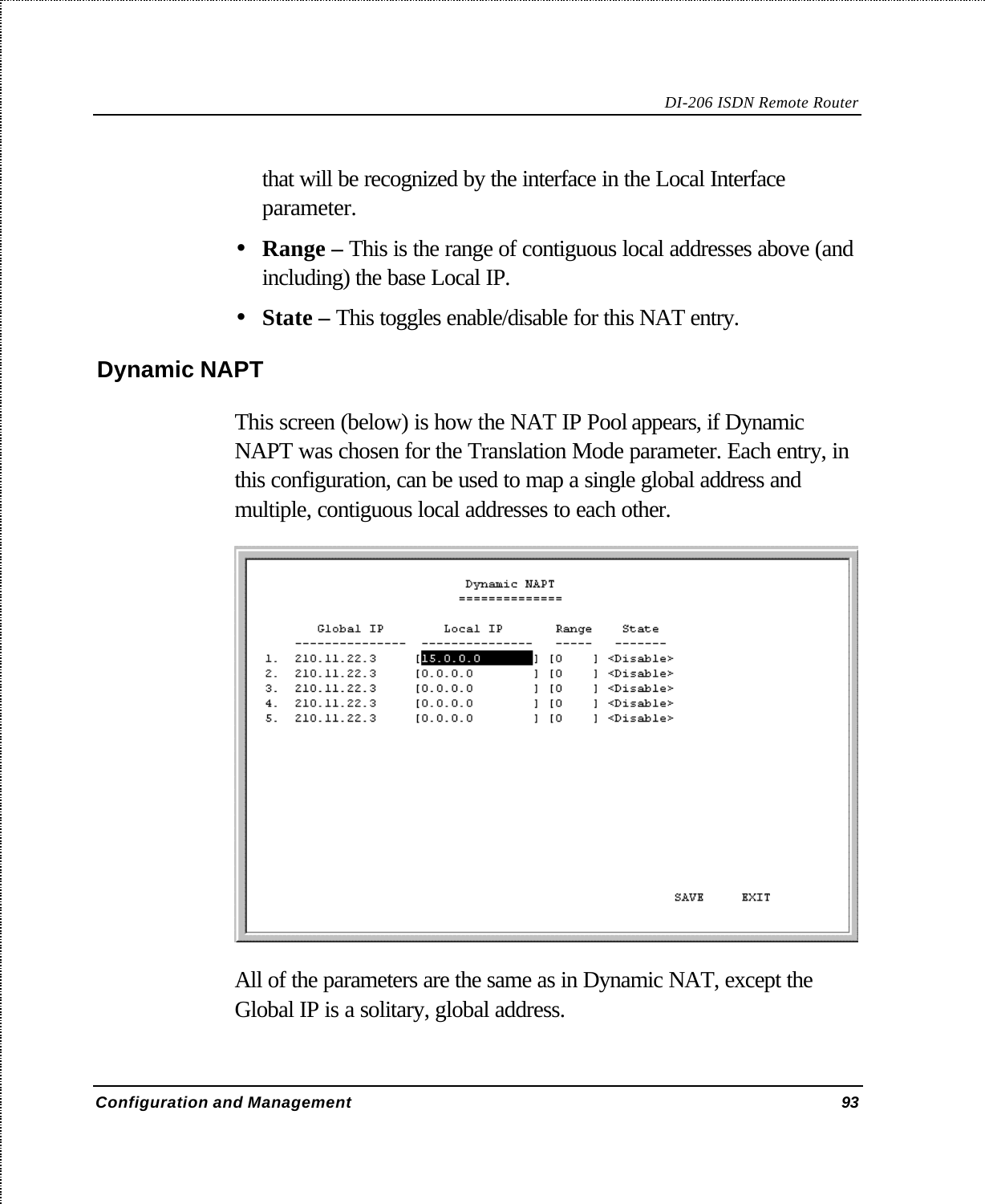that will be recognized by the interface in the Local Interface parameter.

- **Range –** This is the range of contiguous local addresses above (and including) the base Local IP.
- **State –** This toggles enable/disable for this NAT entry.

## Dynamic NAPT

This screen (below) is how the NAT IP Pool appears, if Dynamic NAPT was chosen for the Translation Mode parameter. Each entry, in this configuration, can be used to map a single global address and multiple, contiguous local addresses to each other.

```
                         Dynamic NAPT
                         ============

      Global IP        Local IP        Range    State
    ---------------  ---------------   -----   -------
 1.  210.11.22.3     [15.0.0.0       ] [0    ] <Disable>
 2.  210.11.22.3     [0.0.0.0        ] [0    ] <Disable>
 3.  210.11.22.3     [0.0.0.0        ] [0    ] <Disable>
 4.  210.11.22.3     [0.0.0.0        ] [0    ] <Disable>
 5.  210.11.22.3     [0.0.0.0        ] [0    ] <Disable>

                                                   SAVE     EXIT
```

All of the parameters are the same as in Dynamic NAT, except the Global IP is a solitary, global address.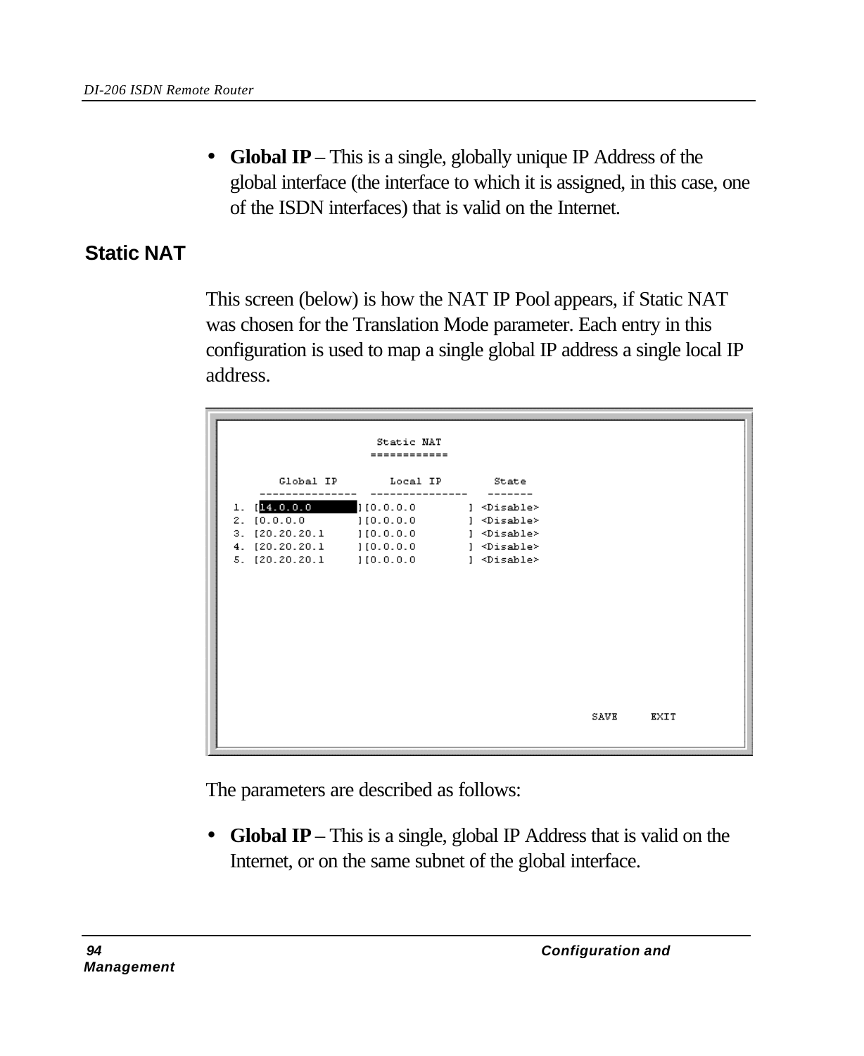- **Global IP** – This is a single, globally unique IP Address of the global interface (the interface to which it is assigned, in this case, one of the ISDN interfaces) that is valid on the Internet.

## Static NAT

This screen (below) is how the NAT IP Pool appears, if Static NAT was chosen for the Translation Mode parameter. Each entry in this configuration is used to map a single global IP address a single local IP address.

```
                    Static NAT
                   ============

        Global IP         Local IP         State
     ---------------  ---------------    -------
 1.  [14.0.0.0        ][0.0.0.0         ]  <Disable>
 2.  [0.0.0.0         ][0.0.0.0         ]  <Disable>
 3.  [20.20.20.1      ][0.0.0.0         ]  <Disable>
 4.  [20.20.20.1      ][0.0.0.0         ]  <Disable>
 5.  [20.20.20.1      ][0.0.0.0         ]  <Disable>

                                                    SAVE     EXIT
```

The parameters are described as follows:

- **Global IP** – This is a single, global IP Address that is valid on the Internet, or on the same subnet of the global interface.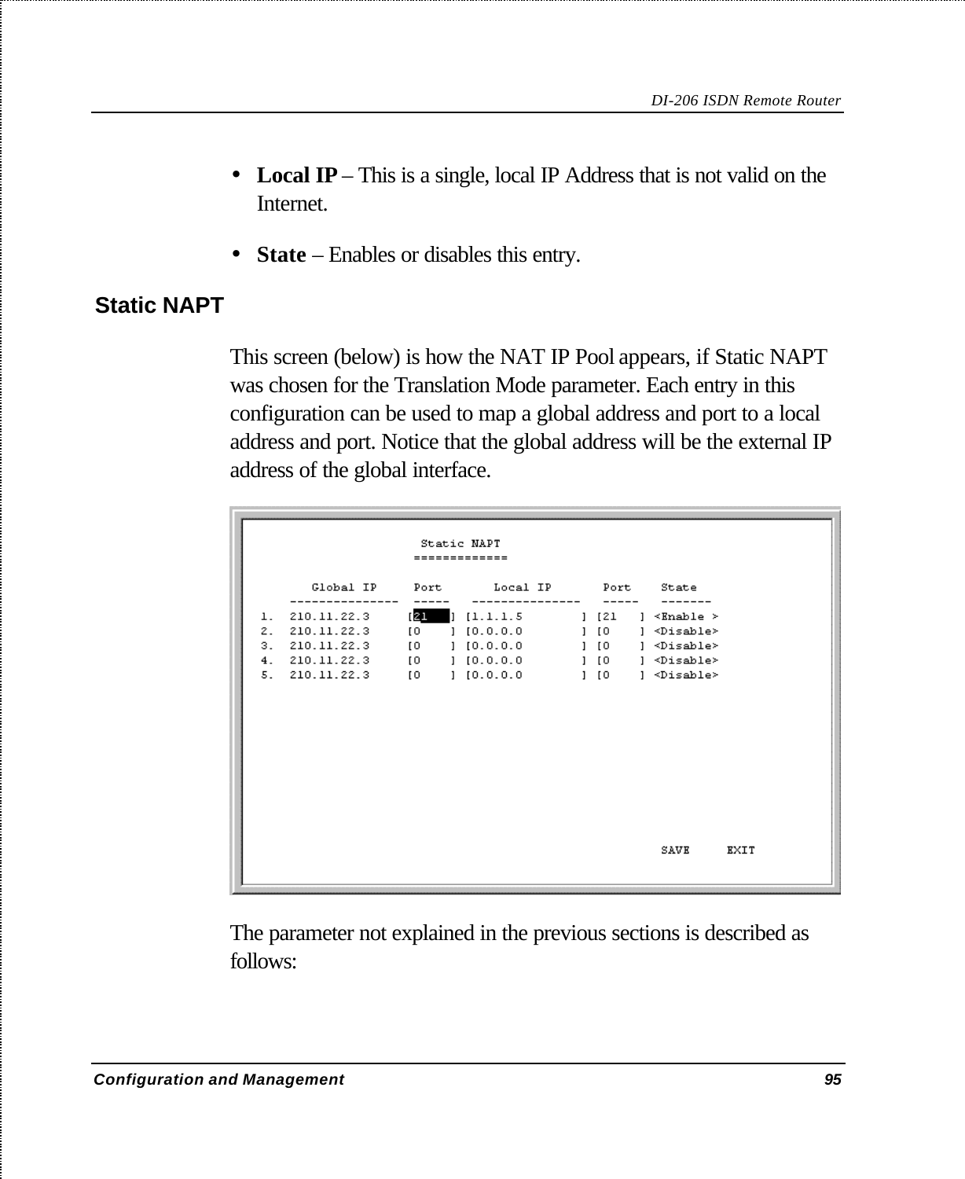- **Local IP** – This is a single, local IP Address that is not valid on the Internet.
- **State** – Enables or disables this entry.

### Static NAPT

This screen (below) is how the NAT IP Pool appears, if Static NAPT was chosen for the Translation Mode parameter. Each entry in this configuration can be used to map a global address and port to a local address and port. Notice that the global address will be the external IP address of the global interface.

```
                         Static NAPT
                        =============

        Global IP      Port       Local IP        Port    State
     ---------------  -----   ---------------   -----   -------
  1.  210.11.22.3     [21   ] [1.1.1.5        ] [21   ] <Enable >
  2.  210.11.22.3     [0    ] [0.0.0.0        ] [0    ] <Disable>
  3.  210.11.22.3     [0    ] [0.0.0.0        ] [0    ] <Disable>
  4.  210.11.22.3     [0    ] [0.0.0.0        ] [0    ] <Disable>
  5.  210.11.22.3     [0    ] [0.0.0.0        ] [0    ] <Disable>

                                                     SAVE     EXIT
```

The parameter not explained in the previous sections is described as follows: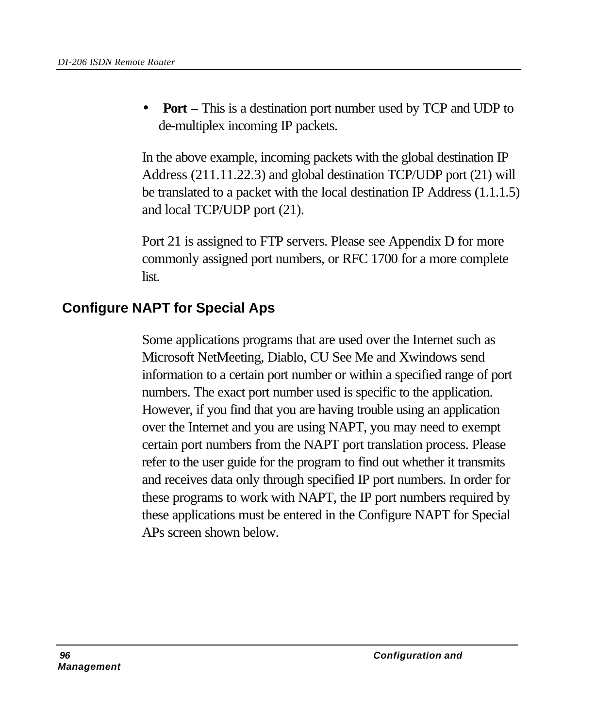- **Port –** This is a destination port number used by TCP and UDP to de-multiplex incoming IP packets.

In the above example, incoming packets with the global destination IP Address (211.11.22.3) and global destination TCP/UDP port (21) will be translated to a packet with the local destination IP Address (1.1.1.5) and local TCP/UDP port (21).

Port 21 is assigned to FTP servers. Please see Appendix D for more commonly assigned port numbers, or RFC 1700 for a more complete list.

## Configure NAPT for Special Aps

Some applications programs that are used over the Internet such as Microsoft NetMeeting, Diablo, CU See Me and Xwindows send information to a certain port number or within a specified range of port numbers. The exact port number used is specific to the application. However, if you find that you are having trouble using an application over the Internet and you are using NAPT, you may need to exempt certain port numbers from the NAPT port translation process. Please refer to the user guide for the program to find out whether it transmits and receives data only through specified IP port numbers. In order for these programs to work with NAPT, the IP port numbers required by these applications must be entered in the Configure NAPT for Special APs screen shown below.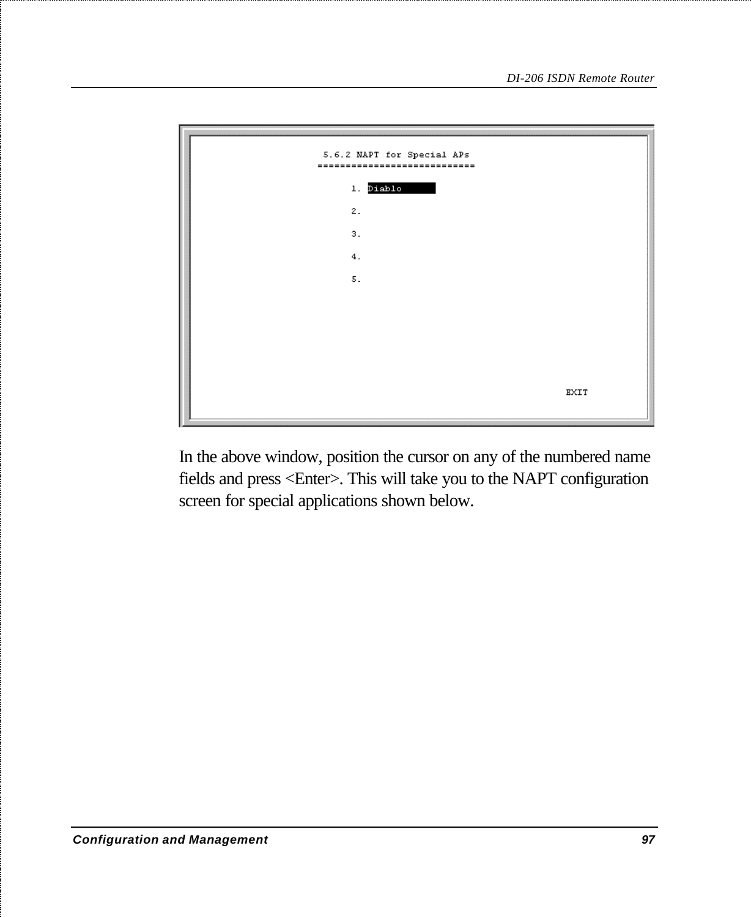```
5.6.2 NAPT for Special APs
============================

      1. Diablo

      2.

      3.

      4.

      5.

                                        EXIT
```

In the above window, position the cursor on any of the numbered name fields and press <Enter>. This will take you to the NAPT configuration screen for special applications shown below.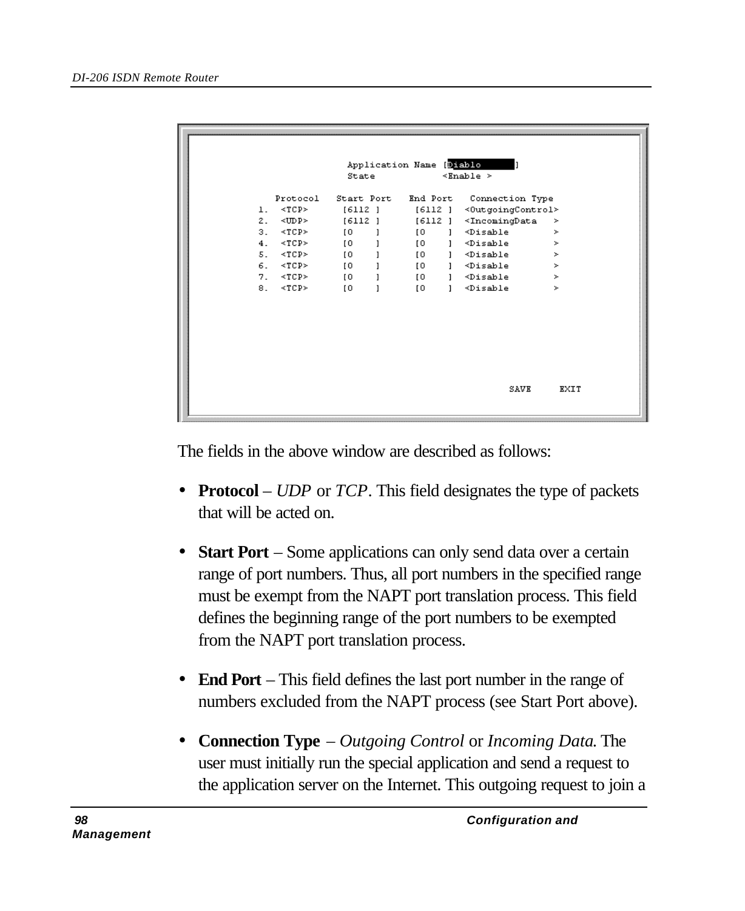```
                    Application Name [Diablo        ]
                    State            <Enable >

      Protocol   Start Port   End Port   Connection Type
  1.  <TCP>      [6112 ]      [6112 ]   <OutgoingControl>
  2.  <UDP>      [6112 ]      [6112 ]   <IncomingData   >
  3.  <TCP>      [0    ]      [0    ]   <Disable        >
  4.  <TCP>      [0    ]      [0    ]   <Disable        >
  5.  <TCP>      [0    ]      [0    ]   <Disable        >
  6.  <TCP>      [0    ]      [0    ]   <Disable        >
  7.  <TCP>      [0    ]      [0    ]   <Disable        >
  8.  <TCP>      [0    ]      [0    ]   <Disable        >

                                              SAVE     EXIT
```

The fields in the above window are described as follows:

- **Protocol** – *UDP* or *TCP*. This field designates the type of packets that will be acted on.
- **Start Port** – Some applications can only send data over a certain range of port numbers. Thus, all port numbers in the specified range must be exempt from the NAPT port translation process. This field defines the beginning range of the port numbers to be exempted from the NAPT port translation process.
- **End Port** – This field defines the last port number in the range of numbers excluded from the NAPT process (see Start Port above).
- **Connection Type** – *Outgoing Control* or *Incoming Data*. The user must initially run the special application and send a request to the application server on the Internet. This outgoing request to join a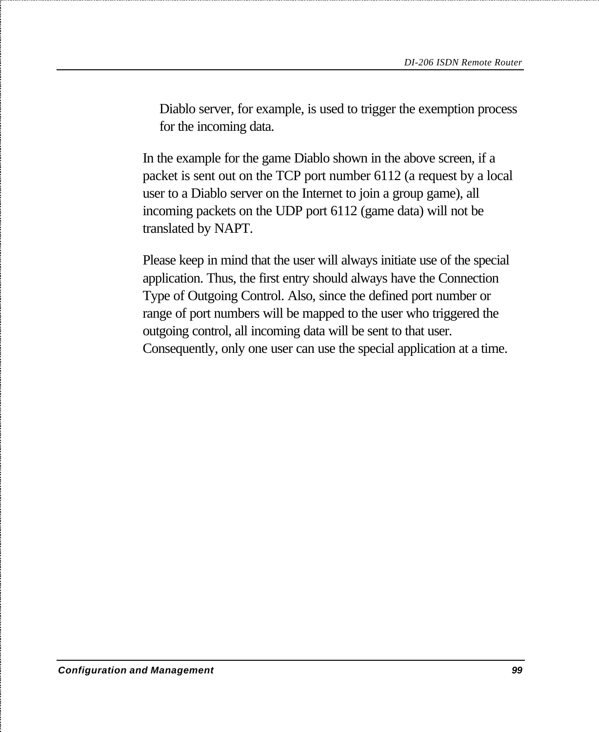Diablo server, for example, is used to trigger the exemption process for the incoming data.

In the example for the game Diablo shown in the above screen, if a packet is sent out on the TCP port number 6112 (a request by a local user to a Diablo server on the Internet to join a group game), all incoming packets on the UDP port 6112 (game data) will not be translated by NAPT.

Please keep in mind that the user will always initiate use of the special application. Thus, the first entry should always have the Connection Type of Outgoing Control. Also, since the defined port number or range of port numbers will be mapped to the user who triggered the outgoing control, all incoming data will be sent to that user. Consequently, only one user can use the special application at a time.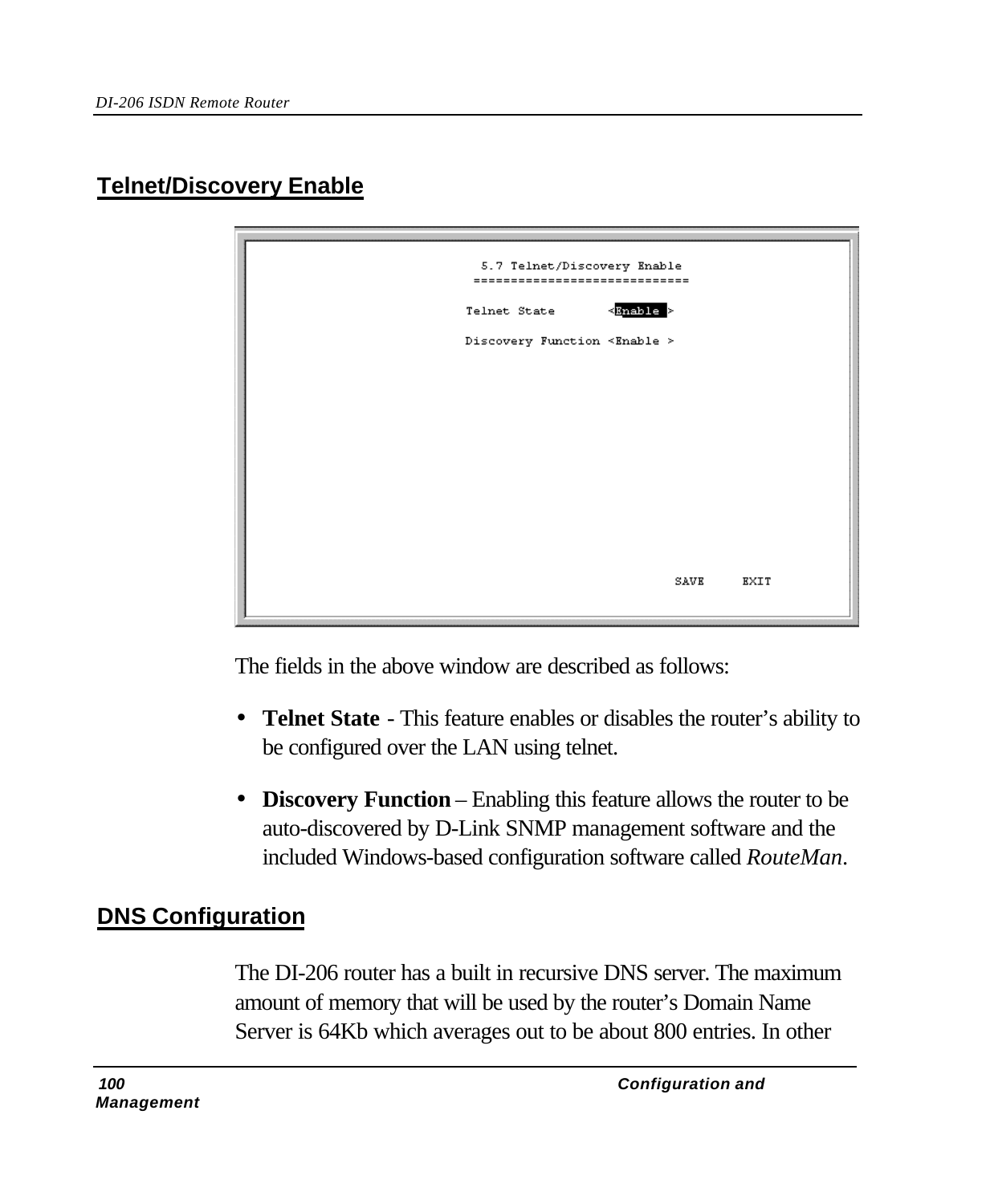## Telnet/Discovery Enable

```
5.7 Telnet/Discovery Enable
============================

Telnet State        <Enable >

Discovery Function <Enable >




                                        SAVE     EXIT
```

The fields in the above window are described as follows:

- **Telnet State** - This feature enables or disables the router's ability to be configured over the LAN using telnet.
- **Discovery Function** – Enabling this feature allows the router to be auto-discovered by D-Link SNMP management software and the included Windows-based configuration software called *RouteMan*.

## DNS Configuration

The DI-206 router has a built in recursive DNS server. The maximum amount of memory that will be used by the router's Domain Name Server is 64Kb which averages out to be about 800 entries. In other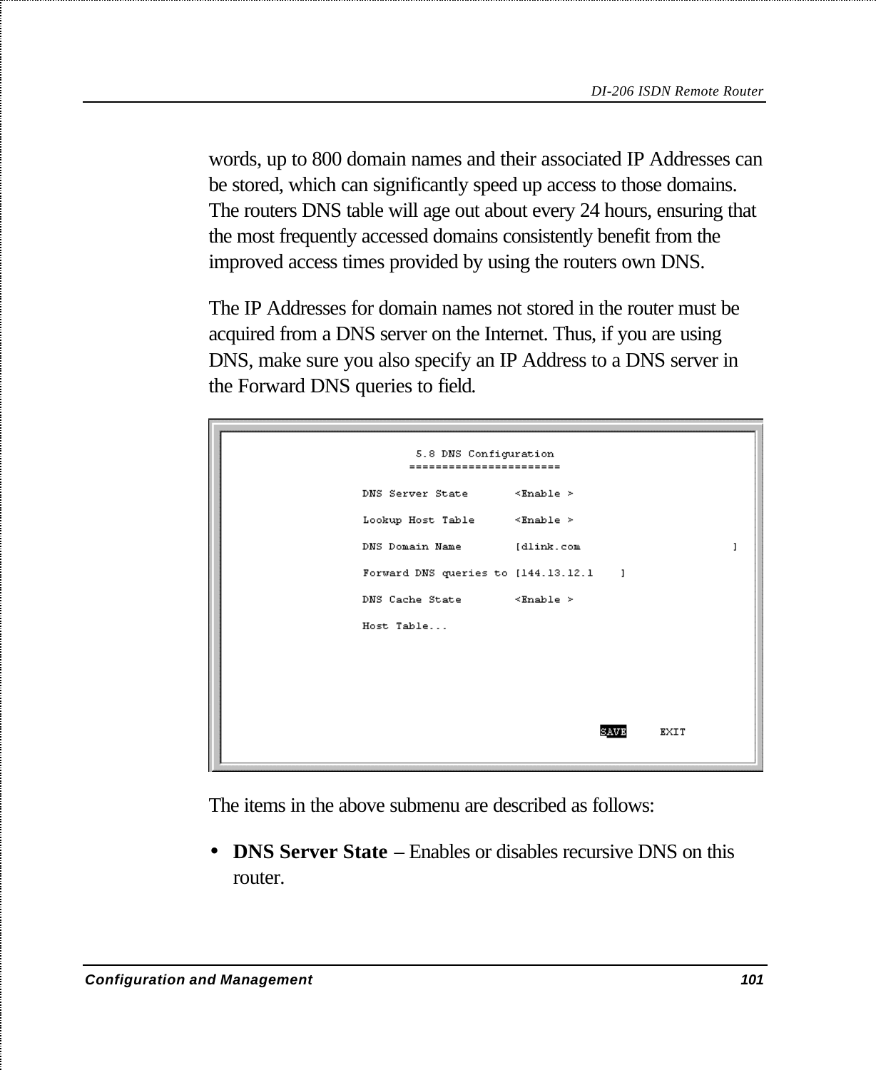words, up to 800 domain names and their associated IP Addresses can be stored, which can significantly speed up access to those domains. The routers DNS table will age out about every 24 hours, ensuring that the most frequently accessed domains consistently benefit from the improved access times provided by using the routers own DNS.

The IP Addresses for domain names not stored in the router must be acquired from a DNS server on the Internet. Thus, if you are using DNS, make sure you also specify an IP Address to a DNS server in the Forward DNS queries to field.

```
                    5.8 DNS Configuration
                   =======================

        DNS Server State        <Enable >

        Lookup Host Table       <Enable >

        DNS Domain Name         [dlink.com                    ]

        Forward DNS queries to  [144.13.12.1    ]

        DNS Cache State         <Enable >

        Host Table...



                                               SAVE      EXIT
```

The items in the above submenu are described as follows:

- **DNS Server State** – Enables or disables recursive DNS on this router.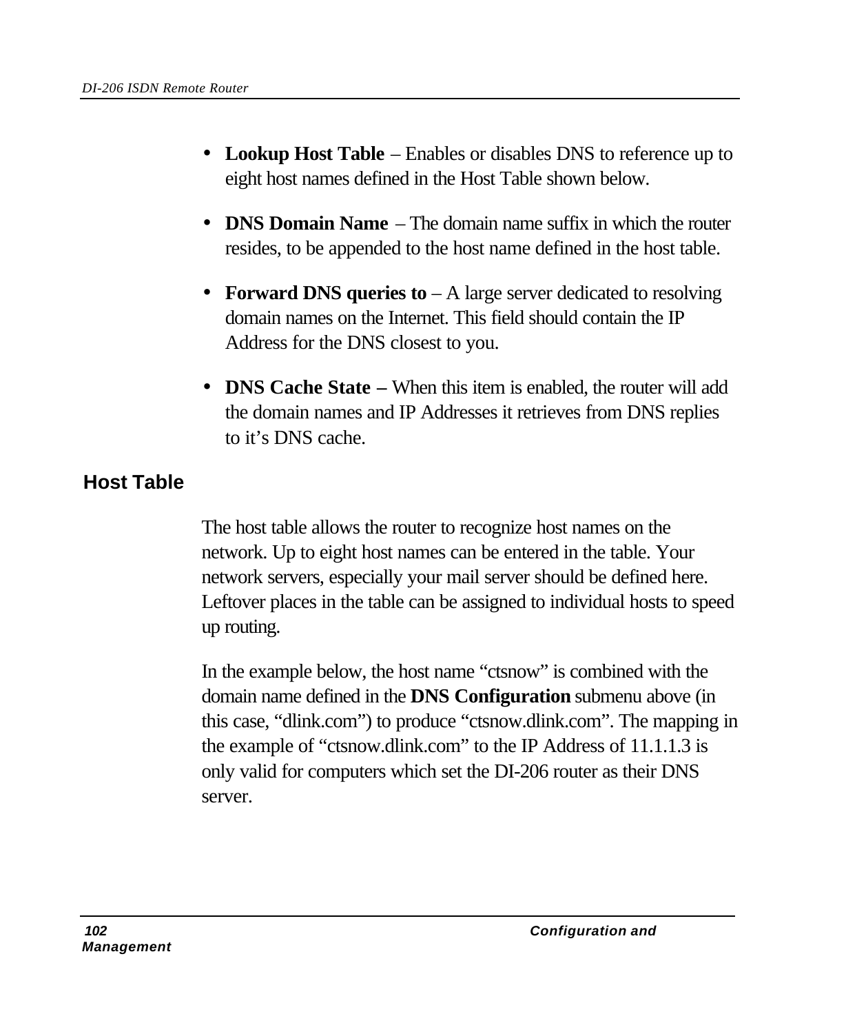- **Lookup Host Table** – Enables or disables DNS to reference up to eight host names defined in the Host Table shown below.

- **DNS Domain Name** – The domain name suffix in which the router resides, to be appended to the host name defined in the host table.

- **Forward DNS queries to** – A large server dedicated to resolving domain names on the Internet. This field should contain the IP Address for the DNS closest to you.

- **DNS Cache State –** When this item is enabled, the router will add the domain names and IP Addresses it retrieves from DNS replies to it's DNS cache.

## Host Table

The host table allows the router to recognize host names on the network. Up to eight host names can be entered in the table. Your network servers, especially your mail server should be defined here. Leftover places in the table can be assigned to individual hosts to speed up routing.

In the example below, the host name "ctsnow" is combined with the domain name defined in the **DNS Configuration** submenu above (in this case, "dlink.com") to produce "ctsnow.dlink.com". The mapping in the example of "ctsnow.dlink.com" to the IP Address of 11.1.1.3 is only valid for computers which set the DI-206 router as their DNS server.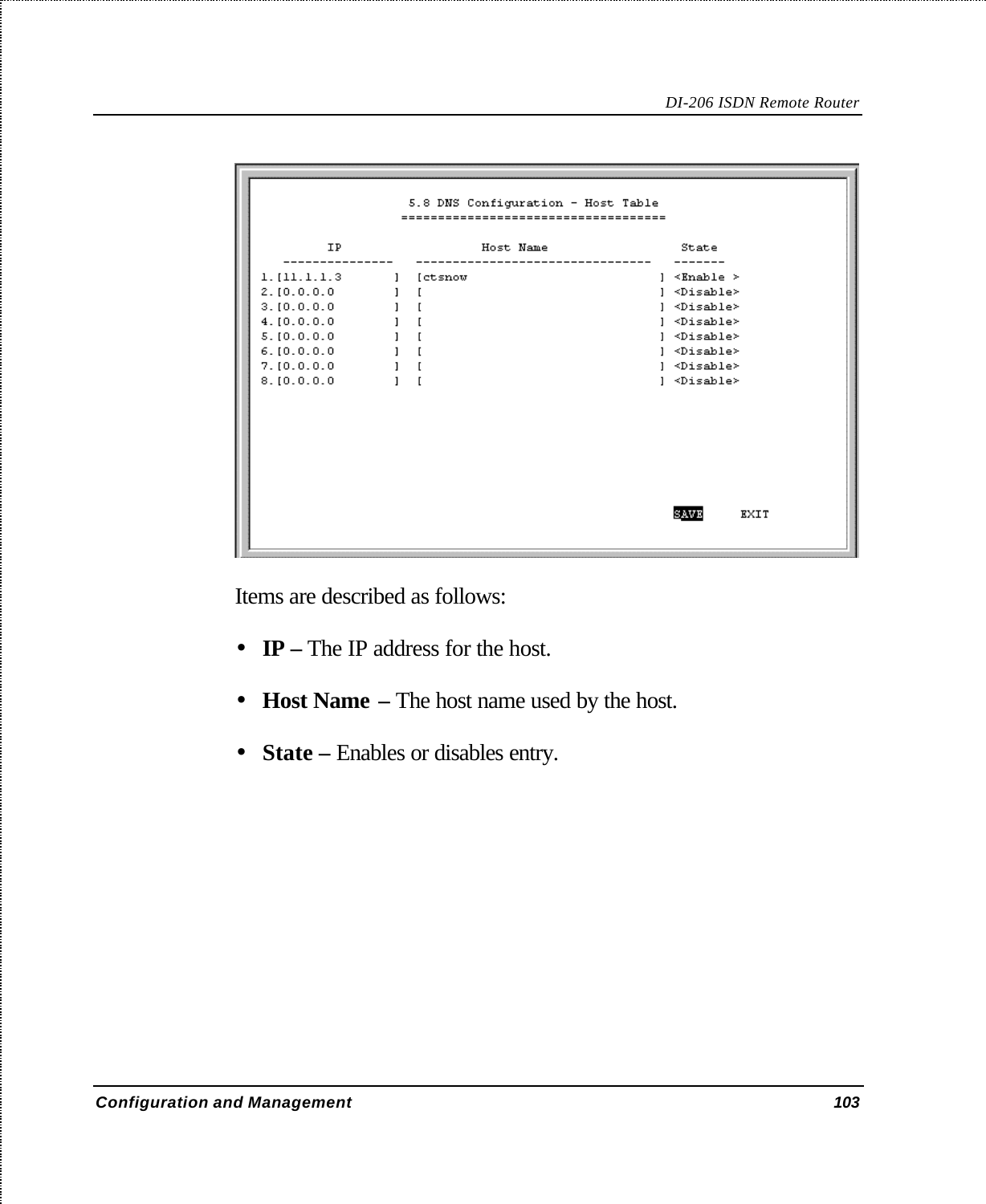```
                    5.8 DNS Configuration - Host Table
                   ===================================

         IP                  Host Name                  State
   ---------------   --------------------------------   -------
1.[11.1.1.3      ]  [ctsnow                           ] <Enable >
2.[0.0.0.0       ]  [                                 ] <Disable>
3.[0.0.0.0       ]  [                                 ] <Disable>
4.[0.0.0.0       ]  [                                 ] <Disable>
5.[0.0.0.0       ]  [                                 ] <Disable>
6.[0.0.0.0       ]  [                                 ] <Disable>
7.[0.0.0.0       ]  [                                 ] <Disable>
8.[0.0.0.0       ]  [                                 ] <Disable>

                                                   SAVE     EXIT
```

Items are described as follows:

- **IP –** The IP address for the host.
- **Host Name –** The host name used by the host.
- **State –** Enables or disables entry.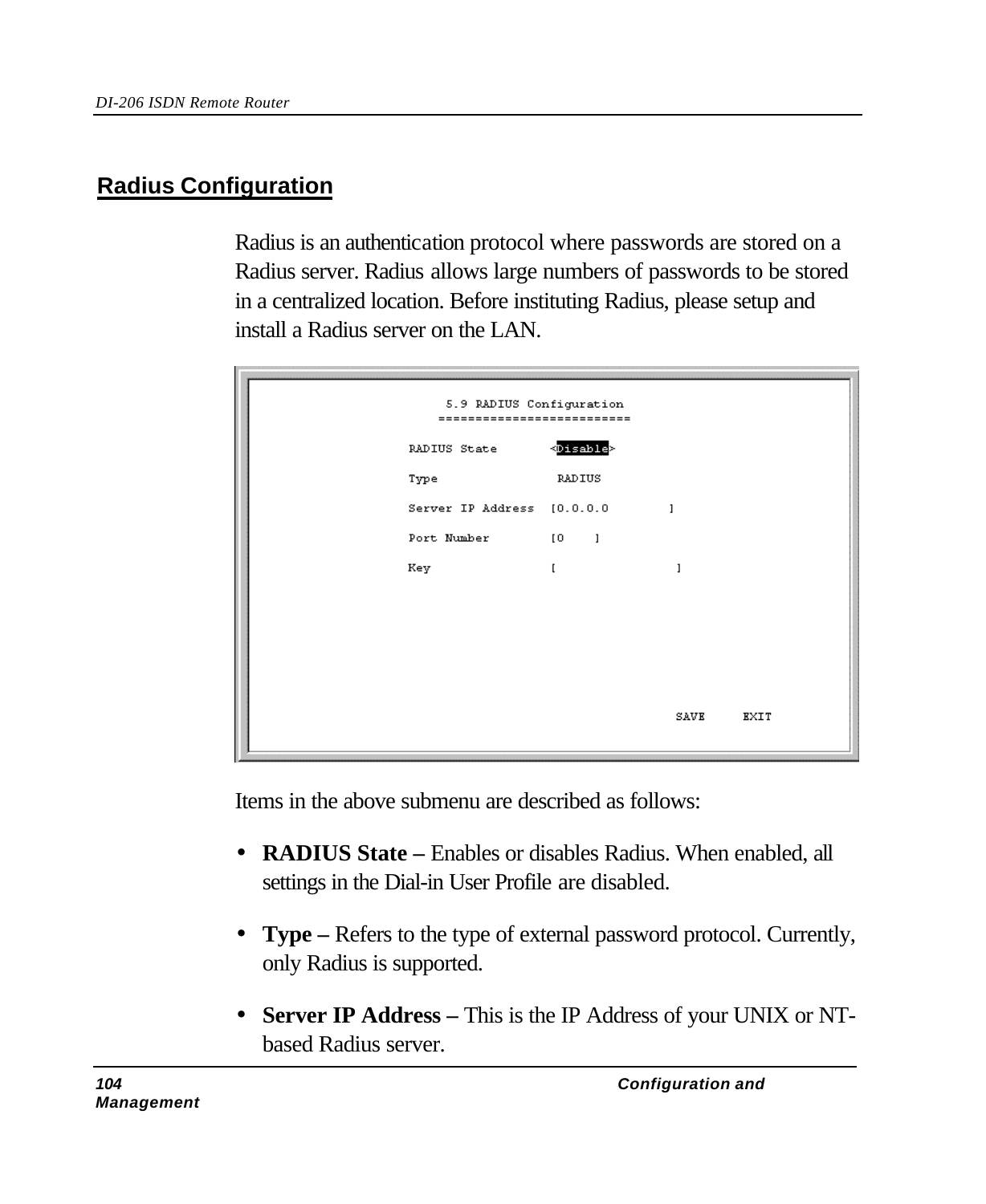## Radius Configuration

Radius is an authentication protocol where passwords are stored on a Radius server. Radius allows large numbers of passwords to be stored in a centralized location. Before instituting Radius, please setup and install a Radius server on the LAN.

```
              5.9 RADIUS Configuration
             ========================

RADIUS State        <Disable>

Type                 RADIUS

Server IP Address   [0.0.0.0        ]

Port Number         [0    ]

Key                 [                 ]




                                          SAVE     EXIT
```

Items in the above submenu are described as follows:

- **RADIUS State –** Enables or disables Radius. When enabled, all settings in the Dial-in User Profile are disabled.
- **Type –** Refers to the type of external password protocol. Currently, only Radius is supported.
- **Server IP Address –** This is the IP Address of your UNIX or NT-based Radius server.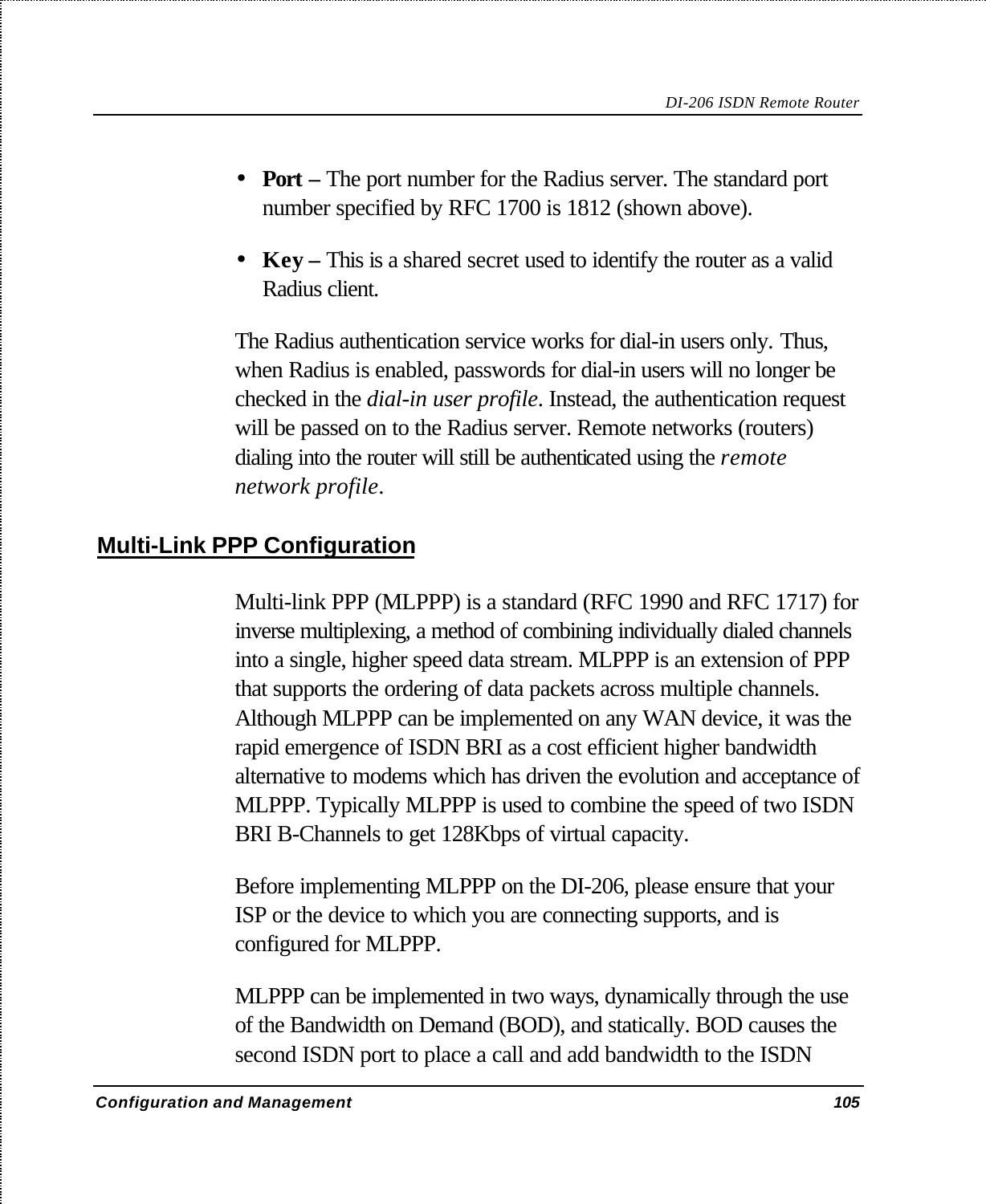- **Port –** The port number for the Radius server. The standard port number specified by RFC 1700 is 1812 (shown above).
- **Key –** This is a shared secret used to identify the router as a valid Radius client.

The Radius authentication service works for dial-in users only. Thus, when Radius is enabled, passwords for dial-in users will no longer be checked in the *dial-in user profile*. Instead, the authentication request will be passed on to the Radius server. Remote networks (routers) dialing into the router will still be authenticated using the *remote network profile*.

## Multi-Link PPP Configuration

Multi-link PPP (MLPPP) is a standard (RFC 1990 and RFC 1717) for inverse multiplexing, a method of combining individually dialed channels into a single, higher speed data stream. MLPPP is an extension of PPP that supports the ordering of data packets across multiple channels. Although MLPPP can be implemented on any WAN device, it was the rapid emergence of ISDN BRI as a cost efficient higher bandwidth alternative to modems which has driven the evolution and acceptance of MLPPP. Typically MLPPP is used to combine the speed of two ISDN BRI B-Channels to get 128Kbps of virtual capacity.

Before implementing MLPPP on the DI-206, please ensure that your ISP or the device to which you are connecting supports, and is configured for MLPPP.

MLPPP can be implemented in two ways, dynamically through the use of the Bandwidth on Demand (BOD), and statically. BOD causes the second ISDN port to place a call and add bandwidth to the ISDN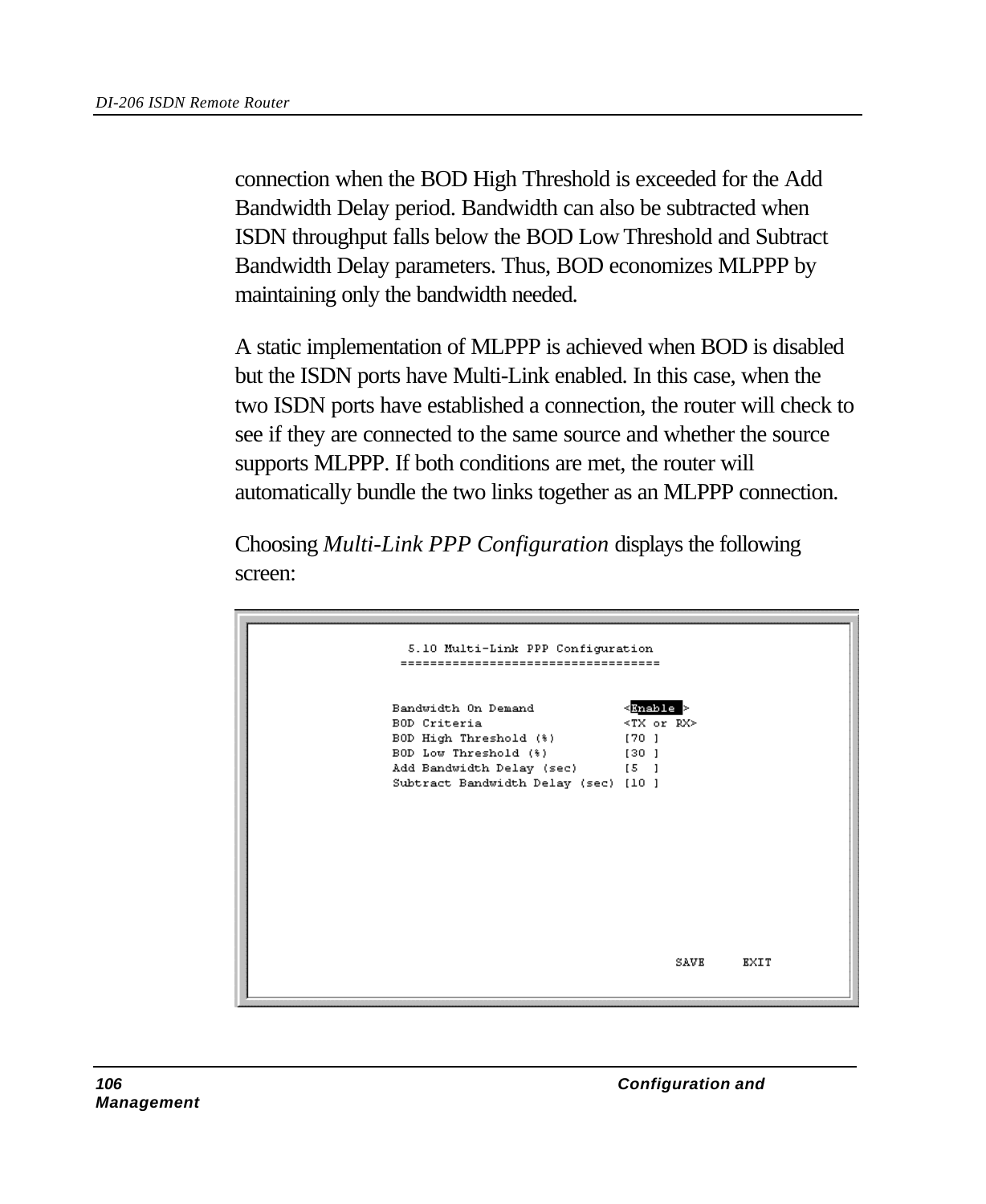connection when the BOD High Threshold is exceeded for the Add Bandwidth Delay period. Bandwidth can also be subtracted when ISDN throughput falls below the BOD Low Threshold and Subtract Bandwidth Delay parameters. Thus, BOD economizes MLPPP by maintaining only the bandwidth needed.

A static implementation of MLPPP is achieved when BOD is disabled but the ISDN ports have Multi-Link enabled. In this case, when the two ISDN ports have established a connection, the router will check to see if they are connected to the same source and whether the source supports MLPPP. If both conditions are met, the router will automatically bundle the two links together as an MLPPP connection.

Choosing *Multi-Link PPP Configuration* displays the following screen:

```
5.10 Multi-Link PPP Configuration
==================================

Bandwidth On Demand              <Enable >
BOD Criteria                     <TX or RX>
BOD High Threshold (%)           [70 ]
BOD Low Threshold (%)            [30 ]
Add Bandwidth Delay (sec)        [5  ]
Subtract Bandwidth Delay (sec)   [10 ]

                                          SAVE     EXIT
```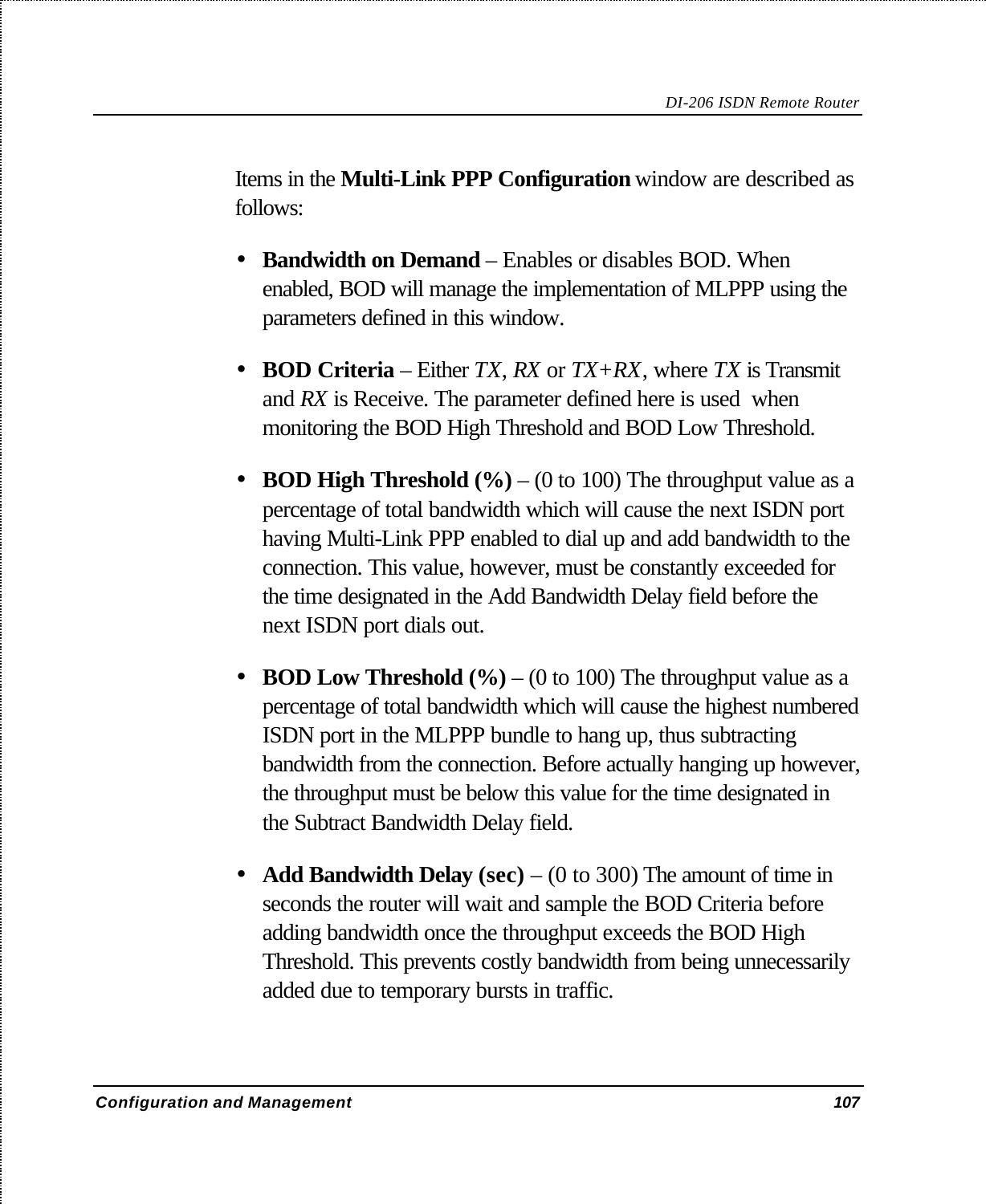Items in the **Multi-Link PPP Configuration** window are described as follows:

- **Bandwidth on Demand** – Enables or disables BOD. When enabled, BOD will manage the implementation of MLPPP using the parameters defined in this window.

- **BOD Criteria** – Either *TX*, *RX* or *TX+RX*, where *TX* is Transmit and *RX* is Receive. The parameter defined here is used when monitoring the BOD High Threshold and BOD Low Threshold.

- **BOD High Threshold (%)** – (0 to 100) The throughput value as a percentage of total bandwidth which will cause the next ISDN port having Multi-Link PPP enabled to dial up and add bandwidth to the connection. This value, however, must be constantly exceeded for the time designated in the Add Bandwidth Delay field before the next ISDN port dials out.

- **BOD Low Threshold (%)** – (0 to 100) The throughput value as a percentage of total bandwidth which will cause the highest numbered ISDN port in the MLPPP bundle to hang up, thus subtracting bandwidth from the connection. Before actually hanging up however, the throughput must be below this value for the time designated in the Subtract Bandwidth Delay field.

- **Add Bandwidth Delay (sec)** – (0 to 300) The amount of time in seconds the router will wait and sample the BOD Criteria before adding bandwidth once the throughput exceeds the BOD High Threshold. This prevents costly bandwidth from being unnecessarily added due to temporary bursts in traffic.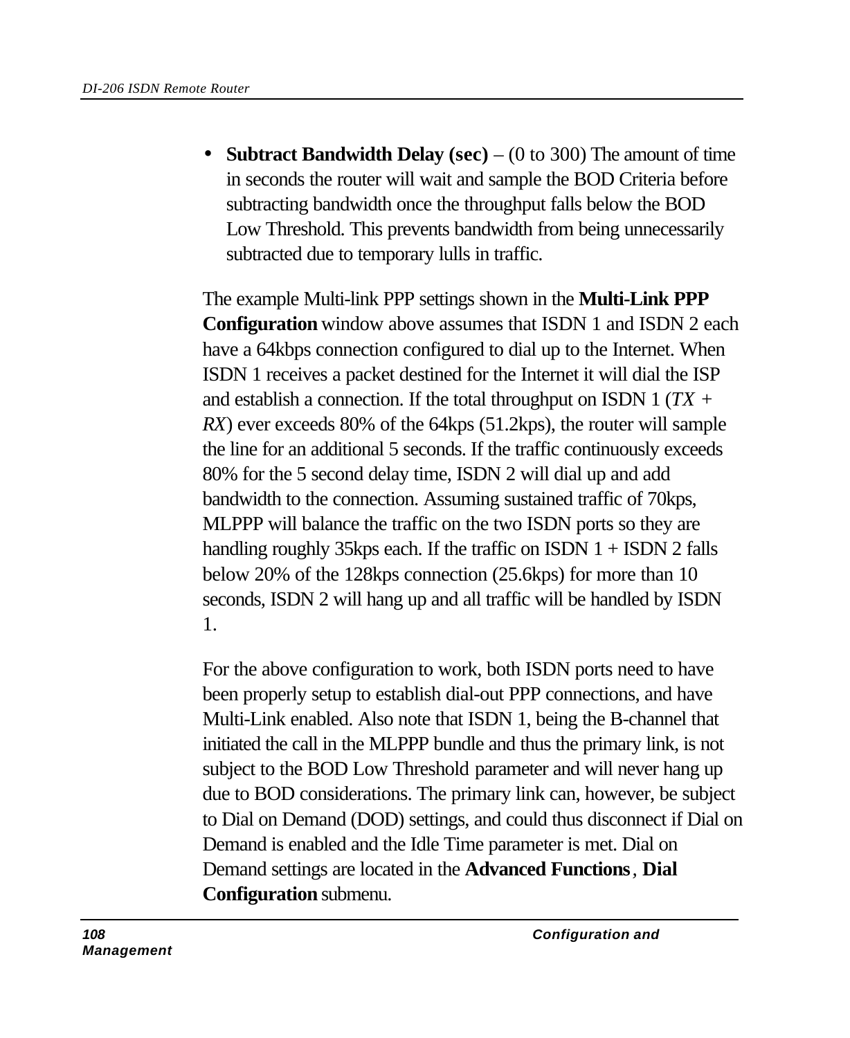- **Subtract Bandwidth Delay (sec)** – (0 to 300) The amount of time in seconds the router will wait and sample the BOD Criteria before subtracting bandwidth once the throughput falls below the BOD Low Threshold. This prevents bandwidth from being unnecessarily subtracted due to temporary lulls in traffic.

The example Multi-link PPP settings shown in the **Multi-Link PPP Configuration** window above assumes that ISDN 1 and ISDN 2 each have a 64kbps connection configured to dial up to the Internet. When ISDN 1 receives a packet destined for the Internet it will dial the ISP and establish a connection. If the total throughput on ISDN 1 (*TX + RX*) ever exceeds 80% of the 64kps (51.2kps), the router will sample the line for an additional 5 seconds. If the traffic continuously exceeds 80% for the 5 second delay time, ISDN 2 will dial up and add bandwidth to the connection. Assuming sustained traffic of 70kps, MLPPP will balance the traffic on the two ISDN ports so they are handling roughly 35kps each. If the traffic on ISDN 1 + ISDN 2 falls below 20% of the 128kps connection (25.6kps) for more than 10 seconds, ISDN 2 will hang up and all traffic will be handled by ISDN 1.

For the above configuration to work, both ISDN ports need to have been properly setup to establish dial-out PPP connections, and have Multi-Link enabled. Also note that ISDN 1, being the B-channel that initiated the call in the MLPPP bundle and thus the primary link, is not subject to the BOD Low Threshold parameter and will never hang up due to BOD considerations. The primary link can, however, be subject to Dial on Demand (DOD) settings, and could thus disconnect if Dial on Demand is enabled and the Idle Time parameter is met. Dial on Demand settings are located in the **Advanced Functions**, **Dial Configuration** submenu.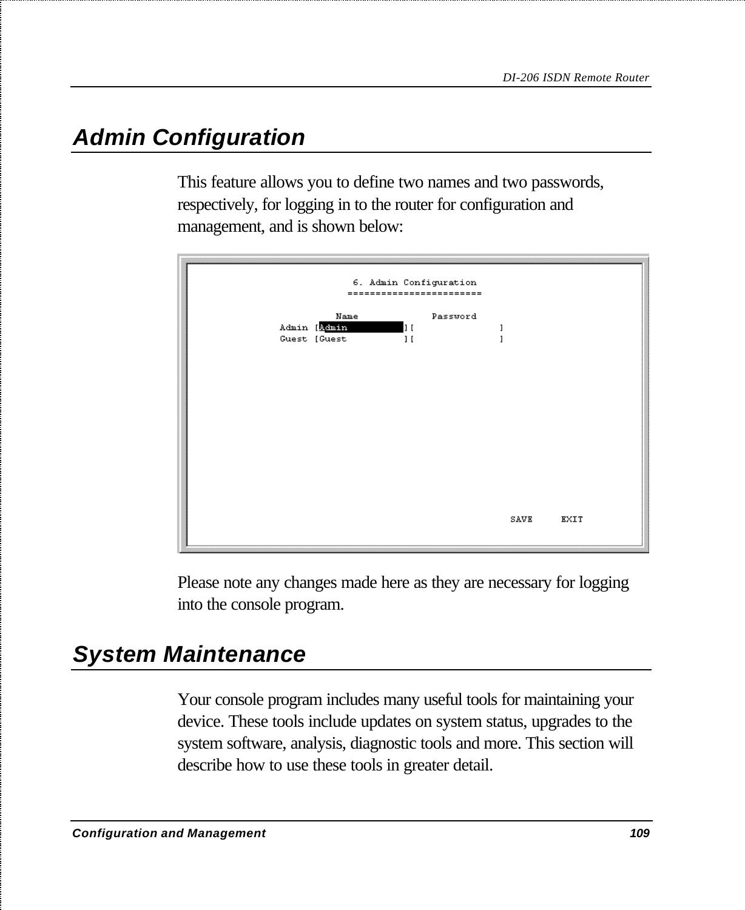## Admin Configuration

This feature allows you to define two names and two passwords, respectively, for logging in to the router for configuration and management, and is shown below:

```
6. Admin Configuration
=======================

        Name            Password
Admin [Admin         ][              ]
Guest [Guest         ][              ]

                                    SAVE     EXIT
```

Please note any changes made here as they are necessary for logging into the console program.

## System Maintenance

Your console program includes many useful tools for maintaining your device. These tools include updates on system status, upgrades to the system software, analysis, diagnostic tools and more. This section will describe how to use these tools in greater detail.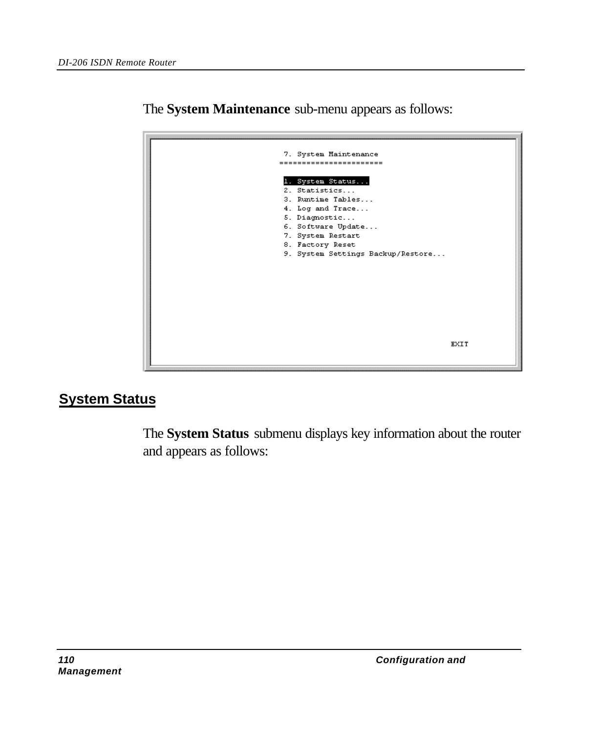The **System Maintenance** sub-menu appears as follows:

```
 7. System Maintenance
======================

 1. System Status...
 2. Statistics...
 3. Runtime Tables...
 4. Log and Trace...
 5. Diagnostic...
 6. Software Update...
 7. System Restart
 8. Factory Reset
 9. System Settings Backup/Restore...

                                        EXIT
```

## System Status

The **System Status** submenu displays key information about the router and appears as follows: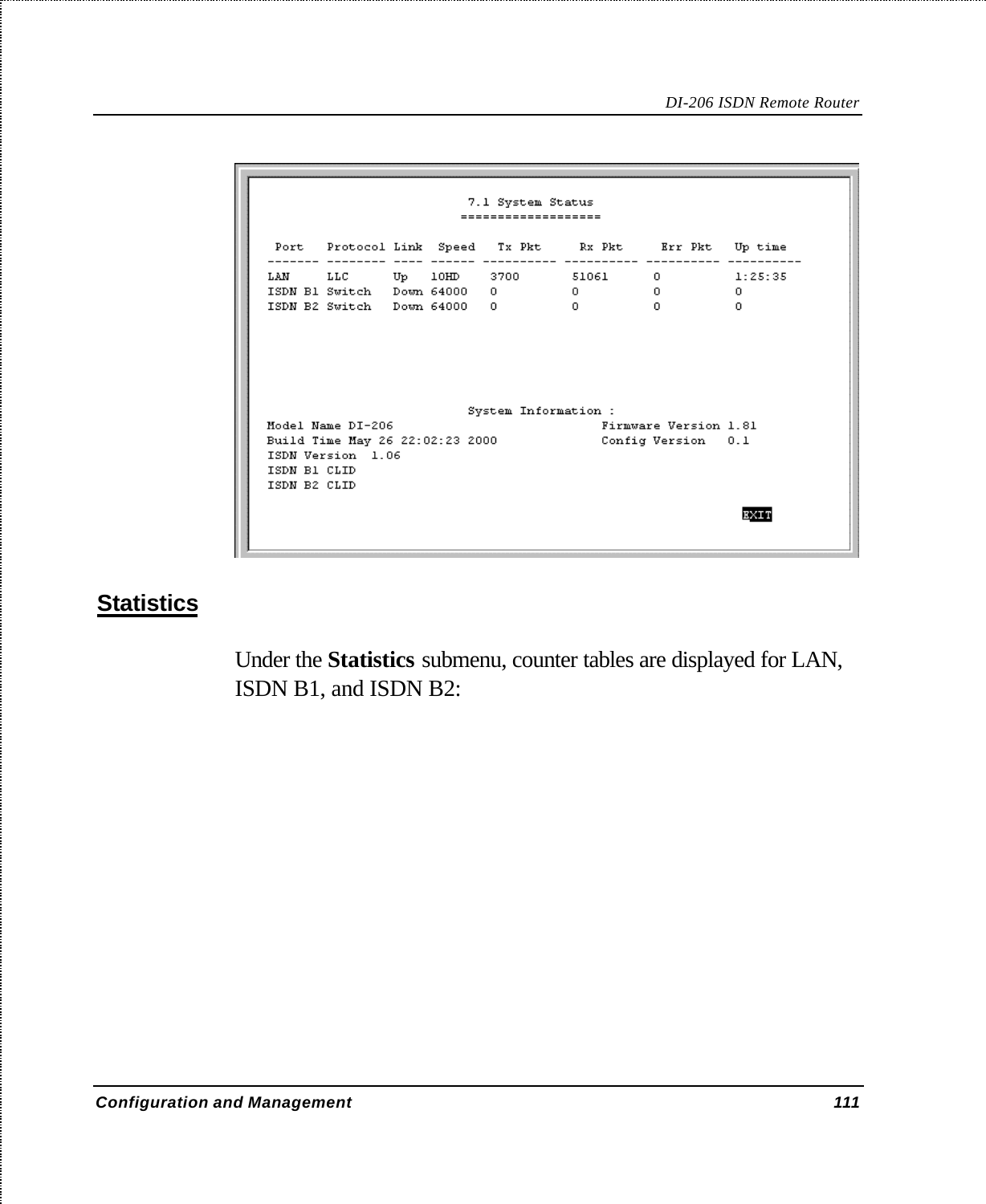```
                          7.1 System Status
                         ===================

 Port    Protocol Link  Speed   Tx Pkt     Rx Pkt     Err Pkt    Up time
------- -------- ---- ------ ---------- ---------- ---------- ----------
LAN      LLC      Up    10HD    3700       51061      0          1:25:35
ISDN B1 Switch   Down 64000   0          0          0          0
ISDN B2 Switch   Down 64000   0          0          0          0




                          System Information :
Model Name DI-206                          Firmware Version 1.81
Build Time May 26 22:02:23 2000            Config Version   0.1
ISDN Version  1.06
ISDN B1 CLID
ISDN B2 CLID

                                                                  EXIT
```

## Statistics

Under the **Statistics** submenu, counter tables are displayed for LAN, ISDN B1, and ISDN B2: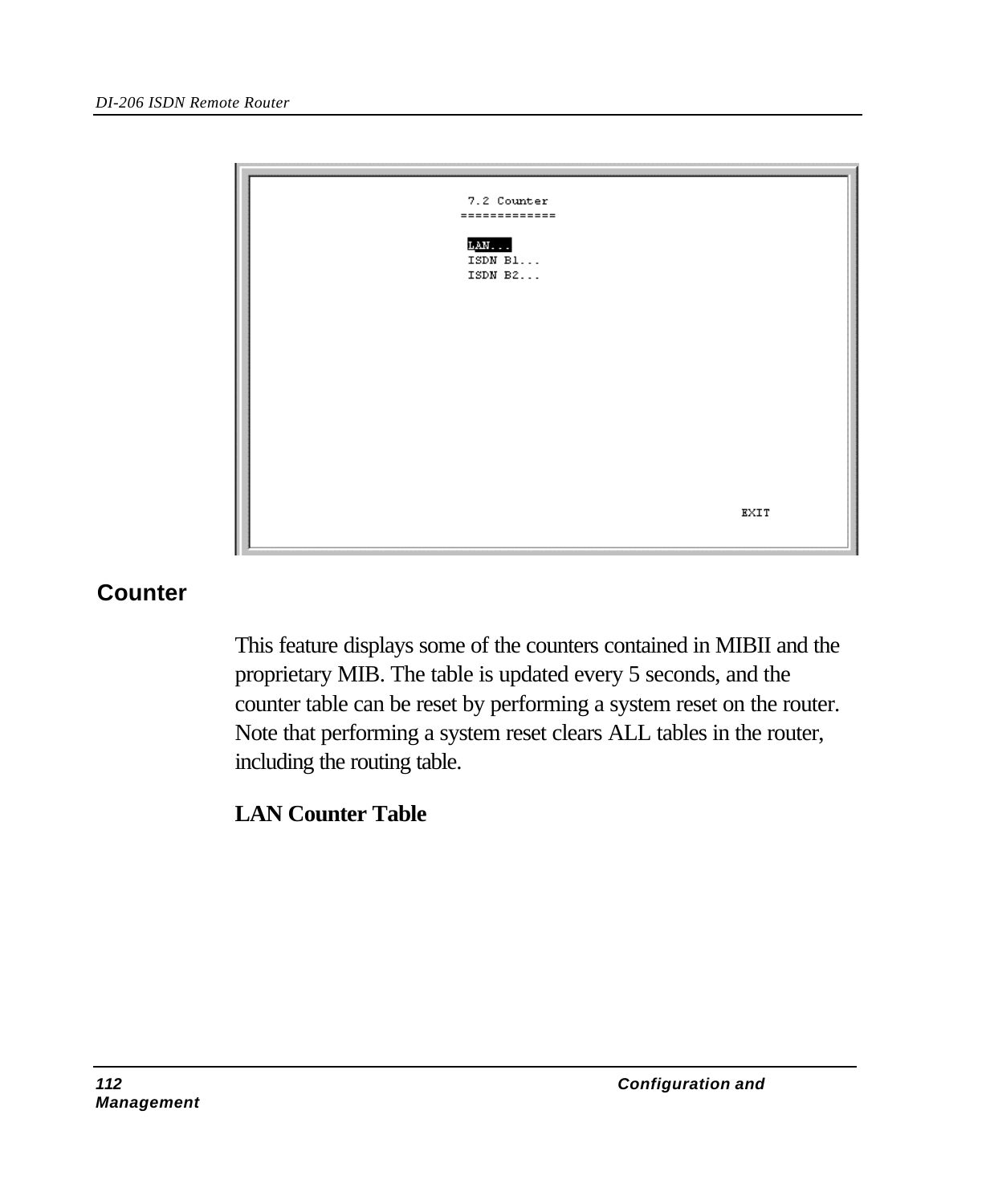```
7.2 Counter
=============

LAN...
ISDN B1...
ISDN B2...

                                        EXIT
```

## Counter

This feature displays some of the counters contained in MIBII and the proprietary MIB. The table is updated every 5 seconds, and the counter table can be reset by performing a system reset on the router. Note that performing a system reset clears ALL tables in the router, including the routing table.

**LAN Counter Table**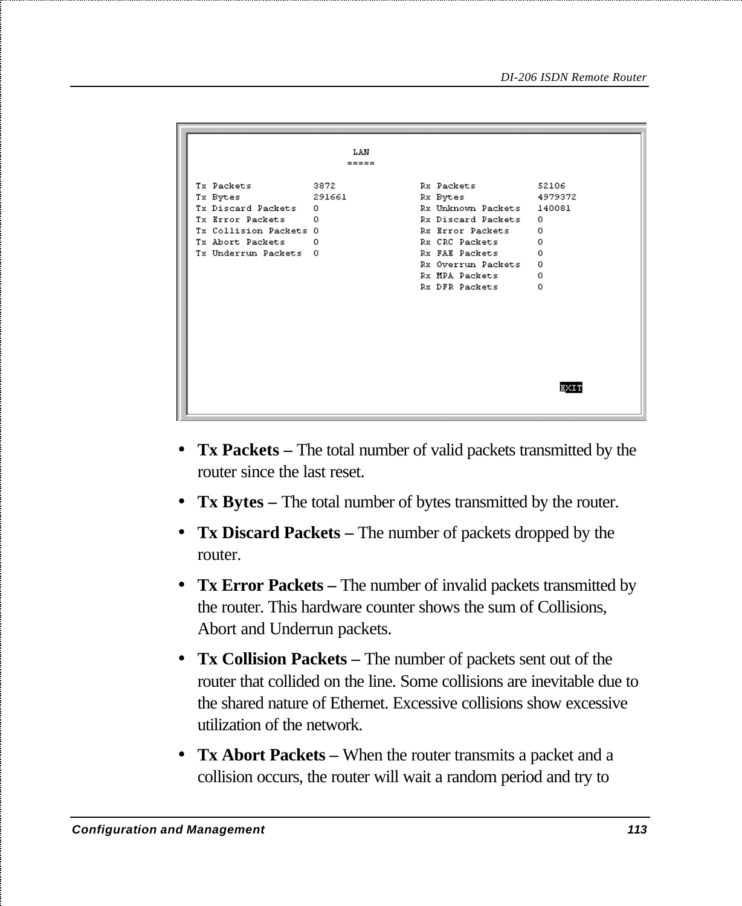```
                         LAN
                        =====

Tx Packets           3872              Rx Packets           52106
Tx Bytes             291661            Rx Bytes             4979372
Tx Discard Packets   0                 Rx Unknown Packets   140081
Tx Error Packets     0                 Rx Discard Packets   0
Tx Collision Packets 0                 Rx Error Packets     0
Tx Abort Packets     0                 Rx CRC Packets       0
Tx Underrun Packets  0                 Rx FAE Packets       0
                                       Rx Overrun Packets   0
                                       Rx MPA Packets       0
                                       Rx DFR Packets       0

                                                                  EXIT
```

- **Tx Packets –** The total number of valid packets transmitted by the router since the last reset.
- **Tx Bytes –** The total number of bytes transmitted by the router.
- **Tx Discard Packets –** The number of packets dropped by the router.
- **Tx Error Packets –** The number of invalid packets transmitted by the router. This hardware counter shows the sum of Collisions, Abort and Underrun packets.
- **Tx Collision Packets –** The number of packets sent out of the router that collided on the line. Some collisions are inevitable due to the shared nature of Ethernet. Excessive collisions show excessive utilization of the network.
- **Tx Abort Packets –** When the router transmits a packet and a collision occurs, the router will wait a random period and try to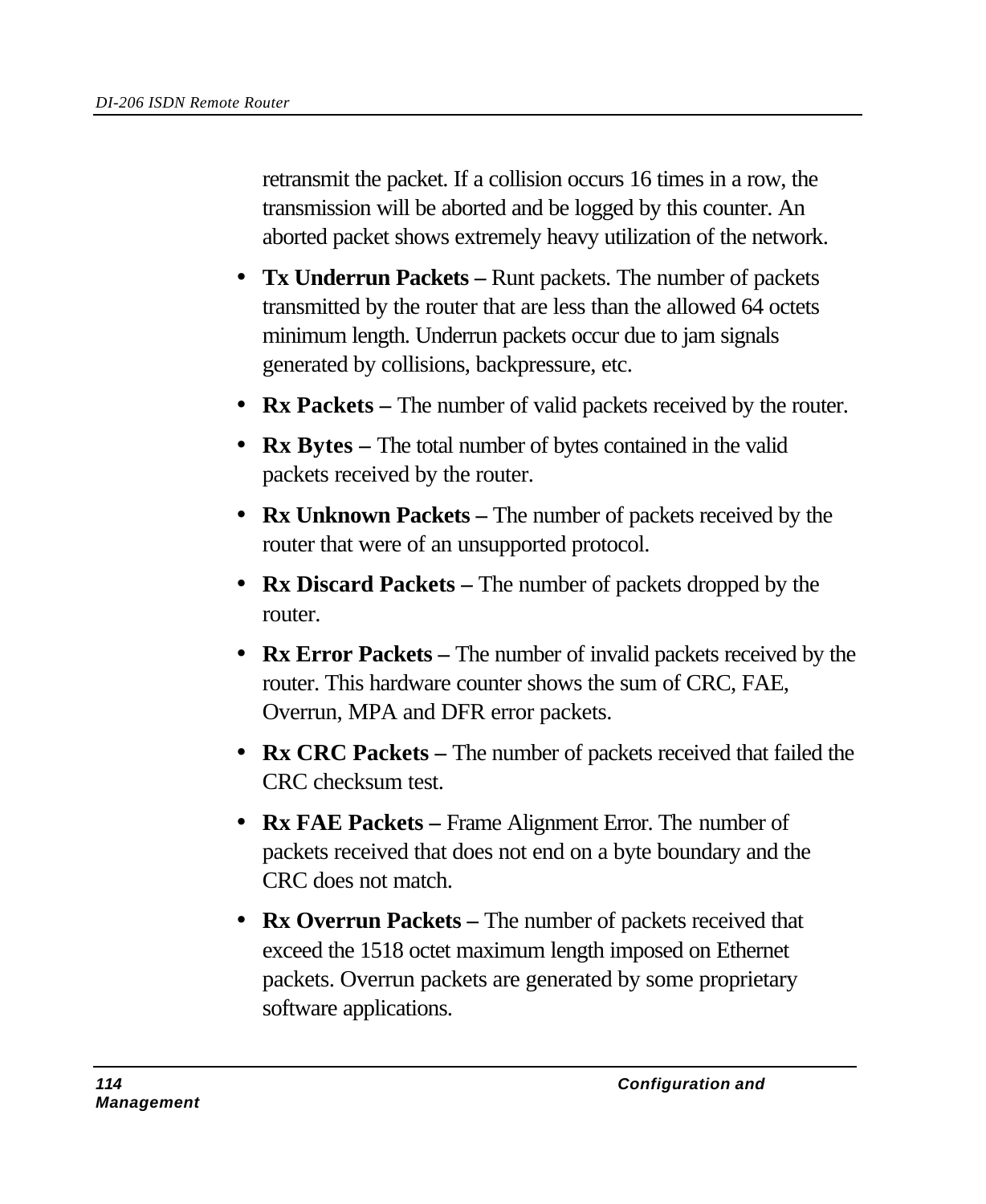retransmit the packet. If a collision occurs 16 times in a row, the transmission will be aborted and be logged by this counter. An aborted packet shows extremely heavy utilization of the network.

- **Tx Underrun Packets –** Runt packets. The number of packets transmitted by the router that are less than the allowed 64 octets minimum length. Underrun packets occur due to jam signals generated by collisions, backpressure, etc.
- **Rx Packets –** The number of valid packets received by the router.
- **Rx Bytes –** The total number of bytes contained in the valid packets received by the router.
- **Rx Unknown Packets –** The number of packets received by the router that were of an unsupported protocol.
- **Rx Discard Packets –** The number of packets dropped by the router.
- **Rx Error Packets –** The number of invalid packets received by the router. This hardware counter shows the sum of CRC, FAE, Overrun, MPA and DFR error packets.
- **Rx CRC Packets –** The number of packets received that failed the CRC checksum test.
- **Rx FAE Packets –** Frame Alignment Error. The number of packets received that does not end on a byte boundary and the CRC does not match.
- **Rx Overrun Packets –** The number of packets received that exceed the 1518 octet maximum length imposed on Ethernet packets. Overrun packets are generated by some proprietary software applications.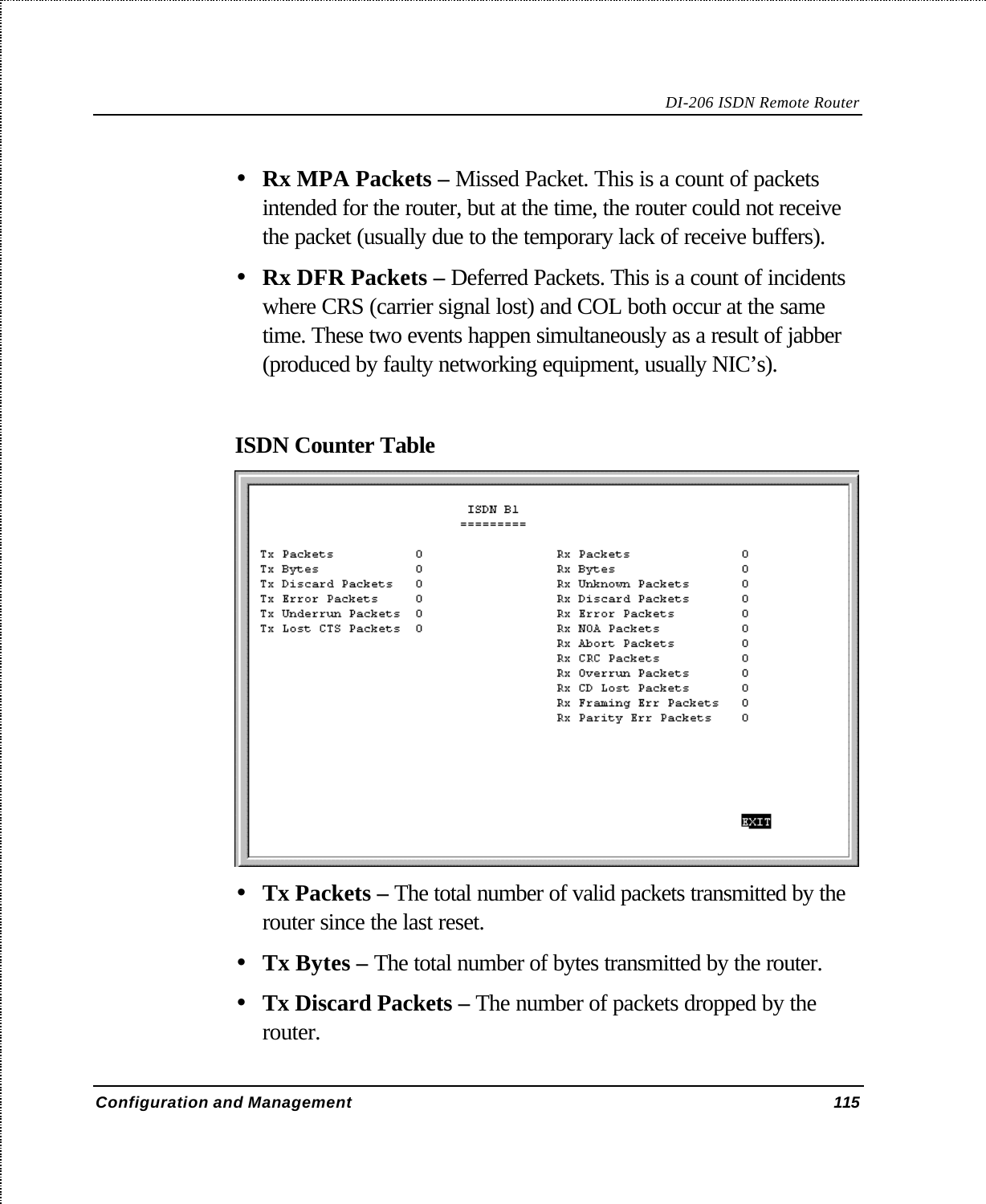- **Rx MPA Packets –** Missed Packet. This is a count of packets intended for the router, but at the time, the router could not receive the packet (usually due to the temporary lack of receive buffers).
- **Rx DFR Packets –** Deferred Packets. This is a count of incidents where CRS (carrier signal lost) and COL both occur at the same time. These two events happen simultaneously as a result of jabber (produced by faulty networking equipment, usually NIC's).

### ISDN Counter Table

```
                         ISDN B1
                        =========

Tx Packets           0                  Rx Packets              0
Tx Bytes             0                  Rx Bytes                0
Tx Discard Packets   0                  Rx Unknown Packets      0
Tx Error Packets     0                  Rx Discard Packets      0
Tx Underrun Packets  0                  Rx Error Packets        0
Tx Lost CTS Packets  0                  Rx NOA Packets          0
                                        Rx Abort Packets        0
                                        Rx CRC Packets          0
                                        Rx Overrun Packets      0
                                        Rx CD Lost Packets      0
                                        Rx Framing Err Packets  0
                                        Rx Parity Err Packets   0

                                                                EXIT
```

- **Tx Packets –** The total number of valid packets transmitted by the router since the last reset.
- **Tx Bytes –** The total number of bytes transmitted by the router.
- **Tx Discard Packets –** The number of packets dropped by the router.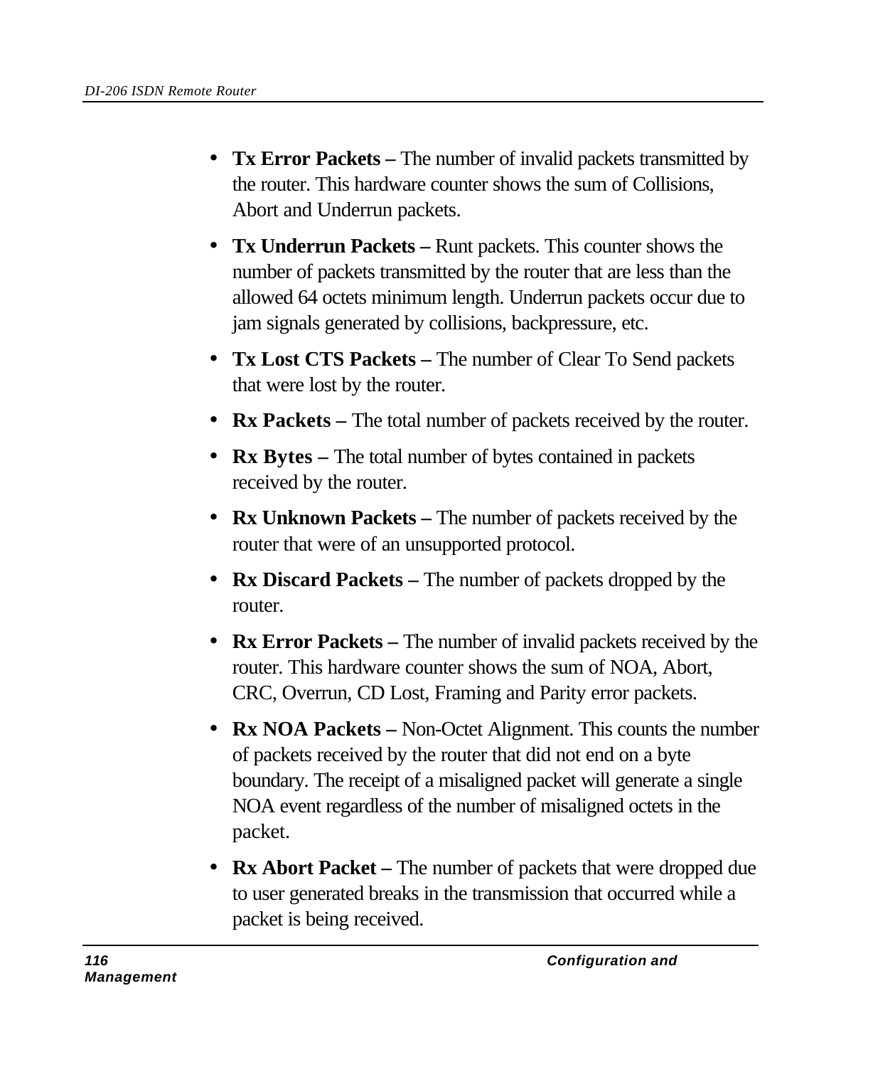- **Tx Error Packets –** The number of invalid packets transmitted by the router. This hardware counter shows the sum of Collisions, Abort and Underrun packets.
- **Tx Underrun Packets –** Runt packets. This counter shows the number of packets transmitted by the router that are less than the allowed 64 octets minimum length. Underrun packets occur due to jam signals generated by collisions, backpressure, etc.
- **Tx Lost CTS Packets –** The number of Clear To Send packets that were lost by the router.
- **Rx Packets –** The total number of packets received by the router.
- **Rx Bytes –** The total number of bytes contained in packets received by the router.
- **Rx Unknown Packets –** The number of packets received by the router that were of an unsupported protocol.
- **Rx Discard Packets –** The number of packets dropped by the router.
- **Rx Error Packets –** The number of invalid packets received by the router. This hardware counter shows the sum of NOA, Abort, CRC, Overrun, CD Lost, Framing and Parity error packets.
- **Rx NOA Packets –** Non-Octet Alignment. This counts the number of packets received by the router that did not end on a byte boundary. The receipt of a misaligned packet will generate a single NOA event regardless of the number of misaligned octets in the packet.
- **Rx Abort Packet –** The number of packets that were dropped due to user generated breaks in the transmission that occurred while a packet is being received.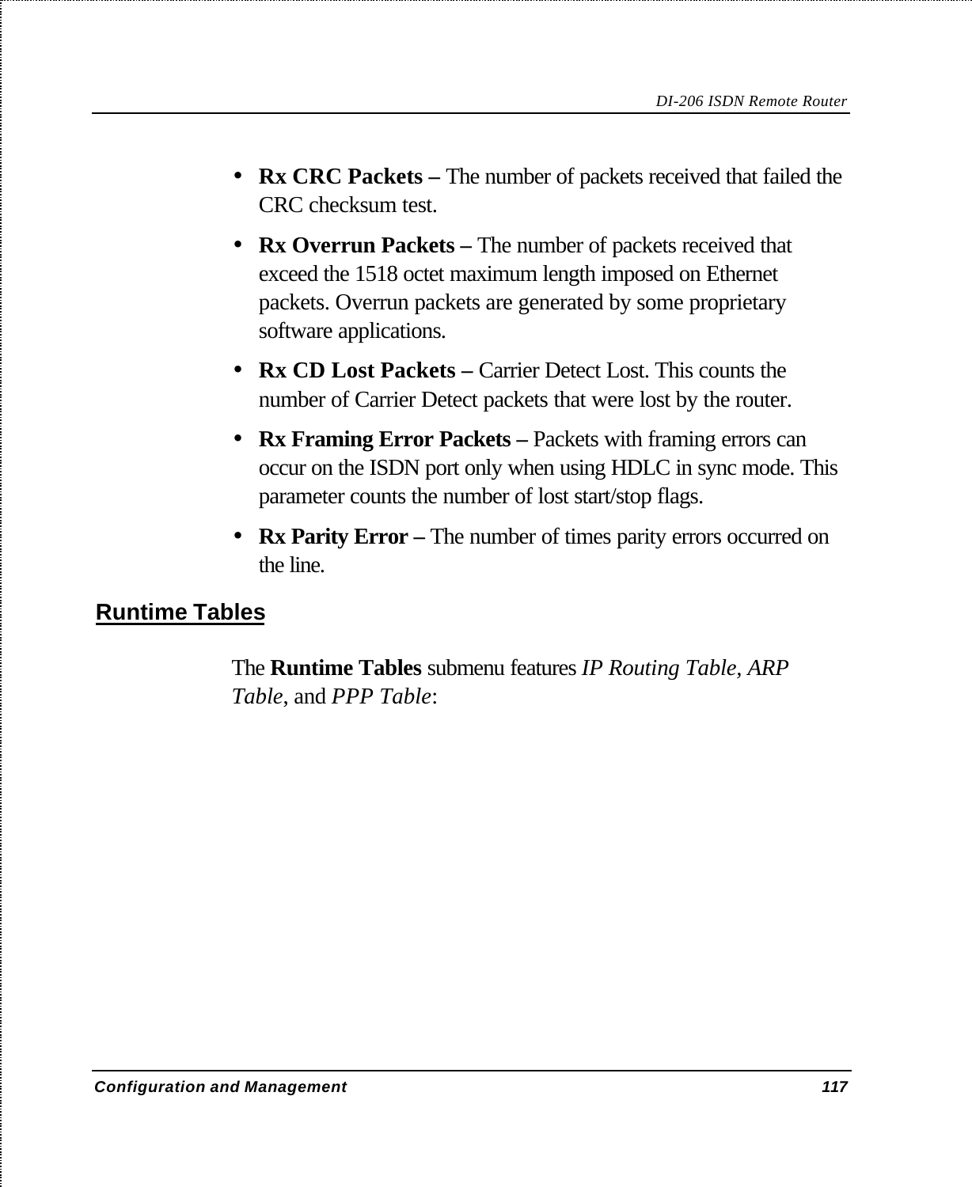- **Rx CRC Packets –** The number of packets received that failed the CRC checksum test.
- **Rx Overrun Packets –** The number of packets received that exceed the 1518 octet maximum length imposed on Ethernet packets. Overrun packets are generated by some proprietary software applications.
- **Rx CD Lost Packets –** Carrier Detect Lost. This counts the number of Carrier Detect packets that were lost by the router.
- **Rx Framing Error Packets –** Packets with framing errors can occur on the ISDN port only when using HDLC in sync mode. This parameter counts the number of lost start/stop flags.
- **Rx Parity Error –** The number of times parity errors occurred on the line.

## Runtime Tables

The **Runtime Tables** submenu features *IP Routing Table*, *ARP Table*, and *PPP Table*: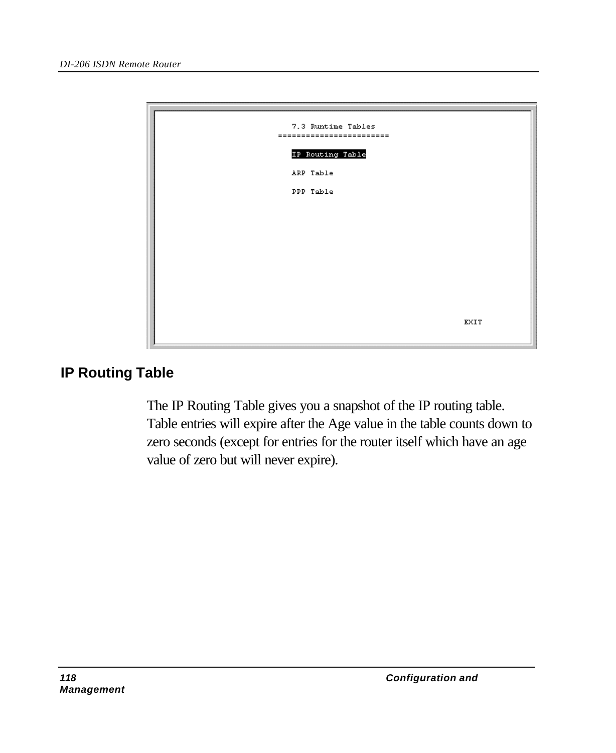```
7.3 Runtime Tables
=======================

IP Routing Table

ARP Table

PPP Table

                                                    EXIT
```

## IP Routing Table

The IP Routing Table gives you a snapshot of the IP routing table. Table entries will expire after the Age value in the table counts down to zero seconds (except for entries for the router itself which have an age value of zero but will never expire).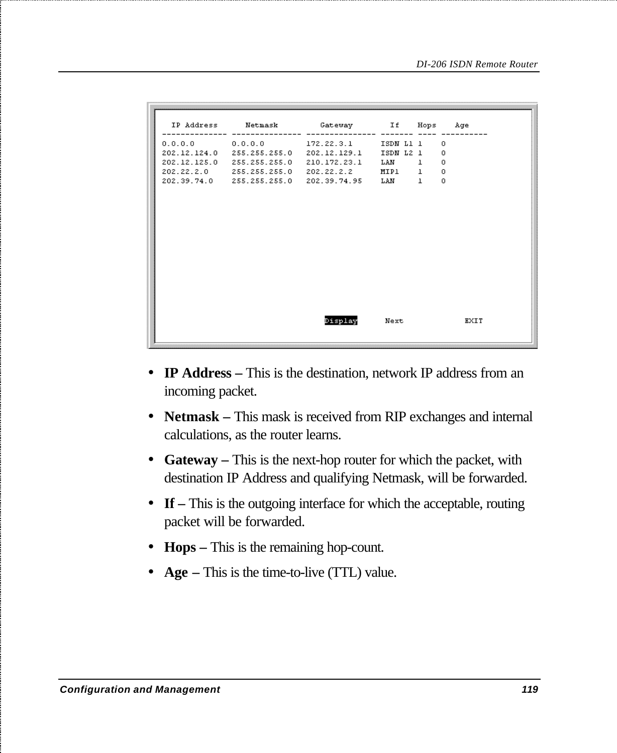```
  IP Address      Netmask         Gateway        If    Hops    Age
-------------- --------------- --------------- ------- ---- ----------
0.0.0.0        0.0.0.0         172.22.3.1      ISDN L1 1    0
202.12.124.0   255.255.255.0   202.12.129.1    ISDN L2 1    0
202.12.125.0   255.255.255.0   210.172.23.1    LAN     1    0
202.22.2.0     255.255.255.0   202.22.2.2      MIP1    1    0
202.39.74.0    255.255.255.0   202.39.74.95    LAN     1    0

                              Display      Next            EXIT
```

- **IP Address –** This is the destination, network IP address from an incoming packet.
- **Netmask –** This mask is received from RIP exchanges and internal calculations, as the router learns.
- **Gateway –** This is the next-hop router for which the packet, with destination IP Address and qualifying Netmask, will be forwarded.
- **If –** This is the outgoing interface for which the acceptable, routing packet will be forwarded.
- **Hops –** This is the remaining hop-count.
- **Age –** This is the time-to-live (TTL) value.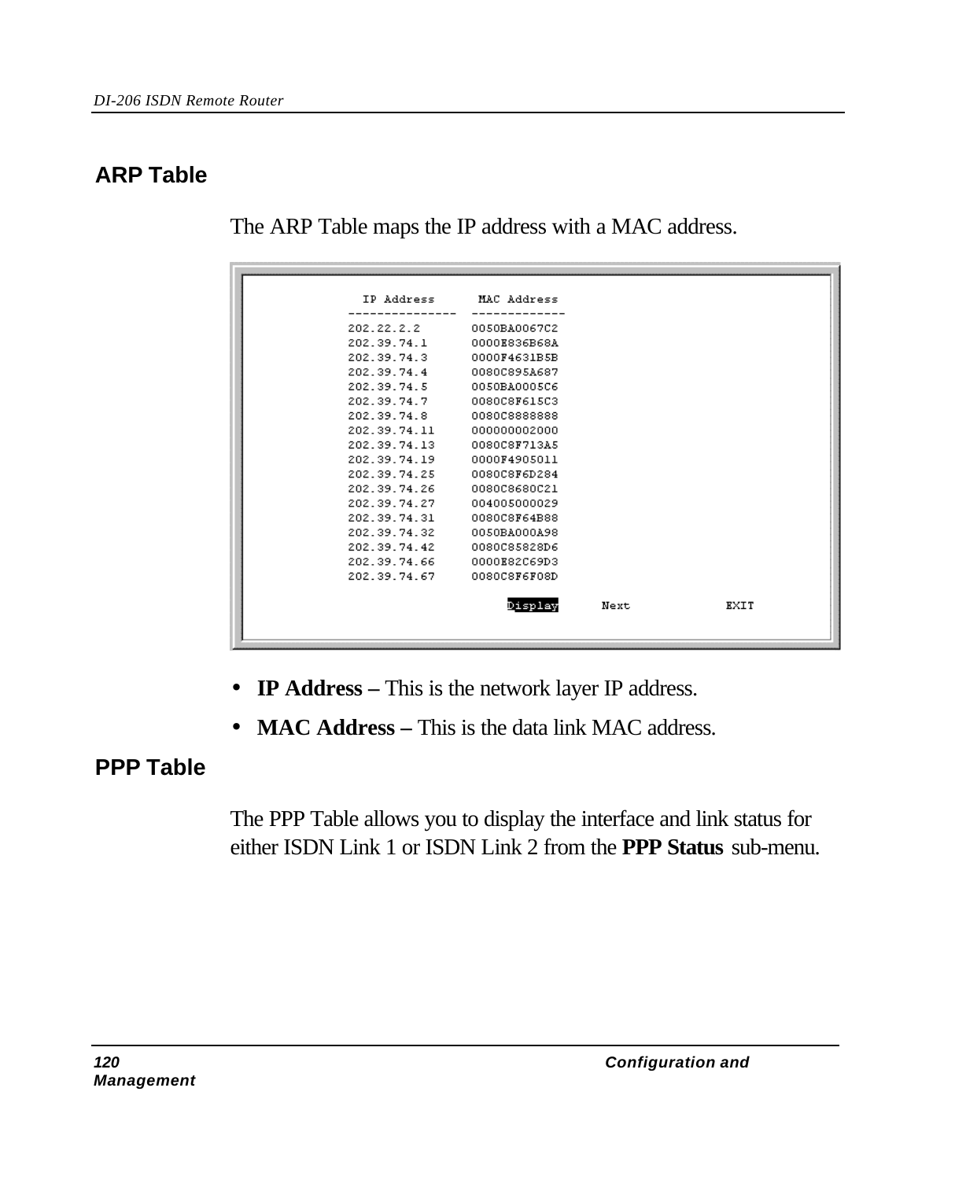## ARP Table

The ARP Table maps the IP address with a MAC address.

```
IP Address        MAC Address
---------------   -------------
202.22.2.2        0050BA0067C2
202.39.74.1       0000E836B68A
202.39.74.3       0000F4631B5B
202.39.74.4       0080C895A687
202.39.74.5       0050BA0005C6
202.39.74.7       0080C8F615C3
202.39.74.8       0080C8888888
202.39.74.11      000000002000
202.39.74.13      0080C8F713A5
202.39.74.19      0000F4905011
202.39.74.25      0080C8F6D284
202.39.74.26      0080C8680C21
202.39.74.27      004005000029
202.39.74.31      0080C8F64B88
202.39.74.32      0050BA000A98
202.39.74.42      0080C85828D6
202.39.74.66      0000E82C69D3
202.39.74.67      0080C8F6F08D

              Display      Next          EXIT
```

- **IP Address –** This is the network layer IP address.
- **MAC Address –** This is the data link MAC address.

## PPP Table

The PPP Table allows you to display the interface and link status for either ISDN Link 1 or ISDN Link 2 from the **PPP Status** sub-menu.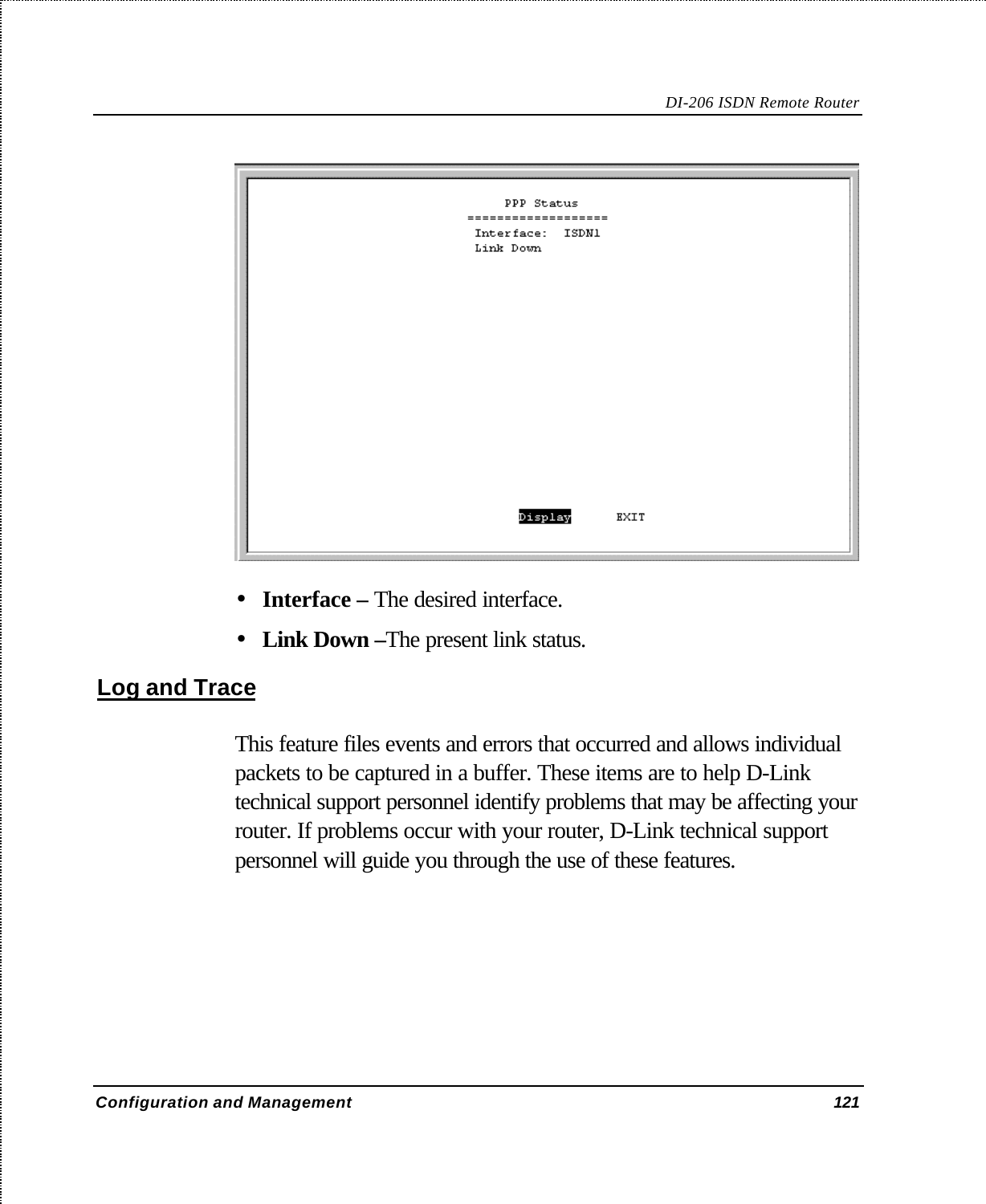```
PPP Status
===================
Interface:  ISDN1
Link Down




Display      EXIT
```

- **Interface –** The desired interface.
- **Link Down –**The present link status.

## Log and Trace

This feature files events and errors that occurred and allows individual packets to be captured in a buffer. These items are to help D-Link technical support personnel identify problems that may be affecting your router. If problems occur with your router, D-Link technical support personnel will guide you through the use of these features.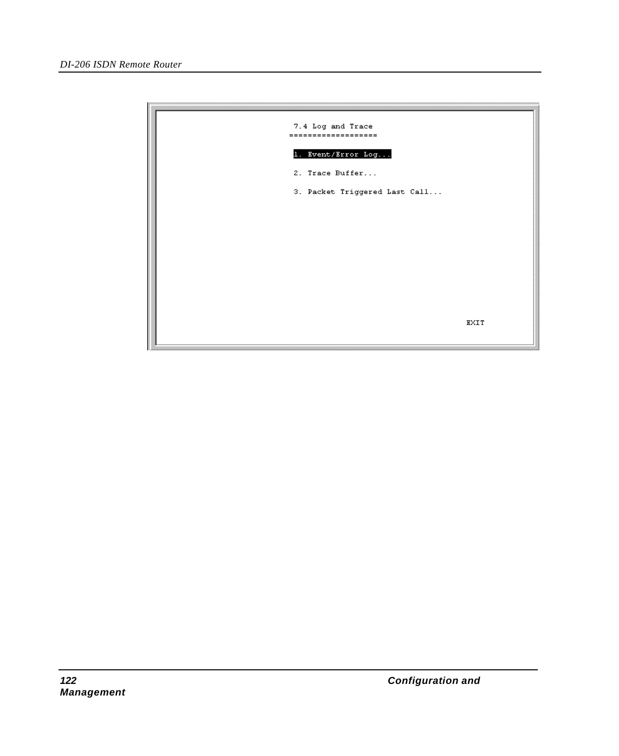```
7.4 Log and Trace
==================

1. Event/Error Log...

2. Trace Buffer...

3. Packet Triggered Last Call...




                                          EXIT
```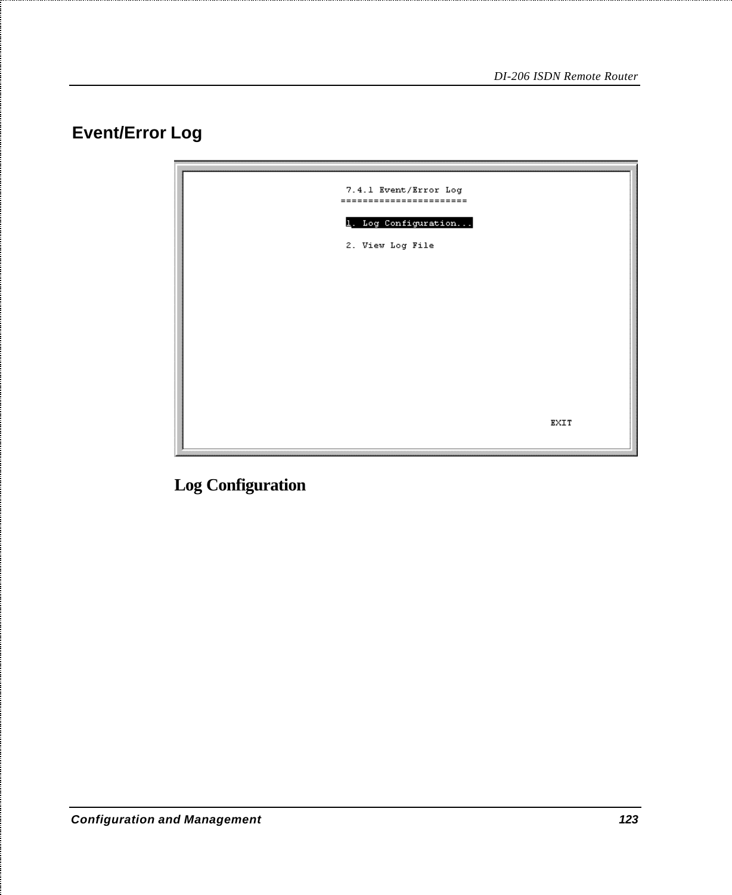## Event/Error Log

```
7.4.1 Event/Error Log
=======================

1. Log Configuration...

2. View Log File



                                  EXIT
```

### Log Configuration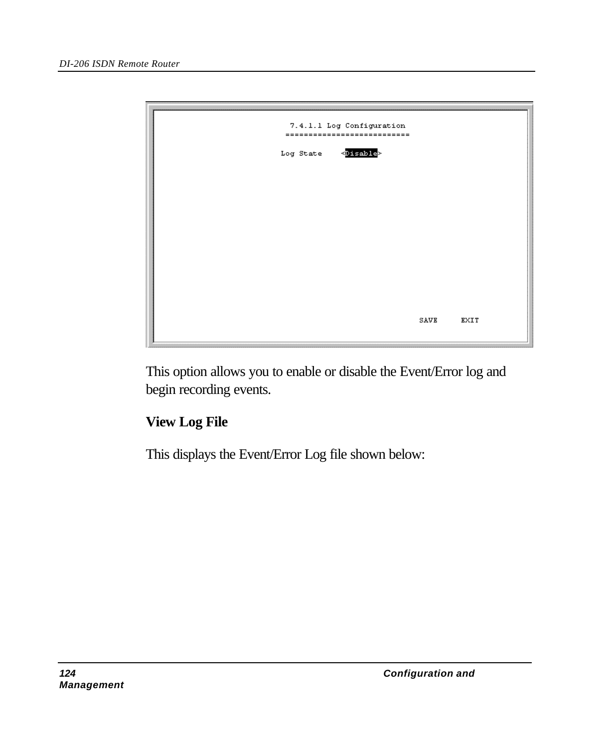```
7.4.1.1 Log Configuration
==========================

Log State    <Disable>

                                        SAVE     EXIT
```

This option allows you to enable or disable the Event/Error log and begin recording events.

**View Log File**

This displays the Event/Error Log file shown below: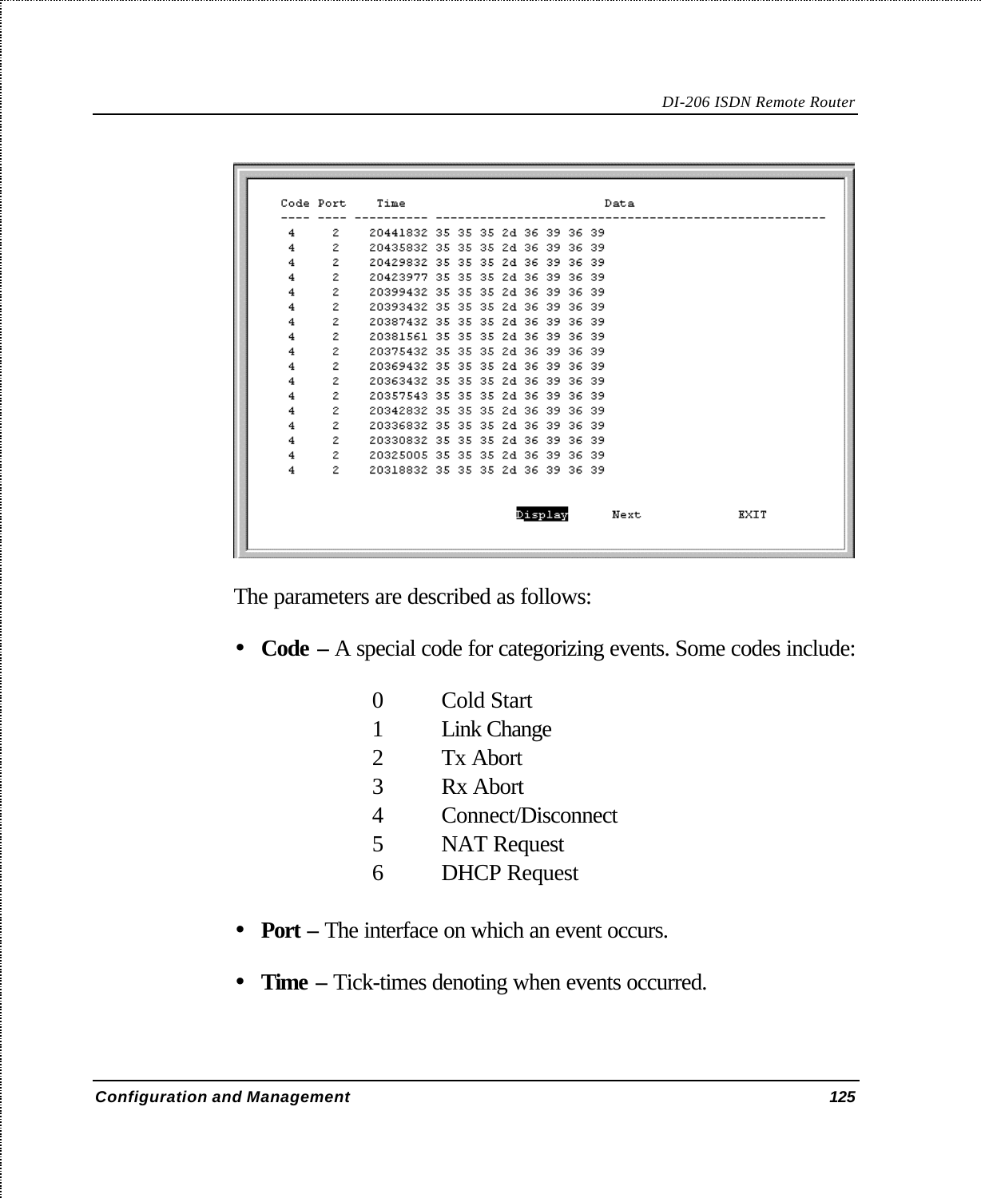```
Code Port    Time                         Data
---- ---- ---------- ----------------------------------------------------
 4     2    20441832 35 35 35 2d 36 39 36 39
 4     2    20435832 35 35 35 2d 36 39 36 39
 4     2    20429832 35 35 35 2d 36 39 36 39
 4     2    20423977 35 35 35 2d 36 39 36 39
 4     2    20399432 35 35 35 2d 36 39 36 39
 4     2    20393432 35 35 35 2d 36 39 36 39
 4     2    20387432 35 35 35 2d 36 39 36 39
 4     2    20381561 35 35 35 2d 36 39 36 39
 4     2    20375432 35 35 35 2d 36 39 36 39
 4     2    20369432 35 35 35 2d 36 39 36 39
 4     2    20363432 35 35 35 2d 36 39 36 39
 4     2    20357543 35 35 35 2d 36 39 36 39
 4     2    20342832 35 35 35 2d 36 39 36 39
 4     2    20336832 35 35 35 2d 36 39 36 39
 4     2    20330832 35 35 35 2d 36 39 36 39
 4     2    20325005 35 35 35 2d 36 39 36 39
 4     2    20318832 35 35 35 2d 36 39 36 39

                          Display      Next            EXIT
```

The parameters are described as follows:

- **Code –** A special code for categorizing events. Some codes include:

| | |
|---|---|
| 0 | Cold Start |
| 1 | Link Change |
| 2 | Tx Abort |
| 3 | Rx Abort |
| 4 | Connect/Disconnect |
| 5 | NAT Request |
| 6 | DHCP Request |

- **Port –** The interface on which an event occurs.
- **Time –** Tick-times denoting when events occurred.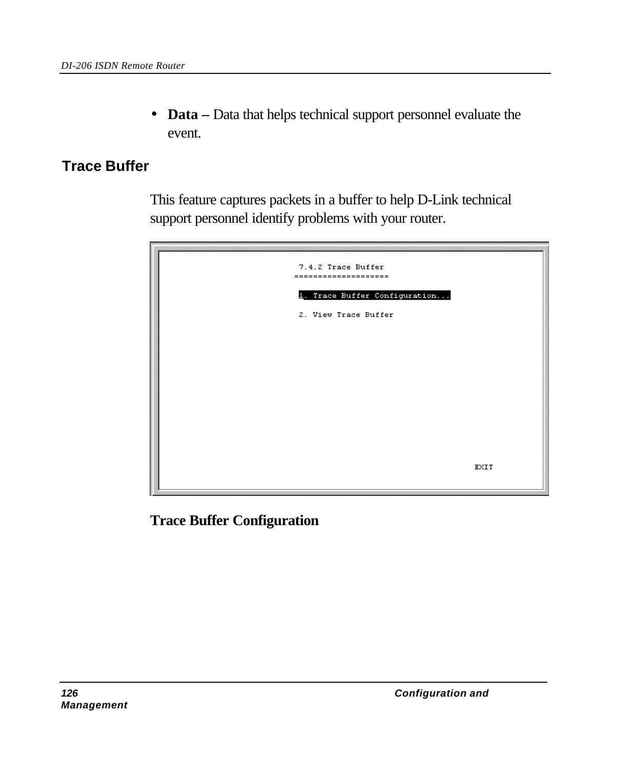- **Data –** Data that helps technical support personnel evaluate the event.

## Trace Buffer

This feature captures packets in a buffer to help D-Link technical support personnel identify problems with your router.

```
7.4.2 Trace Buffer
====================

1. Trace Buffer Configuration...

2. View Trace Buffer

                                        EXIT
```

### Trace Buffer Configuration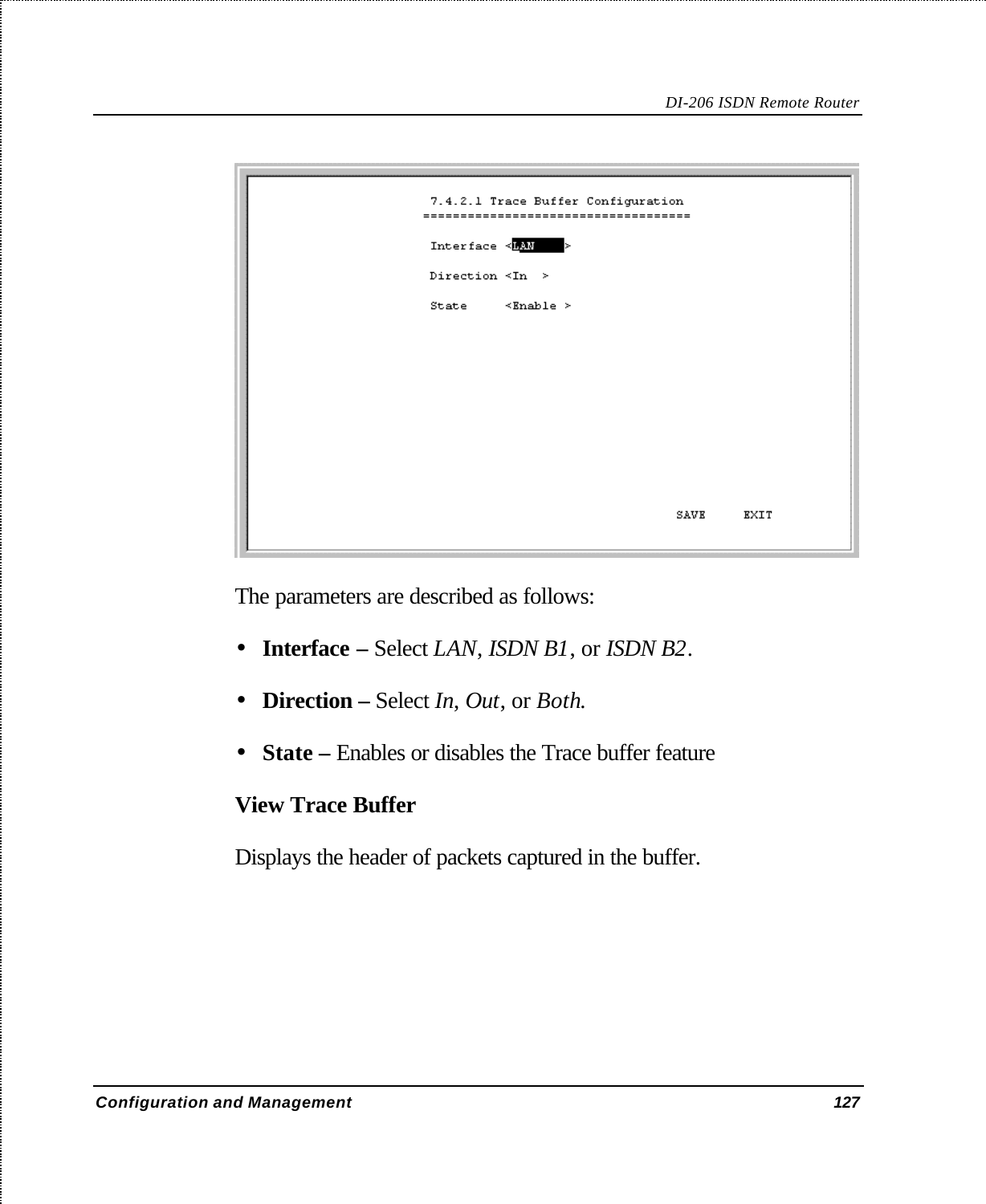```
7.4.2.1 Trace Buffer Configuration
==================================

Interface <LAN     >

Direction <In  >

State     <Enable >




                                        SAVE     EXIT
```

The parameters are described as follows:

- **Interface –** Select *LAN*, *ISDN B1*, or *ISDN B2*.
- **Direction –** Select *In*, *Out*, or *Both.*
- **State –** Enables or disables the Trace buffer feature

**View Trace Buffer**

Displays the header of packets captured in the buffer.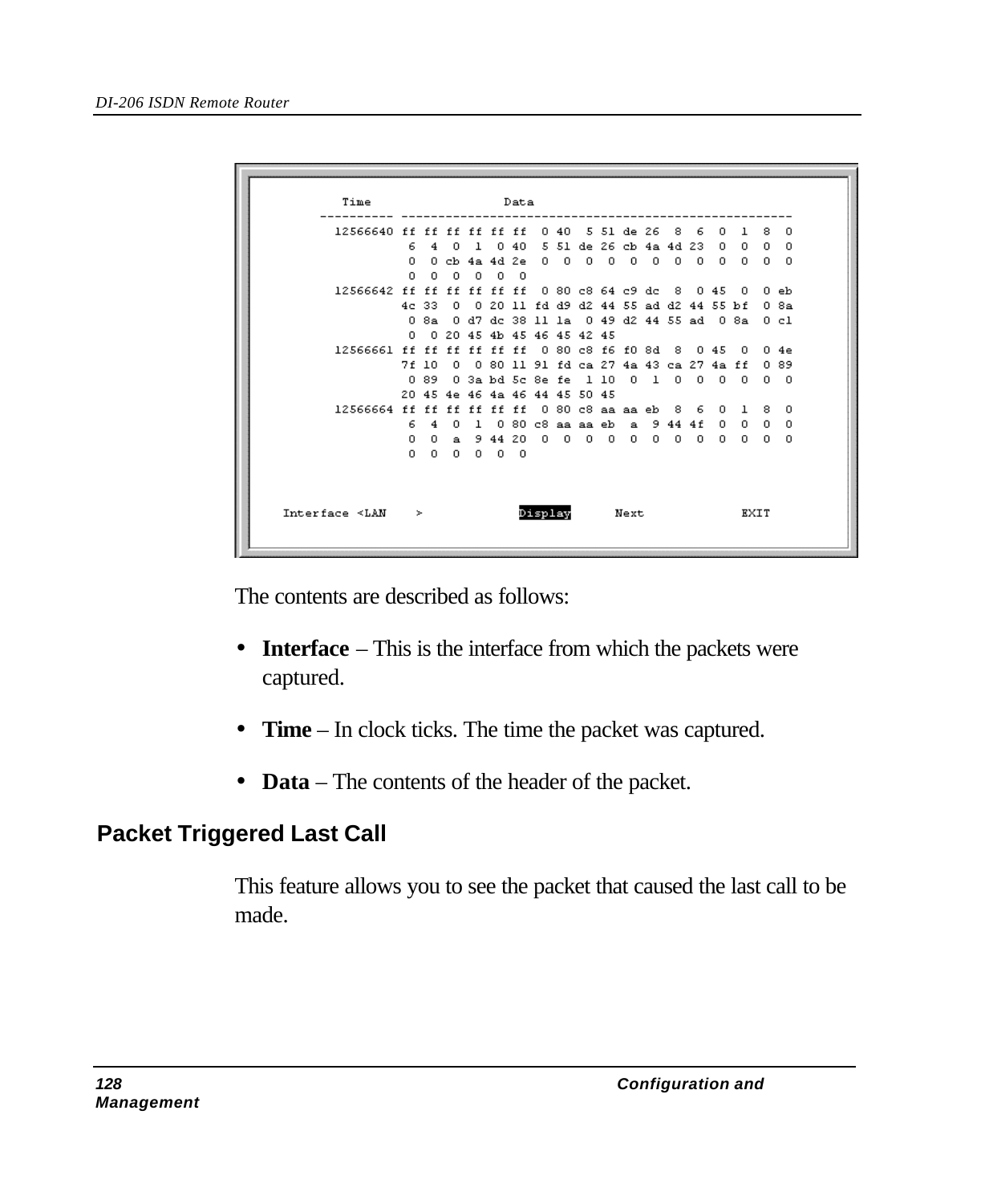```
        Time                Data
      ---------- ------------------------------------------------------
        12566640 ff  ff  ff  ff  ff  ff   0 40   5 51  de 26   8   6   0   1   8   0
                  6   4   0   1   0 40   5 51  de 26  cb 4a 4d 23   0   0   0   0
                  0   0  cb 4a 4d 2e   0   0   0   0   0   0   0   0   0   0   0   0
                  0   0   0   0   0   0
        12566642 ff  ff  ff  ff  ff  ff   0 80  c8 64  c9 dc   8   0 45   0   0  eb
                 4c 33   0   0 20 11  fd d9  d2 44  55 ad  d2 44  55 bf   0  8a
                  0 8a   0 d7  dc 38  11 1a   0 49  d2 44  55 ad   0 8a   0  c1
                  0   0 20 45  4b 45  46 45  42 45
        12566661 ff  ff  ff  ff  ff  ff   0 80  c8 f6  f0 8d   8   0 45   0   0  4e
                 7f 10   0   0 80 11  91 fd  ca 27  4a 43  ca 27  4a ff   0  89
                  0 89   0 3a  bd 5c  8e fe   1 10   0   1   0   0   0   0   0   0
                 20 45  4e 46  4a 46  44 45  50 45
        12566664 ff  ff  ff  ff  ff  ff   0 80  c8 aa  aa eb   8   6   0   1   8   0
                  6   4   0   1   0 80  c8 aa  aa eb   a   9  44 4f   0   0   0   0
                  0   0   a   9 44 20   0   0   0   0   0   0   0   0   0   0   0   0
                  0   0   0   0   0   0


  Interface <LAN    >           Display      Next           EXIT
```

The contents are described as follows:

- **Interface** – This is the interface from which the packets were captured.
- **Time** – In clock ticks. The time the packet was captured.
- **Data** – The contents of the header of the packet.

## Packet Triggered Last Call

This feature allows you to see the packet that caused the last call to be made.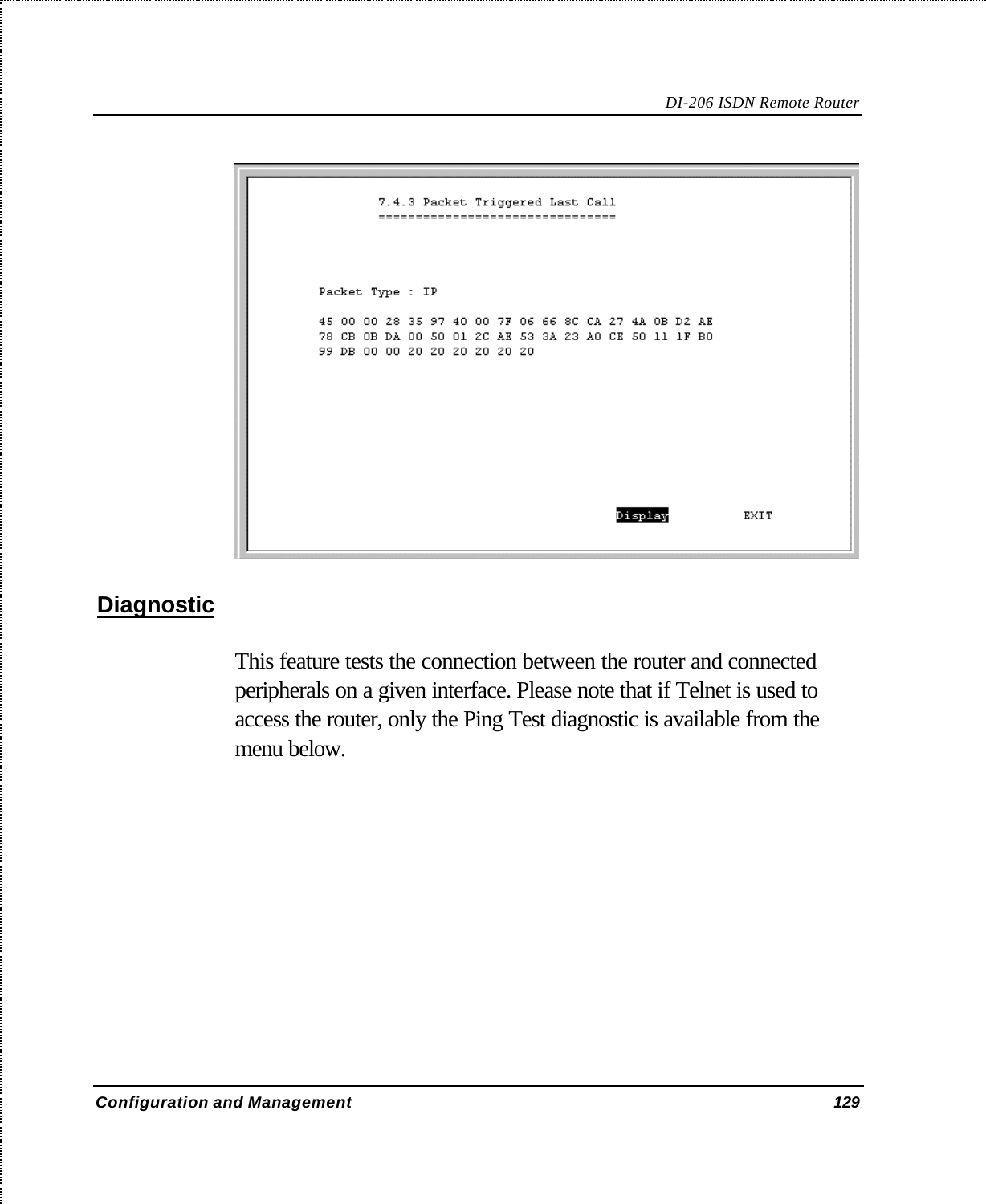```
7.4.3 Packet Triggered Last Call
================================

Packet Type : IP

45 00 00 28 35 97 40 00 7F 06 66 8C CA 27 4A 0B D2 AE
78 CB 0B DA 00 50 01 2C AE 53 3A 23 A0 CE 50 11 1F B0
99 DB 00 00 20 20 20 20 20 20

                                   Display         EXIT
```

## Diagnostic

This feature tests the connection between the router and connected peripherals on a given interface. Please note that if Telnet is used to access the router, only the Ping Test diagnostic is available from the menu below.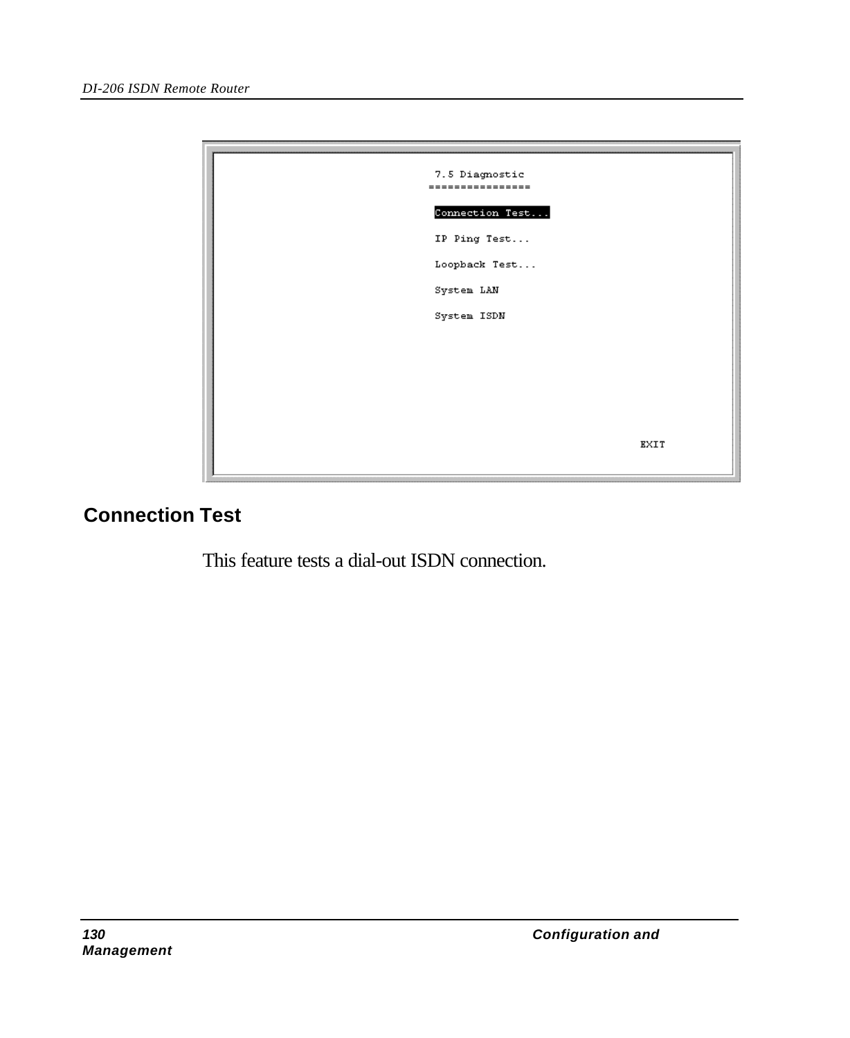```
7.5 Diagnostic
================

Connection Test...

IP Ping Test...

Loopback Test...

System LAN

System ISDN

                                        EXIT
```

## Connection Test

This feature tests a dial-out ISDN connection.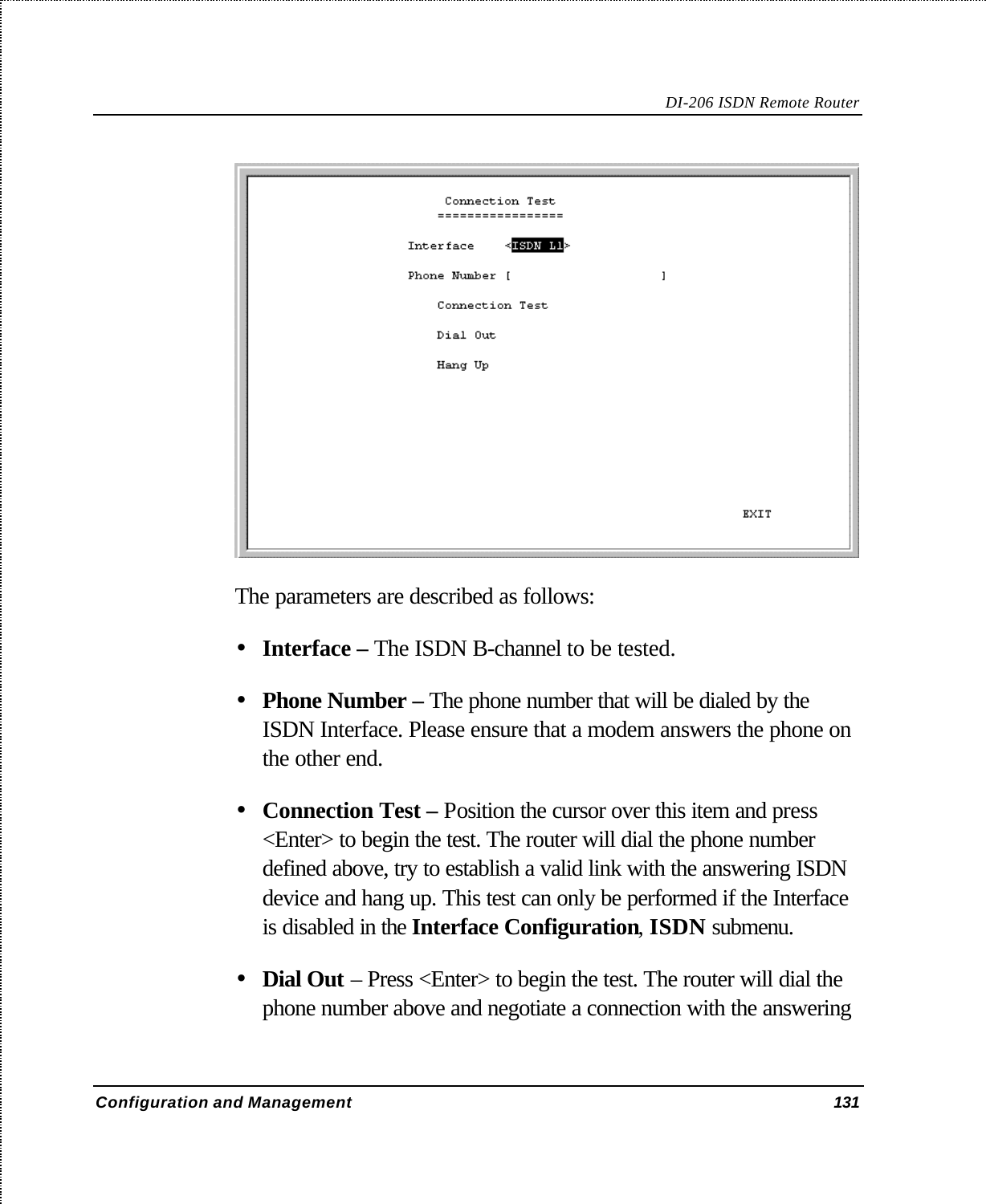```
                Connection Test
               =================

            Interface    <ISDN L1>

            Phone Number [                    ]

               Connection Test

               Dial Out

               Hang Up




                                                  EXIT
```

The parameters are described as follows:

- **Interface –** The ISDN B-channel to be tested.
- **Phone Number –** The phone number that will be dialed by the ISDN Interface. Please ensure that a modem answers the phone on the other end.
- **Connection Test –** Position the cursor over this item and press <Enter> to begin the test. The router will dial the phone number defined above, try to establish a valid link with the answering ISDN device and hang up. This test can only be performed if the Interface is disabled in the **Interface Configuration**, **ISDN** submenu.
- **Dial Out** – Press <Enter> to begin the test. The router will dial the phone number above and negotiate a connection with the answering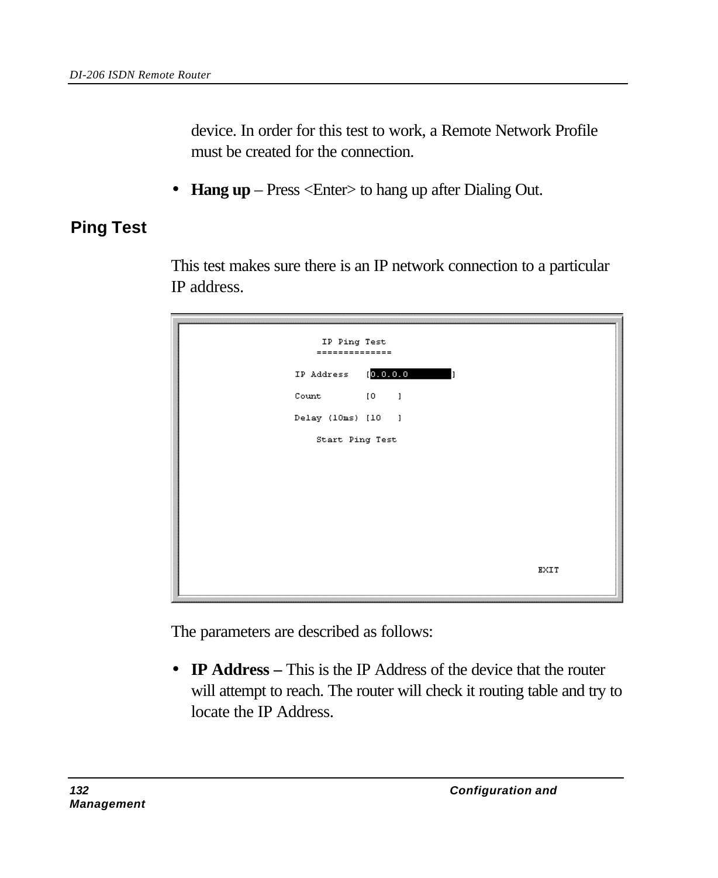device. In order for this test to work, a Remote Network Profile must be created for the connection.

- **Hang up** – Press <Enter> to hang up after Dialing Out.

## Ping Test

This test makes sure there is an IP network connection to a particular IP address.

```
                IP Ping Test
               ==============

           IP Address   [0.0.0.0         ]

           Count        [0    ]

           Delay (10ms) [10   ]

               Start Ping Test




                                                    EXIT
```

The parameters are described as follows:

- **IP Address –** This is the IP Address of the device that the router will attempt to reach. The router will check it routing table and try to locate the IP Address.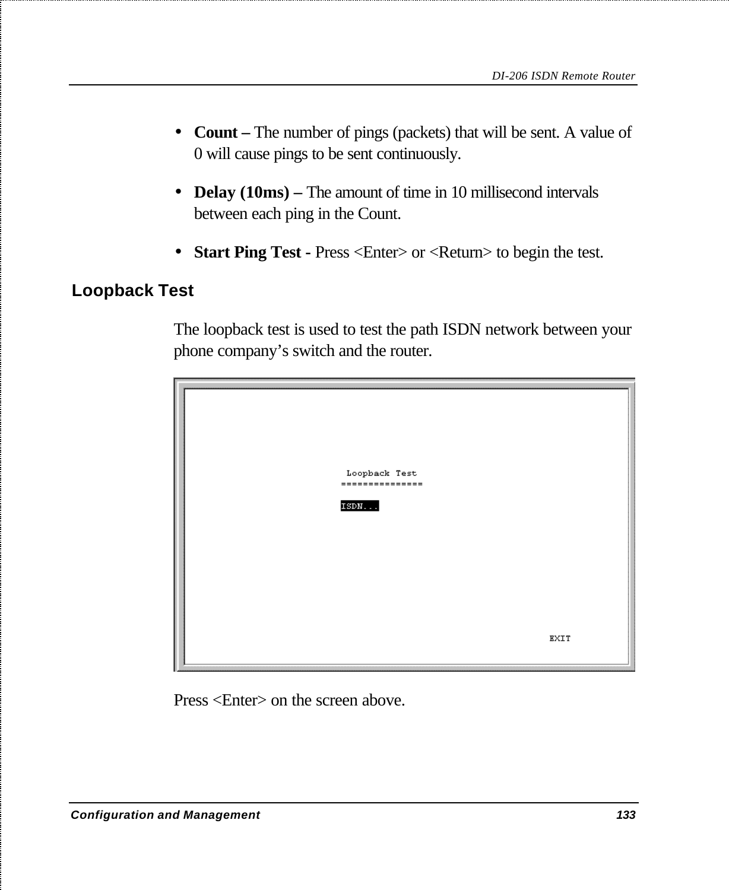- **Count –** The number of pings (packets) that will be sent. A value of 0 will cause pings to be sent continuously.
- **Delay (10ms) –** The amount of time in 10 millisecond intervals between each ping in the Count.
- **Start Ping Test -** Press <Enter> or <Return> to begin the test.

## Loopback Test

The loopback test is used to test the path ISDN network between your phone company's switch and the router.

```
Loopback Test
===============

ISDN...

                                        EXIT
```

Press <Enter> on the screen above.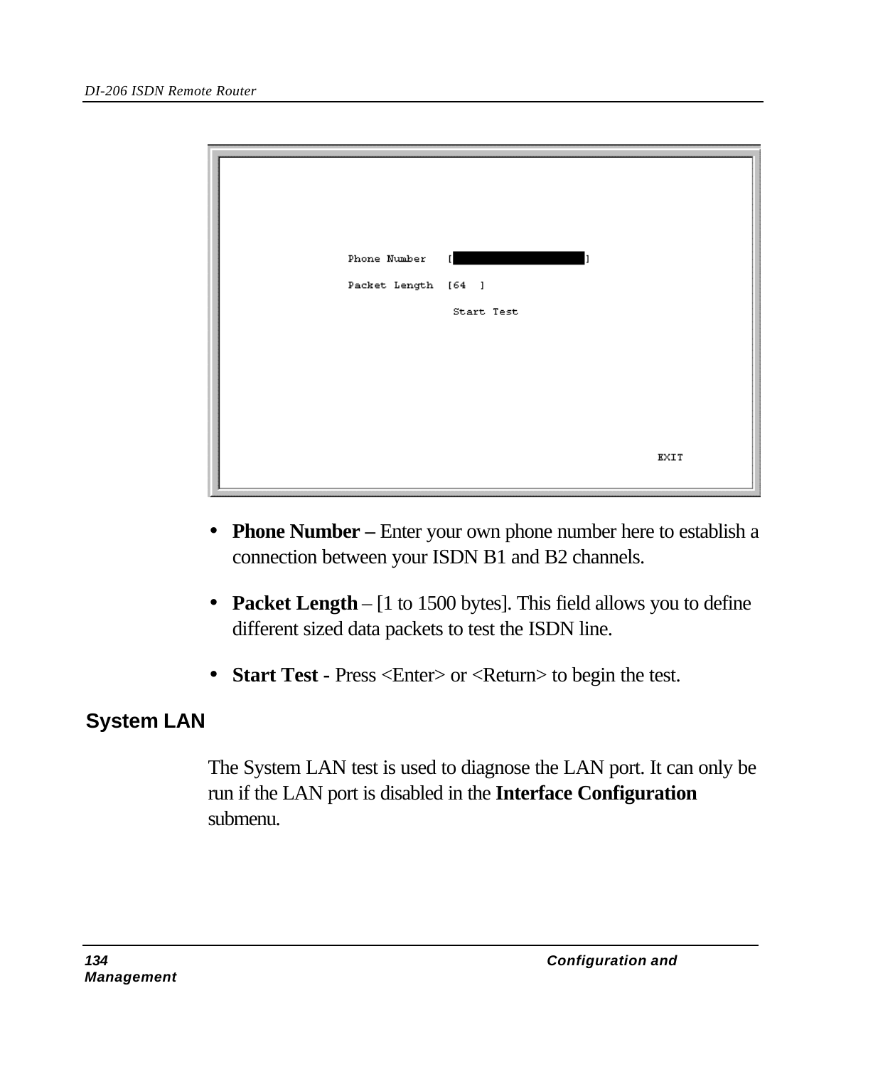```
Phone Number   [                    ]

Packet Length  [64  ]

               Start Test




                                        EXIT
```

- **Phone Number –** Enter your own phone number here to establish a connection between your ISDN B1 and B2 channels.
- **Packet Length** – [1 to 1500 bytes]. This field allows you to define different sized data packets to test the ISDN line.
- **Start Test -** Press <Enter> or <Return> to begin the test.

## System LAN

The System LAN test is used to diagnose the LAN port. It can only be run if the LAN port is disabled in the **Interface Configuration** submenu.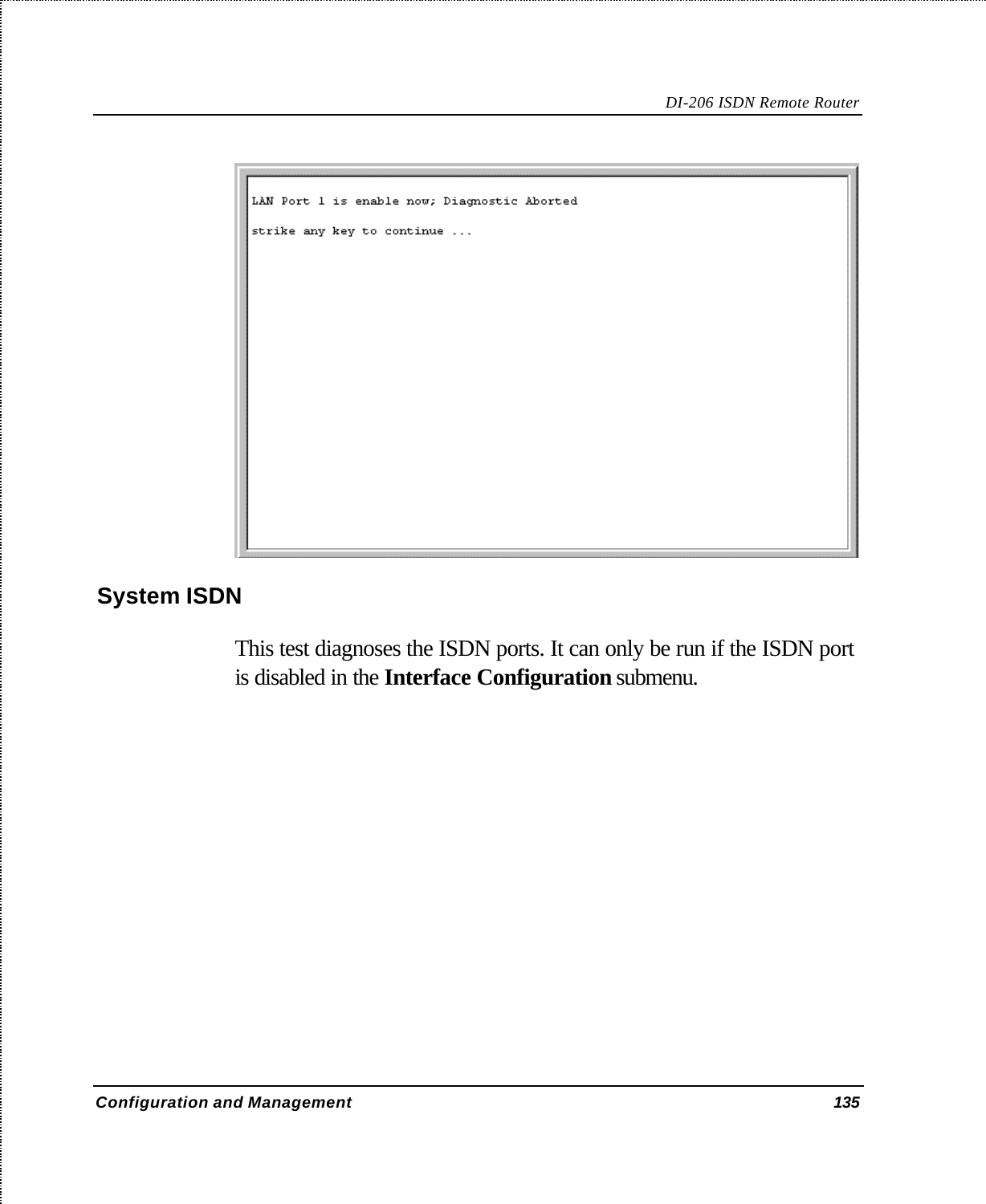```
LAN Port 1 is enable now; Diagnostic Aborted

strike any key to continue ...
```

### System ISDN

This test diagnoses the ISDN ports. It can only be run if the ISDN port is disabled in the **Interface Configuration** submenu.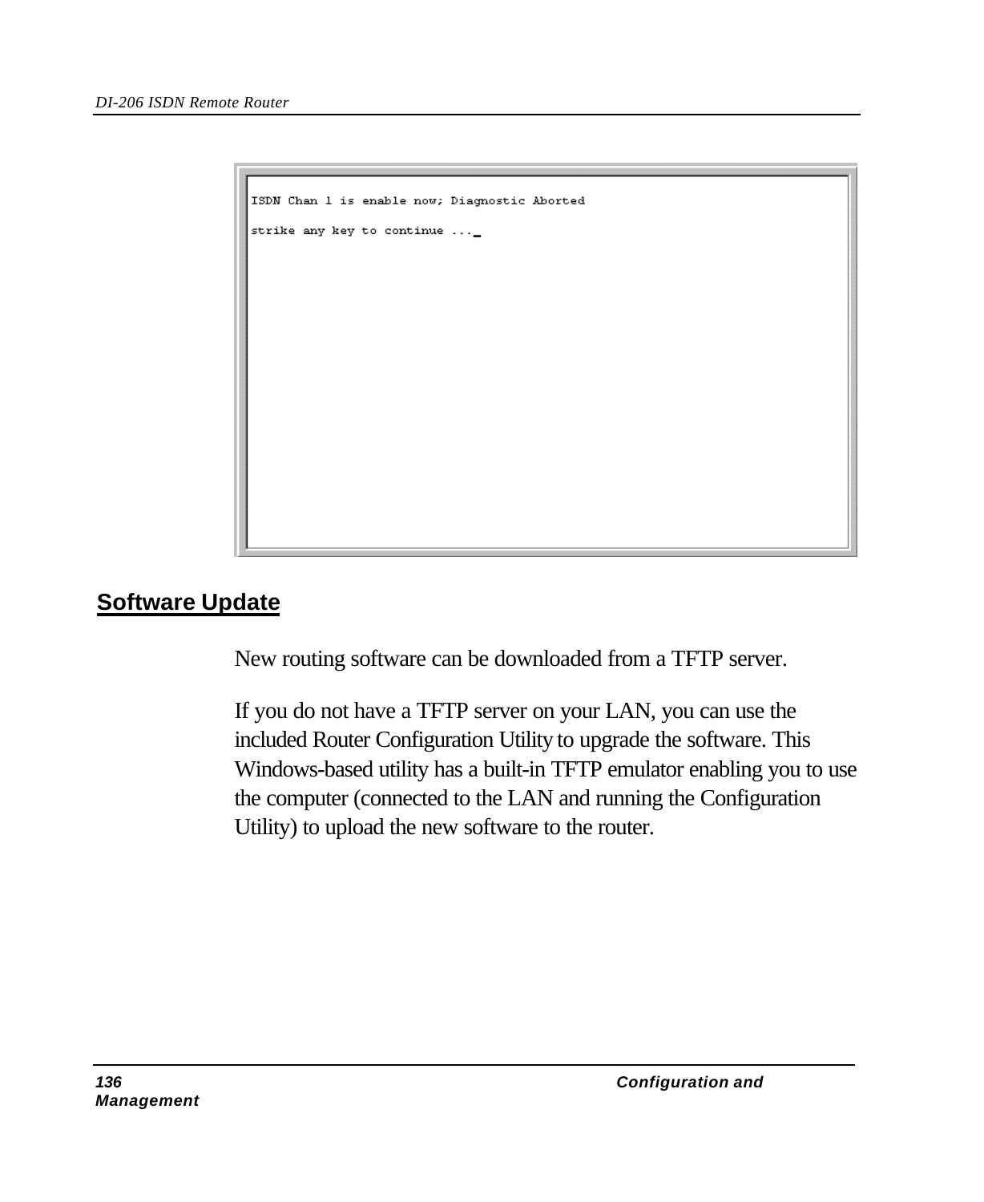```
ISDN Chan 1 is enable now; Diagnostic Aborted

strike any key to continue ..._
```

## Software Update

New routing software can be downloaded from a TFTP server.

If you do not have a TFTP server on your LAN, you can use the included Router Configuration Utility to upgrade the software. This Windows-based utility has a built-in TFTP emulator enabling you to use the computer (connected to the LAN and running the Configuration Utility) to upload the new software to the router.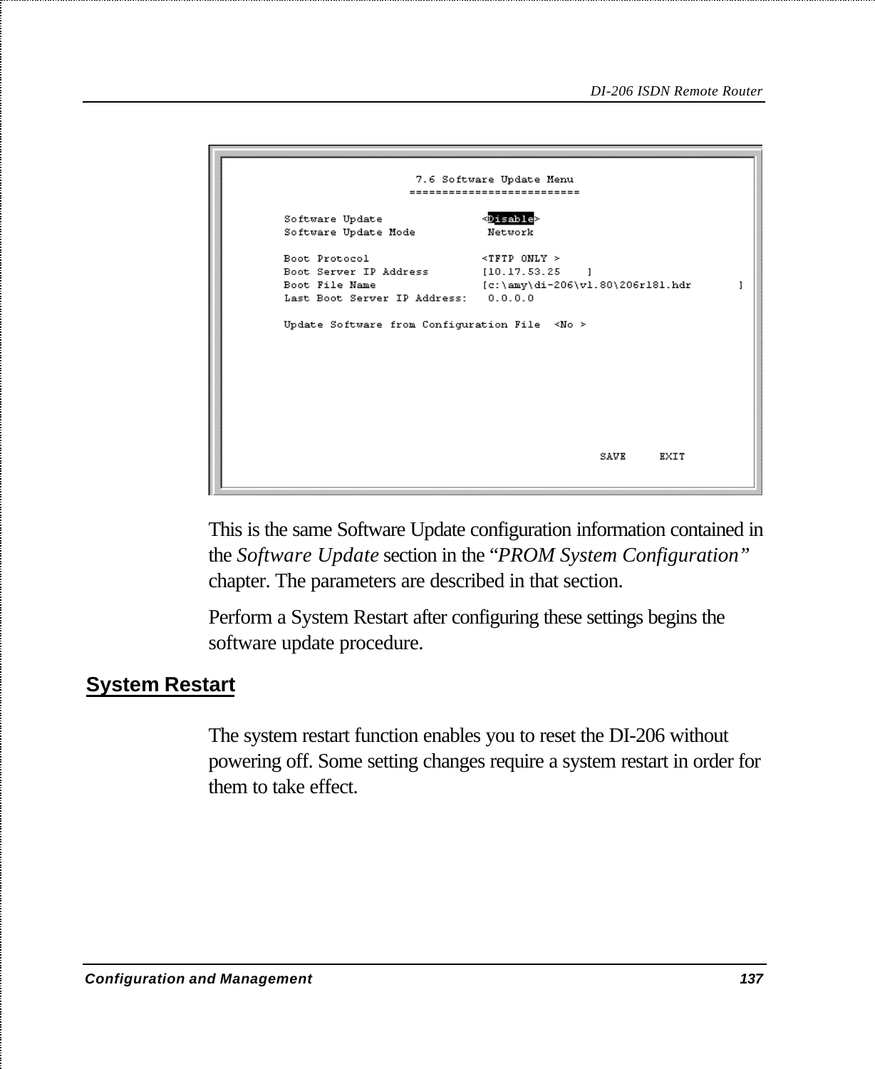```
7.6 Software Update Menu
=========================

Software Update              <Disable>
Software Update Mode          Network

Boot Protocol                <TFTP ONLY >
Boot Server IP Address       [10.17.53.25    ]
Boot File Name               [c:\amy\di-206\v1.80\206r181.hdr       ]
Last Boot Server IP Address:   0.0.0.0

Update Software from Configuration File  <No >

                                              SAVE     EXIT
```

This is the same Software Update configuration information contained in the *Software Update* section in the *"PROM System Configuration"* chapter. The parameters are described in that section.

Perform a System Restart after configuring these settings begins the software update procedure.

## System Restart

The system restart function enables you to reset the DI-206 without powering off. Some setting changes require a system restart in order for them to take effect.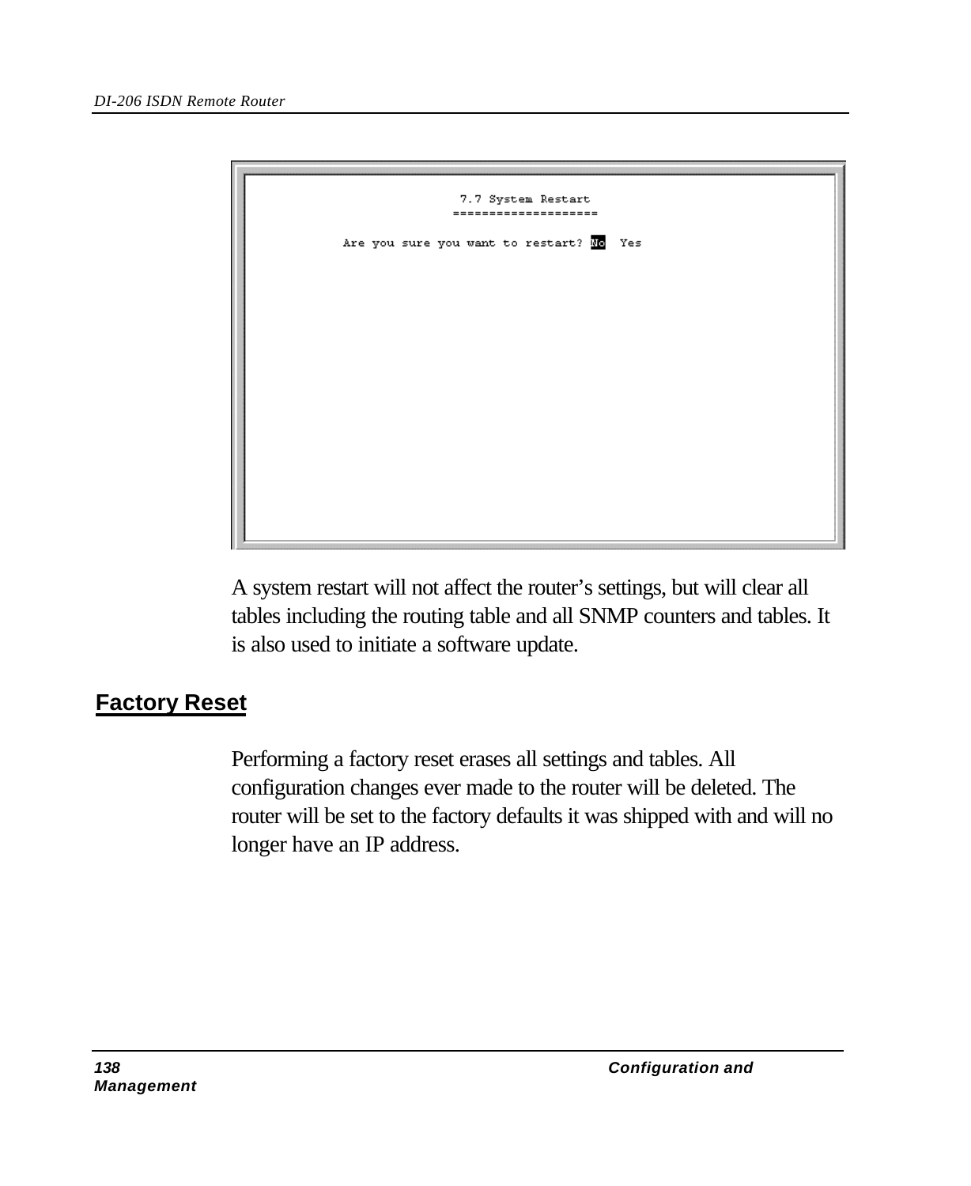```
                    7.7 System Restart
                    ===================

        Are you sure you want to restart? No  Yes
```

A system restart will not affect the router's settings, but will clear all tables including the routing table and all SNMP counters and tables. It is also used to initiate a software update.

## Factory Reset

Performing a factory reset erases all settings and tables. All configuration changes ever made to the router will be deleted. The router will be set to the factory defaults it was shipped with and will no longer have an IP address.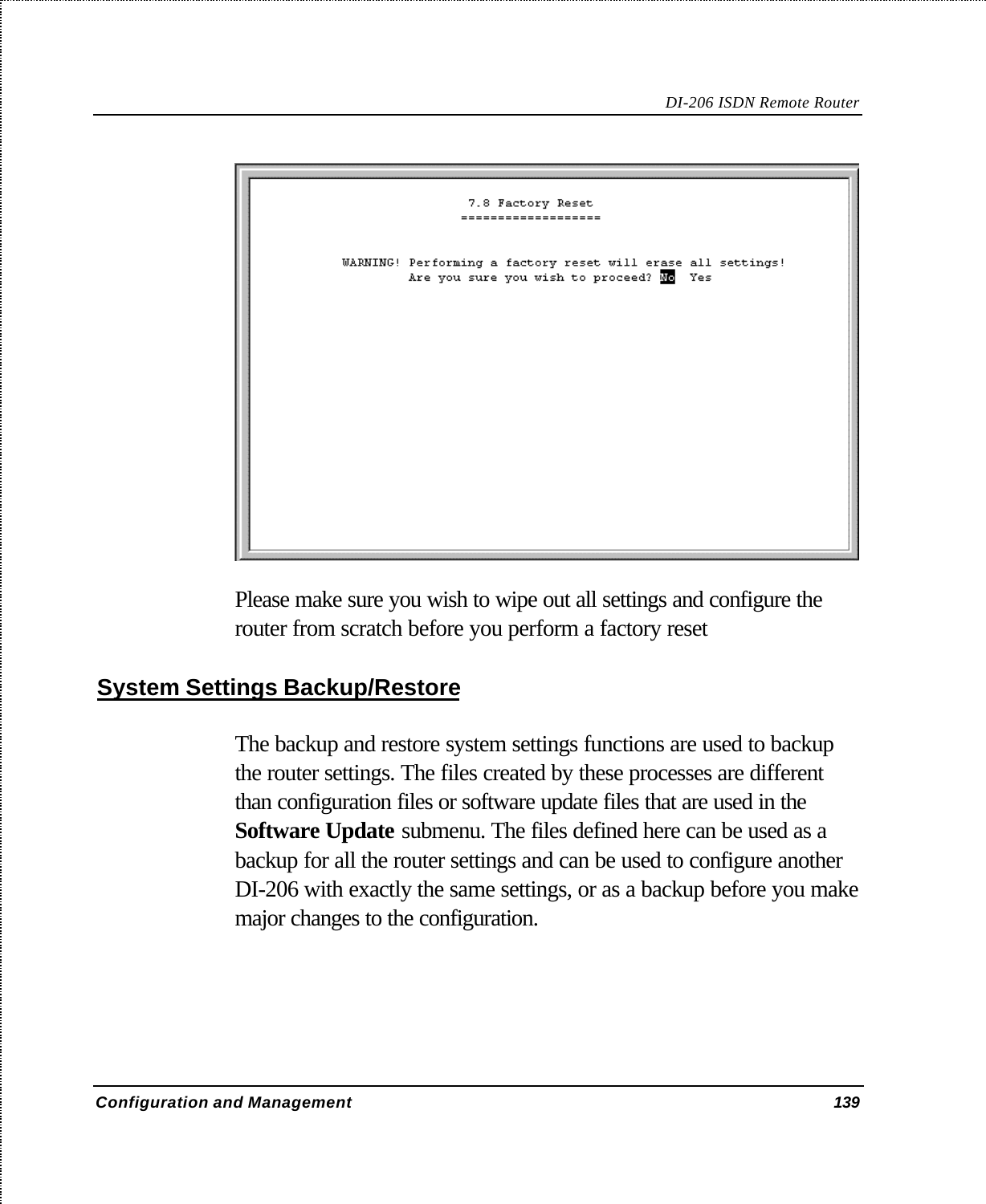```
7.8 Factory Reset
===================

WARNING! Performing a factory reset will erase all settings!
Are you sure you wish to proceed? No  Yes
```

Please make sure you wish to wipe out all settings and configure the router from scratch before you perform a factory reset

## System Settings Backup/Restore

The backup and restore system settings functions are used to backup the router settings. The files created by these processes are different than configuration files or software update files that are used in the **Software Update** submenu. The files defined here can be used as a backup for all the router settings and can be used to configure another DI-206 with exactly the same settings, or as a backup before you make major changes to the configuration.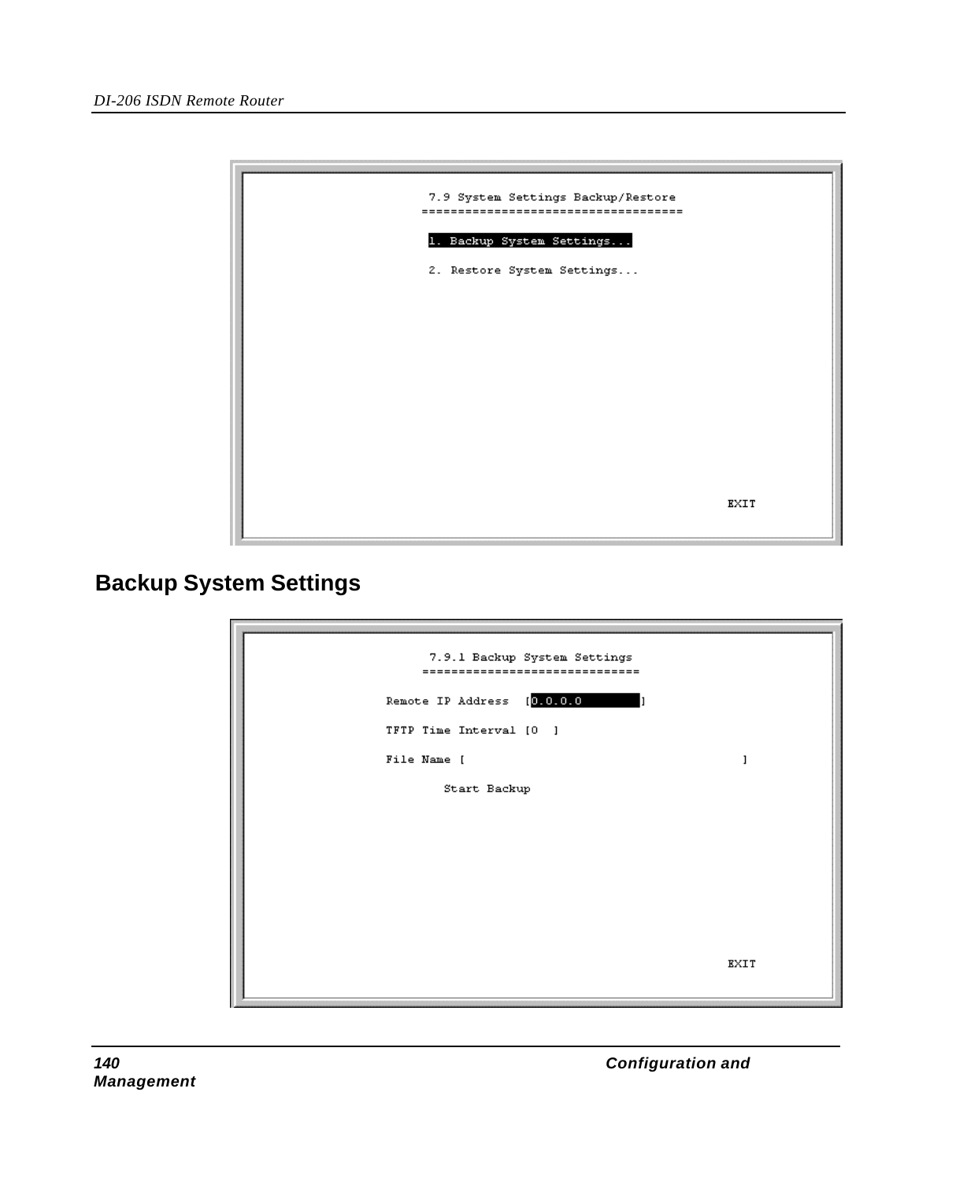```
7.9 System Settings Backup/Restore
==================================

1. Backup System Settings...

2. Restore System Settings...

                                                        EXIT
```

## Backup System Settings

```
7.9.1 Backup System Settings
============================

Remote IP Address  [0.0.0.0          ]

TFTP Time Interval [0  ]

File Name [                                        ]

        Start Backup

                                                        EXIT
```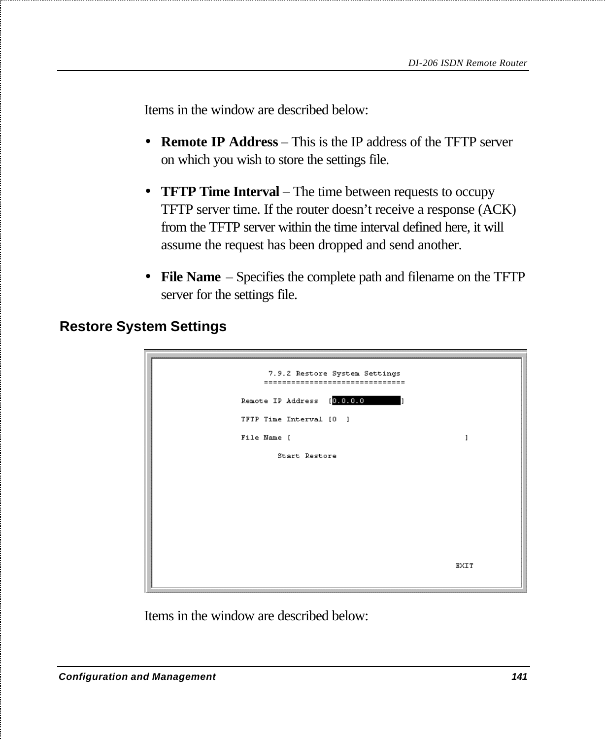Items in the window are described below:

- **Remote IP Address** – This is the IP address of the TFTP server on which you wish to store the settings file.
- **TFTP Time Interval** – The time between requests to occupy TFTP server time. If the router doesn't receive a response (ACK) from the TFTP server within the time interval defined here, it will assume the request has been dropped and send another.
- **File Name** – Specifies the complete path and filename on the TFTP server for the settings file.

## Restore System Settings

```
              7.9.2 Restore System Settings
             ===============================

       Remote IP Address  [0.0.0.0          ]

       TFTP Time Interval [0  ]

       File Name [                                    ]

               Start Restore




                                                      EXIT
```

Items in the window are described below: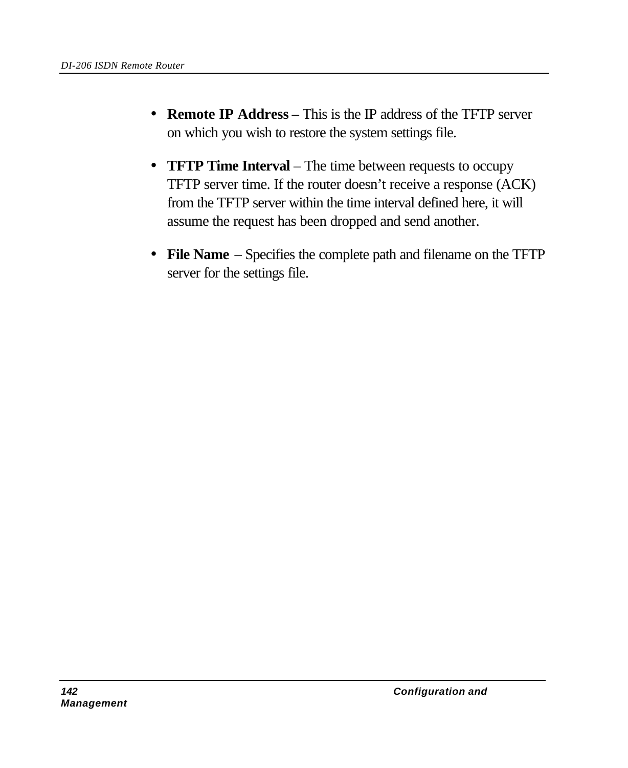- **Remote IP Address** – This is the IP address of the TFTP server on which you wish to restore the system settings file.

- **TFTP Time Interval** – The time between requests to occupy TFTP server time. If the router doesn't receive a response (ACK) from the TFTP server within the time interval defined here, it will assume the request has been dropped and send another.

- **File Name** – Specifies the complete path and filename on the TFTP server for the settings file.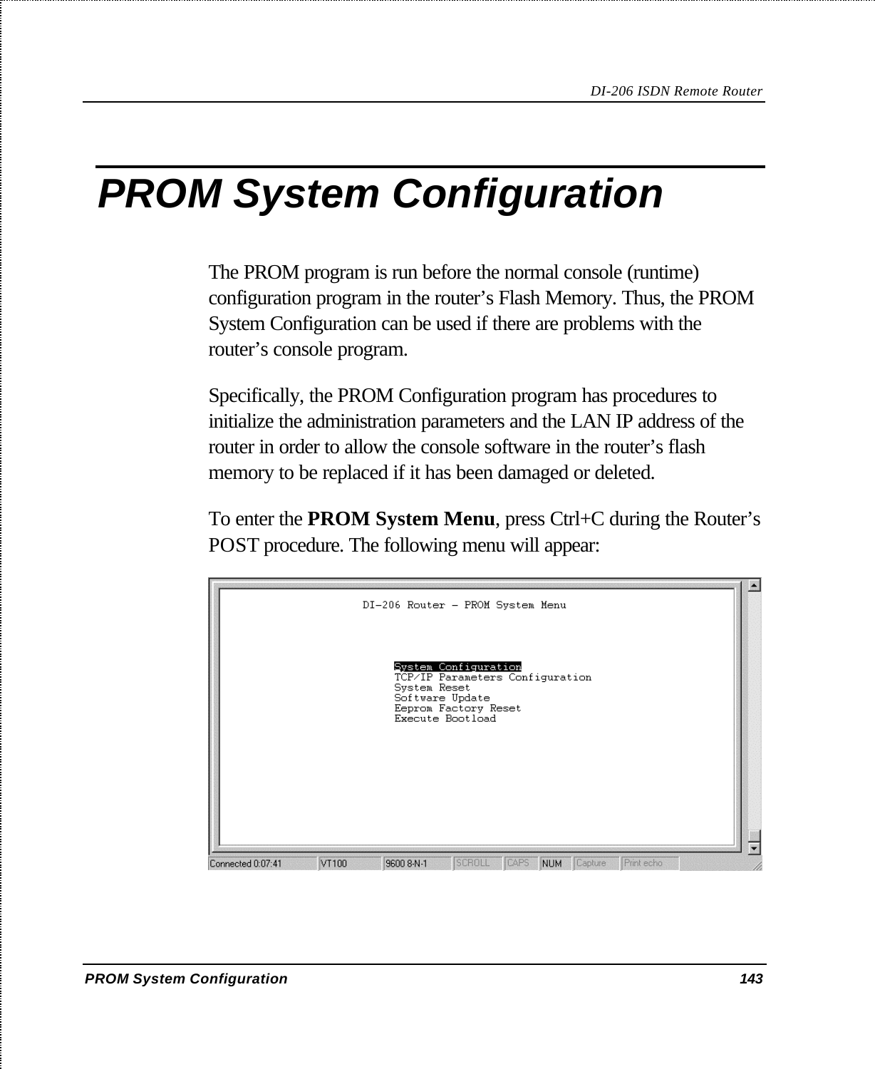# PROM System Configuration

The PROM program is run before the normal console (runtime) configuration program in the router's Flash Memory. Thus, the PROM System Configuration can be used if there are problems with the router's console program.

Specifically, the PROM Configuration program has procedures to initialize the administration parameters and the LAN IP address of the router in order to allow the console software in the router's flash memory to be replaced if it has been damaged or deleted.

To enter the **PROM System Menu**, press Ctrl+C during the Router's POST procedure. The following menu will appear:

```
DI-206 Router - PROM System Menu

System Configuration
TCP/IP Parameters Configuration
System Reset
Software Update
Eeprom Factory Reset
Execute Bootload
```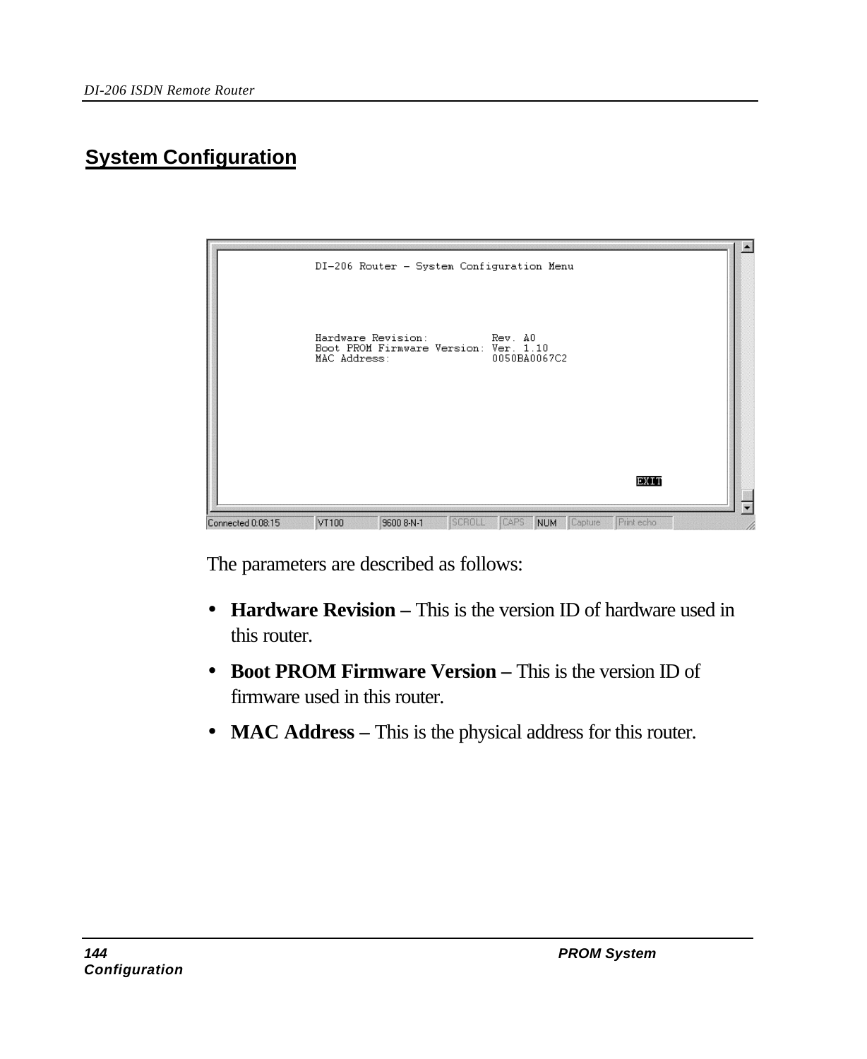## System Configuration

```
DI-206 Router - System Configuration Menu

Hardware Revision:          Rev. A0
Boot PROM Firmware Version: Ver. 1.10
MAC Address:                0050BA0067C2

                                                    EXIT
```

Connected 0:08:15 | VT100 | 9600 8-N-1 | SCROLL | CAPS | NUM | Capture | Print echo

The parameters are described as follows:

- **Hardware Revision –** This is the version ID of hardware used in this router.
- **Boot PROM Firmware Version –** This is the version ID of firmware used in this router.
- **MAC Address –** This is the physical address for this router.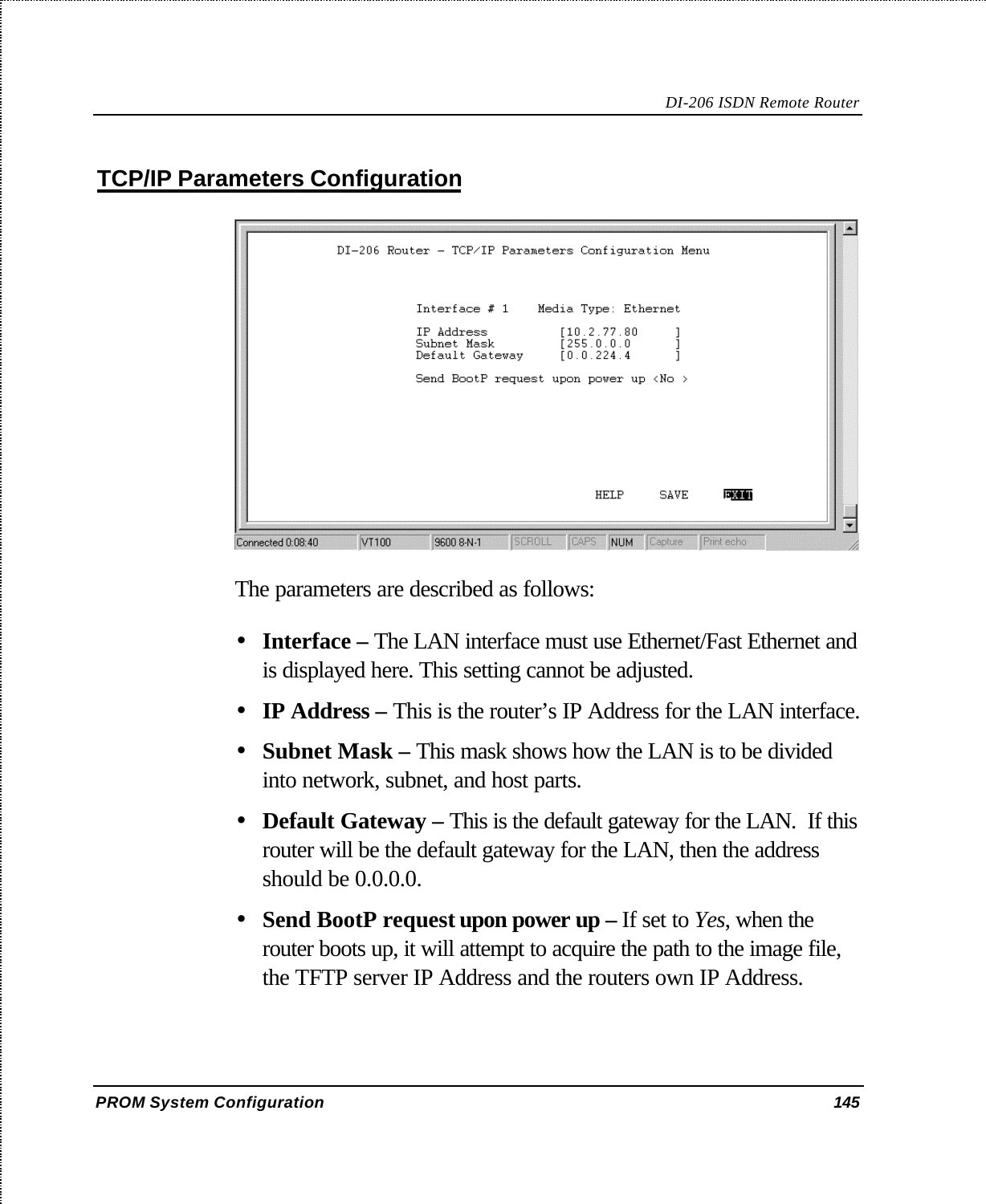## TCP/IP Parameters Configuration

```
DI-206 Router - TCP/IP Parameters Configuration Menu

Interface # 1    Media Type: Ethernet

IP Address          [10.2.77.80     ]
Subnet Mask         [255.0.0.0      ]
Default Gateway     [0.0.224.4      ]

Send BootP request upon power up <No >

HELP     SAVE     EXIT
```

The parameters are described as follows:

- **Interface –** The LAN interface must use Ethernet/Fast Ethernet and is displayed here. This setting cannot be adjusted.
- **IP Address –** This is the router's IP Address for the LAN interface.
- **Subnet Mask –** This mask shows how the LAN is to be divided into network, subnet, and host parts.
- **Default Gateway –** This is the default gateway for the LAN. If this router will be the default gateway for the LAN, then the address should be 0.0.0.0.
- **Send BootP request upon power up –** If set to *Yes*, when the router boots up, it will attempt to acquire the path to the image file, the TFTP server IP Address and the routers own IP Address.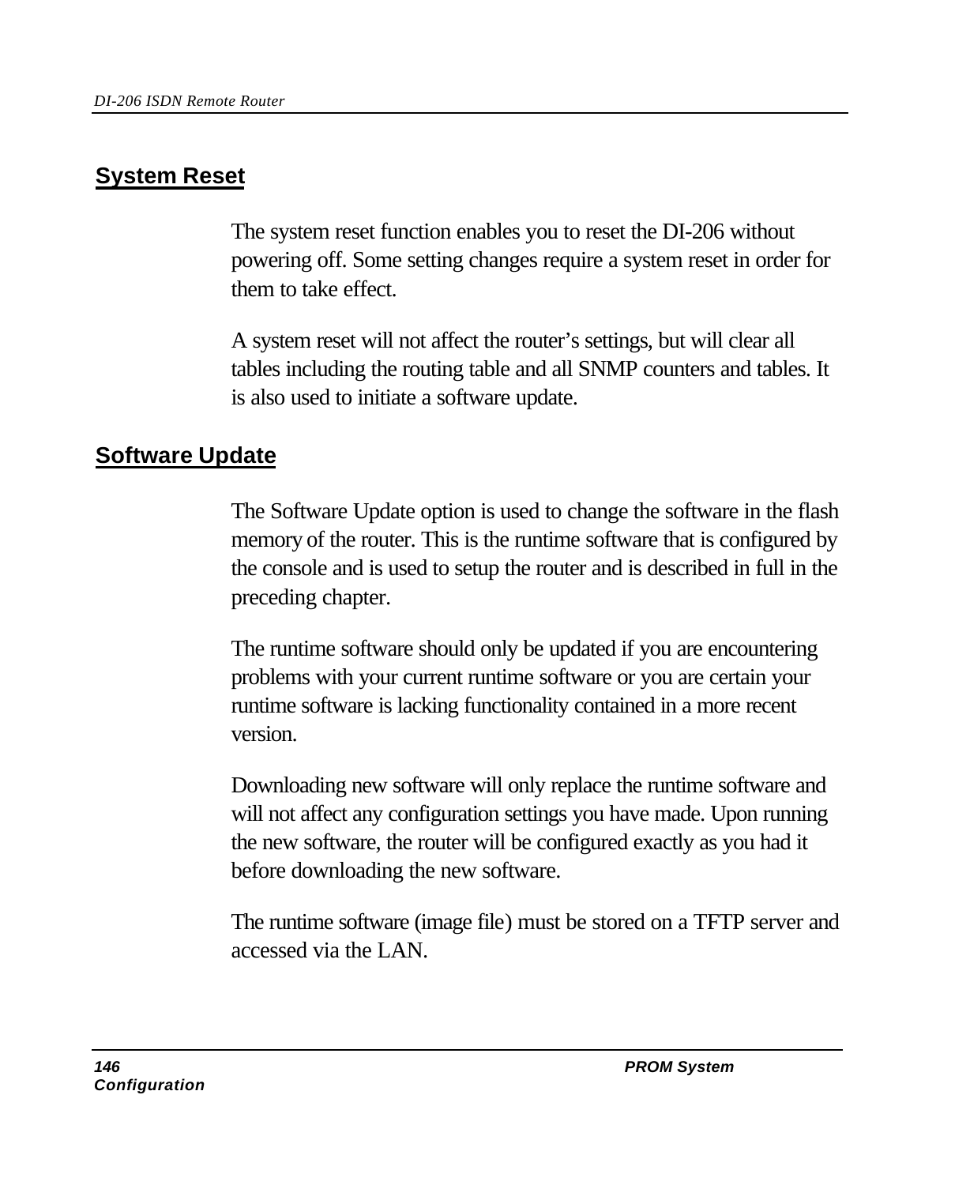## System Reset

The system reset function enables you to reset the DI-206 without powering off. Some setting changes require a system reset in order for them to take effect.

A system reset will not affect the router's settings, but will clear all tables including the routing table and all SNMP counters and tables. It is also used to initiate a software update.

## Software Update

The Software Update option is used to change the software in the flash memory of the router. This is the runtime software that is configured by the console and is used to setup the router and is described in full in the preceding chapter.

The runtime software should only be updated if you are encountering problems with your current runtime software or you are certain your runtime software is lacking functionality contained in a more recent version.

Downloading new software will only replace the runtime software and will not affect any configuration settings you have made. Upon running the new software, the router will be configured exactly as you had it before downloading the new software.

The runtime software (image file) must be stored on a TFTP server and accessed via the LAN.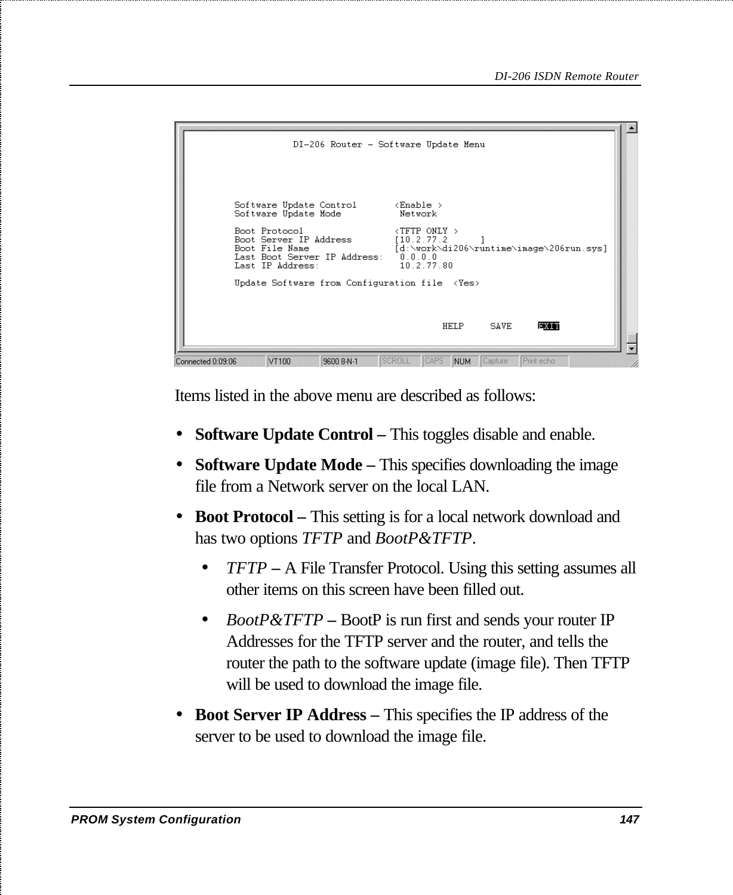```
DI-206 Router - Software Update Menu

Software Update Control       <Enable >
Software Update Mode           Network

Boot Protocol                 <TFTP ONLY >
Boot Server IP Address        [10.2.77.2      ]
Boot File Name                [d:\work\di206\runtime\image\206run.sys]
Last Boot Server IP Address:   0.0.0.0
Last IP Address:               10.2.77.80

Update Software from Configuration file  <Yes>

                                   HELP     SAVE     EXIT
```

Items listed in the above menu are described as follows:

- **Software Update Control –** This toggles disable and enable.
- **Software Update Mode –** This specifies downloading the image file from a Network server on the local LAN.
- **Boot Protocol –** This setting is for a local network download and has two options *TFTP* and *BootP&TFTP*.
  - *TFTP* **–** A File Transfer Protocol. Using this setting assumes all other items on this screen have been filled out.
  - *BootP&TFTP* **–** BootP is run first and sends your router IP Addresses for the TFTP server and the router, and tells the router the path to the software update (image file). Then TFTP will be used to download the image file.
- **Boot Server IP Address –** This specifies the IP address of the server to be used to download the image file.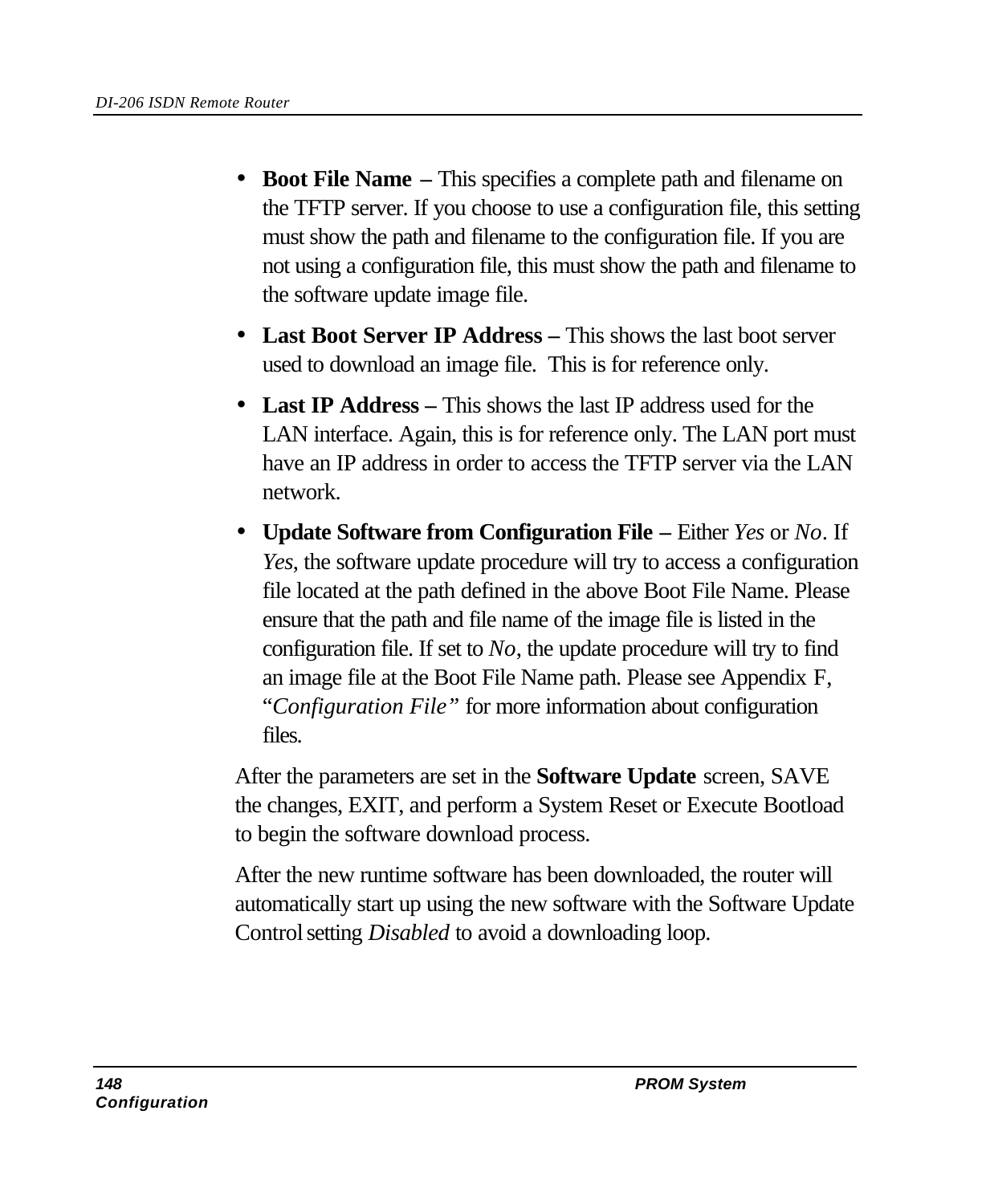- **Boot File Name –** This specifies a complete path and filename on the TFTP server. If you choose to use a configuration file, this setting must show the path and filename to the configuration file. If you are not using a configuration file, this must show the path and filename to the software update image file.

- **Last Boot Server IP Address –** This shows the last boot server used to download an image file. This is for reference only.

- **Last IP Address –** This shows the last IP address used for the LAN interface. Again, this is for reference only. The LAN port must have an IP address in order to access the TFTP server via the LAN network.

- **Update Software from Configuration File –** Either *Yes* or *No*. If *Yes*, the software update procedure will try to access a configuration file located at the path defined in the above Boot File Name. Please ensure that the path and file name of the image file is listed in the configuration file. If set to *No*, the update procedure will try to find an image file at the Boot File Name path. Please see Appendix F, "*Configuration File"* for more information about configuration files.

After the parameters are set in the **Software Update** screen, SAVE the changes, EXIT, and perform a System Reset or Execute Bootload to begin the software download process.

After the new runtime software has been downloaded, the router will automatically start up using the new software with the Software Update Control setting *Disabled* to avoid a downloading loop.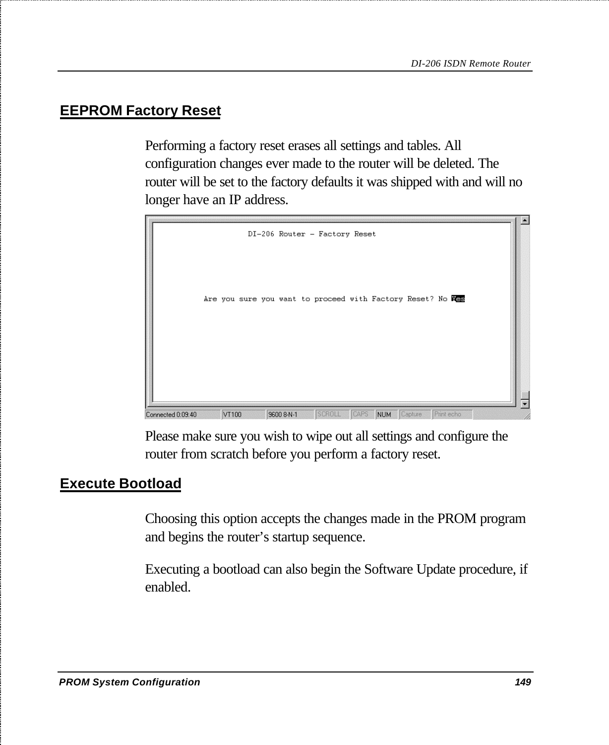## EEPROM Factory Reset

Performing a factory reset erases all settings and tables. All configuration changes ever made to the router will be deleted. The router will be set to the factory defaults it was shipped with and will no longer have an IP address.

```
DI-206 Router – Factory Reset

Are you sure you want to proceed with Factory Reset? No Yes
```

Please make sure you wish to wipe out all settings and configure the router from scratch before you perform a factory reset.

## Execute Bootload

Choosing this option accepts the changes made in the PROM program and begins the router’s startup sequence.

Executing a bootload can also begin the Software Update procedure, if enabled.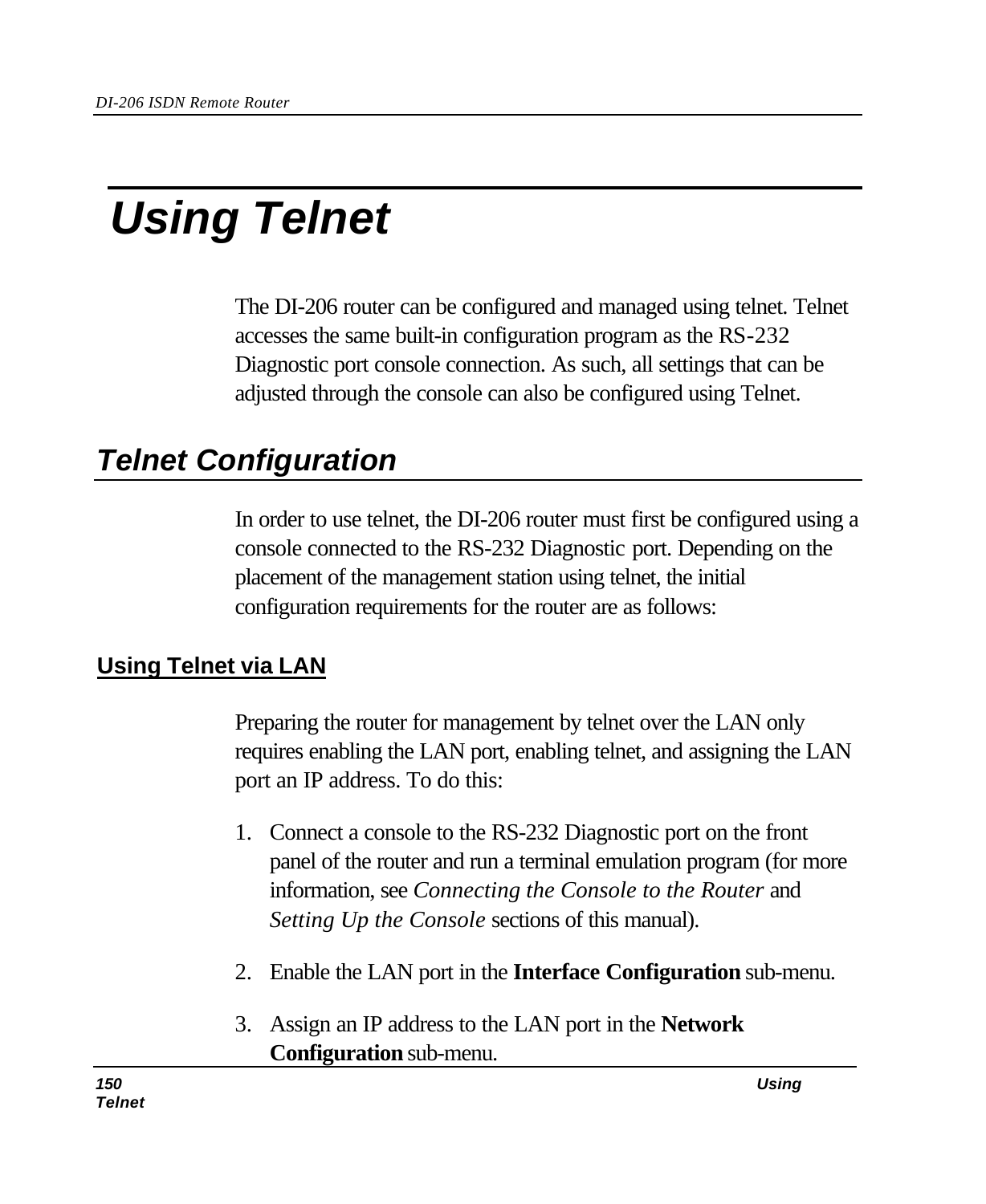# Using Telnet

The DI-206 router can be configured and managed using telnet. Telnet accesses the same built-in configuration program as the RS-232 Diagnostic port console connection. As such, all settings that can be adjusted through the console can also be configured using Telnet.

## Telnet Configuration

In order to use telnet, the DI-206 router must first be configured using a console connected to the RS-232 Diagnostic port. Depending on the placement of the management station using telnet, the initial configuration requirements for the router are as follows:

### Using Telnet via LAN

Preparing the router for management by telnet over the LAN only requires enabling the LAN port, enabling telnet, and assigning the LAN port an IP address. To do this:

1. Connect a console to the RS-232 Diagnostic port on the front panel of the router and run a terminal emulation program (for more information, see *Connecting the Console to the Router* and *Setting Up the Console* sections of this manual).

2. Enable the LAN port in the **Interface Configuration** sub-menu.

3. Assign an IP address to the LAN port in the **Network Configuration** sub-menu.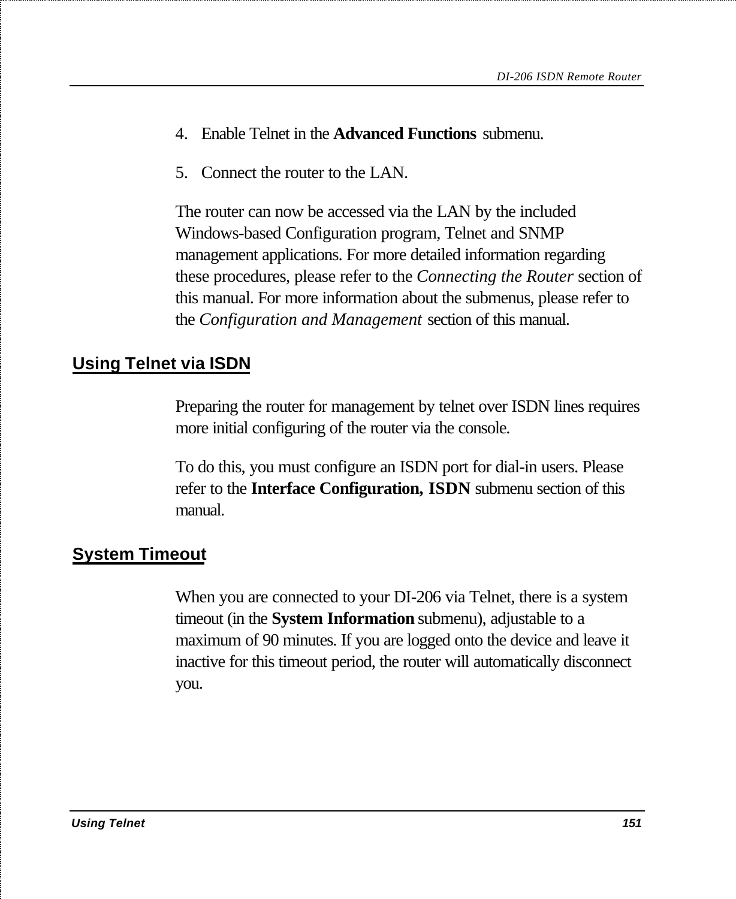4. Enable Telnet in the **Advanced Functions** submenu.

5. Connect the router to the LAN.

The router can now be accessed via the LAN by the included Windows-based Configuration program, Telnet and SNMP management applications. For more detailed information regarding these procedures, please refer to the *Connecting the Router* section of this manual. For more information about the submenus, please refer to the *Configuration and Management* section of this manual.

## Using Telnet via ISDN

Preparing the router for management by telnet over ISDN lines requires more initial configuring of the router via the console.

To do this, you must configure an ISDN port for dial-in users. Please refer to the **Interface Configuration, ISDN** submenu section of this manual.

## System Timeout

When you are connected to your DI-206 via Telnet, there is a system timeout (in the **System Information** submenu), adjustable to a maximum of 90 minutes. If you are logged onto the device and leave it inactive for this timeout period, the router will automatically disconnect you.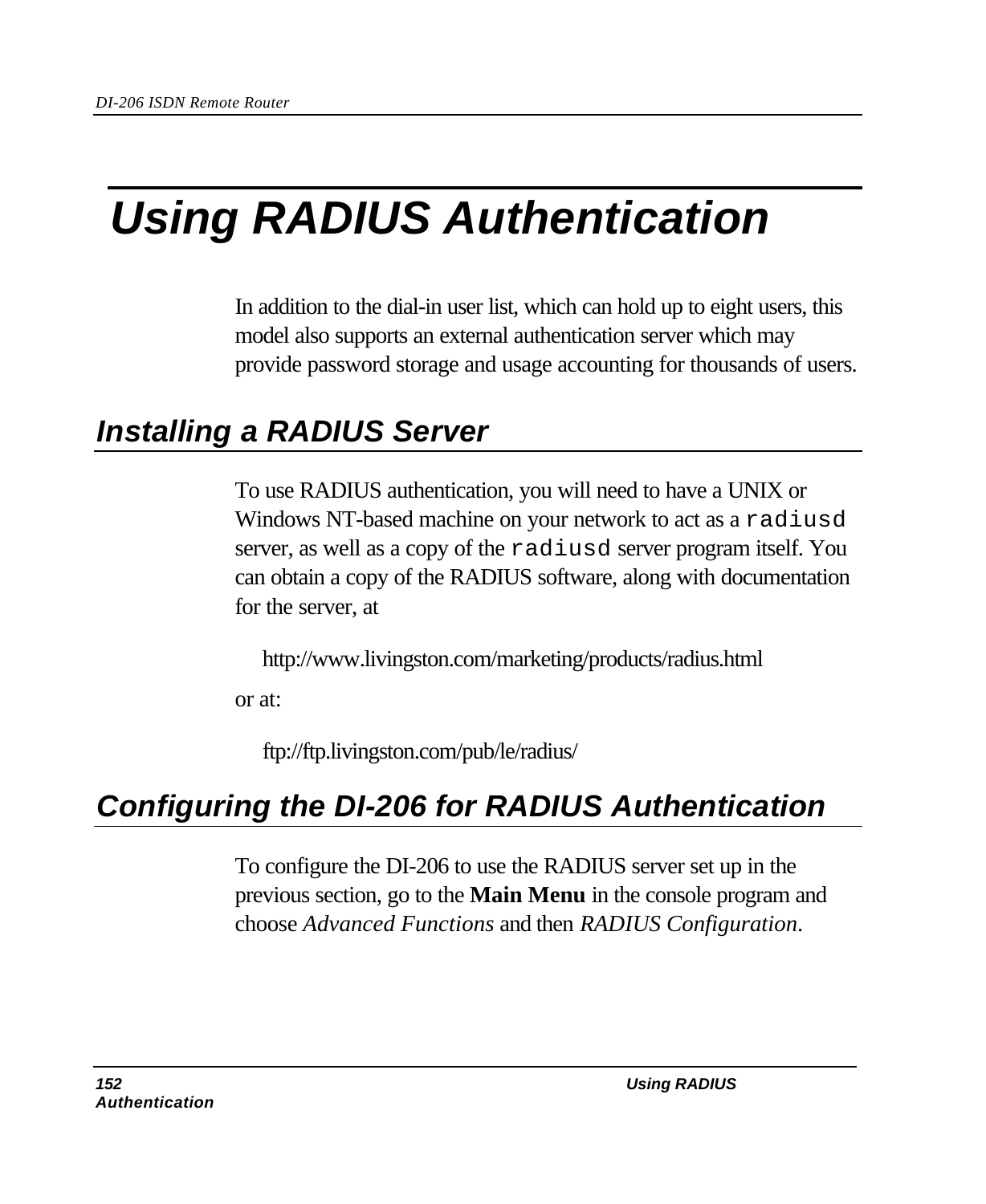# Using RADIUS Authentication

In addition to the dial-in user list, which can hold up to eight users, this model also supports an external authentication server which may provide password storage and usage accounting for thousands of users.

## Installing a RADIUS Server

To use RADIUS authentication, you will need to have a UNIX or Windows NT-based machine on your network to act as a `radiusd` server, as well as a copy of the `radiusd` server program itself. You can obtain a copy of the RADIUS software, along with documentation for the server, at

http://www.livingston.com/marketing/products/radius.html

or at:

ftp://ftp.livingston.com/pub/le/radius/

## Configuring the DI-206 for RADIUS Authentication

To configure the DI-206 to use the RADIUS server set up in the previous section, go to the **Main Menu** in the console program and choose *Advanced Functions* and then *RADIUS Configuration*.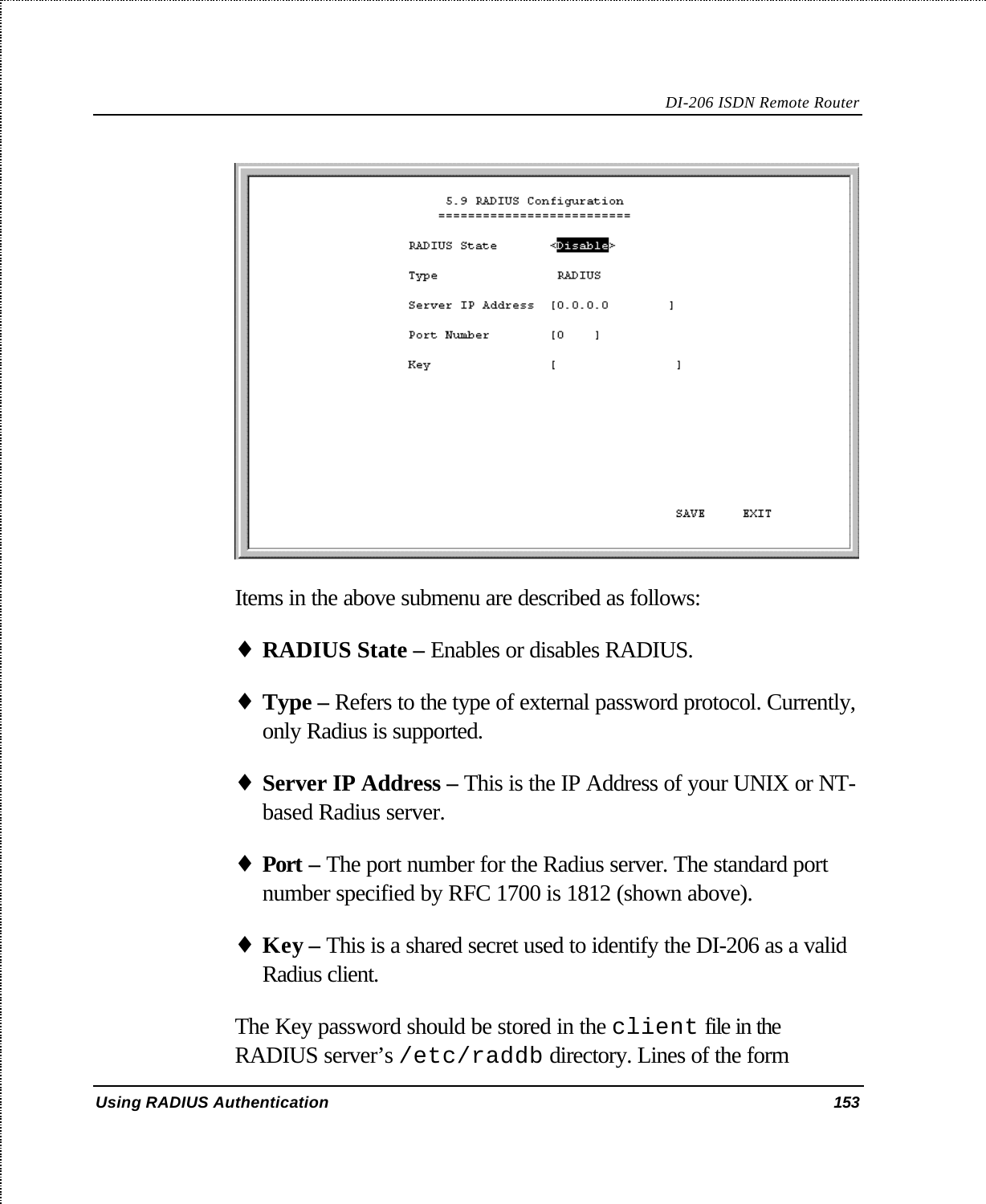```
5.9 RADIUS Configuration
========================

RADIUS State       <Disable>

Type                RADIUS

Server IP Address  [0.0.0.0        ]

Port Number        [0    ]

Key                [                 ]


                                    SAVE     EXIT
```

Items in the above submenu are described as follows:

♦ **RADIUS State –** Enables or disables RADIUS.

♦ **Type –** Refers to the type of external password protocol. Currently, only Radius is supported.

♦ **Server IP Address –** This is the IP Address of your UNIX or NT-based Radius server.

♦ **Port –** The port number for the Radius server. The standard port number specified by RFC 1700 is 1812 (shown above).

♦ **Key –** This is a shared secret used to identify the DI-206 as a valid Radius client.

The Key password should be stored in the `client` file in the RADIUS server's `/etc/raddb` directory. Lines of the form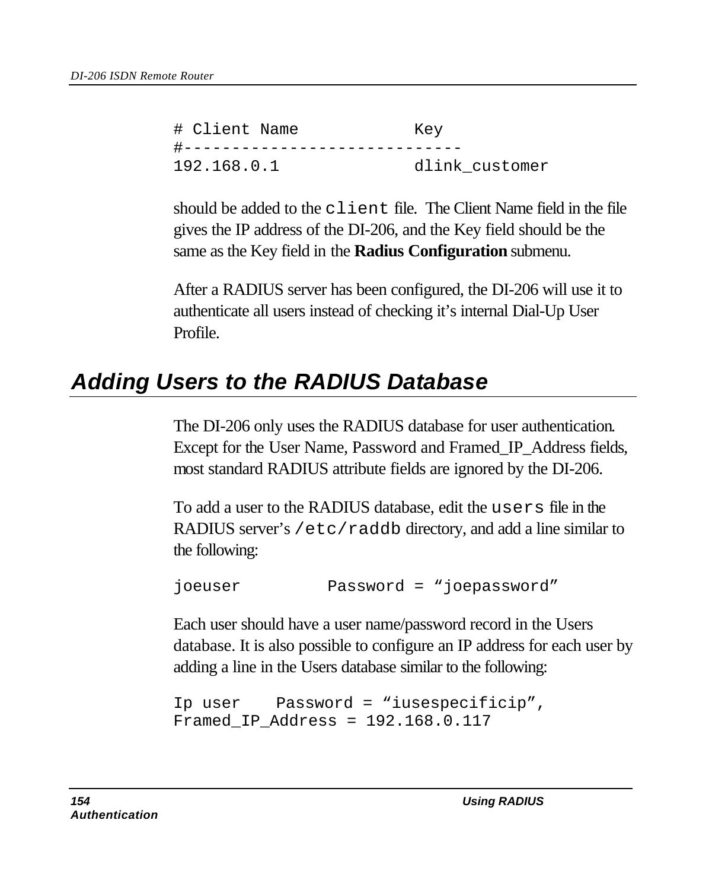```
# Client Name            Key
#-----------------------------
192.168.0.1              dlink_customer
```

should be added to the `client` file. The Client Name field in the file gives the IP address of the DI-206, and the Key field should be the same as the Key field in the **Radius Configuration** submenu.

After a RADIUS server has been configured, the DI-206 will use it to authenticate all users instead of checking it's internal Dial-Up User Profile.

## *Adding Users to the RADIUS Database*

The DI-206 only uses the RADIUS database for user authentication. Except for the User Name, Password and Framed_IP_Address fields, most standard RADIUS attribute fields are ignored by the DI-206.

To add a user to the RADIUS database, edit the `users` file in the RADIUS server's `/etc/raddb` directory, and add a line similar to the following:

```
joeuser         Password = "joepassword"
```

Each user should have a user name/password record in the Users database. It is also possible to configure an IP address for each user by adding a line in the Users database similar to the following:

```
Ip user    Password = "iusespecificip",
Framed_IP_Address = 192.168.0.117
```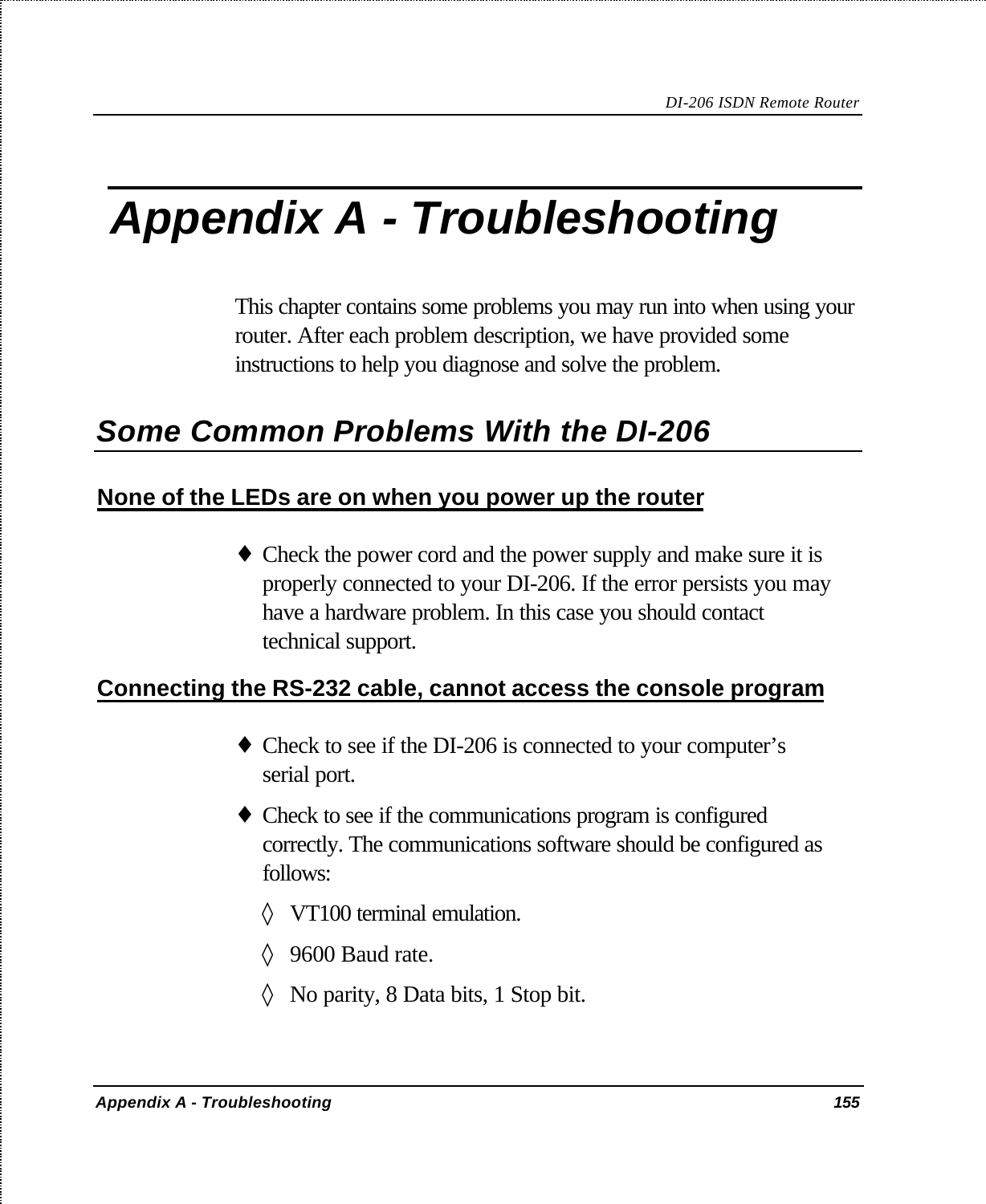# Appendix A - Troubleshooting

This chapter contains some problems you may run into when using your router. After each problem description, we have provided some instructions to help you diagnose and solve the problem.

## Some Common Problems With the DI-206

### None of the LEDs are on when you power up the router

- Check the power cord and the power supply and make sure it is properly connected to your DI-206. If the error persists you may have a hardware problem. In this case you should contact technical support.

### Connecting the RS-232 cable, cannot access the console program

- Check to see if the DI-206 is connected to your computer's serial port.
- Check to see if the communications program is configured correctly. The communications software should be configured as follows:
  - VT100 terminal emulation.
  - 9600 Baud rate.
  - No parity, 8 Data bits, 1 Stop bit.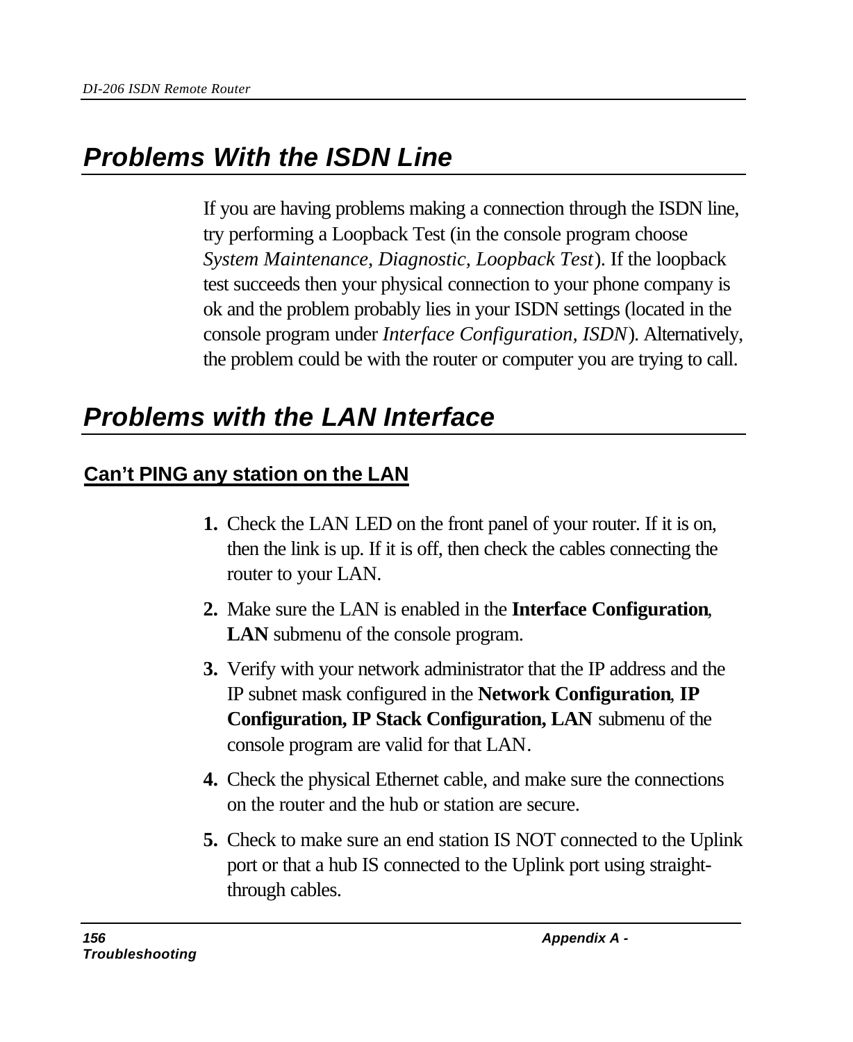## *Problems With the ISDN Line*

If you are having problems making a connection through the ISDN line, try performing a Loopback Test (in the console program choose *System Maintenance, Diagnostic, Loopback Test*). If the loopback test succeeds then your physical connection to your phone company is ok and the problem probably lies in your ISDN settings (located in the console program under *Interface Configuration, ISDN*). Alternatively, the problem could be with the router or computer you are trying to call.

## *Problems with the LAN Interface*

### Can't PING any station on the LAN

1. Check the LAN LED on the front panel of your router. If it is on, then the link is up. If it is off, then check the cables connecting the router to your LAN.
2. Make sure the LAN is enabled in the **Interface Configuration**, **LAN** submenu of the console program.
3. Verify with your network administrator that the IP address and the IP subnet mask configured in the **Network Configuration**, **IP Configuration, IP Stack Configuration, LAN** submenu of the console program are valid for that LAN.
4. Check the physical Ethernet cable, and make sure the connections on the router and the hub or station are secure.
5. Check to make sure an end station IS NOT connected to the Uplink port or that a hub IS connected to the Uplink port using straight-through cables.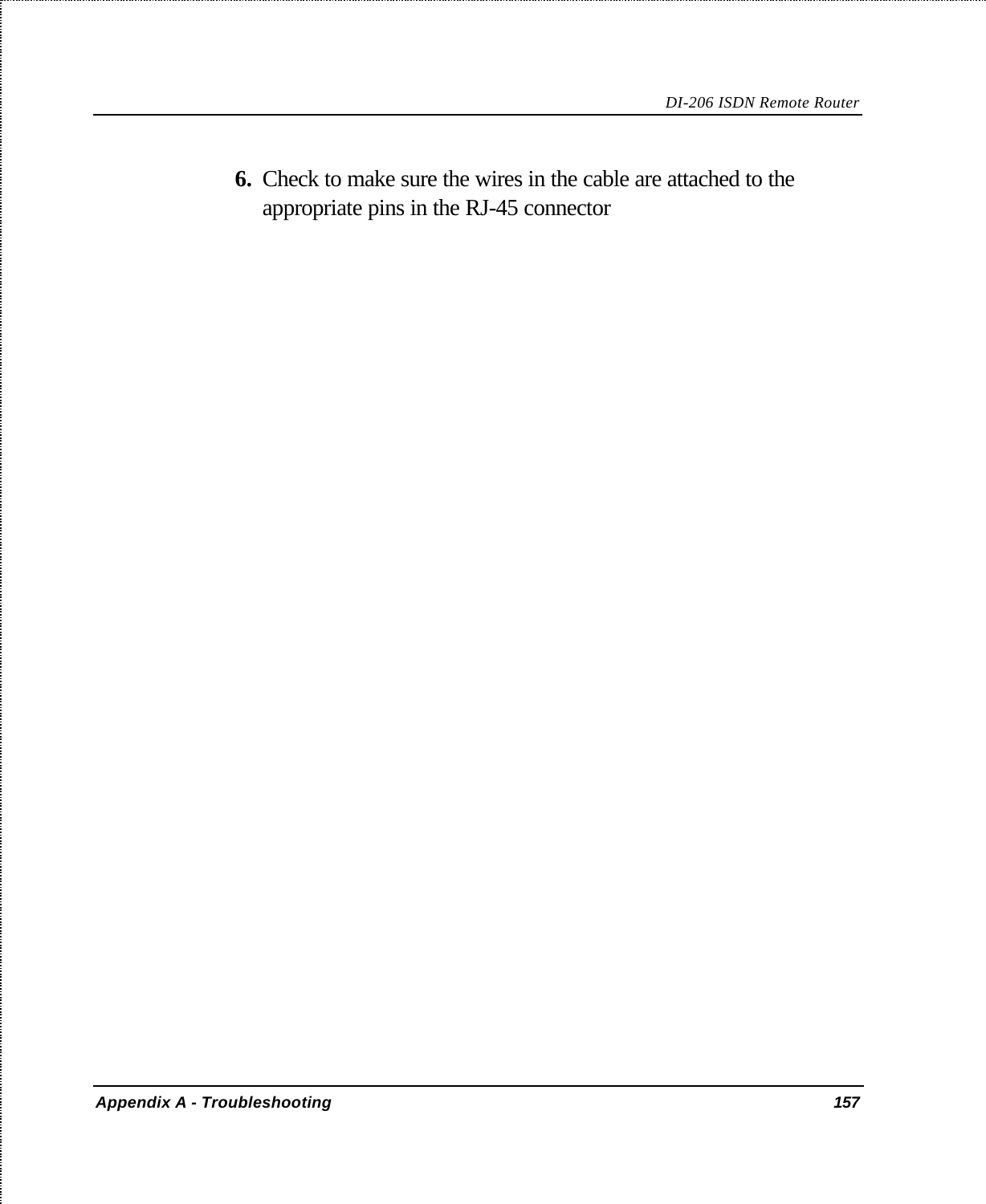6. Check to make sure the wires in the cable are attached to the appropriate pins in the RJ-45 connector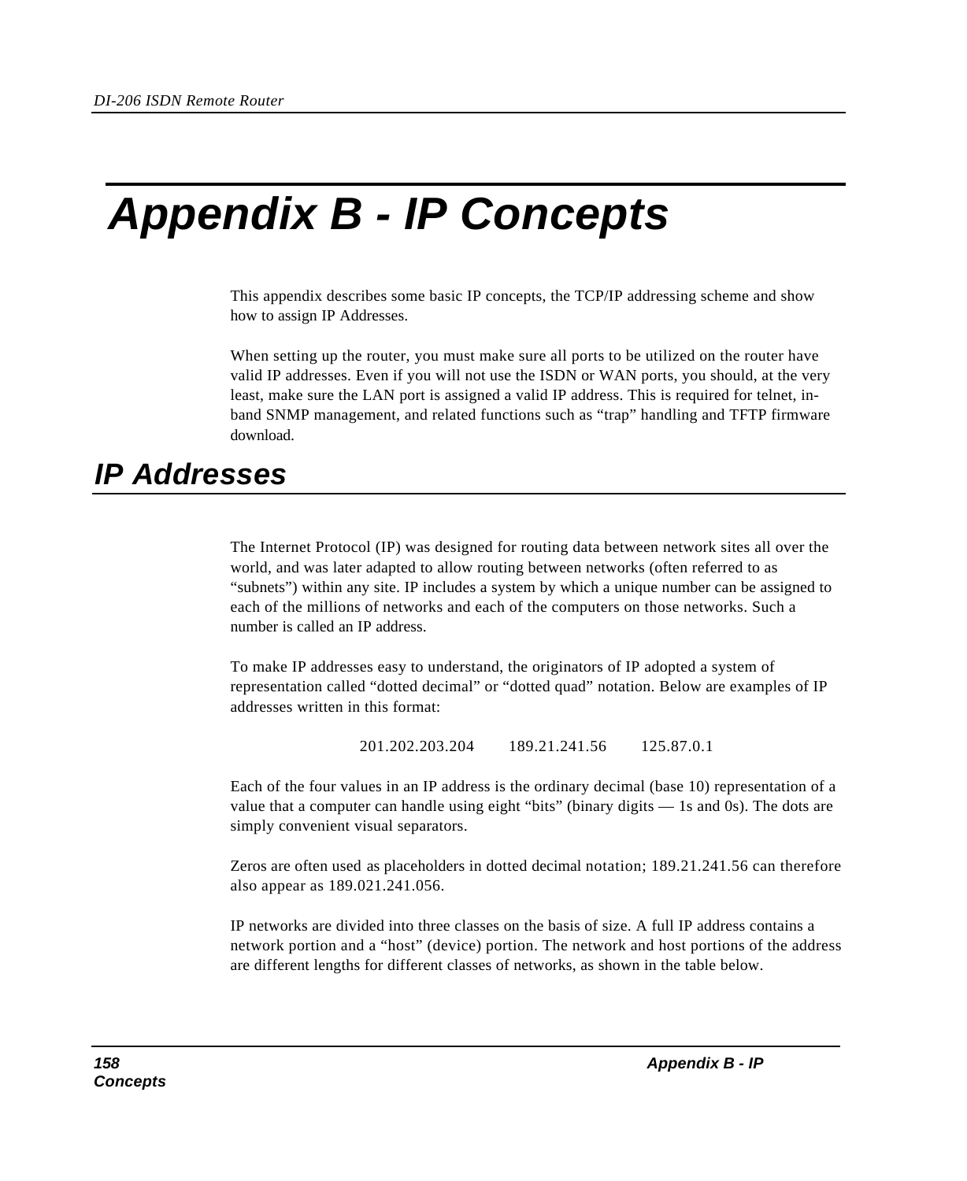# Appendix B - IP Concepts

This appendix describes some basic IP concepts, the TCP/IP addressing scheme and show how to assign IP Addresses.

When setting up the router, you must make sure all ports to be utilized on the router have valid IP addresses. Even if you will not use the ISDN or WAN ports, you should, at the very least, make sure the LAN port is assigned a valid IP address. This is required for telnet, in-band SNMP management, and related functions such as “trap” handling and TFTP firmware download.

## IP Addresses

The Internet Protocol (IP) was designed for routing data between network sites all over the world, and was later adapted to allow routing between networks (often referred to as “subnets”) within any site. IP includes a system by which a unique number can be assigned to each of the millions of networks and each of the computers on those networks. Such a number is called an IP address.

To make IP addresses easy to understand, the originators of IP adopted a system of representation called “dotted decimal” or “dotted quad” notation. Below are examples of IP addresses written in this format:

201.202.203.204        189.21.241.56        125.87.0.1

Each of the four values in an IP address is the ordinary decimal (base 10) representation of a value that a computer can handle using eight “bits” (binary digits — 1s and 0s). The dots are simply convenient visual separators.

Zeros are often used as placeholders in dotted decimal notation; 189.21.241.56 can therefore also appear as 189.021.241.056.

IP networks are divided into three classes on the basis of size. A full IP address contains a network portion and a “host” (device) portion. The network and host portions of the address are different lengths for different classes of networks, as shown in the table below.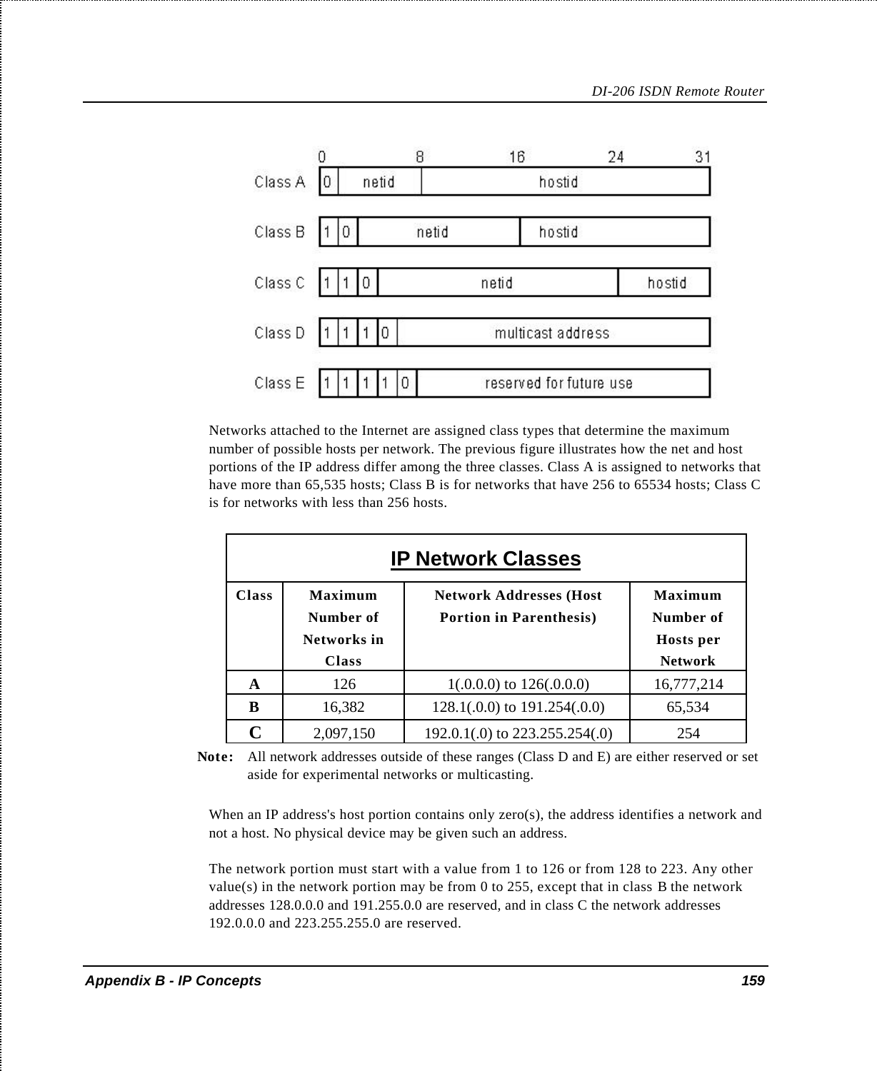| | 0 | 8 | 16 | 24 | 31 |
|---|---|---|---|---|---|
| Class A | 0 netid | hostid | | | |
| Class B | 1 0 netid | | hostid | | |
| Class C | 1 1 0 netid | | | hostid | |
| Class D | 1 1 1 0 multicast address | | | | |
| Class E | 1 1 1 1 0 reserved for future use | | | | |

Networks attached to the Internet are assigned class types that determine the maximum number of possible hosts per network. The previous figure illustrates how the net and host portions of the IP address differ among the three classes. Class A is assigned to networks that have more than 65,535 hosts; Class B is for networks that have 256 to 65534 hosts; Class C is for networks with less than 256 hosts.

| **IP Network Classes** | | | |
|---|---|---|---|
| **Class** | **Maximum Number of Networks in Class** | **Network Addresses (Host Portion in Parenthesis)** | **Maximum Number of Hosts per Network** |
| **A** | 126 | 1(.0.0.0) to 126(.0.0.0) | 16,777,214 |
| **B** | 16,382 | 128.1(.0.0) to 191.254(.0.0) | 65,534 |
| **C** | 2,097,150 | 192.0.1(.0) to 223.255.254(.0) | 254 |

**Note:** All network addresses outside of these ranges (Class D and E) are either reserved or set aside for experimental networks or multicasting.

When an IP address's host portion contains only zero(s), the address identifies a network and not a host. No physical device may be given such an address.

The network portion must start with a value from 1 to 126 or from 128 to 223. Any other value(s) in the network portion may be from 0 to 255, except that in class B the network addresses 128.0.0.0 and 191.255.0.0 are reserved, and in class C the network addresses 192.0.0.0 and 223.255.255.0 are reserved.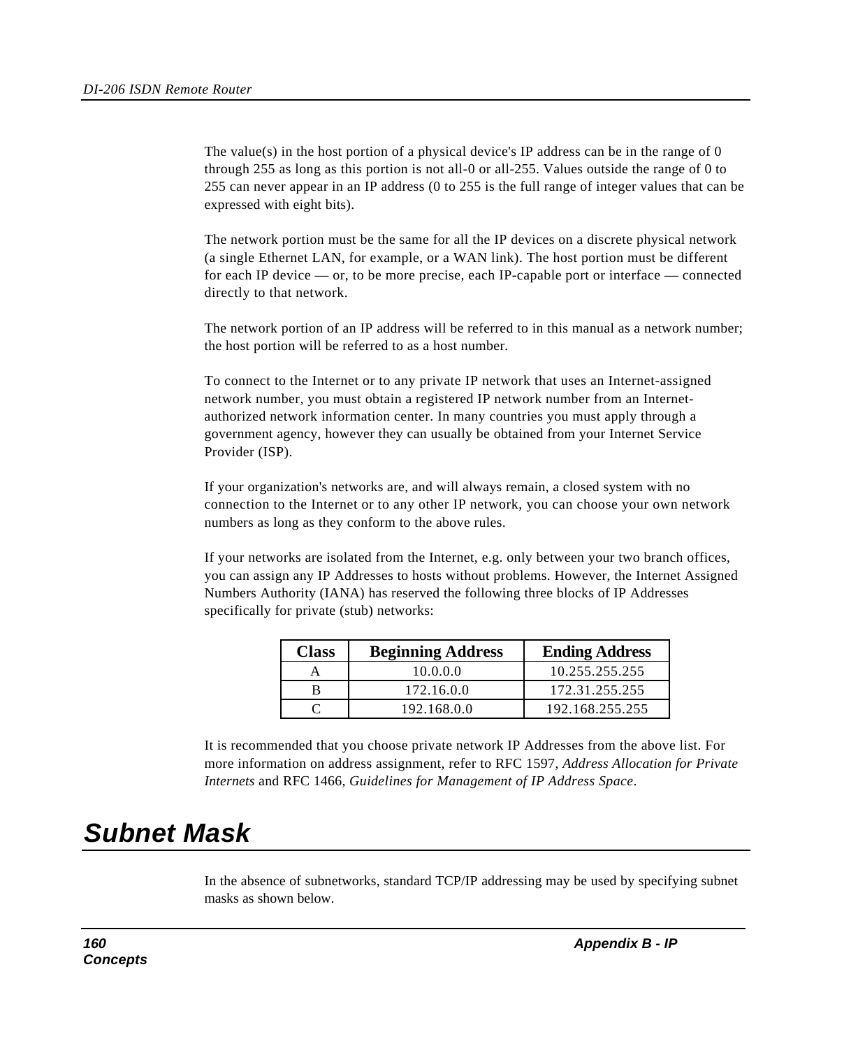The value(s) in the host portion of a physical device's IP address can be in the range of 0 through 255 as long as this portion is not all-0 or all-255. Values outside the range of 0 to 255 can never appear in an IP address (0 to 255 is the full range of integer values that can be expressed with eight bits).

The network portion must be the same for all the IP devices on a discrete physical network (a single Ethernet LAN, for example, or a WAN link). The host portion must be different for each IP device — or, to be more precise, each IP-capable port or interface — connected directly to that network.

The network portion of an IP address will be referred to in this manual as a network number; the host portion will be referred to as a host number.

To connect to the Internet or to any private IP network that uses an Internet-assigned network number, you must obtain a registered IP network number from an Internet-authorized network information center. In many countries you must apply through a government agency, however they can usually be obtained from your Internet Service Provider (ISP).

If your organization's networks are, and will always remain, a closed system with no connection to the Internet or to any other IP network, you can choose your own network numbers as long as they conform to the above rules.

If your networks are isolated from the Internet, e.g. only between your two branch offices, you can assign any IP Addresses to hosts without problems. However, the Internet Assigned Numbers Authority (IANA) has reserved the following three blocks of IP Addresses specifically for private (stub) networks:

| Class | Beginning Address | Ending Address |
|---|---|---|
| A | 10.0.0.0 | 10.255.255.255 |
| B | 172.16.0.0 | 172.31.255.255 |
| C | 192.168.0.0 | 192.168.255.255 |

It is recommended that you choose private network IP Addresses from the above list. For more information on address assignment, refer to RFC 1597, *Address Allocation for Private Internets* and RFC 1466, *Guidelines for Management of IP Address Space*.

# Subnet Mask

In the absence of subnetworks, standard TCP/IP addressing may be used by specifying subnet masks as shown below.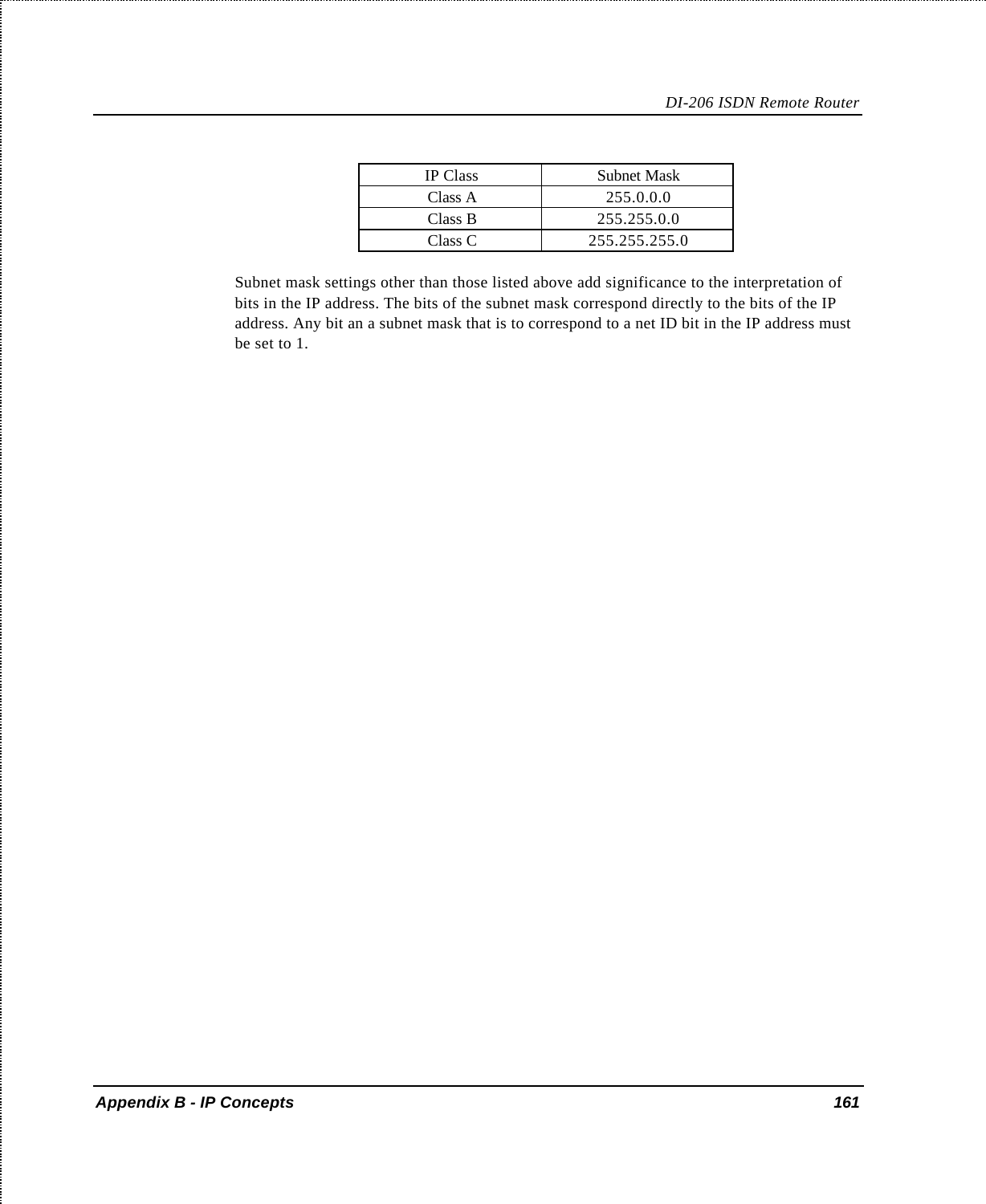| IP Class | Subnet Mask |
| --- | --- |
| Class A | 255.0.0.0 |
| Class B | 255.255.0.0 |
| Class C | 255.255.255.0 |

Subnet mask settings other than those listed above add significance to the interpretation of bits in the IP address. The bits of the subnet mask correspond directly to the bits of the IP address. Any bit an a subnet mask that is to correspond to a net ID bit in the IP address must be set to 1.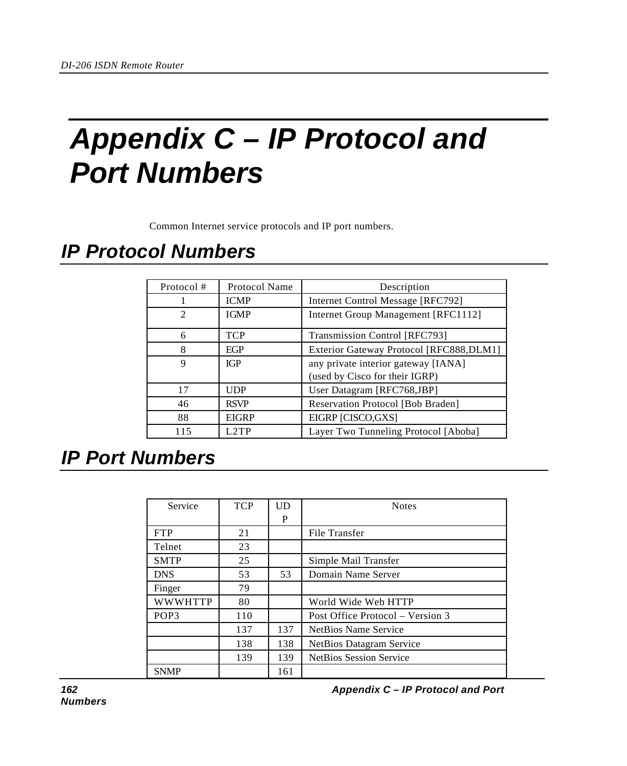# Appendix C – IP Protocol and Port Numbers

Common Internet service protocols and IP port numbers.

## IP Protocol Numbers

| Protocol # | Protocol Name | Description |
|---|---|---|
| 1 | ICMP | Internet Control Message [RFC792] |
| 2 | IGMP | Internet Group Management [RFC1112] |
| 6 | TCP | Transmission Control [RFC793] |
| 8 | EGP | Exterior Gateway Protocol [RFC888,DLM1] |
| 9 | IGP | any private interior gateway [IANA] (used by Cisco for their IGRP) |
| 17 | UDP | User Datagram [RFC768,JBP] |
| 46 | RSVP | Reservation Protocol [Bob Braden] |
| 88 | EIGRP | EIGRP [CISCO,GXS] |
| 115 | L2TP | Layer Two Tunneling Protocol [Aboba] |

## IP Port Numbers

| Service | TCP | UDP | Notes |
|---|---|---|---|
| FTP | 21 | | File Transfer |
| Telnet | 23 | | |
| SMTP | 25 | | Simple Mail Transfer |
| DNS | 53 | 53 | Domain Name Server |
| Finger | 79 | | |
| WWWHTTP | 80 | | World Wide Web HTTP |
| POP3 | 110 | | Post Office Protocol – Version 3 |
| | 137 | 137 | NetBios Name Service |
| | 138 | 138 | NetBios Datagram Service |
| | 139 | 139 | NetBios Session Service |
| SNMP | | 161 | |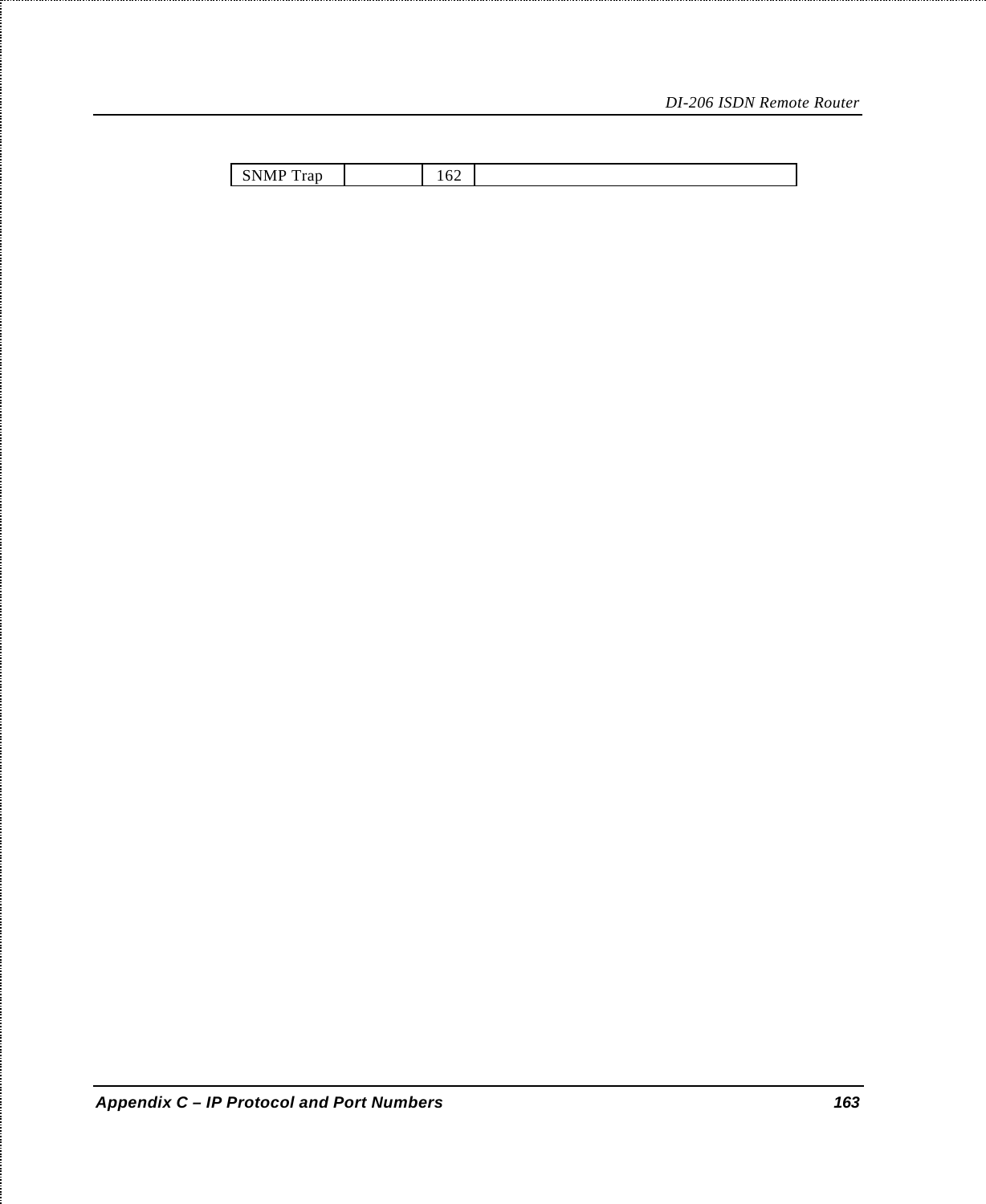| SNMP Trap | | 162 | |
|---|---|---|---|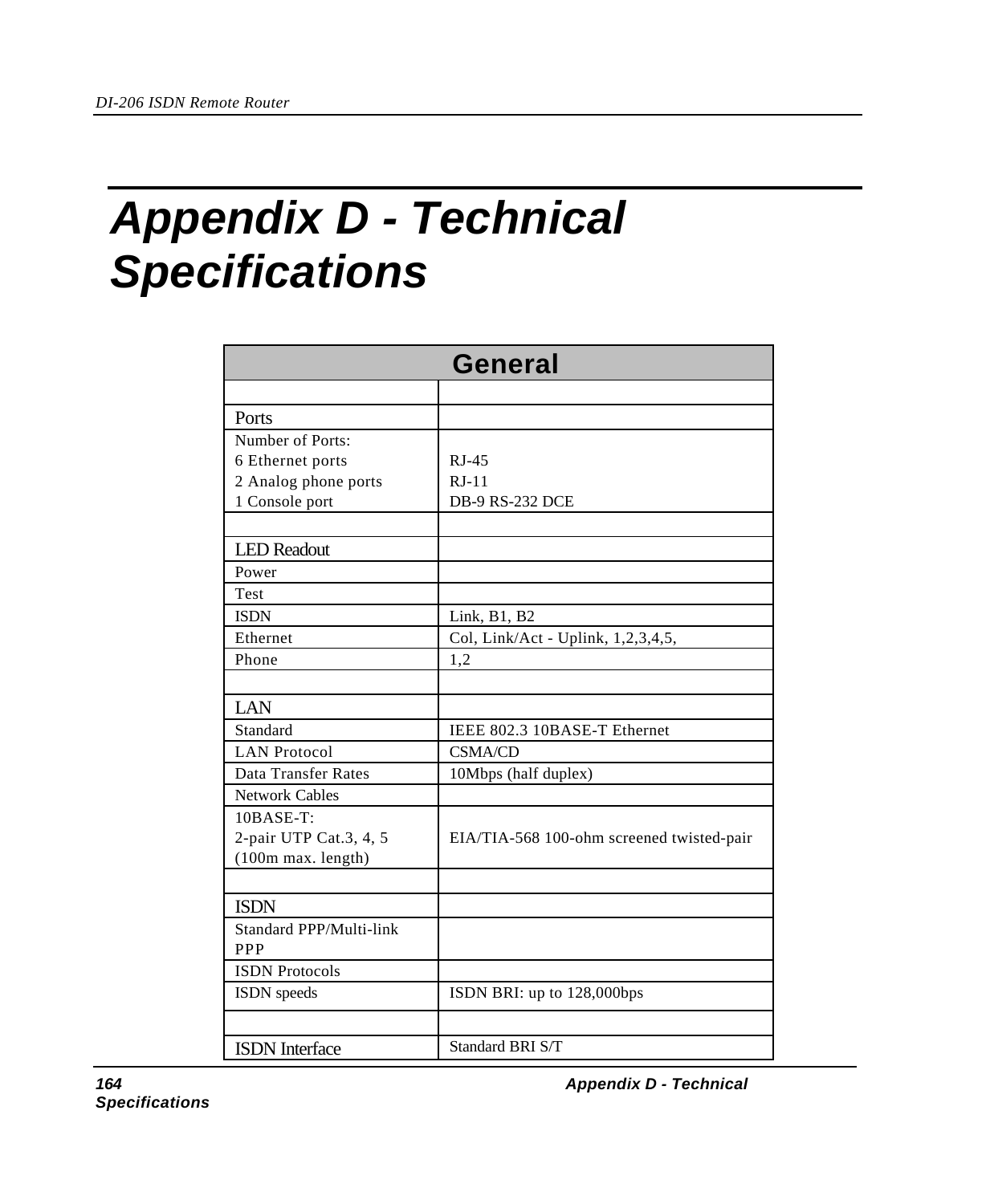# Appendix D - Technical Specifications

| General | |
|---|---|
| | |
| Ports | |
| Number of Ports:<br>6 Ethernet ports<br>2 Analog phone ports<br>1 Console port | <br>RJ-45<br>RJ-11<br>DB-9 RS-232 DCE |
| | |
| LED Readout | |
| Power | |
| Test | |
| ISDN | Link, B1, B2 |
| Ethernet | Col, Link/Act - Uplink, 1,2,3,4,5, |
| Phone | 1,2 |
| | |
| LAN | |
| Standard | IEEE 802.3 10BASE-T Ethernet |
| LAN Protocol | CSMA/CD |
| Data Transfer Rates | 10Mbps (half duplex) |
| Network Cables | |
| 10BASE-T:<br>2-pair UTP Cat.3, 4, 5<br>(100m max. length) | EIA/TIA-568 100-ohm screened twisted-pair |
| | |
| ISDN | |
| Standard PPP/Multi-link PPP | |
| ISDN Protocols | |
| ISDN speeds | ISDN BRI: up to 128,000bps |
| | |
| ISDN Interface | Standard BRI S/T |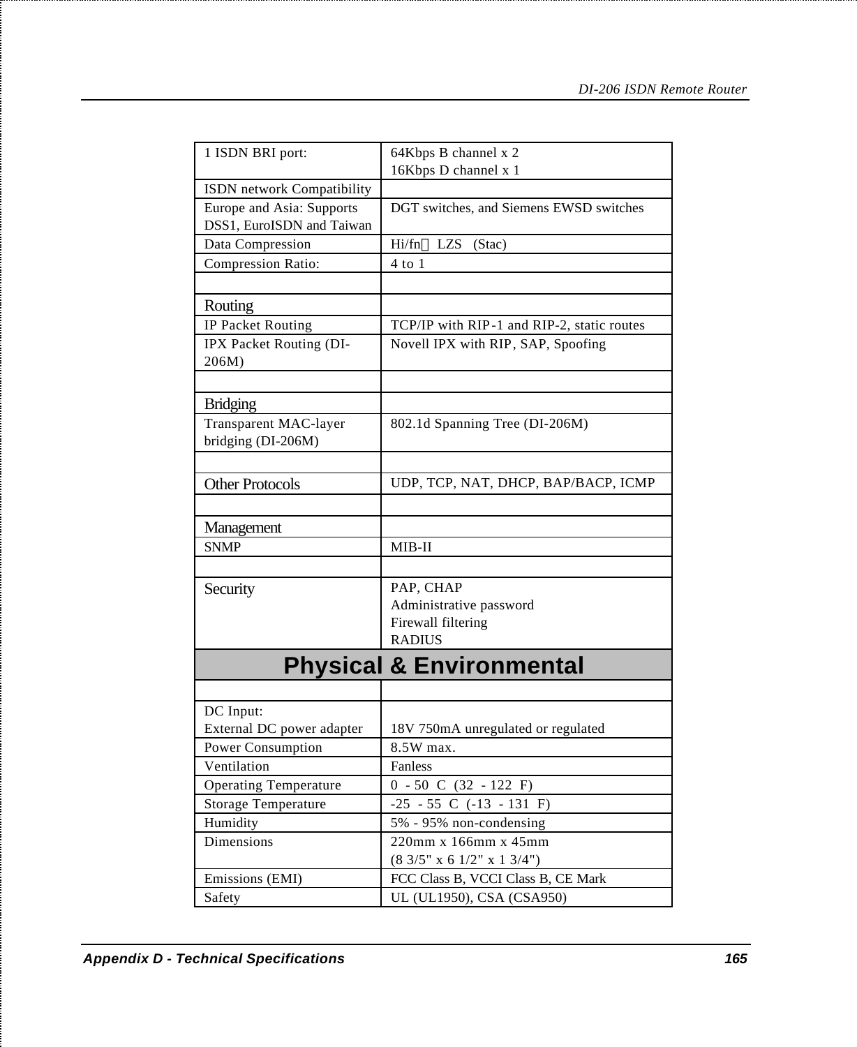| | |
|---|---|
| 1 ISDN BRI port: | 64Kbps B channel x 2<br>16Kbps D channel x 1 |
| ISDN network Compatibility | |
| Europe and Asia: Supports DSS1, EuroISDN and Taiwan | DGT switches, and Siemens EWSD switches |
| Data Compression | Hi/fn LZS (Stac) |
| Compression Ratio: | 4 to 1 |
| | |
| **Routing** | |
| IP Packet Routing | TCP/IP with RIP-1 and RIP-2, static routes |
| IPX Packet Routing (DI-206M) | Novell IPX with RIP, SAP, Spoofing |
| | |
| **Bridging** | |
| Transparent MAC-layer bridging (DI-206M) | 802.1d Spanning Tree (DI-206M) |
| | |
| **Other Protocols** | UDP, TCP, NAT, DHCP, BAP/BACP, ICMP |
| | |
| **Management** | |
| SNMP | MIB-II |
| | |
| **Security** | PAP, CHAP<br>Administrative password<br>Firewall filtering<br>RADIUS |
| **Physical & Environmental** | |
| | |
| DC Input:<br>External DC power adapter | 18V 750mA unregulated or regulated |
| Power Consumption | 8.5W max. |
| Ventilation | Fanless |
| Operating Temperature | 0 - 50 C (32 - 122 F) |
| Storage Temperature | -25 - 55 C (-13 - 131 F) |
| Humidity | 5% - 95% non-condensing |
| Dimensions | 220mm x 166mm x 45mm<br>(8 3/5" x 6 1/2" x 1 3/4") |
| Emissions (EMI) | FCC Class B, VCCI Class B, CE Mark |
| Safety | UL (UL1950), CSA (CSA950) |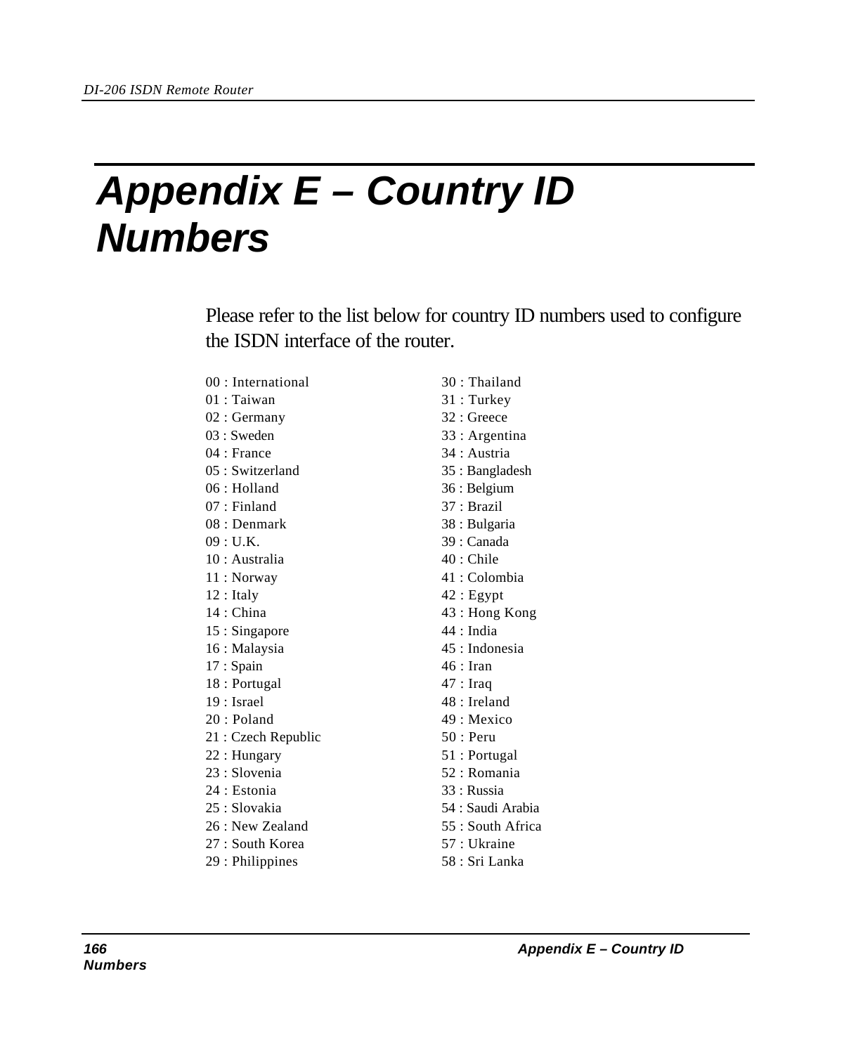# Appendix E – Country ID Numbers

Please refer to the list below for country ID numbers used to configure the ISDN interface of the router.

00 : International
01 : Taiwan
02 : Germany
03 : Sweden
04 : France
05 : Switzerland
06 : Holland
07 : Finland
08 : Denmark
09 : U.K.
10 : Australia
11 : Norway
12 : Italy
14 : China
15 : Singapore
16 : Malaysia
17 : Spain
18 : Portugal
19 : Israel
20 : Poland
21 : Czech Republic
22 : Hungary
23 : Slovenia
24 : Estonia
25 : Slovakia
26 : New Zealand
27 : South Korea
29 : Philippines
30 : Thailand
31 : Turkey
32 : Greece
33 : Argentina
34 : Austria
35 : Bangladesh
36 : Belgium
37 : Brazil
38 : Bulgaria
39 : Canada
40 : Chile
41 : Colombia
42 : Egypt
43 : Hong Kong
44 : India
45 : Indonesia
46 : Iran
47 : Iraq
48 : Ireland
49 : Mexico
50 : Peru
51 : Portugal
52 : Romania
33 : Russia
54 : Saudi Arabia
55 : South Africa
57 : Ukraine
58 : Sri Lanka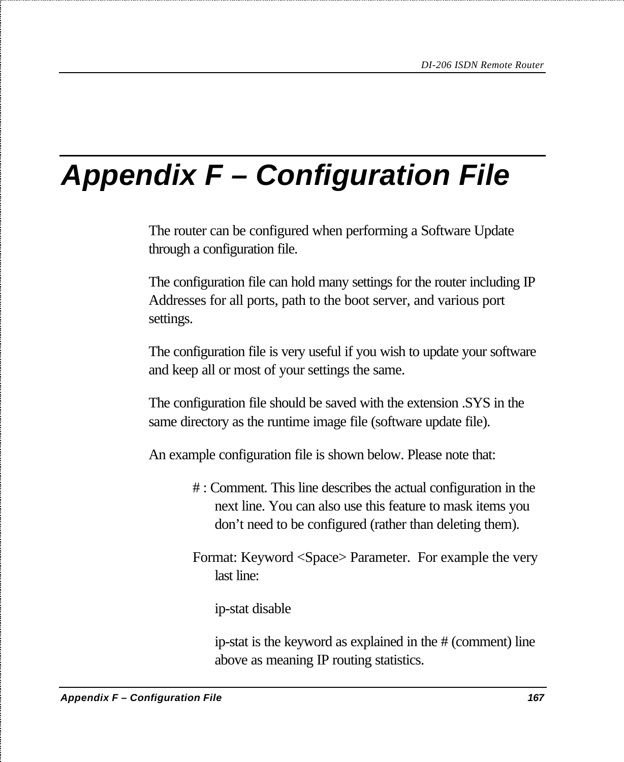# Appendix F – Configuration File

The router can be configured when performing a Software Update through a configuration file.

The configuration file can hold many settings for the router including IP Addresses for all ports, path to the boot server, and various port settings.

The configuration file is very useful if you wish to update your software and keep all or most of your settings the same.

The configuration file should be saved with the extension .SYS in the same directory as the runtime image file (software update file).

An example configuration file is shown below. Please note that:

> # : Comment. This line describes the actual configuration in the next line. You can also use this feature to mask items you don't need to be configured (rather than deleting them).
>
> Format: Keyword <Space> Parameter.  For example the very last line:
>
> ip-stat disable
>
> ip-stat is the keyword as explained in the # (comment) line above as meaning IP routing statistics.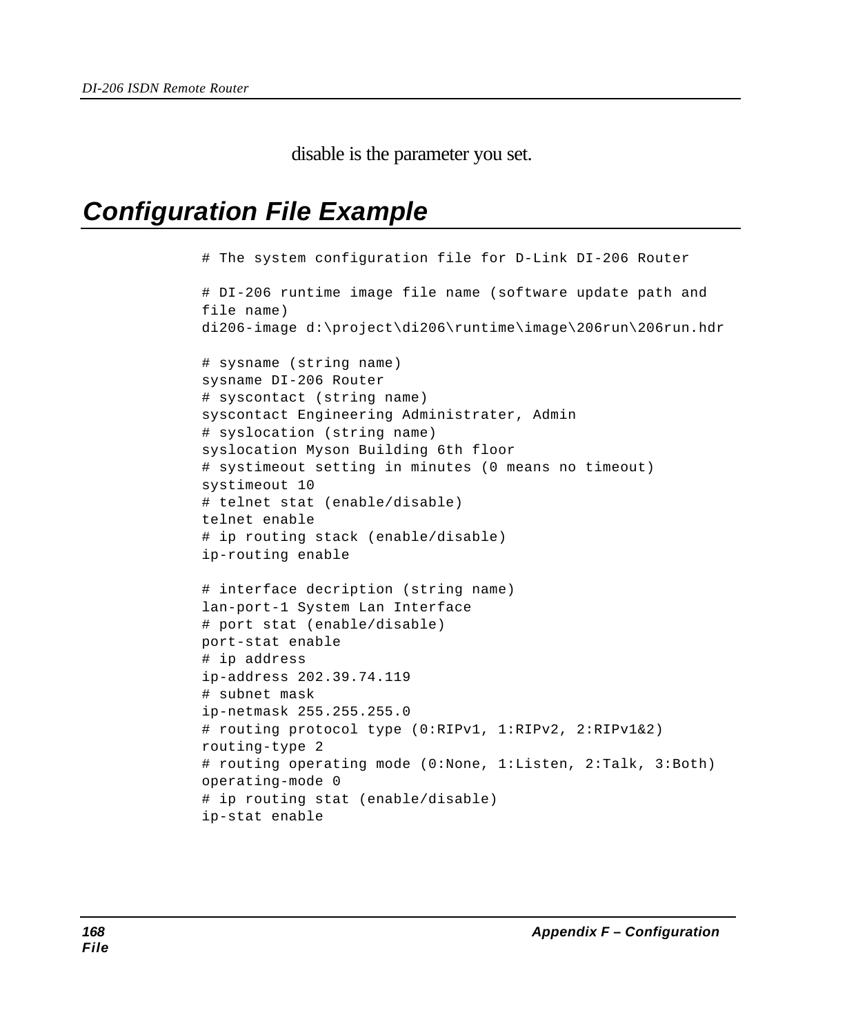disable is the parameter you set.

## Configuration File Example

```
# The system configuration file for D-Link DI-206 Router

# DI-206 runtime image file name (software update path and
file name)
di206-image d:\project\di206\runtime\image\206run\206run.hdr

# sysname (string name)
sysname DI-206 Router
# syscontact (string name)
syscontact Engineering Administrater, Admin
# syslocation (string name)
syslocation Myson Building 6th floor
# systimeout setting in minutes (0 means no timeout)
systimeout 10
# telnet stat (enable/disable)
telnet enable
# ip routing stack (enable/disable)
ip-routing enable

# interface decription (string name)
lan-port-1 System Lan Interface
# port stat (enable/disable)
port-stat enable
# ip address
ip-address 202.39.74.119
# subnet mask
ip-netmask 255.255.255.0
# routing protocol type (0:RIPv1, 1:RIPv2, 2:RIPv1&2)
routing-type 2
# routing operating mode (0:None, 1:Listen, 2:Talk, 3:Both)
operating-mode 0
# ip routing stat (enable/disable)
ip-stat enable
```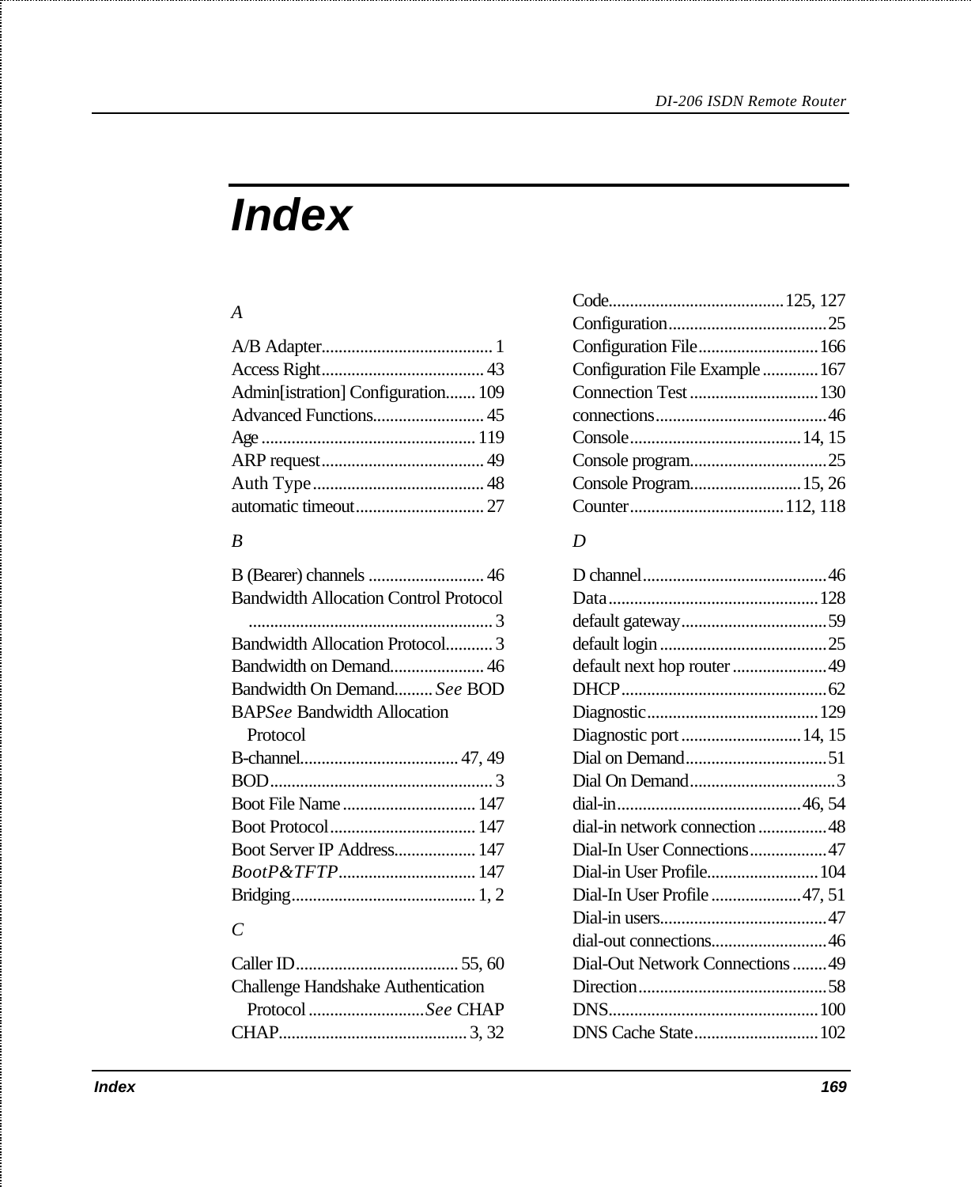# Index

*A*

A/B Adapter........................................ 1
Access Right...................................... 43
Admin[istration] Configuration....... 109
Advanced Functions.......................... 45
Age ................................................. 119
ARP request...................................... 49
Auth Type........................................ 48
automatic timeout.............................. 27

*B*

B (Bearer) channels ........................... 46
Bandwidth Allocation Control Protocol ........................................................ 3
Bandwidth Allocation Protocol........... 3
Bandwidth on Demand...................... 46
Bandwidth On Demand......... *See* BOD
BAP*See* Bandwidth Allocation Protocol
B-channel..................................... 47, 49
BOD.................................................... 3
Boot File Name ............................... 147
Boot Protocol .................................. 147
Boot Server IP Address................... 147
*BootP&TFTP*................................ 147
Bridging........................................... 1, 2

*C*

Caller ID...................................... 55, 60
Challenge Handshake Authentication Protocol ...........................*See* CHAP
CHAP........................................... 3, 32
Code........................................125, 127
Configuration.....................................25
Configuration File............................166
Configuration File Example .............167
Connection Test ..............................130
connections........................................46
Console........................................14, 15
Console program................................25
Console Program..........................15, 26
Counter....................................112, 118

*D*

D channel...........................................46
Data.................................................128
default gateway..................................59
default login .......................................25
default next hop router ......................49
DHCP................................................62
Diagnostic........................................129
Diagnostic port ............................14, 15
Dial on Demand.................................51
Dial On Demand..................................3
dial-in...........................................46, 54
dial-in network connection ................48
Dial-In User Connections..................47
Dial-in User Profile..........................104
Dial-In User Profile .....................47, 51
Dial-in users.......................................47
dial-out connections...........................46
Dial-Out Network Connections ........49
Direction............................................58
DNS.................................................100
DNS Cache State.............................102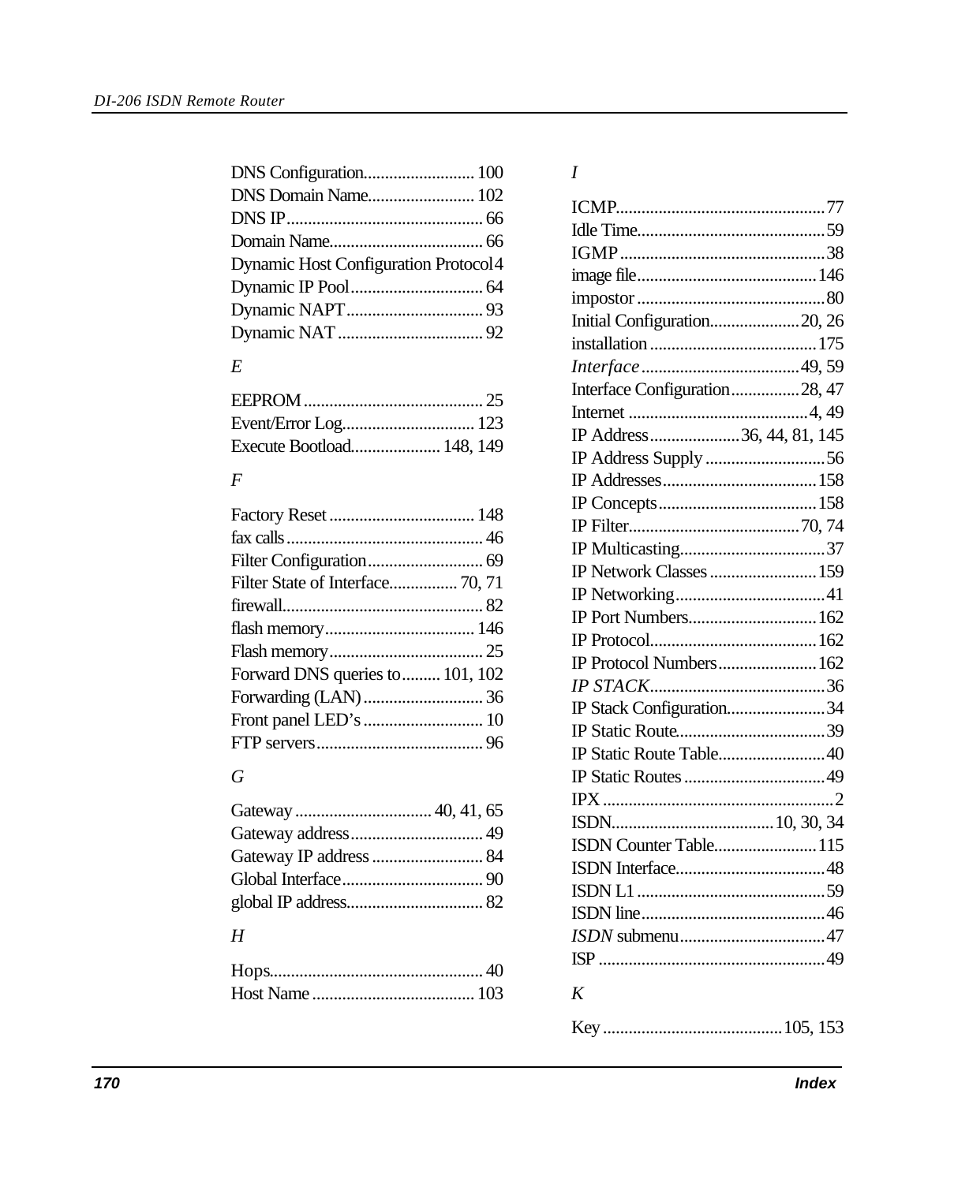DNS Configuration.......................... 100
DNS Domain Name......................... 102
DNS IP............................................. 66
Domain Name.................................... 66
Dynamic Host Configuration Protocol 4
Dynamic IP Pool............................... 64
Dynamic NAPT................................ 93
Dynamic NAT .................................. 92

### *E*

EEPROM .......................................... 25
Event/Error Log............................... 123
Execute Bootload..................... 148, 149

### *F*

Factory Reset .................................. 148
fax calls .............................................. 46
Filter Configuration........................... 69
Filter State of Interface................ 70, 71
firewall............................................... 82
flash memory................................... 146
Flash memory.................................... 25
Forward DNS queries to......... 101, 102
Forwarding (LAN) ............................ 36
Front panel LED's ............................ 10
FTP servers....................................... 96

### *G*

Gateway ................................ 40, 41, 65
Gateway address............................... 49
Gateway IP address .......................... 84
Global Interface................................. 90
global IP address................................ 82

### *H*

Hops.................................................. 40
Host Name ...................................... 103

### *I*

ICMP................................................77
Idle Time...........................................59
IGMP ...............................................38
image file.........................................146
impostor ...........................................80
Initial Configuration.....................20, 26
installation ......................................175
*Interface* ....................................49, 59
Interface Configuration................28, 47
Internet ..........................................4, 49
IP Address.....................36, 44, 81, 145
IP Address Supply ............................56
IP Addresses...................................158
IP Concepts.....................................158
IP Filter........................................70, 74
IP Multicasting..................................37
IP Network Classes .........................159
IP Networking...................................41
IP Port Numbers..............................162
IP Protocol.......................................162
IP Protocol Numbers.......................162
*IP STACK*.........................................36
IP Stack Configuration.......................34
IP Static Route...................................39
IP Static Route Table.........................40
IP Static Routes .................................49
IPX .....................................................2
ISDN.....................................10, 30, 34
ISDN Counter Table........................115
ISDN Interface...................................48
ISDN L1 ...........................................59
ISDN line...........................................46
*ISDN* submenu..................................47
ISP ....................................................49

### *K*

Key..........................................105, 153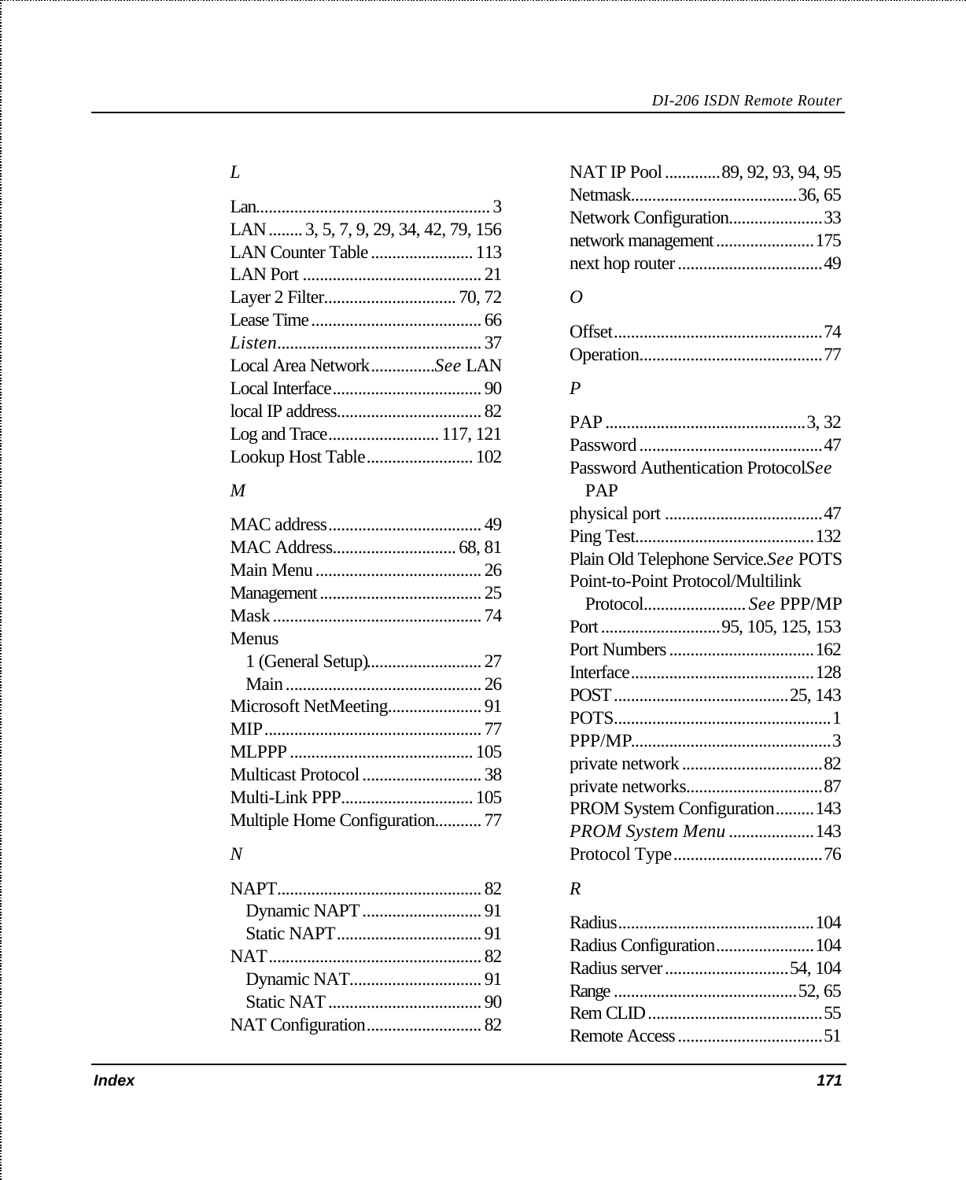*L*

Lan........................................................ 3
LAN ........ 3, 5, 7, 9, 29, 34, 42, 79, 156
LAN Counter Table ........................ 113
LAN Port .......................................... 21
Layer 2 Filter............................... 70, 72
Lease Time ........................................ 66
*Listen*................................................ 37
Local Area Network...............*See* LAN
Local Interface................................... 90
local IP address.................................. 82
Log and Trace.......................... 117, 121
Lookup Host Table......................... 102

*M*

MAC address.................................... 49
MAC Address............................. 68, 81
Main Menu ....................................... 26
Management...................................... 25
Mask ................................................. 74
Menus
  1 (General Setup)........................... 27
  Main .............................................. 26
Microsoft NetMeeting...................... 91
MIP................................................... 77
MLPPP ........................................... 105
Multicast Protocol ............................ 38
Multi-Link PPP............................... 105
Multiple Home Configuration........... 77

*N*

NAPT................................................ 82
  Dynamic NAPT ............................ 91
  Static NAPT.................................. 91
NAT.................................................. 82
  Dynamic NAT............................... 91
  Static NAT .................................... 90
NAT Configuration........................... 82
NAT IP Pool .............89, 92, 93, 94, 95
Netmask.......................................36, 65
Network Configuration......................33
network management.......................175
next hop router ..................................49

*O*

Offset.................................................74
Operation...........................................77

*P*

PAP ...............................................3, 32
Password ...........................................47
Password Authentication Protocol*See* PAP
physical port .....................................47
Ping Test..........................................132
Plain Old Telephone Service.*See* POTS
Point-to-Point Protocol/Multilink Protocol........................*See* PPP/MP
Port ............................95, 105, 125, 153
Port Numbers ..................................162
Interface...........................................128
POST .........................................25, 143
POTS...................................................1
PPP/MP...............................................3
private network .................................82
private networks................................87
PROM System Configuration.........143
*PROM System Menu* ....................143
Protocol Type...................................76

*R*

Radius..............................................104
Radius Configuration.......................104
Radius server .............................54, 104
Range ...........................................52, 65
Rem CLID.........................................55
Remote Access ..................................51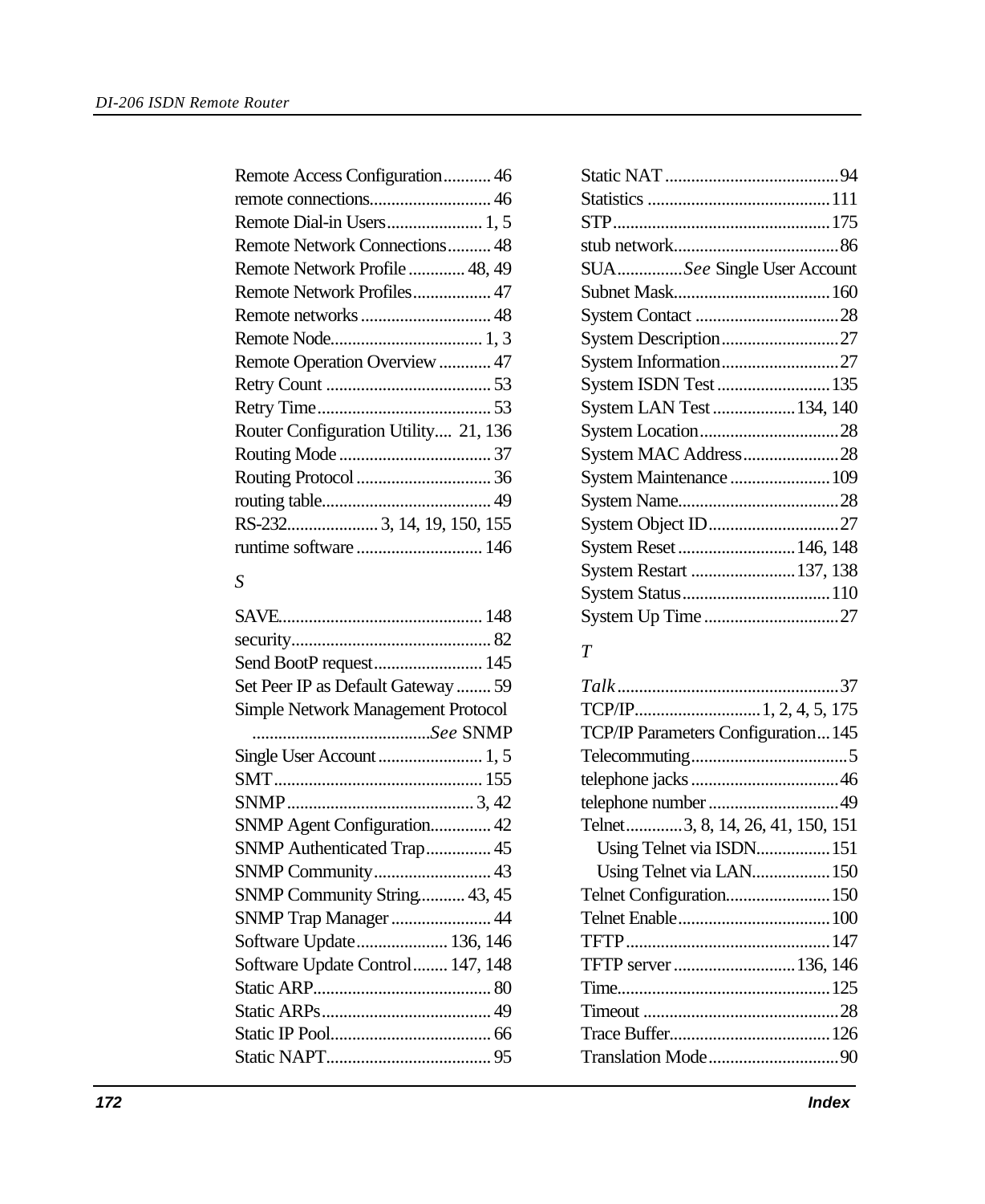Remote Access Configuration........... 46
remote connections............................ 46
Remote Dial-in Users...................... 1, 5
Remote Network Connections.......... 48
Remote Network Profile ............. 48, 49
Remote Network Profiles.................. 47
Remote networks .............................. 48
Remote Node................................... 1, 3
Remote Operation Overview ............ 47
Retry Count ...................................... 53
Retry Time........................................ 53
Router Configuration Utility.... 21, 136
Routing Mode ................................... 37
Routing Protocol ............................... 36
routing table....................................... 49
RS-232..................... 3, 14, 19, 150, 155
runtime software ............................. 146

*S*

SAVE............................................... 148
security.............................................. 82
Send BootP request......................... 145
Set Peer IP as Default Gateway ........ 59
Simple Network Management Protocol
.........................................*See* SNMP
Single User Account ........................ 1, 5
SMT................................................ 155
SNMP........................................... 3, 42
SNMP Agent Configuration.............. 42
SNMP Authenticated Trap............... 45
SNMP Community........................... 43
SNMP Community String........... 43, 45
SNMP Trap Manager ....................... 44
Software Update..................... 136, 146
Software Update Control........ 147, 148
Static ARP......................................... 80
Static ARPs....................................... 49
Static IP Pool..................................... 66
Static NAPT...................................... 95
Static NAT ........................................94
Statistics ..........................................111
STP.................................................175
stub network......................................86
SUA...............*See* Single User Account
Subnet Mask....................................160
System Contact .................................28
System Description...........................27
System Information...........................27
System ISDN Test ..........................135
System LAN Test ..................134, 140
System Location................................28
System MAC Address......................28
System Maintenance .......................109
System Name.....................................28
System Object ID..............................27
System Reset ...........................146, 148
System Restart ........................137, 138
System Status..................................110
System Up Time ...............................27

*T*

*Talk*..................................................37
TCP/IP............................1, 2, 4, 5, 175
TCP/IP Parameters Configuration...145
Telecommuting....................................5
telephone jacks ..................................46
telephone number .............................49
Telnet............3, 8, 14, 26, 41, 150, 151
 Using Telnet via ISDN.................151
 Using Telnet via LAN..................150
Telnet Configuration........................150
Telnet Enable...................................100
TFTP...............................................147
TFTP server ............................136, 146
Time.................................................125
Timeout .............................................28
Trace Buffer.....................................126
Translation Mode..............................90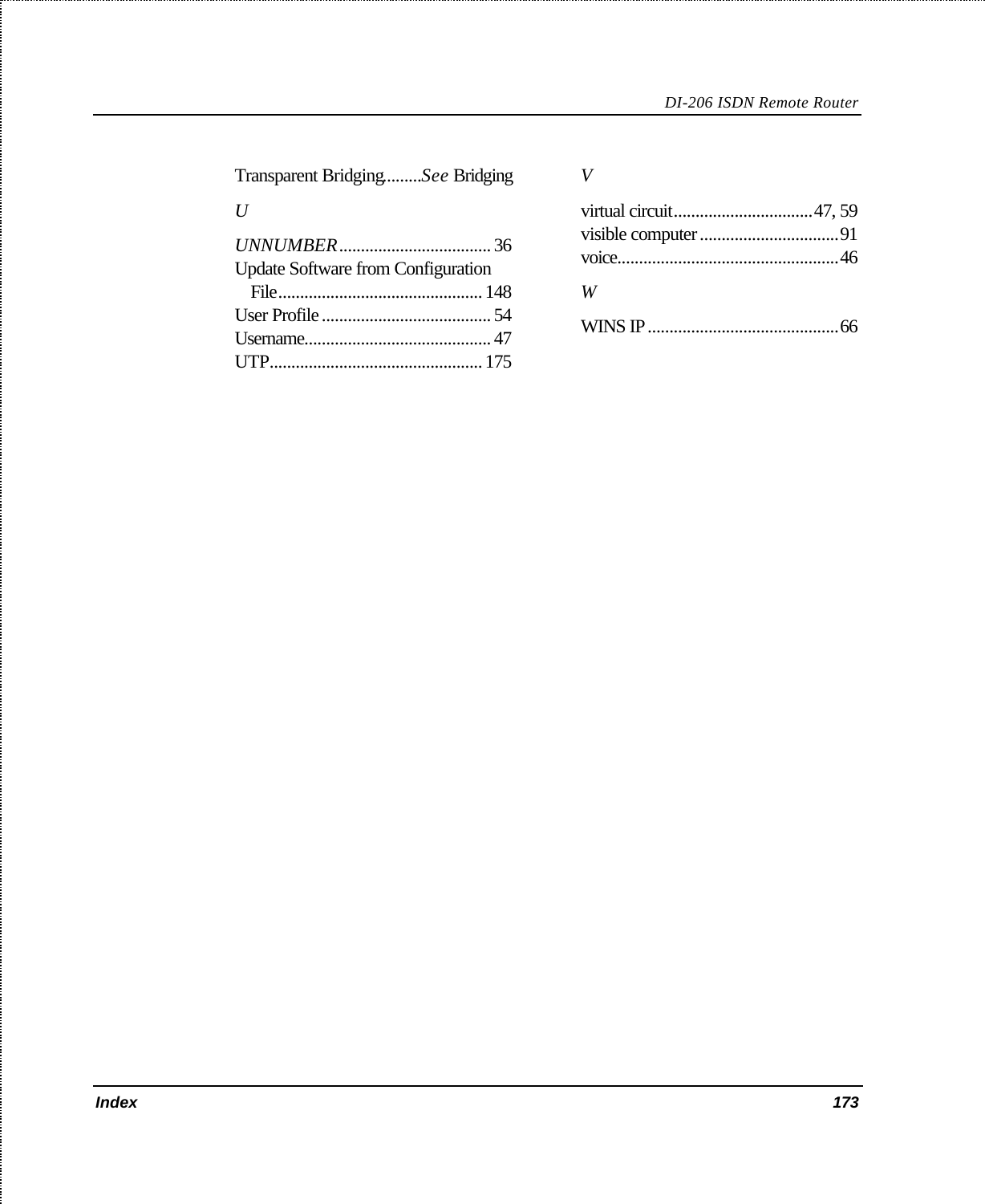Transparent Bridging......... *See* Bridging

*U*

*UNNUMBER* .................................. 36
Update Software from Configuration File............................................. 148
User Profile ...................................... 54
Username.......................................... 47
UTP................................................ 175

*V*

virtual circuit................................ 47, 59
visible computer ................................ 91
voice.................................................. 46

*W*

WINS IP ............................................ 66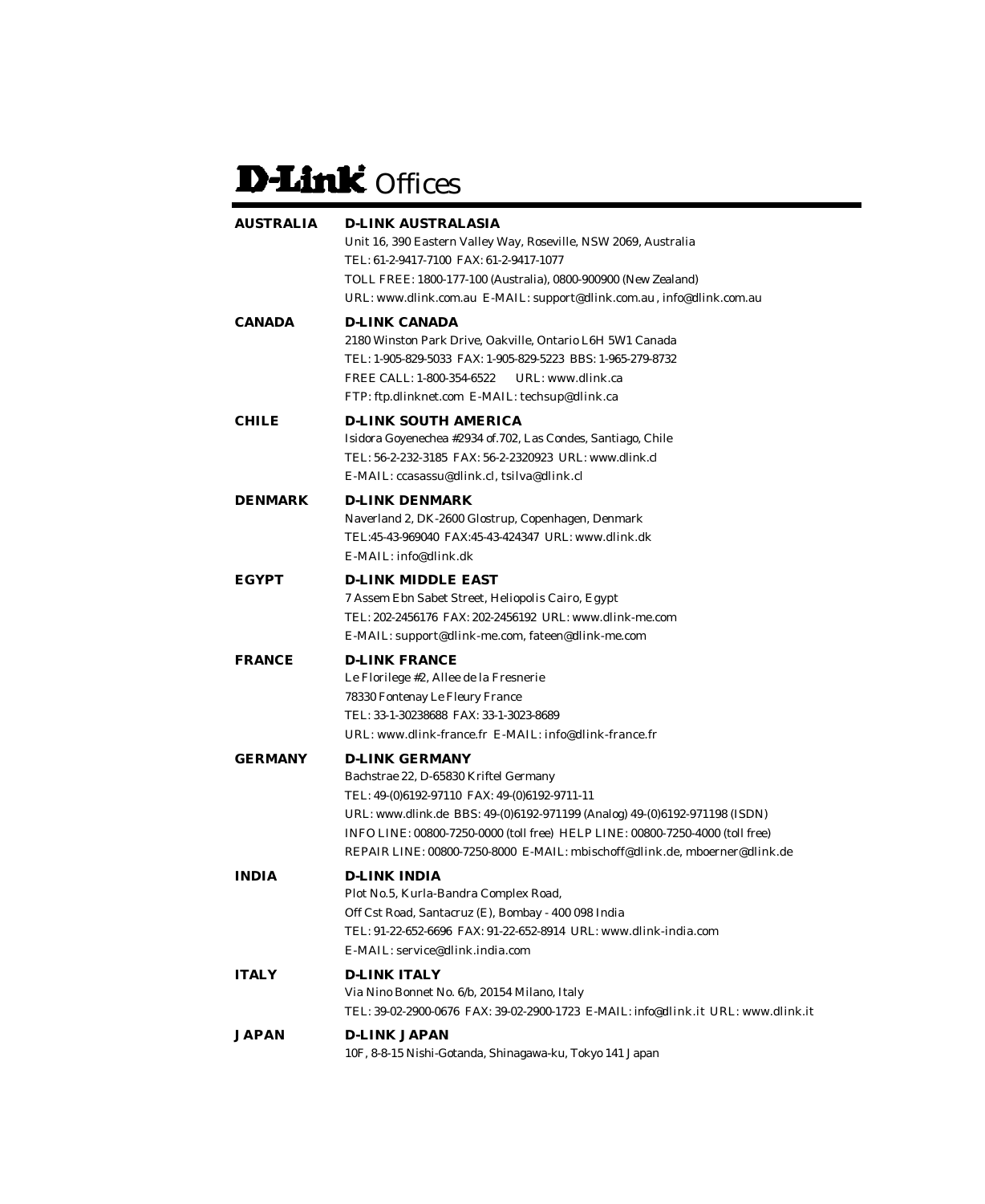# D-Link Offices

**AUSTRALIA** — **D-LINK AUSTRALASIA**
Unit 16, 390 Eastern Valley Way, Roseville, NSW 2069, Australia
TEL: 61-2-9417-7100 FAX: 61-2-9417-1077
TOLL FREE: 1800-177-100 (Australia), 0800-900900 (New Zealand)
URL: www.dlink.com.au E-MAIL: support@dlink.com.au , info@dlink.com.au

**CANADA** — **D-LINK CANADA**
2180 Winston Park Drive, Oakville, Ontario L6H 5W1 Canada
TEL: 1-905-829-5033 FAX: 1-905-829-5223 BBS: 1-965-279-8732
FREE CALL: 1-800-354-6522 URL: www.dlink.ca
FTP: ftp.dlinknet.com E-MAIL: techsup@dlink.ca

**CHILE** — **D-LINK SOUTH AMERICA**
Isidora Goyenechea #2934 of.702, Las Condes, Santiago, Chile
TEL: 56-2-232-3185 FAX: 56-2-2320923 URL: www.dlink.cl
E-MAIL: ccasassu@dlink.cl, tsilva@dlink.cl

**DENMARK** — **D-LINK DENMARK**
Naverland 2, DK-2600 Glostrup, Copenhagen, Denmark
TEL:45-43-969040 FAX:45-43-424347 URL: www.dlink.dk
E-MAIL: info@dlink.dk

**EGYPT** — **D-LINK MIDDLE EAST**
7 Assem Ebn Sabet Street, Heliopolis Cairo, Egypt
TEL: 202-2456176 FAX: 202-2456192 URL: www.dlink-me.com
E-MAIL: support@dlink-me.com, fateen@dlink-me.com

**FRANCE** — **D-LINK FRANCE**
Le Florilege #2, Allee de la Fresnerie
78330 Fontenay Le Fleury France
TEL: 33-1-30238688 FAX: 33-1-3023-8689
URL: www.dlink-france.fr E-MAIL: info@dlink-france.fr

**GERMANY** — **D-LINK GERMANY**
Bachstrae 22, D-65830 Kriftel Germany
TEL: 49-(0)6192-97110 FAX: 49-(0)6192-9711-11
URL: www.dlink.de BBS: 49-(0)6192-971199 (Analog) 49-(0)6192-971198 (ISDN)
INFO LINE: 00800-7250-0000 (toll free) HELP LINE: 00800-7250-4000 (toll free)
REPAIR LINE: 00800-7250-8000 E-MAIL: mbischoff@dlink.de, mboerner@dlink.de

**INDIA** — **D-LINK INDIA**
Plot No.5, Kurla-Bandra Complex Road,
Off Cst Road, Santacruz (E), Bombay - 400 098 India
TEL: 91-22-652-6696 FAX: 91-22-652-8914 URL: www.dlink-india.com
E-MAIL: service@dlink.india.com

**ITALY** — **D-LINK ITALY**
Via Nino Bonnet No. 6/b, 20154 Milano, Italy
TEL: 39-02-2900-0676 FAX: 39-02-2900-1723 E-MAIL: info@dlink.it URL: www.dlink.it

**JAPAN** — **D-LINK JAPAN**
10F, 8-8-15 Nishi-Gotanda, Shinagawa-ku, Tokyo 141 Japan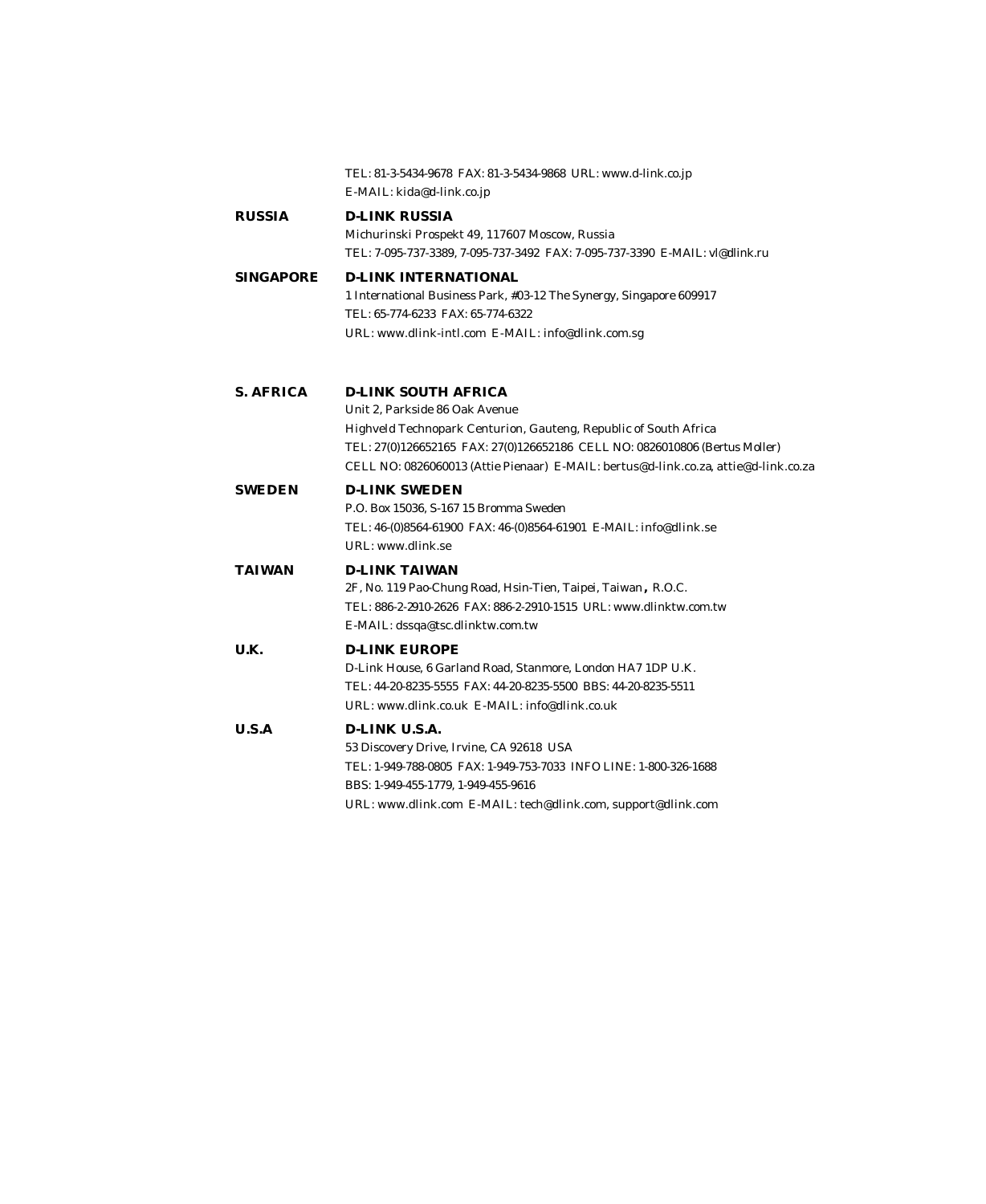TEL: 81-3-5434-9678 FAX: 81-3-5434-9868 URL: www.d-link.co.jp
E-MAIL: kida@d-link.co.jp

**RUSSIA** **D-LINK RUSSIA**
Michurinski Prospekt 49, 117607 Moscow, Russia
TEL: 7-095-737-3389, 7-095-737-3492 FAX: 7-095-737-3390 E-MAIL: vl@dlink.ru

**SINGAPORE** **D-LINK INTERNATIONAL**
1 International Business Park, #03-12 The Synergy, Singapore 609917
TEL: 65-774-6233 FAX: 65-774-6322
URL: www.dlink-intl.com E-MAIL: info@dlink.com.sg

**S. AFRICA** **D-LINK SOUTH AFRICA**
Unit 2, Parkside 86 Oak Avenue
Highveld Technopark Centurion, Gauteng, Republic of South Africa
TEL: 27(0)126652165 FAX: 27(0)126652186 CELL NO: 0826010806 (Bertus Moller)
CELL NO: 0826060013 (Attie Pienaar) E-MAIL: bertus@d-link.co.za, attie@d-link.co.za

**SWEDEN** **D-LINK SWEDEN**
P.O. Box 15036, S-167 15 Bromma Sweden
TEL: 46-(0)8564-61900 FAX: 46-(0)8564-61901 E-MAIL: info@dlink.se
URL: www.dlink.se

**TAIWAN** **D-LINK TAIWAN**
2F, No. 119 Pao-Chung Road, Hsin-Tien, Taipei, Taiwan, R.O.C.
TEL: 886-2-2910-2626 FAX: 886-2-2910-1515 URL: www.dlinktw.com.tw
E-MAIL: dssqa@tsc.dlinktw.com.tw

**U.K.** **D-LINK EUROPE**
D-Link House, 6 Garland Road, Stanmore, London HA7 1DP U.K.
TEL: 44-20-8235-5555 FAX: 44-20-8235-5500 BBS: 44-20-8235-5511
URL: www.dlink.co.uk E-MAIL: info@dlink.co.uk

**U.S.A** **D-LINK U.S.A.**
53 Discovery Drive, Irvine, CA 92618 USA
TEL: 1-949-788-0805 FAX: 1-949-753-7033 INFO LINE: 1-800-326-1688
BBS: 1-949-455-1779, 1-949-455-9616
URL: www.dlink.com E-MAIL: tech@dlink.com, support@dlink.com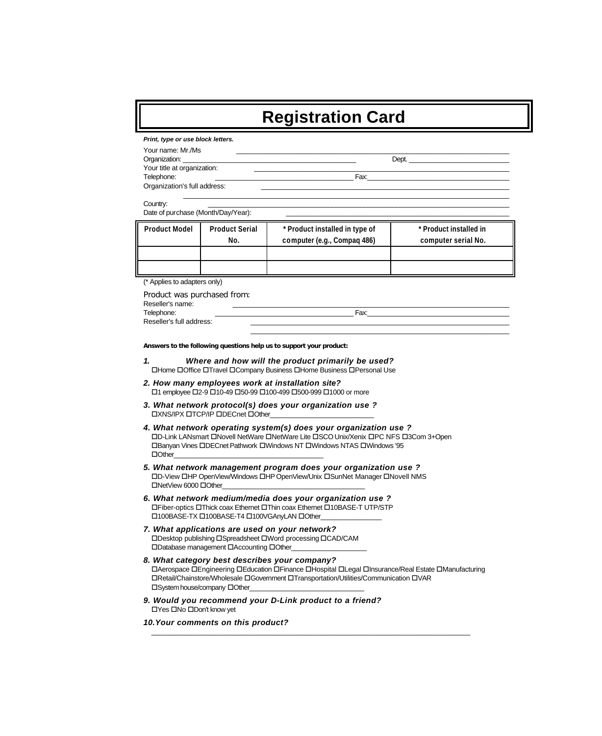# Registration Card

***Print, type or use block letters.***

Your name: Mr./Ms \_\_\_\_\_\_\_\_\_\_\_\_\_\_\_\_\_\_\_\_\_\_\_\_\_\_\_\_\_\_\_\_\_\_\_\_\_\_\_\_\_\_\_\_\_\_\_\_\_\_\_\_

Organization: \_\_\_\_\_\_\_\_\_\_\_\_\_\_\_\_\_\_\_\_\_\_\_\_\_\_\_\_\_\_\_\_\_\_\_\_\_\_\_\_ Dept. \_\_\_\_\_\_\_\_\_\_\_\_\_\_\_\_\_\_\_\_\_\_\_\_

Your title at organization: \_\_\_\_\_\_\_\_\_\_\_\_\_\_\_\_\_\_\_\_\_\_\_\_\_\_\_\_\_\_\_\_\_\_\_\_\_\_\_\_\_\_\_\_\_\_\_\_\_\_\_\_

Telephone: \_\_\_\_\_\_\_\_\_\_\_\_\_\_\_\_\_\_\_\_\_\_\_\_\_\_\_\_\_\_\_\_ Fax: \_\_\_\_\_\_\_\_\_\_\_\_\_\_\_\_\_\_\_\_\_\_\_\_\_\_\_\_\_\_\_\_\_\_\_\_

Organization's full address: \_\_\_\_\_\_\_\_\_\_\_\_\_\_\_\_\_\_\_\_\_\_\_\_\_\_\_\_\_\_\_\_\_\_\_\_\_\_\_\_\_\_\_\_\_\_\_\_\_\_\_\_

\_\_\_\_\_\_\_\_\_\_\_\_\_\_\_\_\_\_\_\_\_\_\_\_\_\_\_\_\_\_\_\_\_\_\_\_\_\_\_\_\_\_\_\_\_\_\_\_\_\_\_\_\_\_\_\_\_\_\_\_\_\_\_\_\_\_\_\_\_\_\_\_\_\_\_\_

Country: \_\_\_\_\_\_\_\_\_\_\_\_\_\_\_\_\_\_\_\_\_\_\_\_\_\_\_\_\_\_\_\_\_\_\_\_\_\_\_\_\_\_\_\_\_\_\_\_\_\_\_\_\_\_\_\_\_\_\_\_\_\_\_\_\_\_\_\_\_\_

Date of purchase (Month/Day/Year): \_\_\_\_\_\_\_\_\_\_\_\_\_\_\_\_\_\_\_\_\_\_\_\_\_\_\_\_\_\_\_\_\_\_\_\_\_\_\_\_\_\_\_\_\_\_\_\_

| Product Model | Product Serial No. | * Product installed in type of computer (e.g., Compaq 486) | * Product installed in computer serial No. |
|---|---|---|---|
| | | | |
| | | | |

(* Applies to adapters only)

Product was purchased from:

Reseller's name: \_\_\_\_\_\_\_\_\_\_\_\_\_\_\_\_\_\_\_\_\_\_\_\_\_\_\_\_\_\_\_\_\_\_\_\_\_\_\_\_\_\_\_\_\_\_\_\_\_\_\_\_\_\_\_\_\_\_\_\_\_\_

Telephone: \_\_\_\_\_\_\_\_\_\_\_\_\_\_\_\_\_\_\_\_\_\_\_\_\_\_\_\_\_\_\_\_ Fax: \_\_\_\_\_\_\_\_\_\_\_\_\_\_\_\_\_\_\_\_\_\_\_\_\_\_\_\_\_\_\_\_\_\_\_\_

Reseller's full address: \_\_\_\_\_\_\_\_\_\_\_\_\_\_\_\_\_\_\_\_\_\_\_\_\_\_\_\_\_\_\_\_\_\_\_\_\_\_\_\_\_\_\_\_\_\_\_\_\_\_\_\_\_\_\_\_

\_\_\_\_\_\_\_\_\_\_\_\_\_\_\_\_\_\_\_\_\_\_\_\_\_\_\_\_\_\_\_\_\_\_\_\_\_\_\_\_\_\_\_\_\_\_\_\_\_\_\_\_\_\_\_\_\_\_\_\_\_\_\_\_\_\_\_

**Answers to the following questions help us to support your product:**

***1. Where and how will the product primarily be used?***
☐Home ☐Office ☐Travel ☐Company Business ☐Home Business ☐Personal Use

***2. How many employees work at installation site?***
☐1 employee ☐2-9 ☐10-49 ☐50-99 ☐100-499 ☐500-999 ☐1000 or more

***3. What network protocol(s) does your organization use ?***
☐XNS/IPX ☐TCP/IP ☐DECnet ☐Other\_\_\_\_\_\_\_\_\_\_\_\_\_\_\_\_\_\_\_\_\_\_\_\_\_\_

***4. What network operating system(s) does your organization use ?***
☐D-Link LANsmart ☐Novell NetWare ☐NetWare Lite ☐SCO Unix/Xenix ☐PC NFS ☐3Com 3+Open
☐Banyan Vines ☐DECnet Pathwork ☐Windows NT ☐Windows NTAS ☐Windows '95
☐Other\_\_\_\_\_\_\_\_\_\_\_\_\_\_\_\_\_\_\_\_\_\_\_\_\_\_\_\_\_\_\_\_\_\_\_\_\_\_\_\_

***5. What network management program does your organization use ?***
☐D-View ☐HP OpenView/Windows ☐HP OpenView/Unix ☐SunNet Manager ☐Novell NMS
☐NetView 6000 ☐Other\_\_\_\_\_\_\_\_\_\_\_\_\_\_\_\_\_\_\_\_\_\_\_\_\_\_\_\_\_\_\_\_\_\_\_\_

***6. What network medium/media does your organization use ?***
☐Fiber-optics ☐Thick coax Ethernet ☐Thin coax Ethernet ☐10BASE-T UTP/STP
☐100BASE-TX ☐100BASE-T4 ☐100VGAnyLAN ☐Other\_\_\_\_\_\_\_\_\_\_\_\_\_\_\_\_

***7. What applications are used on your network?***
☐Desktop publishing ☐Spreadsheet ☐Word processing ☐CAD/CAM
☐Database management ☐Accounting ☐Other\_\_\_\_\_\_\_\_\_\_\_\_\_\_\_\_\_\_\_\_

***8. What category best describes your company?***
☐Aerospace ☐Engineering ☐Education ☐Finance ☐Hospital ☐Legal ☐Insurance/Real Estate ☐Manufacturing
☐Retail/Chainstore/Wholesale ☐Government ☐Transportation/Utilities/Communication ☐VAR
☐System house/company ☐Other\_\_\_\_\_\_\_\_\_\_\_\_\_\_\_\_\_\_\_\_\_\_\_\_\_\_\_\_\_\_

***9. Would you recommend your D-Link product to a friend?***
☐Yes ☐No ☐Don't know yet

***10. Your comments on this product?***

\_\_\_\_\_\_\_\_\_\_\_\_\_\_\_\_\_\_\_\_\_\_\_\_\_\_\_\_\_\_\_\_\_\_\_\_\_\_\_\_\_\_\_\_\_\_\_\_\_\_\_\_\_\_\_\_\_\_\_\_\_\_\_\_\_\_\_\_\_\_\_\_\_\_\_\_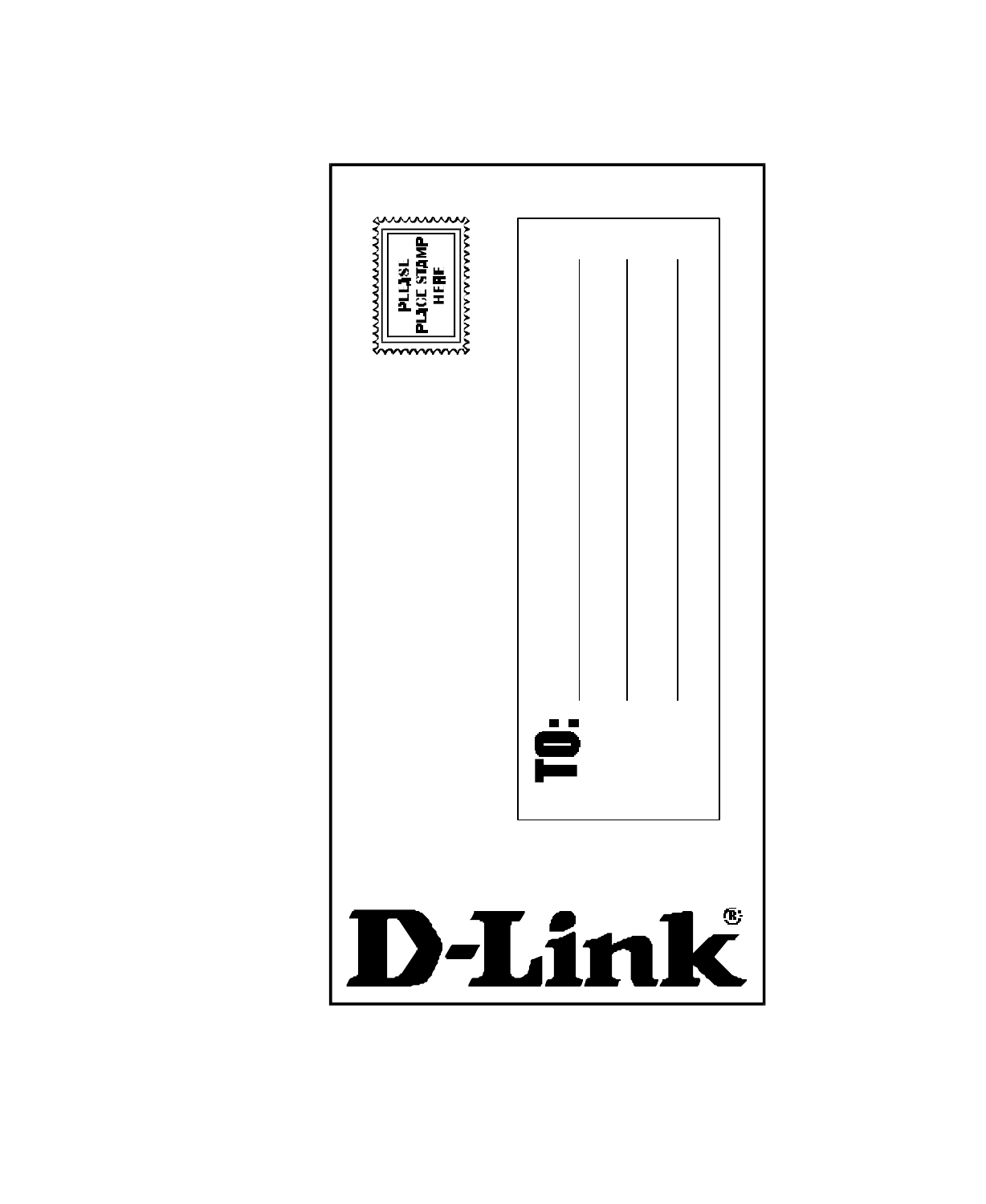PLACE STAMP HERE

TO:

D-Link®